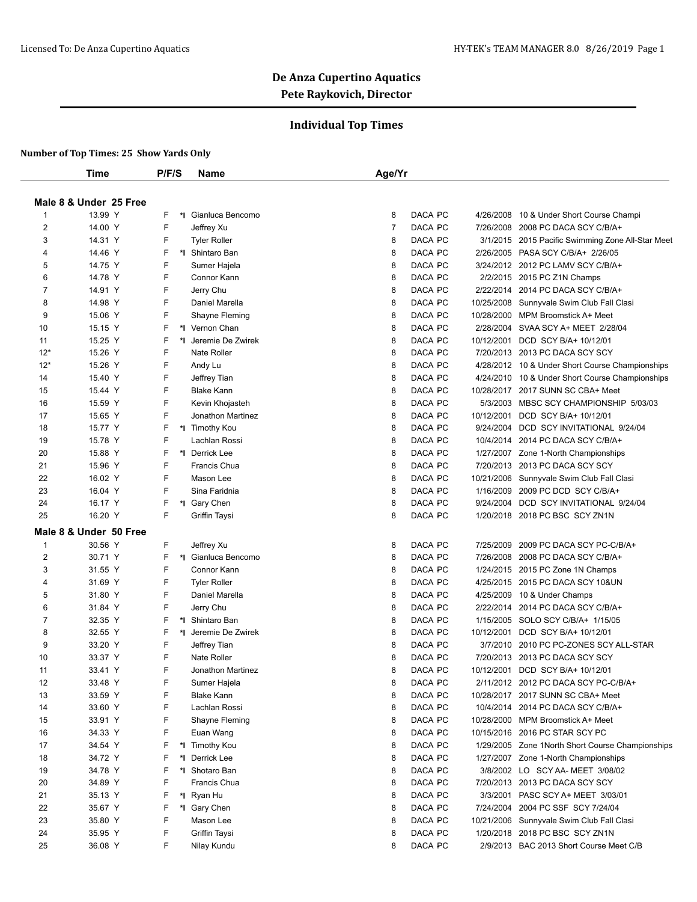Licensed To: De Anza Cupertino Aquatics HY-TEK's TEAM MANAGER 8.0 8/26/2019

## De Anza Cupertino Aquatics
## Pete Raykovich, Director

### Individual Top Times

**Number of Top Times: 25 Show Yards Only**

| | Time | P/F/S | | Name | Age/Yr | | | | |
|---|---|---|---|---|---|---|---|---|---|
| **Male 8 & Under 25 Free** | | | | | | | | | |
| 1 | 13.99 Y | F | *I | Gianluca Bencomo | 8 | DACA | PC | 4/26/2008 | 10 & Under Short Course Champi |
| 2 | 14.00 Y | F | | Jeffrey Xu | 7 | DACA | PC | 7/26/2008 | 2008 PC DACA SCY C/B/A+ |
| 3 | 14.31 Y | F | | Tyler Roller | 8 | DACA | PC | 3/1/2015 | 2015 Pacific Swimming Zone All-Star Meet |
| 4 | 14.46 Y | F | *I | Shintaro Ban | 8 | DACA | PC | 2/26/2005 | PASA SCY C/B/A+ 2/26/05 |
| 5 | 14.75 Y | F | | Sumer Hajela | 8 | DACA | PC | 3/24/2012 | 2012 PC LAMV SCY C/B/A+ |
| 6 | 14.78 Y | F | | Connor Kann | 8 | DACA | PC | 2/2/2015 | 2015 PC Z1N Champs |
| 7 | 14.91 Y | F | | Jerry Chu | 8 | DACA | PC | 2/22/2014 | 2014 PC DACA SCY C/B/A+ |
| 8 | 14.98 Y | F | | Daniel Marella | 8 | DACA | PC | 10/25/2008 | Sunnyvale Swim Club Fall Clasi |
| 9 | 15.06 Y | F | | Shayne Fleming | 8 | DACA | PC | 10/28/2000 | MPM Broomstick A+ Meet |
| 10 | 15.15 Y | F | *I | Vernon Chan | 8 | DACA | PC | 2/28/2004 | SVAA SCY A+ MEET 2/28/04 |
| 11 | 15.25 Y | F | *I | Jeremie De Zwirek | 8 | DACA | PC | 10/12/2001 | DCD SCY B/A+ 10/12/01 |
| 12* | 15.26 Y | F | | Nate Roller | 8 | DACA | PC | 7/20/2013 | 2013 PC DACA SCY SCY |
| 12* | 15.26 Y | F | | Andy Lu | 8 | DACA | PC | 4/28/2012 | 10 & Under Short Course Championships |
| 14 | 15.40 Y | F | | Jeffrey Tian | 8 | DACA | PC | 4/24/2010 | 10 & Under Short Course Championships |
| 15 | 15.44 Y | F | | Blake Kann | 8 | DACA | PC | 10/28/2017 | 2017 SUNN SC CBA+ Meet |
| 16 | 15.59 Y | F | | Kevin Khojasteh | 8 | DACA | PC | 5/3/2003 | MBSC SCY CHAMPIONSHIP 5/03/03 |
| 17 | 15.65 Y | F | | Jonathon Martinez | 8 | DACA | PC | 10/12/2001 | DCD SCY B/A+ 10/12/01 |
| 18 | 15.77 Y | F | *I | Timothy Kou | 8 | DACA | PC | 9/24/2004 | DCD SCY INVITATIONAL 9/24/04 |
| 19 | 15.78 Y | F | | Lachlan Rossi | 8 | DACA | PC | 10/4/2014 | 2014 PC DACA SCY C/B/A+ |
| 20 | 15.88 Y | F | *I | Derrick Lee | 8 | DACA | PC | 1/27/2007 | Zone 1-North Championships |
| 21 | 15.96 Y | F | | Francis Chua | 8 | DACA | PC | 7/20/2013 | 2013 PC DACA SCY SCY |
| 22 | 16.02 Y | F | | Mason Lee | 8 | DACA | PC | 10/21/2006 | Sunnyvale Swim Club Fall Clasi |
| 23 | 16.04 Y | F | | Sina Faridnia | 8 | DACA | PC | 1/16/2009 | 2009 PC DCD SCY C/B/A+ |
| 24 | 16.17 Y | F | *I | Gary Chen | 8 | DACA | PC | 9/24/2004 | DCD SCY INVITATIONAL 9/24/04 |
| 25 | 16.20 Y | F | | Griffin Taysi | 8 | DACA | PC | 1/20/2018 | 2018 PC BSC SCY ZN1N |
| **Male 8 & Under 50 Free** | | | | | | | | | |
| 1 | 30.56 Y | F | | Jeffrey Xu | 8 | DACA | PC | 7/25/2009 | 2009 PC DACA SCY PC-C/B/A+ |
| 2 | 30.71 Y | F | *I | Gianluca Bencomo | 8 | DACA | PC | 7/26/2008 | 2008 PC DACA SCY C/B/A+ |
| 3 | 31.55 Y | F | | Connor Kann | 8 | DACA | PC | 1/24/2015 | 2015 PC Zone 1N Champs |
| 4 | 31.69 Y | F | | Tyler Roller | 8 | DACA | PC | 4/25/2015 | 2015 PC DACA SCY 10&UN |
| 5 | 31.80 Y | F | | Daniel Marella | 8 | DACA | PC | 4/25/2009 | 10 & Under Champs |
| 6 | 31.84 Y | F | | Jerry Chu | 8 | DACA | PC | 2/22/2014 | 2014 PC DACA SCY C/B/A+ |
| 7 | 32.35 Y | F | *I | Shintaro Ban | 8 | DACA | PC | 1/15/2005 | SOLO SCY C/B/A+ 1/15/05 |
| 8 | 32.55 Y | F | *I | Jeremie De Zwirek | 8 | DACA | PC | 10/12/2001 | DCD SCY B/A+ 10/12/01 |
| 9 | 33.20 Y | F | | Jeffrey Tian | 8 | DACA | PC | 3/7/2010 | 2010 PC PC-ZONES SCY ALL-STAR |
| 10 | 33.37 Y | F | | Nate Roller | 8 | DACA | PC | 7/20/2013 | 2013 PC DACA SCY SCY |
| 11 | 33.41 Y | F | | Jonathon Martinez | 8 | DACA | PC | 10/12/2001 | DCD SCY B/A+ 10/12/01 |
| 12 | 33.48 Y | F | | Sumer Hajela | 8 | DACA | PC | 2/11/2012 | 2012 PC DACA SCY PC-C/B/A+ |
| 13 | 33.59 Y | F | | Blake Kann | 8 | DACA | PC | 10/28/2017 | 2017 SUNN SC CBA+ Meet |
| 14 | 33.60 Y | F | | Lachlan Rossi | 8 | DACA | PC | 10/4/2014 | 2014 PC DACA SCY C/B/A+ |
| 15 | 33.91 Y | F | | Shayne Fleming | 8 | DACA | PC | 10/28/2000 | MPM Broomstick A+ Meet |
| 16 | 34.33 Y | F | | Euan Wang | 8 | DACA | PC | 10/15/2016 | 2016 PC STAR SCY PC |
| 17 | 34.54 Y | F | *I | Timothy Kou | 8 | DACA | PC | 1/29/2005 | Zone 1North Short Course Championships |
| 18 | 34.72 Y | F | *I | Derrick Lee | 8 | DACA | PC | 1/27/2007 | Zone 1-North Championships |
| 19 | 34.78 Y | F | *I | Shotaro Ban | 8 | DACA | PC | 3/8/2002 | LO SCY AA- MEET 3/08/02 |
| 20 | 34.89 Y | F | | Francis Chua | 8 | DACA | PC | 7/20/2013 | 2013 PC DACA SCY SCY |
| 21 | 35.13 Y | F | *I | Ryan Hu | 8 | DACA | PC | 3/3/2001 | PASC SCY A+ MEET 3/03/01 |
| 22 | 35.67 Y | F | *I | Gary Chen | 8 | DACA | PC | 7/24/2004 | 2004 PC SSF SCY 7/24/04 |
| 23 | 35.80 Y | F | | Mason Lee | 8 | DACA | PC | 10/21/2006 | Sunnyvale Swim Club Fall Clasi |
| 24 | 35.95 Y | F | | Griffin Taysi | 8 | DACA | PC | 1/20/2018 | 2018 PC BSC SCY ZN1N |
| 25 | 36.08 Y | F | | Nilay Kundu | 8 | DACA | PC | 2/9/2013 | BAC 2013 Short Course Meet C/B |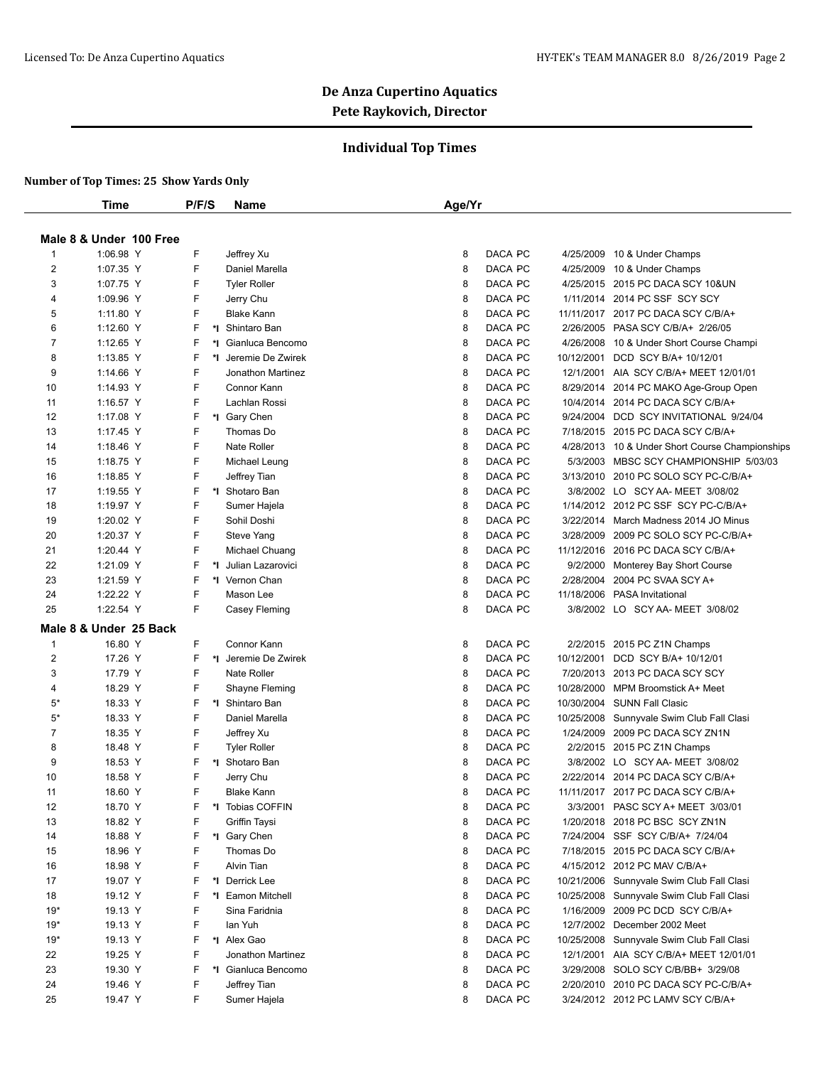# De Anza Cupertino Aquatics

## Pete Raykovich, Director

### Individual Top Times

**Number of Top Times: 25 Show Yards Only**

**Male 8 & Under 100 Free**

| | Time | P/F/S | | Name | Age/Yr | | | | |
|---|---|---|---|---|---|---|---|---|---|
| 1 | 1:06.98 Y | F | | Jeffrey Xu | 8 | DACA | PC | 4/25/2009 | 10 & Under Champs |
| 2 | 1:07.35 Y | F | | Daniel Marella | 8 | DACA | PC | 4/25/2009 | 10 & Under Champs |
| 3 | 1:07.75 Y | F | | Tyler Roller | 8 | DACA | PC | 4/25/2015 | 2015 PC DACA SCY 10&UN |
| 4 | 1:09.96 Y | F | | Jerry Chu | 8 | DACA | PC | 1/11/2014 | 2014 PC SSF SCY SCY |
| 5 | 1:11.80 Y | F | | Blake Kann | 8 | DACA | PC | 11/11/2017 | 2017 PC DACA SCY C/B/A+ |
| 6 | 1:12.60 Y | F | *I | Shintaro Ban | 8 | DACA | PC | 2/26/2005 | PASA SCY C/B/A+ 2/26/05 |
| 7 | 1:12.65 Y | F | *I | Gianluca Bencomo | 8 | DACA | PC | 4/26/2008 | 10 & Under Short Course Champi |
| 8 | 1:13.85 Y | F | *I | Jeremie De Zwirek | 8 | DACA | PC | 10/12/2001 | DCD SCY B/A+ 10/12/01 |
| 9 | 1:14.66 Y | F | | Jonathon Martinez | 8 | DACA | PC | 12/1/2001 | AIA SCY C/B/A+ MEET 12/01/01 |
| 10 | 1:14.93 Y | F | | Connor Kann | 8 | DACA | PC | 8/29/2014 | 2014 PC MAKO Age-Group Open |
| 11 | 1:16.57 Y | F | | Lachlan Rossi | 8 | DACA | PC | 10/4/2014 | 2014 PC DACA SCY C/B/A+ |
| 12 | 1:17.08 Y | F | *I | Gary Chen | 8 | DACA | PC | 9/24/2004 | DCD SCY INVITATIONAL 9/24/04 |
| 13 | 1:17.45 Y | F | | Thomas Do | 8 | DACA | PC | 7/18/2015 | 2015 PC DACA SCY C/B/A+ |
| 14 | 1:18.46 Y | F | | Nate Roller | 8 | DACA | PC | 4/28/2013 | 10 & Under Short Course Championships |
| 15 | 1:18.75 Y | F | | Michael Leung | 8 | DACA | PC | 5/3/2003 | MBSC SCY CHAMPIONSHIP 5/03/03 |
| 16 | 1:18.85 Y | F | | Jeffrey Tian | 8 | DACA | PC | 3/13/2010 | 2010 PC SOLO SCY PC-C/B/A+ |
| 17 | 1:19.55 Y | F | *I | Shotaro Ban | 8 | DACA | PC | 3/8/2002 | LO SCY AA- MEET 3/08/02 |
| 18 | 1:19.97 Y | F | | Sumer Hajela | 8 | DACA | PC | 1/14/2012 | 2012 PC SSF SCY PC-C/B/A+ |
| 19 | 1:20.02 Y | F | | Sohil Doshi | 8 | DACA | PC | 3/22/2014 | March Madness 2014 JO Minus |
| 20 | 1:20.37 Y | F | | Steve Yang | 8 | DACA | PC | 3/28/2009 | 2009 PC SOLO SCY PC-C/B/A+ |
| 21 | 1:20.44 Y | F | | Michael Chuang | 8 | DACA | PC | 11/12/2016 | 2016 PC DACA SCY C/B/A+ |
| 22 | 1:21.09 Y | F | *I | Julian Lazarovici | 8 | DACA | PC | 9/2/2000 | Monterey Bay Short Course |
| 23 | 1:21.59 Y | F | *I | Vernon Chan | 8 | DACA | PC | 2/28/2004 | 2004 PC SVAA SCY A+ |
| 24 | 1:22.22 Y | F | | Mason Lee | 8 | DACA | PC | 11/18/2006 | PASA Invitational |
| 25 | 1:22.54 Y | F | | Casey Fleming | 8 | DACA | PC | 3/8/2002 | LO SCY AA- MEET 3/08/02 |

**Male 8 & Under 25 Back**

| | Time | P/F/S | | Name | Age/Yr | | | | |
|---|---|---|---|---|---|---|---|---|---|
| 1 | 16.80 Y | F | | Connor Kann | 8 | DACA | PC | 2/2/2015 | 2015 PC Z1N Champs |
| 2 | 17.26 Y | F | *I | Jeremie De Zwirek | 8 | DACA | PC | 10/12/2001 | DCD SCY B/A+ 10/12/01 |
| 3 | 17.79 Y | F | | Nate Roller | 8 | DACA | PC | 7/20/2013 | 2013 PC DACA SCY SCY |
| 4 | 18.29 Y | F | | Shayne Fleming | 8 | DACA | PC | 10/28/2000 | MPM Broomstick A+ Meet |
| 5* | 18.33 Y | F | *I | Shintaro Ban | 8 | DACA | PC | 10/30/2004 | SUNN Fall Clasic |
| 5* | 18.33 Y | F | | Daniel Marella | 8 | DACA | PC | 10/25/2008 | Sunnyvale Swim Club Fall Clasi |
| 7 | 18.35 Y | F | | Jeffrey Xu | 8 | DACA | PC | 1/24/2009 | 2009 PC DACA SCY ZN1N |
| 8 | 18.48 Y | F | | Tyler Roller | 8 | DACA | PC | 2/2/2015 | 2015 PC Z1N Champs |
| 9 | 18.53 Y | F | *I | Shotaro Ban | 8 | DACA | PC | 3/8/2002 | LO SCY AA- MEET 3/08/02 |
| 10 | 18.58 Y | F | | Jerry Chu | 8 | DACA | PC | 2/22/2014 | 2014 PC DACA SCY C/B/A+ |
| 11 | 18.60 Y | F | | Blake Kann | 8 | DACA | PC | 11/11/2017 | 2017 PC DACA SCY C/B/A+ |
| 12 | 18.70 Y | F | *I | Tobias COFFIN | 8 | DACA | PC | 3/3/2001 | PASC SCY A+ MEET 3/03/01 |
| 13 | 18.82 Y | F | | Griffin Taysi | 8 | DACA | PC | 1/20/2018 | 2018 PC BSC SCY ZN1N |
| 14 | 18.88 Y | F | *I | Gary Chen | 8 | DACA | PC | 7/24/2004 | SSF SCY C/B/A+ 7/24/04 |
| 15 | 18.96 Y | F | | Thomas Do | 8 | DACA | PC | 7/18/2015 | 2015 PC DACA SCY C/B/A+ |
| 16 | 18.98 Y | F | | Alvin Tian | 8 | DACA | PC | 4/15/2012 | 2012 PC MAV C/B/A+ |
| 17 | 19.07 Y | F | *I | Derrick Lee | 8 | DACA | PC | 10/21/2006 | Sunnyvale Swim Club Fall Clasi |
| 18 | 19.12 Y | F | *I | Eamon Mitchell | 8 | DACA | PC | 10/25/2008 | Sunnyvale Swim Club Fall Clasi |
| 19* | 19.13 Y | F | | Sina Faridnia | 8 | DACA | PC | 1/16/2009 | 2009 PC DCD SCY C/B/A+ |
| 19* | 19.13 Y | F | | Ian Yuh | 8 | DACA | PC | 12/7/2002 | December 2002 Meet |
| 19* | 19.13 Y | F | *I | Alex Gao | 8 | DACA | PC | 10/25/2008 | Sunnyvale Swim Club Fall Clasi |
| 22 | 19.25 Y | F | | Jonathon Martinez | 8 | DACA | PC | 12/1/2001 | AIA SCY C/B/A+ MEET 12/01/01 |
| 23 | 19.30 Y | F | *I | Gianluca Bencomo | 8 | DACA | PC | 3/29/2008 | SOLO SCY C/B/BB+ 3/29/08 |
| 24 | 19.46 Y | F | | Jeffrey Tian | 8 | DACA | PC | 2/20/2010 | 2010 PC DACA SCY PC-C/B/A+ |
| 25 | 19.47 Y | F | | Sumer Hajela | 8 | DACA | PC | 3/24/2012 | 2012 PC LAMV SCY C/B/A+ |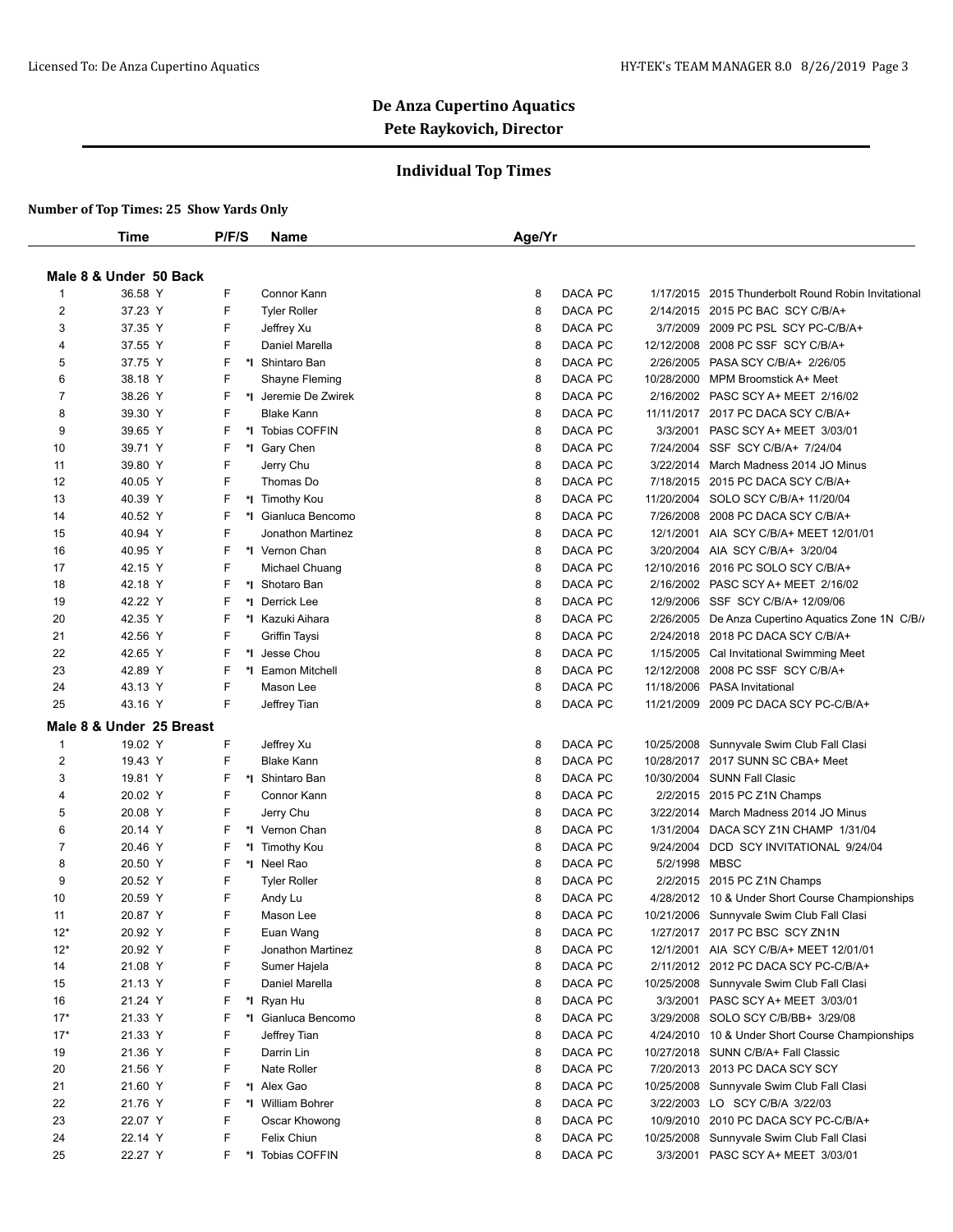## De Anza Cupertino Aquatics
### Pete Raykovich, Director

### Individual Top Times

**Number of Top Times: 25 Show Yards Only**

**Male 8 & Under 50 Back**

| | Time | P/F/S | | Name | Age/Yr | Team | LSC | Date | Meet |
|---|---|---|---|---|---|---|---|---|---|
| 1 | 36.58 Y | F | | Connor Kann | 8 | DACA | PC | 1/17/2015 | 2015 Thunderbolt Round Robin Invitational |
| 2 | 37.23 Y | F | | Tyler Roller | 8 | DACA | PC | 2/14/2015 | 2015 PC BAC SCY C/B/A+ |
| 3 | 37.35 Y | F | | Jeffrey Xu | 8 | DACA | PC | 3/7/2009 | 2009 PC PSL SCY PC-C/B/A+ |
| 4 | 37.55 Y | F | | Daniel Marella | 8 | DACA | PC | 12/12/2008 | 2008 PC SSF SCY C/B/A+ |
| 5 | 37.75 Y | F | *I | Shintaro Ban | 8 | DACA | PC | 2/26/2005 | PASA SCY C/B/A+ 2/26/05 |
| 6 | 38.18 Y | F | | Shayne Fleming | 8 | DACA | PC | 10/28/2000 | MPM Broomstick A+ Meet |
| 7 | 38.26 Y | F | *I | Jeremie De Zwirek | 8 | DACA | PC | 2/16/2002 | PASC SCY A+ MEET 2/16/02 |
| 8 | 39.30 Y | F | | Blake Kann | 8 | DACA | PC | 11/11/2017 | 2017 PC DACA SCY C/B/A+ |
| 9 | 39.65 Y | F | *I | Tobias COFFIN | 8 | DACA | PC | 3/3/2001 | PASC SCY A+ MEET 3/03/01 |
| 10 | 39.71 Y | F | *I | Gary Chen | 8 | DACA | PC | 7/24/2004 | SSF SCY C/B/A+ 7/24/04 |
| 11 | 39.80 Y | F | | Jerry Chu | 8 | DACA | PC | 3/22/2014 | March Madness 2014 JO Minus |
| 12 | 40.05 Y | F | | Thomas Do | 8 | DACA | PC | 7/18/2015 | 2015 PC DACA SCY C/B/A+ |
| 13 | 40.39 Y | F | *I | Timothy Kou | 8 | DACA | PC | 11/20/2004 | SOLO SCY C/B/A+ 11/20/04 |
| 14 | 40.52 Y | F | *I | Gianluca Bencomo | 8 | DACA | PC | 7/26/2008 | 2008 PC DACA SCY C/B/A+ |
| 15 | 40.94 Y | F | | Jonathon Martinez | 8 | DACA | PC | 12/1/2001 | AIA SCY C/B/A+ MEET 12/01/01 |
| 16 | 40.95 Y | F | *I | Vernon Chan | 8 | DACA | PC | 3/20/2004 | AIA SCY C/B/A+ 3/20/04 |
| 17 | 42.15 Y | F | | Michael Chuang | 8 | DACA | PC | 12/10/2016 | 2016 PC SOLO SCY C/B/A+ |
| 18 | 42.18 Y | F | *I | Shotaro Ban | 8 | DACA | PC | 2/16/2002 | PASC SCY A+ MEET 2/16/02 |
| 19 | 42.22 Y | F | *I | Derrick Lee | 8 | DACA | PC | 12/9/2006 | SSF SCY C/B/A+ 12/09/06 |
| 20 | 42.35 Y | F | *I | Kazuki Aihara | 8 | DACA | PC | 2/26/2005 | De Anza Cupertino Aquatics Zone 1N C/B/ |
| 21 | 42.56 Y | F | | Griffin Taysi | 8 | DACA | PC | 2/24/2018 | 2018 PC DACA SCY C/B/A+ |
| 22 | 42.65 Y | F | *I | Jesse Chou | 8 | DACA | PC | 1/15/2005 | Cal Invitational Swimming Meet |
| 23 | 42.89 Y | F | *I | Eamon Mitchell | 8 | DACA | PC | 12/12/2008 | 2008 PC SSF SCY C/B/A+ |
| 24 | 43.13 Y | F | | Mason Lee | 8 | DACA | PC | 11/18/2006 | PASA Invitational |
| 25 | 43.16 Y | F | | Jeffrey Tian | 8 | DACA | PC | 11/21/2009 | 2009 PC DACA SCY PC-C/B/A+ |

**Male 8 & Under 25 Breast**

| | Time | P/F/S | | Name | Age/Yr | Team | LSC | Date | Meet |
|---|---|---|---|---|---|---|---|---|---|
| 1 | 19.02 Y | F | | Jeffrey Xu | 8 | DACA | PC | 10/25/2008 | Sunnyvale Swim Club Fall Clasi |
| 2 | 19.43 Y | F | | Blake Kann | 8 | DACA | PC | 10/28/2017 | 2017 SUNN SC CBA+ Meet |
| 3 | 19.81 Y | F | *I | Shintaro Ban | 8 | DACA | PC | 10/30/2004 | SUNN Fall Clasic |
| 4 | 20.02 Y | F | | Connor Kann | 8 | DACA | PC | 2/2/2015 | 2015 PC Z1N Champs |
| 5 | 20.08 Y | F | | Jerry Chu | 8 | DACA | PC | 3/22/2014 | March Madness 2014 JO Minus |
| 6 | 20.14 Y | F | *I | Vernon Chan | 8 | DACA | PC | 1/31/2004 | DACA SCY Z1N CHAMP 1/31/04 |
| 7 | 20.46 Y | F | *I | Timothy Kou | 8 | DACA | PC | 9/24/2004 | DCD SCY INVITATIONAL 9/24/04 |
| 8 | 20.50 Y | F | *I | Neel Rao | 8 | DACA | PC | 5/2/1998 | MBSC |
| 9 | 20.52 Y | F | | Tyler Roller | 8 | DACA | PC | 2/2/2015 | 2015 PC Z1N Champs |
| 10 | 20.59 Y | F | | Andy Lu | 8 | DACA | PC | 4/28/2012 | 10 & Under Short Course Championships |
| 11 | 20.87 Y | F | | Mason Lee | 8 | DACA | PC | 10/21/2006 | Sunnyvale Swim Club Fall Clasi |
| 12* | 20.92 Y | F | | Euan Wang | 8 | DACA | PC | 1/27/2017 | 2017 PC BSC SCY ZN1N |
| 12* | 20.92 Y | F | | Jonathon Martinez | 8 | DACA | PC | 12/1/2001 | AIA SCY C/B/A+ MEET 12/01/01 |
| 14 | 21.08 Y | F | | Sumer Hajela | 8 | DACA | PC | 2/11/2012 | 2012 PC DACA SCY PC-C/B/A+ |
| 15 | 21.13 Y | F | | Daniel Marella | 8 | DACA | PC | 10/25/2008 | Sunnyvale Swim Club Fall Clasi |
| 16 | 21.24 Y | F | *I | Ryan Hu | 8 | DACA | PC | 3/3/2001 | PASC SCY A+ MEET 3/03/01 |
| 17* | 21.33 Y | F | *I | Gianluca Bencomo | 8 | DACA | PC | 3/29/2008 | SOLO SCY C/B/BB+ 3/29/08 |
| 17* | 21.33 Y | F | | Jeffrey Tian | 8 | DACA | PC | 4/24/2010 | 10 & Under Short Course Championships |
| 19 | 21.36 Y | F | | Darrin Lin | 8 | DACA | PC | 10/27/2018 | SUNN C/B/A+ Fall Classic |
| 20 | 21.56 Y | F | | Nate Roller | 8 | DACA | PC | 7/20/2013 | 2013 PC DACA SCY SCY |
| 21 | 21.60 Y | F | *I | Alex Gao | 8 | DACA | PC | 10/25/2008 | Sunnyvale Swim Club Fall Clasi |
| 22 | 21.76 Y | F | *I | William Bohrer | 8 | DACA | PC | 3/22/2003 | LO SCY C/B/A 3/22/03 |
| 23 | 22.07 Y | F | | Oscar Khowong | 8 | DACA | PC | 10/9/2010 | 2010 PC DACA SCY PC-C/B/A+ |
| 24 | 22.14 Y | F | | Felix Chiun | 8 | DACA | PC | 10/25/2008 | Sunnyvale Swim Club Fall Clasi |
| 25 | 22.27 Y | F | *I | Tobias COFFIN | 8 | DACA | PC | 3/3/2001 | PASC SCY A+ MEET 3/03/01 |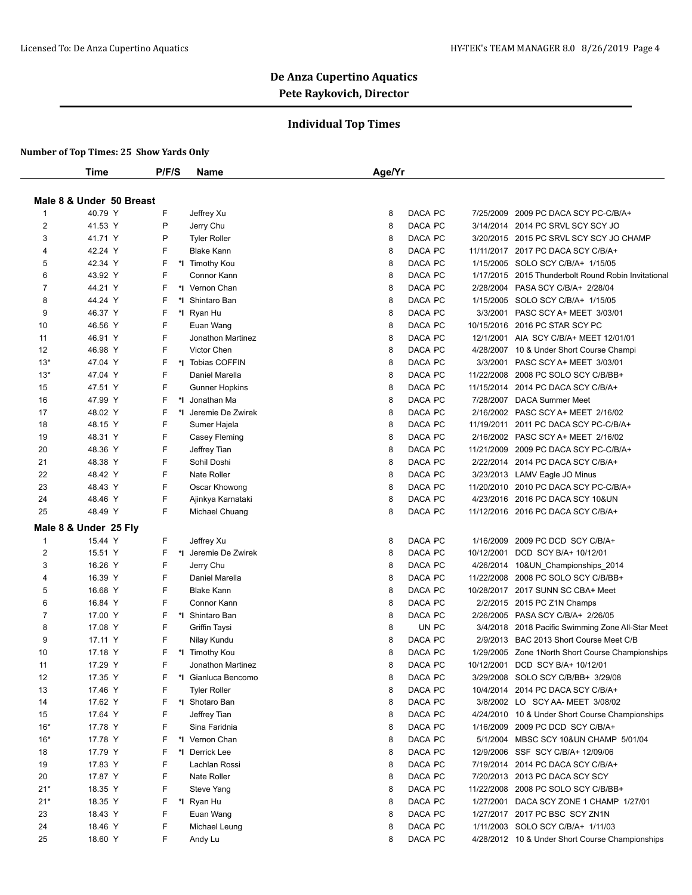# De Anza Cupertino Aquatics

## Pete Raykovich, Director

### Individual Top Times

**Number of Top Times: 25 Show Yards Only**

**Male 8 & Under 50 Breast**

| | Time | P/F/S | | Name | Age/Yr | | | | |
|---|---|---|---|---|---|---|---|---|---|
| 1 | 40.79 Y | F | | Jeffrey Xu | 8 | DACA PC | 7/25/2009 | 2009 PC DACA SCY PC-C/B/A+ |
| 2 | 41.53 Y | P | | Jerry Chu | 8 | DACA PC | 3/14/2014 | 2014 PC SRVL SCY SCY JO |
| 3 | 41.71 Y | P | | Tyler Roller | 8 | DACA PC | 3/20/2015 | 2015 PC SRVL SCY SCY JO CHAMP |
| 4 | 42.24 Y | F | | Blake Kann | 8 | DACA PC | 11/11/2017 | 2017 PC DACA SCY C/B/A+ |
| 5 | 42.34 Y | F | *I | Timothy Kou | 8 | DACA PC | 1/15/2005 | SOLO SCY C/B/A+ 1/15/05 |
| 6 | 43.92 Y | F | | Connor Kann | 8 | DACA PC | 1/17/2015 | 2015 Thunderbolt Round Robin Invitational |
| 7 | 44.21 Y | F | *I | Vernon Chan | 8 | DACA PC | 2/28/2004 | PASA SCY C/B/A+ 2/28/04 |
| 8 | 44.24 Y | F | *I | Shintaro Ban | 8 | DACA PC | 1/15/2005 | SOLO SCY C/B/A+ 1/15/05 |
| 9 | 46.37 Y | F | *I | Ryan Hu | 8 | DACA PC | 3/3/2001 | PASC SCY A+ MEET 3/03/01 |
| 10 | 46.56 Y | F | | Euan Wang | 8 | DACA PC | 10/15/2016 | 2016 PC STAR SCY PC |
| 11 | 46.91 Y | F | | Jonathon Martinez | 8 | DACA PC | 12/1/2001 | AIA SCY C/B/A+ MEET 12/01/01 |
| 12 | 46.98 Y | F | | Victor Chen | 8 | DACA PC | 4/28/2007 | 10 & Under Short Course Champi |
| 13* | 47.04 Y | F | *I | Tobias COFFIN | 8 | DACA PC | 3/3/2001 | PASC SCY A+ MEET 3/03/01 |
| 13* | 47.04 Y | F | | Daniel Marella | 8 | DACA PC | 11/22/2008 | 2008 PC SOLO SCY C/B/BB+ |
| 15 | 47.51 Y | F | | Gunner Hopkins | 8 | DACA PC | 11/15/2014 | 2014 PC DACA SCY C/B/A+ |
| 16 | 47.99 Y | F | *I | Jonathan Ma | 8 | DACA PC | 7/28/2007 | DACA Summer Meet |
| 17 | 48.02 Y | F | *I | Jeremie De Zwirek | 8 | DACA PC | 2/16/2002 | PASC SCY A+ MEET 2/16/02 |
| 18 | 48.15 Y | F | | Sumer Hajela | 8 | DACA PC | 11/19/2011 | 2011 PC DACA SCY PC-C/B/A+ |
| 19 | 48.31 Y | F | | Casey Fleming | 8 | DACA PC | 2/16/2002 | PASC SCY A+ MEET 2/16/02 |
| 20 | 48.36 Y | F | | Jeffrey Tian | 8 | DACA PC | 11/21/2009 | 2009 PC DACA SCY PC-C/B/A+ |
| 21 | 48.38 Y | F | | Sohil Doshi | 8 | DACA PC | 2/22/2014 | 2014 PC DACA SCY C/B/A+ |
| 22 | 48.42 Y | F | | Nate Roller | 8 | DACA PC | 3/23/2013 | LAMV Eagle JO Minus |
| 23 | 48.43 Y | F | | Oscar Khowong | 8 | DACA PC | 11/20/2010 | 2010 PC DACA SCY PC-C/B/A+ |
| 24 | 48.46 Y | F | | Ajinkya Karnataki | 8 | DACA PC | 4/23/2016 | 2016 PC DACA SCY 10&UN |
| 25 | 48.49 Y | F | | Michael Chuang | 8 | DACA PC | 11/12/2016 | 2016 PC DACA SCY C/B/A+ |

**Male 8 & Under 25 Fly**

| | Time | P/F/S | | Name | Age/Yr | | | | |
|---|---|---|---|---|---|---|---|---|---|
| 1 | 15.44 Y | F | | Jeffrey Xu | 8 | DACA PC | 1/16/2009 | 2009 PC DCD SCY C/B/A+ |
| 2 | 15.51 Y | F | *I | Jeremie De Zwirek | 8 | DACA PC | 10/12/2001 | DCD SCY B/A+ 10/12/01 |
| 3 | 16.26 Y | F | | Jerry Chu | 8 | DACA PC | 4/26/2014 | 10&UN_Championships_2014 |
| 4 | 16.39 Y | F | | Daniel Marella | 8 | DACA PC | 11/22/2008 | 2008 PC SOLO SCY C/B/BB+ |
| 5 | 16.68 Y | F | | Blake Kann | 8 | DACA PC | 10/28/2017 | 2017 SUNN SC CBA+ Meet |
| 6 | 16.84 Y | F | | Connor Kann | 8 | DACA PC | 2/2/2015 | 2015 PC Z1N Champs |
| 7 | 17.00 Y | F | *I | Shintaro Ban | 8 | DACA PC | 2/26/2005 | PASA SCY C/B/A+ 2/26/05 |
| 8 | 17.08 Y | F | | Griffin Taysi | 8 | UN PC | 3/4/2018 | 2018 Pacific Swimming Zone All-Star Meet |
| 9 | 17.11 Y | F | | Nilay Kundu | 8 | DACA PC | 2/9/2013 | BAC 2013 Short Course Meet C/B |
| 10 | 17.18 Y | F | *I | Timothy Kou | 8 | DACA PC | 1/29/2005 | Zone 1North Short Course Championships |
| 11 | 17.29 Y | F | | Jonathon Martinez | 8 | DACA PC | 10/12/2001 | DCD SCY B/A+ 10/12/01 |
| 12 | 17.35 Y | F | *I | Gianluca Bencomo | 8 | DACA PC | 3/29/2008 | SOLO SCY C/B/BB+ 3/29/08 |
| 13 | 17.46 Y | F | | Tyler Roller | 8 | DACA PC | 10/4/2014 | 2014 PC DACA SCY C/B/A+ |
| 14 | 17.62 Y | F | *I | Shotaro Ban | 8 | DACA PC | 3/8/2002 | LO SCY AA- MEET 3/08/02 |
| 15 | 17.64 Y | F | | Jeffrey Tian | 8 | DACA PC | 4/24/2010 | 10 & Under Short Course Championships |
| 16* | 17.78 Y | F | | Sina Faridnia | 8 | DACA PC | 1/16/2009 | 2009 PC DCD SCY C/B/A+ |
| 16* | 17.78 Y | F | *I | Vernon Chan | 8 | DACA PC | 5/1/2004 | MBSC SCY 10&UN CHAMP 5/01/04 |
| 18 | 17.79 Y | F | *I | Derrick Lee | 8 | DACA PC | 12/9/2006 | SSF SCY C/B/A+ 12/09/06 |
| 19 | 17.83 Y | F | | Lachlan Rossi | 8 | DACA PC | 7/19/2014 | 2014 PC DACA SCY C/B/A+ |
| 20 | 17.87 Y | F | | Nate Roller | 8 | DACA PC | 7/20/2013 | 2013 PC DACA SCY SCY |
| 21* | 18.35 Y | F | | Steve Yang | 8 | DACA PC | 11/22/2008 | 2008 PC SOLO SCY C/B/BB+ |
| 21* | 18.35 Y | F | *I | Ryan Hu | 8 | DACA PC | 1/27/2001 | DACA SCY ZONE 1 CHAMP 1/27/01 |
| 23 | 18.43 Y | F | | Euan Wang | 8 | DACA PC | 1/27/2017 | 2017 PC BSC SCY ZN1N |
| 24 | 18.46 Y | F | | Michael Leung | 8 | DACA PC | 1/11/2003 | SOLO SCY C/B/A+ 1/11/03 |
| 25 | 18.60 Y | F | | Andy Lu | 8 | DACA PC | 4/28/2012 | 10 & Under Short Course Championships |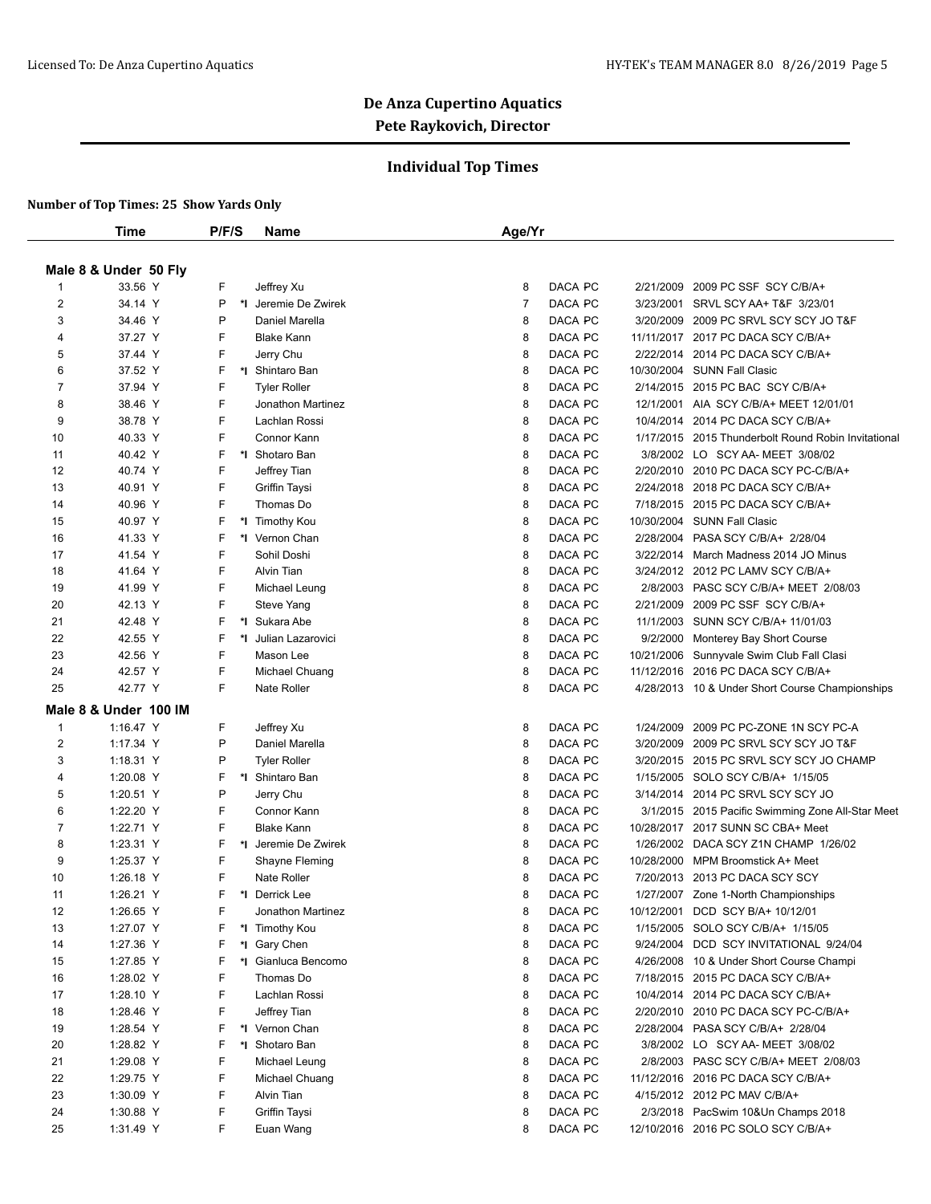# De Anza Cupertino Aquatics

## Pete Raykovich, Director

### Individual Top Times

**Number of Top Times: 25 Show Yards Only**

**Male 8 & Under 50 Fly**

| | Time | P/F/S | | Name | Age/Yr | | | | |
|---|---|---|---|---|---|---|---|---|---|
| 1 | 33.56 Y | F | | Jeffrey Xu | 8 | DACA PC | 2/21/2009 | 2009 PC SSF SCY C/B/A+ |
| 2 | 34.14 Y | P | *I | Jeremie De Zwirek | 7 | DACA PC | 3/23/2001 | SRVL SCY AA+ T&F 3/23/01 |
| 3 | 34.46 Y | P | | Daniel Marella | 8 | DACA PC | 3/20/2009 | 2009 PC SRVL SCY SCY JO T&F |
| 4 | 37.27 Y | F | | Blake Kann | 8 | DACA PC | 11/11/2017 | 2017 PC DACA SCY C/B/A+ |
| 5 | 37.44 Y | F | | Jerry Chu | 8 | DACA PC | 2/22/2014 | 2014 PC DACA SCY C/B/A+ |
| 6 | 37.52 Y | F | *I | Shintaro Ban | 8 | DACA PC | 10/30/2004 | SUNN Fall Clasic |
| 7 | 37.94 Y | F | | Tyler Roller | 8 | DACA PC | 2/14/2015 | 2015 PC BAC SCY C/B/A+ |
| 8 | 38.46 Y | F | | Jonathon Martinez | 8 | DACA PC | 12/1/2001 | AIA SCY C/B/A+ MEET 12/01/01 |
| 9 | 38.78 Y | F | | Lachlan Rossi | 8 | DACA PC | 10/4/2014 | 2014 PC DACA SCY C/B/A+ |
| 10 | 40.33 Y | F | | Connor Kann | 8 | DACA PC | 1/17/2015 | 2015 Thunderbolt Round Robin Invitational |
| 11 | 40.42 Y | F | *I | Shotaro Ban | 8 | DACA PC | 3/8/2002 | LO SCY AA- MEET 3/08/02 |
| 12 | 40.74 Y | F | | Jeffrey Tian | 8 | DACA PC | 2/20/2010 | 2010 PC DACA SCY PC-C/B/A+ |
| 13 | 40.91 Y | F | | Griffin Taysi | 8 | DACA PC | 2/24/2018 | 2018 PC DACA SCY C/B/A+ |
| 14 | 40.96 Y | F | | Thomas Do | 8 | DACA PC | 7/18/2015 | 2015 PC DACA SCY C/B/A+ |
| 15 | 40.97 Y | F | *I | Timothy Kou | 8 | DACA PC | 10/30/2004 | SUNN Fall Clasic |
| 16 | 41.33 Y | F | *I | Vernon Chan | 8 | DACA PC | 2/28/2004 | PASA SCY C/B/A+ 2/28/04 |
| 17 | 41.54 Y | F | | Sohil Doshi | 8 | DACA PC | 3/22/2014 | March Madness 2014 JO Minus |
| 18 | 41.64 Y | F | | Alvin Tian | 8 | DACA PC | 3/24/2012 | 2012 PC LAMV SCY C/B/A+ |
| 19 | 41.99 Y | F | | Michael Leung | 8 | DACA PC | 2/8/2003 | PASC SCY C/B/A+ MEET 2/08/03 |
| 20 | 42.13 Y | F | | Steve Yang | 8 | DACA PC | 2/21/2009 | 2009 PC SSF SCY C/B/A+ |
| 21 | 42.48 Y | F | *I | Sukara Abe | 8 | DACA PC | 11/1/2003 | SUNN SCY C/B/A+ 11/01/03 |
| 22 | 42.55 Y | F | *I | Julian Lazarovici | 8 | DACA PC | 9/2/2000 | Monterey Bay Short Course |
| 23 | 42.56 Y | F | | Mason Lee | 8 | DACA PC | 10/21/2006 | Sunnyvale Swim Club Fall Clasi |
| 24 | 42.57 Y | F | | Michael Chuang | 8 | DACA PC | 11/12/2016 | 2016 PC DACA SCY C/B/A+ |
| 25 | 42.77 Y | F | | Nate Roller | 8 | DACA PC | 4/28/2013 | 10 & Under Short Course Championships |

**Male 8 & Under 100 IM**

| | Time | P/F/S | | Name | Age/Yr | | | |
|---|---|---|---|---|---|---|---|---|
| 1 | 1:16.47 Y | F | | Jeffrey Xu | 8 | DACA PC | 1/24/2009 | 2009 PC PC-ZONE 1N SCY PC-A |
| 2 | 1:17.34 Y | P | | Daniel Marella | 8 | DACA PC | 3/20/2009 | 2009 PC SRVL SCY SCY JO T&F |
| 3 | 1:18.31 Y | P | | Tyler Roller | 8 | DACA PC | 3/20/2015 | 2015 PC SRVL SCY SCY JO CHAMP |
| 4 | 1:20.08 Y | F | *I | Shintaro Ban | 8 | DACA PC | 1/15/2005 | SOLO SCY C/B/A+ 1/15/05 |
| 5 | 1:20.51 Y | P | | Jerry Chu | 8 | DACA PC | 3/14/2014 | 2014 PC SRVL SCY SCY JO |
| 6 | 1:22.20 Y | F | | Connor Kann | 8 | DACA PC | 3/1/2015 | 2015 Pacific Swimming Zone All-Star Meet |
| 7 | 1:22.71 Y | F | | Blake Kann | 8 | DACA PC | 10/28/2017 | 2017 SUNN SC CBA+ Meet |
| 8 | 1:23.31 Y | F | *I | Jeremie De Zwirek | 8 | DACA PC | 1/26/2002 | DACA SCY Z1N CHAMP 1/26/02 |
| 9 | 1:25.37 Y | F | | Shayne Fleming | 8 | DACA PC | 10/28/2000 | MPM Broomstick A+ Meet |
| 10 | 1:26.18 Y | F | | Nate Roller | 8 | DACA PC | 7/20/2013 | 2013 PC DACA SCY SCY |
| 11 | 1:26.21 Y | F | *I | Derrick Lee | 8 | DACA PC | 1/27/2007 | Zone 1-North Championships |
| 12 | 1:26.65 Y | F | | Jonathon Martinez | 8 | DACA PC | 10/12/2001 | DCD SCY B/A+ 10/12/01 |
| 13 | 1:27.07 Y | F | *I | Timothy Kou | 8 | DACA PC | 1/15/2005 | SOLO SCY C/B/A+ 1/15/05 |
| 14 | 1:27.36 Y | F | *I | Gary Chen | 8 | DACA PC | 9/24/2004 | DCD SCY INVITATIONAL 9/24/04 |
| 15 | 1:27.85 Y | F | *I | Gianluca Bencomo | 8 | DACA PC | 4/26/2008 | 10 & Under Short Course Champi |
| 16 | 1:28.02 Y | F | | Thomas Do | 8 | DACA PC | 7/18/2015 | 2015 PC DACA SCY C/B/A+ |
| 17 | 1:28.10 Y | F | | Lachlan Rossi | 8 | DACA PC | 10/4/2014 | 2014 PC DACA SCY C/B/A+ |
| 18 | 1:28.46 Y | F | | Jeffrey Tian | 8 | DACA PC | 2/20/2010 | 2010 PC DACA SCY PC-C/B/A+ |
| 19 | 1:28.54 Y | F | *I | Vernon Chan | 8 | DACA PC | 2/28/2004 | PASA SCY C/B/A+ 2/28/04 |
| 20 | 1:28.82 Y | F | *I | Shotaro Ban | 8 | DACA PC | 3/8/2002 | LO SCY AA- MEET 3/08/02 |
| 21 | 1:29.08 Y | F | | Michael Leung | 8 | DACA PC | 2/8/2003 | PASC SCY C/B/A+ MEET 2/08/03 |
| 22 | 1:29.75 Y | F | | Michael Chuang | 8 | DACA PC | 11/12/2016 | 2016 PC DACA SCY C/B/A+ |
| 23 | 1:30.09 Y | F | | Alvin Tian | 8 | DACA PC | 4/15/2012 | 2012 PC MAV C/B/A+ |
| 24 | 1:30.88 Y | F | | Griffin Taysi | 8 | DACA PC | 2/3/2018 | PacSwim 10&Un Champs 2018 |
| 25 | 1:31.49 Y | F | | Euan Wang | 8 | DACA PC | 12/10/2016 | 2016 PC SOLO SCY C/B/A+ |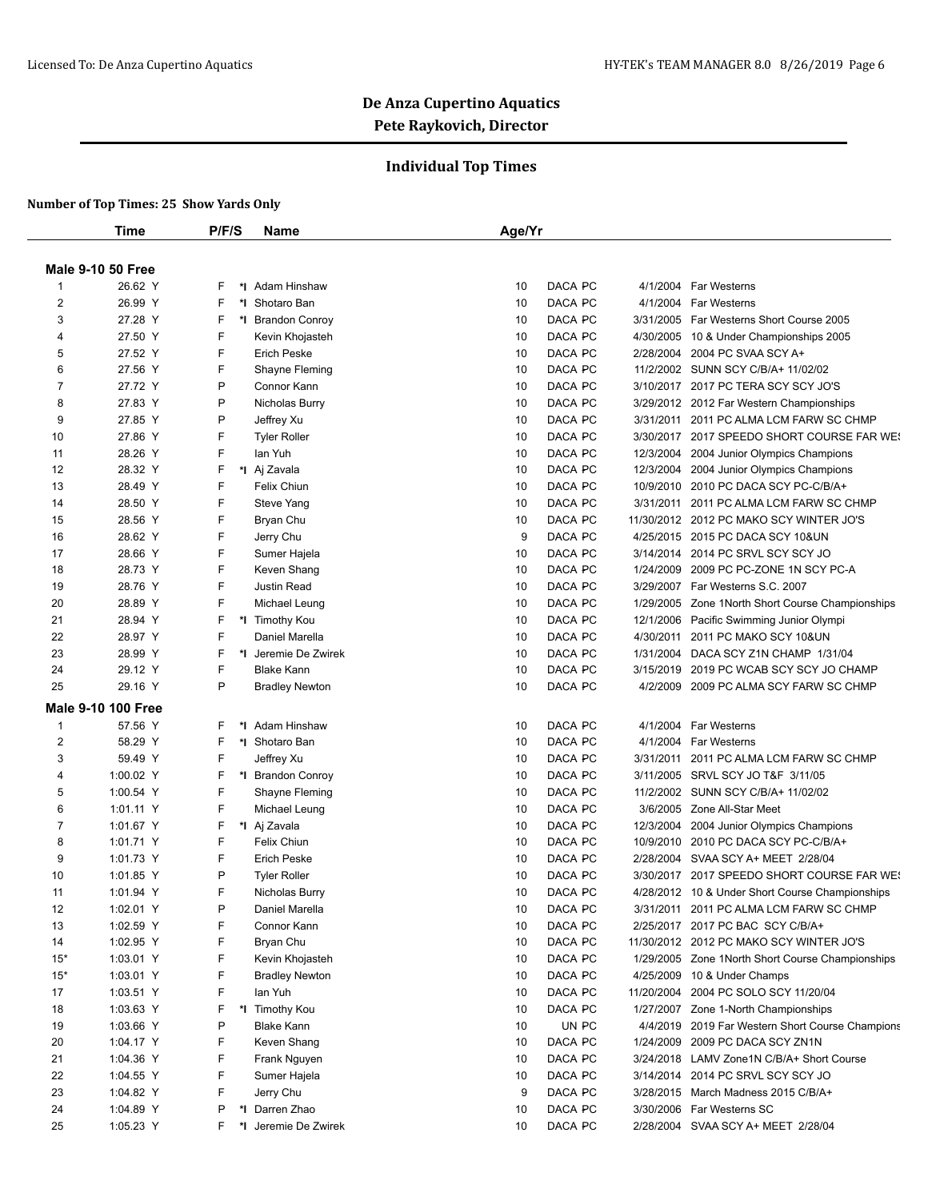# De Anza Cupertino Aquatics

## Pete Raykovich, Director

### Individual Top Times

**Number of Top Times: 25 Show Yards Only**

**Male 9-10 50 Free**

| | Time | P/F/S | | Name | Age/Yr | | | |
|---|---|---|---|---|---|---|---|---|
| 1 | 26.62 Y | F | *I | Adam Hinshaw | 10 | DACA PC | 4/1/2004 | Far Westerns |
| 2 | 26.99 Y | F | *I | Shotaro Ban | 10 | DACA PC | 4/1/2004 | Far Westerns |
| 3 | 27.28 Y | F | *I | Brandon Conroy | 10 | DACA PC | 3/31/2005 | Far Westerns Short Course 2005 |
| 4 | 27.50 Y | F | | Kevin Khojasteh | 10 | DACA PC | 4/30/2005 | 10 & Under Championships 2005 |
| 5 | 27.52 Y | F | | Erich Peske | 10 | DACA PC | 2/28/2004 | 2004 PC SVAA SCY A+ |
| 6 | 27.56 Y | F | | Shayne Fleming | 10 | DACA PC | 11/2/2002 | SUNN SCY C/B/A+ 11/02/02 |
| 7 | 27.72 Y | P | | Connor Kann | 10 | DACA PC | 3/10/2017 | 2017 PC TERA SCY SCY JO'S |
| 8 | 27.83 Y | P | | Nicholas Burry | 10 | DACA PC | 3/29/2012 | 2012 Far Western Championships |
| 9 | 27.85 Y | P | | Jeffrey Xu | 10 | DACA PC | 3/31/2011 | 2011 PC ALMA LCM FARW SC CHMP |
| 10 | 27.86 Y | F | | Tyler Roller | 10 | DACA PC | 3/30/2017 | 2017 SPEEDO SHORT COURSE FAR WES |
| 11 | 28.26 Y | F | | Ian Yuh | 10 | DACA PC | 12/3/2004 | 2004 Junior Olympics Champions |
| 12 | 28.32 Y | F | *I | Aj Zavala | 10 | DACA PC | 12/3/2004 | 2004 Junior Olympics Champions |
| 13 | 28.49 Y | F | | Felix Chiun | 10 | DACA PC | 10/9/2010 | 2010 PC DACA SCY PC-C/B/A+ |
| 14 | 28.50 Y | F | | Steve Yang | 10 | DACA PC | 3/31/2011 | 2011 PC ALMA LCM FARW SC CHMP |
| 15 | 28.56 Y | F | | Bryan Chu | 10 | DACA PC | 11/30/2012 | 2012 PC MAKO SCY WINTER JO'S |
| 16 | 28.62 Y | F | | Jerry Chu | 9 | DACA PC | 4/25/2015 | 2015 PC DACA SCY 10&UN |
| 17 | 28.66 Y | F | | Sumer Hajela | 10 | DACA PC | 3/14/2014 | 2014 PC SRVL SCY SCY JO |
| 18 | 28.73 Y | F | | Keven Shang | 10 | DACA PC | 1/24/2009 | 2009 PC PC-ZONE 1N SCY PC-A |
| 19 | 28.76 Y | F | | Justin Read | 10 | DACA PC | 3/29/2007 | Far Westerns S.C. 2007 |
| 20 | 28.89 Y | F | | Michael Leung | 10 | DACA PC | 1/29/2005 | Zone 1North Short Course Championships |
| 21 | 28.94 Y | F | *I | Timothy Kou | 10 | DACA PC | 12/1/2006 | Pacific Swimming Junior Olympi |
| 22 | 28.97 Y | F | | Daniel Marella | 10 | DACA PC | 4/30/2011 | 2011 PC MAKO SCY 10&UN |
| 23 | 28.99 Y | F | *I | Jeremie De Zwirek | 10 | DACA PC | 1/31/2004 | DACA SCY Z1N CHAMP 1/31/04 |
| 24 | 29.12 Y | F | | Blake Kann | 10 | DACA PC | 3/15/2019 | 2019 PC WCAB SCY SCY JO CHAMP |
| 25 | 29.16 Y | P | | Bradley Newton | 10 | DACA PC | 4/2/2009 | 2009 PC ALMA SCY FARW SC CHMP |

**Male 9-10 100 Free**

| | Time | P/F/S | | Name | Age/Yr | | | |
|---|---|---|---|---|---|---|---|---|
| 1 | 57.56 Y | F | *I | Adam Hinshaw | 10 | DACA PC | 4/1/2004 | Far Westerns |
| 2 | 58.29 Y | F | *I | Shotaro Ban | 10 | DACA PC | 4/1/2004 | Far Westerns |
| 3 | 59.49 Y | F | | Jeffrey Xu | 10 | DACA PC | 3/31/2011 | 2011 PC ALMA LCM FARW SC CHMP |
| 4 | 1:00.02 Y | F | *I | Brandon Conroy | 10 | DACA PC | 3/11/2005 | SRVL SCY JO T&F 3/11/05 |
| 5 | 1:00.54 Y | F | | Shayne Fleming | 10 | DACA PC | 11/2/2002 | SUNN SCY C/B/A+ 11/02/02 |
| 6 | 1:01.11 Y | F | | Michael Leung | 10 | DACA PC | 3/6/2005 | Zone All-Star Meet |
| 7 | 1:01.67 Y | F | *I | Aj Zavala | 10 | DACA PC | 12/3/2004 | 2004 Junior Olympics Champions |
| 8 | 1:01.71 Y | F | | Felix Chiun | 10 | DACA PC | 10/9/2010 | 2010 PC DACA SCY PC-C/B/A+ |
| 9 | 1:01.73 Y | F | | Erich Peske | 10 | DACA PC | 2/28/2004 | SVAA SCY A+ MEET 2/28/04 |
| 10 | 1:01.85 Y | P | | Tyler Roller | 10 | DACA PC | 3/30/2017 | 2017 SPEEDO SHORT COURSE FAR WES |
| 11 | 1:01.94 Y | F | | Nicholas Burry | 10 | DACA PC | 4/28/2012 | 10 & Under Short Course Championships |
| 12 | 1:02.01 Y | P | | Daniel Marella | 10 | DACA PC | 3/31/2011 | 2011 PC ALMA LCM FARW SC CHMP |
| 13 | 1:02.59 Y | F | | Connor Kann | 10 | DACA PC | 2/25/2017 | 2017 PC BAC SCY C/B/A+ |
| 14 | 1:02.95 Y | F | | Bryan Chu | 10 | DACA PC | 11/30/2012 | 2012 PC MAKO SCY WINTER JO'S |
| 15* | 1:03.01 Y | F | | Kevin Khojasteh | 10 | DACA PC | 1/29/2005 | Zone 1North Short Course Championships |
| 15* | 1:03.01 Y | F | | Bradley Newton | 10 | DACA PC | 4/25/2009 | 10 & Under Champs |
| 17 | 1:03.51 Y | F | | Ian Yuh | 10 | DACA PC | 11/20/2004 | 2004 PC SOLO SCY 11/20/04 |
| 18 | 1:03.63 Y | F | *I | Timothy Kou | 10 | DACA PC | 1/27/2007 | Zone 1-North Championships |
| 19 | 1:03.66 Y | P | | Blake Kann | 10 | UN PC | 4/4/2019 | 2019 Far Western Short Course Champions |
| 20 | 1:04.17 Y | F | | Keven Shang | 10 | DACA PC | 1/24/2009 | 2009 PC DACA SCY ZN1N |
| 21 | 1:04.36 Y | F | | Frank Nguyen | 10 | DACA PC | 3/24/2018 | LAMV Zone1N C/B/A+ Short Course |
| 22 | 1:04.55 Y | F | | Sumer Hajela | 10 | DACA PC | 3/14/2014 | 2014 PC SRVL SCY SCY JO |
| 23 | 1:04.82 Y | F | | Jerry Chu | 9 | DACA PC | 3/28/2015 | March Madness 2015 C/B/A+ |
| 24 | 1:04.89 Y | P | *I | Darren Zhao | 10 | DACA PC | 3/30/2006 | Far Westerns SC |
| 25 | 1:05.23 Y | F | *I | Jeremie De Zwirek | 10 | DACA PC | 2/28/2004 | SVAA SCY A+ MEET 2/28/04 |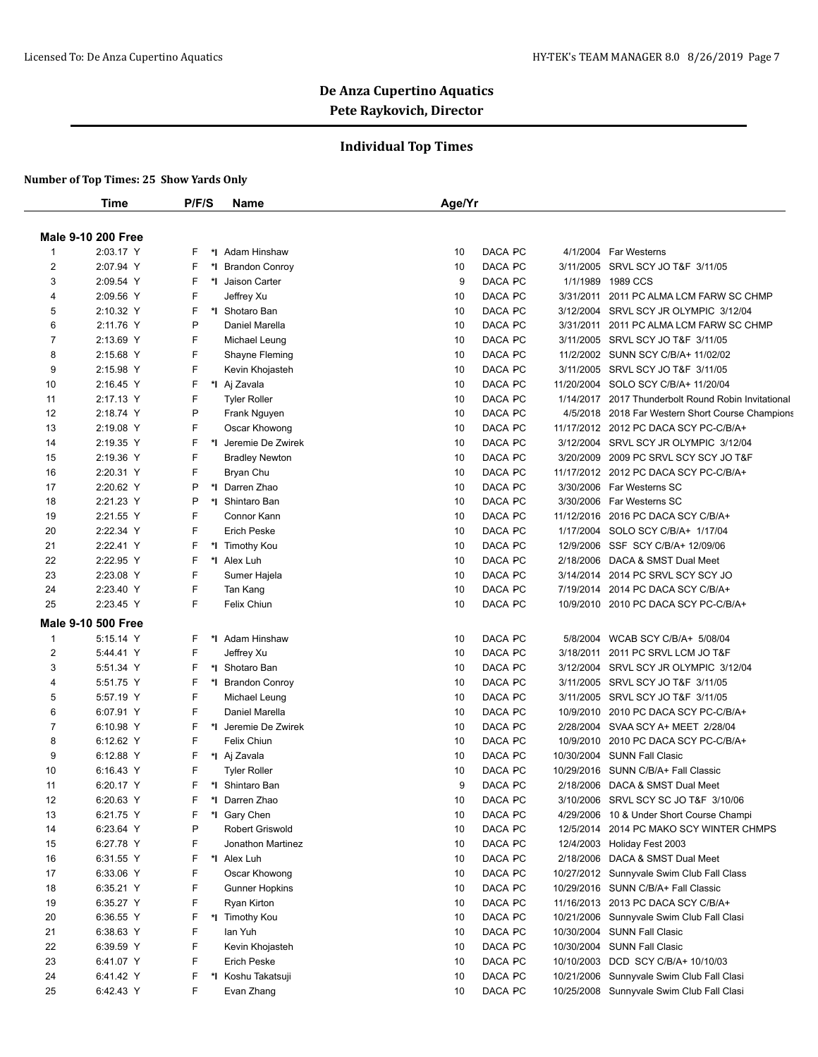# De Anza Cupertino Aquatics
## Pete Raykovich, Director

### Individual Top Times

**Number of Top Times: 25 Show Yards Only**

| | Time | P/F/S | | Name | Age/Yr | | | | |
|---|---|---|---|---|---|---|---|---|---|
| **Male 9-10 200 Free** | | | | | | | | | |
| 1 | 2:03.17 Y | F | *I | Adam Hinshaw | 10 | DACA | PC | 4/1/2004 | Far Westerns |
| 2 | 2:07.94 Y | F | *I | Brandon Conroy | 10 | DACA | PC | 3/11/2005 | SRVL SCY JO T&F 3/11/05 |
| 3 | 2:09.54 Y | F | *I | Jaison Carter | 9 | DACA | PC | 1/1/1989 | 1989 CCS |
| 4 | 2:09.56 Y | F | | Jeffrey Xu | 10 | DACA | PC | 3/31/2011 | 2011 PC ALMA LCM FARW SC CHMP |
| 5 | 2:10.32 Y | F | *I | Shotaro Ban | 10 | DACA | PC | 3/12/2004 | SRVL SCY JR OLYMPIC 3/12/04 |
| 6 | 2:11.76 Y | P | | Daniel Marella | 10 | DACA | PC | 3/31/2011 | 2011 PC ALMA LCM FARW SC CHMP |
| 7 | 2:13.69 Y | F | | Michael Leung | 10 | DACA | PC | 3/11/2005 | SRVL SCY JO T&F 3/11/05 |
| 8 | 2:15.68 Y | F | | Shayne Fleming | 10 | DACA | PC | 11/2/2002 | SUNN SCY C/B/A+ 11/02/02 |
| 9 | 2:15.98 Y | F | | Kevin Khojasteh | 10 | DACA | PC | 3/11/2005 | SRVL SCY JO T&F 3/11/05 |
| 10 | 2:16.45 Y | F | *I | Aj Zavala | 10 | DACA | PC | 11/20/2004 | SOLO SCY C/B/A+ 11/20/04 |
| 11 | 2:17.13 Y | F | | Tyler Roller | 10 | DACA | PC | 1/14/2017 | 2017 Thunderbolt Round Robin Invitational |
| 12 | 2:18.74 Y | P | | Frank Nguyen | 10 | DACA | PC | 4/5/2018 | 2018 Far Western Short Course Champions |
| 13 | 2:19.08 Y | F | | Oscar Khowong | 10 | DACA | PC | 11/17/2012 | 2012 PC DACA SCY PC-C/B/A+ |
| 14 | 2:19.35 Y | F | *I | Jeremie De Zwirek | 10 | DACA | PC | 3/12/2004 | SRVL SCY JR OLYMPIC 3/12/04 |
| 15 | 2:19.36 Y | F | | Bradley Newton | 10 | DACA | PC | 3/20/2009 | 2009 PC SRVL SCY SCY JO T&F |
| 16 | 2:20.31 Y | F | | Bryan Chu | 10 | DACA | PC | 11/17/2012 | 2012 PC DACA SCY PC-C/B/A+ |
| 17 | 2:20.62 Y | P | *I | Darren Zhao | 10 | DACA | PC | 3/30/2006 | Far Westerns SC |
| 18 | 2:21.23 Y | P | *I | Shintaro Ban | 10 | DACA | PC | 3/30/2006 | Far Westerns SC |
| 19 | 2:21.55 Y | F | | Connor Kann | 10 | DACA | PC | 11/12/2016 | 2016 PC DACA SCY C/B/A+ |
| 20 | 2:22.34 Y | F | | Erich Peske | 10 | DACA | PC | 1/17/2004 | SOLO SCY C/B/A+ 1/17/04 |
| 21 | 2:22.41 Y | F | *I | Timothy Kou | 10 | DACA | PC | 12/9/2006 | SSF SCY C/B/A+ 12/09/06 |
| 22 | 2:22.95 Y | F | *I | Alex Luh | 10 | DACA | PC | 2/18/2006 | DACA & SMST Dual Meet |
| 23 | 2:23.08 Y | F | | Sumer Hajela | 10 | DACA | PC | 3/14/2014 | 2014 PC SRVL SCY SCY JO |
| 24 | 2:23.40 Y | F | | Tan Kang | 10 | DACA | PC | 7/19/2014 | 2014 PC DACA SCY C/B/A+ |
| 25 | 2:23.45 Y | F | | Felix Chiun | 10 | DACA | PC | 10/9/2010 | 2010 PC DACA SCY PC-C/B/A+ |
| **Male 9-10 500 Free** | | | | | | | | | |
| 1 | 5:15.14 Y | F | *I | Adam Hinshaw | 10 | DACA | PC | 5/8/2004 | WCAB SCY C/B/A+ 5/08/04 |
| 2 | 5:44.41 Y | F | | Jeffrey Xu | 10 | DACA | PC | 3/18/2011 | 2011 PC SRVL LCM JO T&F |
| 3 | 5:51.34 Y | F | *I | Shotaro Ban | 10 | DACA | PC | 3/12/2004 | SRVL SCY JR OLYMPIC 3/12/04 |
| 4 | 5:51.75 Y | F | *I | Brandon Conroy | 10 | DACA | PC | 3/11/2005 | SRVL SCY JO T&F 3/11/05 |
| 5 | 5:57.19 Y | F | | Michael Leung | 10 | DACA | PC | 3/11/2005 | SRVL SCY JO T&F 3/11/05 |
| 6 | 6:07.91 Y | F | | Daniel Marella | 10 | DACA | PC | 10/9/2010 | 2010 PC DACA SCY PC-C/B/A+ |
| 7 | 6:10.98 Y | F | *I | Jeremie De Zwirek | 10 | DACA | PC | 2/28/2004 | SVAA SCY A+ MEET 2/28/04 |
| 8 | 6:12.62 Y | F | | Felix Chiun | 10 | DACA | PC | 10/9/2010 | 2010 PC DACA SCY PC-C/B/A+ |
| 9 | 6:12.88 Y | F | *I | Aj Zavala | 10 | DACA | PC | 10/30/2004 | SUNN Fall Clasic |
| 10 | 6:16.43 Y | F | | Tyler Roller | 10 | DACA | PC | 10/29/2016 | SUNN C/B/A+ Fall Classic |
| 11 | 6:20.17 Y | F | *I | Shintaro Ban | 9 | DACA | PC | 2/18/2006 | DACA & SMST Dual Meet |
| 12 | 6:20.63 Y | F | *I | Darren Zhao | 10 | DACA | PC | 3/10/2006 | SRVL SCY SC JO T&F 3/10/06 |
| 13 | 6:21.75 Y | F | *I | Gary Chen | 10 | DACA | PC | 4/29/2006 | 10 & Under Short Course Champi |
| 14 | 6:23.64 Y | P | | Robert Griswold | 10 | DACA | PC | 12/5/2014 | 2014 PC MAKO SCY WINTER CHMPS |
| 15 | 6:27.78 Y | F | | Jonathon Martinez | 10 | DACA | PC | 12/4/2003 | Holiday Fest 2003 |
| 16 | 6:31.55 Y | F | *I | Alex Luh | 10 | DACA | PC | 2/18/2006 | DACA & SMST Dual Meet |
| 17 | 6:33.06 Y | F | | Oscar Khowong | 10 | DACA | PC | 10/27/2012 | Sunnyvale Swim Club Fall Class |
| 18 | 6:35.21 Y | F | | Gunner Hopkins | 10 | DACA | PC | 10/29/2016 | SUNN C/B/A+ Fall Classic |
| 19 | 6:35.27 Y | F | | Ryan Kirton | 10 | DACA | PC | 11/16/2013 | 2013 PC DACA SCY C/B/A+ |
| 20 | 6:36.55 Y | F | *I | Timothy Kou | 10 | DACA | PC | 10/21/2006 | Sunnyvale Swim Club Fall Clasi |
| 21 | 6:38.63 Y | F | | Ian Yuh | 10 | DACA | PC | 10/30/2004 | SUNN Fall Clasic |
| 22 | 6:39.59 Y | F | | Kevin Khojasteh | 10 | DACA | PC | 10/30/2004 | SUNN Fall Clasic |
| 23 | 6:41.07 Y | F | | Erich Peske | 10 | DACA | PC | 10/10/2003 | DCD SCY C/B/A+ 10/10/03 |
| 24 | 6:41.42 Y | F | *I | Koshu Takatsuji | 10 | DACA | PC | 10/21/2006 | Sunnyvale Swim Club Fall Clasi |
| 25 | 6:42.43 Y | F | | Evan Zhang | 10 | DACA | PC | 10/25/2008 | Sunnyvale Swim Club Fall Clasi |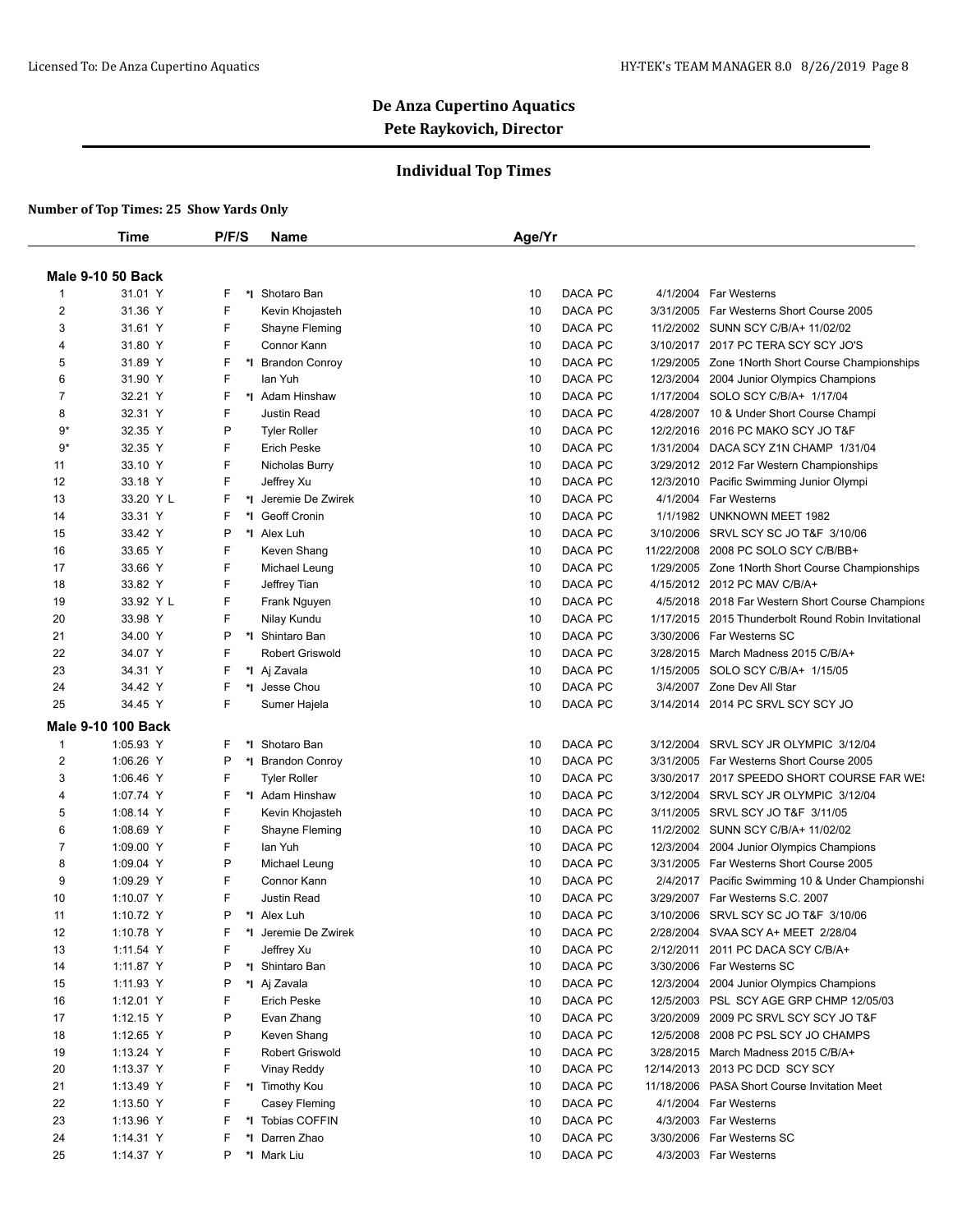# De Anza Cupertino Aquatics

## Pete Raykovich, Director

### Individual Top Times

**Number of Top Times: 25 Show Yards Only**

**Male 9-10 50 Back**

| | Time | P/F/S | | Name | Age/Yr | | | |
|---|---|---|---|---|---|---|---|---|
| 1 | 31.01 Y | F | *I | Shotaro Ban | 10 | DACA PC | 4/1/2004 | Far Westerns |
| 2 | 31.36 Y | F | | Kevin Khojasteh | 10 | DACA PC | 3/31/2005 | Far Westerns Short Course 2005 |
| 3 | 31.61 Y | F | | Shayne Fleming | 10 | DACA PC | 11/2/2002 | SUNN SCY C/B/A+ 11/02/02 |
| 4 | 31.80 Y | F | | Connor Kann | 10 | DACA PC | 3/10/2017 | 2017 PC TERA SCY SCY JO'S |
| 5 | 31.89 Y | F | *I | Brandon Conroy | 10 | DACA PC | 1/29/2005 | Zone 1North Short Course Championships |
| 6 | 31.90 Y | F | | Ian Yuh | 10 | DACA PC | 12/3/2004 | 2004 Junior Olympics Champions |
| 7 | 32.21 Y | F | *I | Adam Hinshaw | 10 | DACA PC | 1/17/2004 | SOLO SCY C/B/A+ 1/17/04 |
| 8 | 32.31 Y | F | | Justin Read | 10 | DACA PC | 4/28/2007 | 10 & Under Short Course Champi |
| 9* | 32.35 Y | P | | Tyler Roller | 10 | DACA PC | 12/2/2016 | 2016 PC MAKO SCY JO T&F |
| 9* | 32.35 Y | F | | Erich Peske | 10 | DACA PC | 1/31/2004 | DACA SCY Z1N CHAMP 1/31/04 |
| 11 | 33.10 Y | F | | Nicholas Burry | 10 | DACA PC | 3/29/2012 | 2012 Far Western Championships |
| 12 | 33.18 Y | F | | Jeffrey Xu | 10 | DACA PC | 12/3/2010 | Pacific Swimming Junior Olympi |
| 13 | 33.20 Y L | F | *I | Jeremie De Zwirek | 10 | DACA PC | 4/1/2004 | Far Westerns |
| 14 | 33.31 Y | F | *I | Geoff Cronin | 10 | DACA PC | 1/1/1982 | UNKNOWN MEET 1982 |
| 15 | 33.42 Y | P | *I | Alex Luh | 10 | DACA PC | 3/10/2006 | SRVL SCY SC JO T&F 3/10/06 |
| 16 | 33.65 Y | F | | Keven Shang | 10 | DACA PC | 11/22/2008 | 2008 PC SOLO SCY C/B/BB+ |
| 17 | 33.66 Y | F | | Michael Leung | 10 | DACA PC | 1/29/2005 | Zone 1North Short Course Championships |
| 18 | 33.82 Y | F | | Jeffrey Tian | 10 | DACA PC | 4/15/2012 | 2012 PC MAV C/B/A+ |
| 19 | 33.92 Y L | F | | Frank Nguyen | 10 | DACA PC | 4/5/2018 | 2018 Far Western Short Course Champions |
| 20 | 33.98 Y | F | | Nilay Kundu | 10 | DACA PC | 1/17/2015 | 2015 Thunderbolt Round Robin Invitational |
| 21 | 34.00 Y | P | *I | Shintaro Ban | 10 | DACA PC | 3/30/2006 | Far Westerns SC |
| 22 | 34.07 Y | F | | Robert Griswold | 10 | DACA PC | 3/28/2015 | March Madness 2015 C/B/A+ |
| 23 | 34.31 Y | F | *I | Aj Zavala | 10 | DACA PC | 1/15/2005 | SOLO SCY C/B/A+ 1/15/05 |
| 24 | 34.42 Y | F | *I | Jesse Chou | 10 | DACA PC | 3/4/2007 | Zone Dev All Star |
| 25 | 34.45 Y | F | | Sumer Hajela | 10 | DACA PC | 3/14/2014 | 2014 PC SRVL SCY SCY JO |

**Male 9-10 100 Back**

| | Time | P/F/S | | Name | Age/Yr | | | |
|---|---|---|---|---|---|---|---|---|
| 1 | 1:05.93 Y | F | *I | Shotaro Ban | 10 | DACA PC | 3/12/2004 | SRVL SCY JR OLYMPIC 3/12/04 |
| 2 | 1:06.26 Y | P | *I | Brandon Conroy | 10 | DACA PC | 3/31/2005 | Far Westerns Short Course 2005 |
| 3 | 1:06.46 Y | F | | Tyler Roller | 10 | DACA PC | 3/30/2017 | 2017 SPEEDO SHORT COURSE FAR WES |
| 4 | 1:07.74 Y | F | *I | Adam Hinshaw | 10 | DACA PC | 3/12/2004 | SRVL SCY JR OLYMPIC 3/12/04 |
| 5 | 1:08.14 Y | F | | Kevin Khojasteh | 10 | DACA PC | 3/11/2005 | SRVL SCY JO T&F 3/11/05 |
| 6 | 1:08.69 Y | F | | Shayne Fleming | 10 | DACA PC | 11/2/2002 | SUNN SCY C/B/A+ 11/02/02 |
| 7 | 1:09.00 Y | F | | Ian Yuh | 10 | DACA PC | 12/3/2004 | 2004 Junior Olympics Champions |
| 8 | 1:09.04 Y | P | | Michael Leung | 10 | DACA PC | 3/31/2005 | Far Westerns Short Course 2005 |
| 9 | 1:09.29 Y | F | | Connor Kann | 10 | DACA PC | 2/4/2017 | Pacific Swimming 10 & Under Championshi |
| 10 | 1:10.07 Y | F | | Justin Read | 10 | DACA PC | 3/29/2007 | Far Westerns S.C. 2007 |
| 11 | 1:10.72 Y | P | *I | Alex Luh | 10 | DACA PC | 3/10/2006 | SRVL SCY SC JO T&F 3/10/06 |
| 12 | 1:10.78 Y | F | *I | Jeremie De Zwirek | 10 | DACA PC | 2/28/2004 | SVAA SCY A+ MEET 2/28/04 |
| 13 | 1:11.54 Y | F | | Jeffrey Xu | 10 | DACA PC | 2/12/2011 | 2011 PC DACA SCY C/B/A+ |
| 14 | 1:11.87 Y | P | *I | Shintaro Ban | 10 | DACA PC | 3/30/2006 | Far Westerns SC |
| 15 | 1:11.93 Y | P | *I | Aj Zavala | 10 | DACA PC | 12/3/2004 | 2004 Junior Olympics Champions |
| 16 | 1:12.01 Y | F | | Erich Peske | 10 | DACA PC | 12/5/2003 | PSL SCY AGE GRP CHMP 12/05/03 |
| 17 | 1:12.15 Y | P | | Evan Zhang | 10 | DACA PC | 3/20/2009 | 2009 PC SRVL SCY SCY JO T&F |
| 18 | 1:12.65 Y | P | | Keven Shang | 10 | DACA PC | 12/5/2008 | 2008 PC PSL SCY JO CHAMPS |
| 19 | 1:13.24 Y | F | | Robert Griswold | 10 | DACA PC | 3/28/2015 | March Madness 2015 C/B/A+ |
| 20 | 1:13.37 Y | F | | Vinay Reddy | 10 | DACA PC | 12/14/2013 | 2013 PC DCD SCY SCY |
| 21 | 1:13.49 Y | F | *I | Timothy Kou | 10 | DACA PC | 11/18/2006 | PASA Short Course Invitation Meet |
| 22 | 1:13.50 Y | F | | Casey Fleming | 10 | DACA PC | 4/1/2004 | Far Westerns |
| 23 | 1:13.96 Y | F | *I | Tobias COFFIN | 10 | DACA PC | 4/3/2003 | Far Westerns |
| 24 | 1:14.31 Y | F | *I | Darren Zhao | 10 | DACA PC | 3/30/2006 | Far Westerns SC |
| 25 | 1:14.37 Y | P | *I | Mark Liu | 10 | DACA PC | 4/3/2003 | Far Westerns |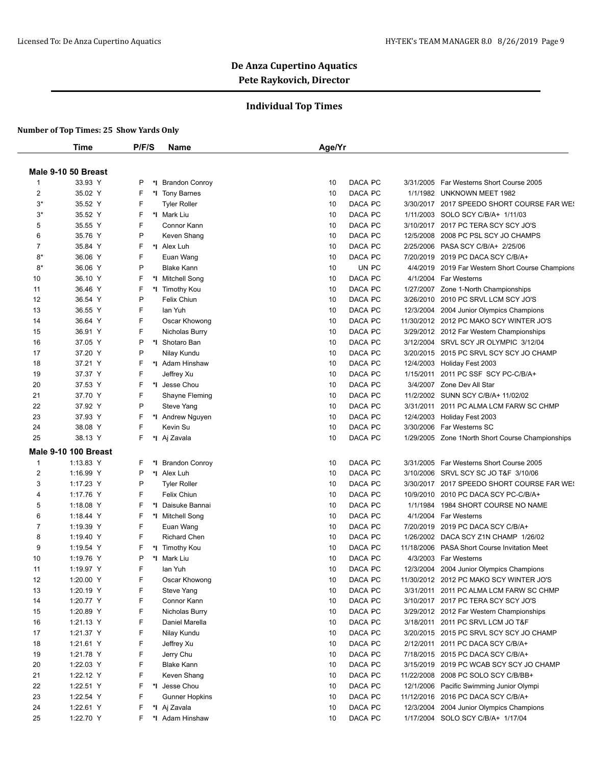## De Anza Cupertino Aquatics
### Pete Raykovich, Director

### Individual Top Times

**Number of Top Times: 25 Show Yards Only**

| | Time | P/F/S | | Name | Age/Yr | | | | |
|---|---|---|---|---|---|---|---|---|---|
| **Male 9-10 50 Breast** | | | | | | | | | |
| 1 | 33.93 Y | P | *I | Brandon Conroy | 10 | DACA | PC | 3/31/2005 | Far Westerns Short Course 2005 |
| 2 | 35.02 Y | F | *I | Tony Barnes | 10 | DACA | PC | 1/1/1982 | UNKNOWN MEET 1982 |
| 3* | 35.52 Y | F | | Tyler Roller | 10 | DACA | PC | 3/30/2017 | 2017 SPEEDO SHORT COURSE FAR WES |
| 3* | 35.52 Y | F | *I | Mark Liu | 10 | DACA | PC | 1/11/2003 | SOLO SCY C/B/A+ 1/11/03 |
| 5 | 35.55 Y | F | | Connor Kann | 10 | DACA | PC | 3/10/2017 | 2017 PC TERA SCY SCY JO'S |
| 6 | 35.76 Y | P | | Keven Shang | 10 | DACA | PC | 12/5/2008 | 2008 PC PSL SCY JO CHAMPS |
| 7 | 35.84 Y | F | *I | Alex Luh | 10 | DACA | PC | 2/25/2006 | PASA SCY C/B/A+ 2/25/06 |
| 8* | 36.06 Y | F | | Euan Wang | 10 | DACA | PC | 7/20/2019 | 2019 PC DACA SCY C/B/A+ |
| 8* | 36.06 Y | P | | Blake Kann | 10 | UN | PC | 4/4/2019 | 2019 Far Western Short Course Champions |
| 10 | 36.10 Y | F | *I | Mitchell Song | 10 | DACA | PC | 4/1/2004 | Far Westerns |
| 11 | 36.46 Y | F | *I | Timothy Kou | 10 | DACA | PC | 1/27/2007 | Zone 1-North Championships |
| 12 | 36.54 Y | P | | Felix Chiun | 10 | DACA | PC | 3/26/2010 | 2010 PC SRVL LCM SCY JO'S |
| 13 | 36.55 Y | F | | Ian Yuh | 10 | DACA | PC | 12/3/2004 | 2004 Junior Olympics Champions |
| 14 | 36.64 Y | F | | Oscar Khowong | 10 | DACA | PC | 11/30/2012 | 2012 PC MAKO SCY WINTER JO'S |
| 15 | 36.91 Y | F | | Nicholas Burry | 10 | DACA | PC | 3/29/2012 | 2012 Far Western Championships |
| 16 | 37.05 Y | P | *I | Shotaro Ban | 10 | DACA | PC | 3/12/2004 | SRVL SCY JR OLYMPIC 3/12/04 |
| 17 | 37.20 Y | P | | Nilay Kundu | 10 | DACA | PC | 3/20/2015 | 2015 PC SRVL SCY SCY JO CHAMP |
| 18 | 37.21 Y | F | *I | Adam Hinshaw | 10 | DACA | PC | 12/4/2003 | Holiday Fest 2003 |
| 19 | 37.37 Y | F | | Jeffrey Xu | 10 | DACA | PC | 1/15/2011 | 2011 PC SSF SCY PC-C/B/A+ |
| 20 | 37.53 Y | F | *I | Jesse Chou | 10 | DACA | PC | 3/4/2007 | Zone Dev All Star |
| 21 | 37.70 Y | F | | Shayne Fleming | 10 | DACA | PC | 11/2/2002 | SUNN SCY C/B/A+ 11/02/02 |
| 22 | 37.92 Y | P | | Steve Yang | 10 | DACA | PC | 3/31/2011 | 2011 PC ALMA LCM FARW SC CHMP |
| 23 | 37.93 Y | F | *I | Andrew Nguyen | 10 | DACA | PC | 12/4/2003 | Holiday Fest 2003 |
| 24 | 38.08 Y | F | | Kevin Su | 10 | DACA | PC | 3/30/2006 | Far Westerns SC |
| 25 | 38.13 Y | F | *I | Aj Zavala | 10 | DACA | PC | 1/29/2005 | Zone 1North Short Course Championships |
| **Male 9-10 100 Breast** | | | | | | | | | |
| 1 | 1:13.83 Y | F | *I | Brandon Conroy | 10 | DACA | PC | 3/31/2005 | Far Westerns Short Course 2005 |
| 2 | 1:16.99 Y | P | *I | Alex Luh | 10 | DACA | PC | 3/10/2006 | SRVL SCY SC JO T&F 3/10/06 |
| 3 | 1:17.23 Y | P | | Tyler Roller | 10 | DACA | PC | 3/30/2017 | 2017 SPEEDO SHORT COURSE FAR WES |
| 4 | 1:17.76 Y | F | | Felix Chiun | 10 | DACA | PC | 10/9/2010 | 2010 PC DACA SCY PC-C/B/A+ |
| 5 | 1:18.08 Y | F | *I | Daisuke Bannai | 10 | DACA | PC | 1/1/1984 | 1984 SHORT COURSE NO NAME |
| 6 | 1:18.44 Y | F | *I | Mitchell Song | 10 | DACA | PC | 4/1/2004 | Far Westerns |
| 7 | 1:19.39 Y | F | | Euan Wang | 10 | DACA | PC | 7/20/2019 | 2019 PC DACA SCY C/B/A+ |
| 8 | 1:19.40 Y | F | | Richard Chen | 10 | DACA | PC | 1/26/2002 | DACA SCY Z1N CHAMP 1/26/02 |
| 9 | 1:19.54 Y | F | *I | Timothy Kou | 10 | DACA | PC | 11/18/2006 | PASA Short Course Invitation Meet |
| 10 | 1:19.76 Y | P | *I | Mark Liu | 10 | DACA | PC | 4/3/2003 | Far Westerns |
| 11 | 1:19.97 Y | F | | Ian Yuh | 10 | DACA | PC | 12/3/2004 | 2004 Junior Olympics Champions |
| 12 | 1:20.00 Y | F | | Oscar Khowong | 10 | DACA | PC | 11/30/2012 | 2012 PC MAKO SCY WINTER JO'S |
| 13 | 1:20.19 Y | F | | Steve Yang | 10 | DACA | PC | 3/31/2011 | 2011 PC ALMA LCM FARW SC CHMP |
| 14 | 1:20.77 Y | F | | Connor Kann | 10 | DACA | PC | 3/10/2017 | 2017 PC TERA SCY SCY JO'S |
| 15 | 1:20.89 Y | F | | Nicholas Burry | 10 | DACA | PC | 3/29/2012 | 2012 Far Western Championships |
| 16 | 1:21.13 Y | F | | Daniel Marella | 10 | DACA | PC | 3/18/2011 | 2011 PC SRVL LCM JO T&F |
| 17 | 1:21.37 Y | F | | Nilay Kundu | 10 | DACA | PC | 3/20/2015 | 2015 PC SRVL SCY SCY JO CHAMP |
| 18 | 1:21.61 Y | F | | Jeffrey Xu | 10 | DACA | PC | 2/12/2011 | 2011 PC DACA SCY C/B/A+ |
| 19 | 1:21.78 Y | F | | Jerry Chu | 10 | DACA | PC | 7/18/2015 | 2015 PC DACA SCY C/B/A+ |
| 20 | 1:22.03 Y | F | | Blake Kann | 10 | DACA | PC | 3/15/2019 | 2019 PC WCAB SCY SCY JO CHAMP |
| 21 | 1:22.12 Y | F | | Keven Shang | 10 | DACA | PC | 11/22/2008 | 2008 PC SOLO SCY C/B/BB+ |
| 22 | 1:22.51 Y | F | *I | Jesse Chou | 10 | DACA | PC | 12/1/2006 | Pacific Swimming Junior Olympi |
| 23 | 1:22.54 Y | F | | Gunner Hopkins | 10 | DACA | PC | 11/12/2016 | 2016 PC DACA SCY C/B/A+ |
| 24 | 1:22.61 Y | F | *I | Aj Zavala | 10 | DACA | PC | 12/3/2004 | 2004 Junior Olympics Champions |
| 25 | 1:22.70 Y | F | *I | Adam Hinshaw | 10 | DACA | PC | 1/17/2004 | SOLO SCY C/B/A+ 1/17/04 |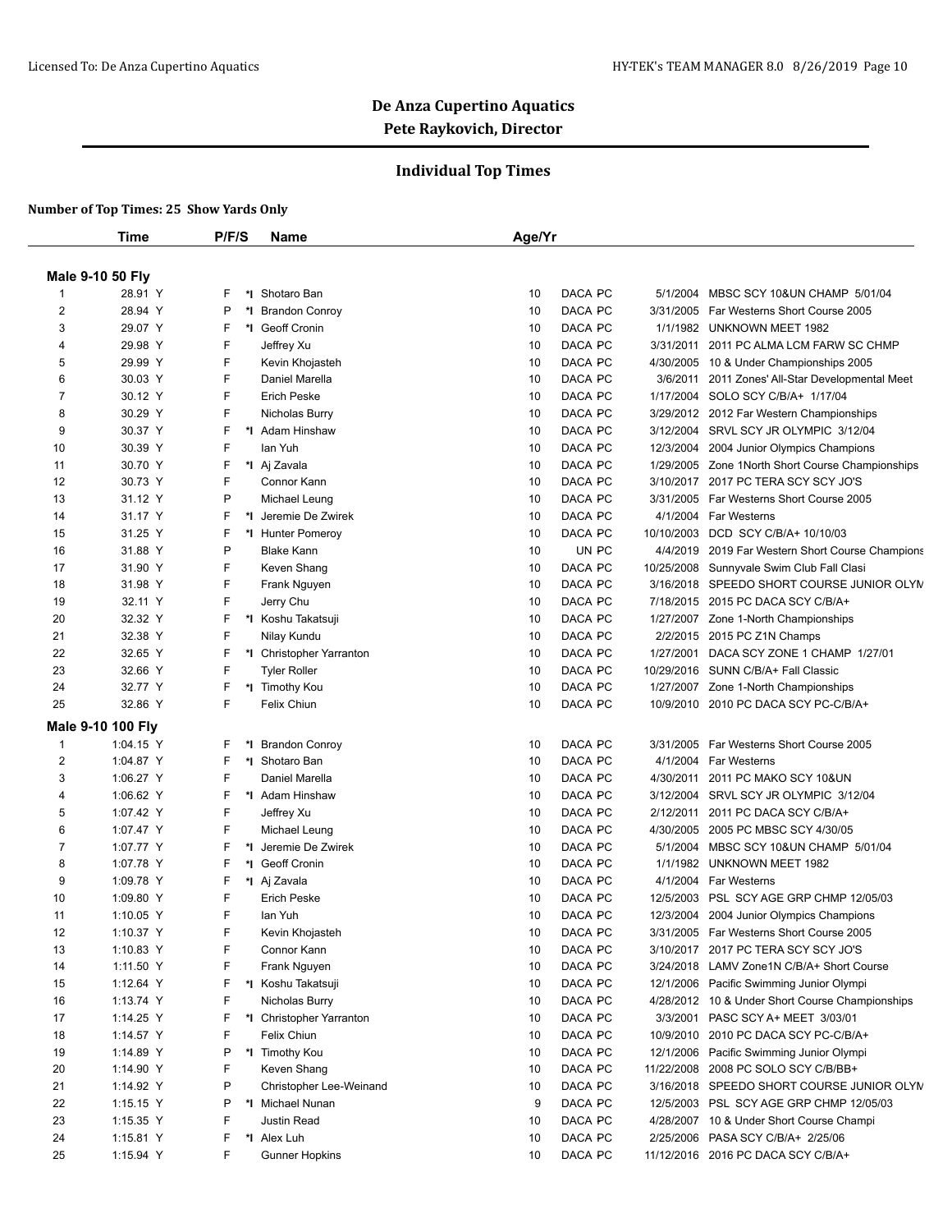# De Anza Cupertino Aquatics

## Pete Raykovich, Director

### Individual Top Times

**Number of Top Times: 25 Show Yards Only**

**Male 9-10 50 Fly**

| | Time | P/F/S | | Name | Age/Yr | | | | |
|---|---|---|---|---|---|---|---|---|---|
| 1 | 28.91 Y | F | *I | Shotaro Ban | 10 | DACA | PC | 5/1/2004 | MBSC SCY 10&UN CHAMP 5/01/04 |
| 2 | 28.94 Y | P | *I | Brandon Conroy | 10 | DACA | PC | 3/31/2005 | Far Westerns Short Course 2005 |
| 3 | 29.07 Y | F | *I | Geoff Cronin | 10 | DACA | PC | 1/1/1982 | UNKNOWN MEET 1982 |
| 4 | 29.98 Y | F | | Jeffrey Xu | 10 | DACA | PC | 3/31/2011 | 2011 PC ALMA LCM FARW SC CHMP |
| 5 | 29.99 Y | F | | Kevin Khojasteh | 10 | DACA | PC | 4/30/2005 | 10 & Under Championships 2005 |
| 6 | 30.03 Y | F | | Daniel Marella | 10 | DACA | PC | 3/6/2011 | 2011 Zones' All-Star Developmental Meet |
| 7 | 30.12 Y | F | | Erich Peske | 10 | DACA | PC | 1/17/2004 | SOLO SCY C/B/A+ 1/17/04 |
| 8 | 30.29 Y | F | | Nicholas Burry | 10 | DACA | PC | 3/29/2012 | 2012 Far Western Championships |
| 9 | 30.37 Y | F | *I | Adam Hinshaw | 10 | DACA | PC | 3/12/2004 | SRVL SCY JR OLYMPIC 3/12/04 |
| 10 | 30.39 Y | F | | Ian Yuh | 10 | DACA | PC | 12/3/2004 | 2004 Junior Olympics Champions |
| 11 | 30.70 Y | F | *I | Aj Zavala | 10 | DACA | PC | 1/29/2005 | Zone 1North Short Course Championships |
| 12 | 30.73 Y | F | | Connor Kann | 10 | DACA | PC | 3/10/2017 | 2017 PC TERA SCY SCY JO'S |
| 13 | 31.12 Y | P | | Michael Leung | 10 | DACA | PC | 3/31/2005 | Far Westerns Short Course 2005 |
| 14 | 31.17 Y | F | *I | Jeremie De Zwirek | 10 | DACA | PC | 4/1/2004 | Far Westerns |
| 15 | 31.25 Y | F | *I | Hunter Pomeroy | 10 | DACA | PC | 10/10/2003 | DCD SCY C/B/A+ 10/10/03 |
| 16 | 31.88 Y | P | | Blake Kann | 10 | UN | PC | 4/4/2019 | 2019 Far Western Short Course Champions |
| 17 | 31.90 Y | F | | Keven Shang | 10 | DACA | PC | 10/25/2008 | Sunnyvale Swim Club Fall Clasi |
| 18 | 31.98 Y | F | | Frank Nguyen | 10 | DACA | PC | 3/16/2018 | SPEEDO SHORT COURSE JUNIOR OLYM |
| 19 | 32.11 Y | F | | Jerry Chu | 10 | DACA | PC | 7/18/2015 | 2015 PC DACA SCY C/B/A+ |
| 20 | 32.32 Y | F | *I | Koshu Takatsuji | 10 | DACA | PC | 1/27/2007 | Zone 1-North Championships |
| 21 | 32.38 Y | F | | Nilay Kundu | 10 | DACA | PC | 2/2/2015 | 2015 PC Z1N Champs |
| 22 | 32.65 Y | F | *I | Christopher Yarranton | 10 | DACA | PC | 1/27/2001 | DACA SCY ZONE 1 CHAMP 1/27/01 |
| 23 | 32.66 Y | F | | Tyler Roller | 10 | DACA | PC | 10/29/2016 | SUNN C/B/A+ Fall Classic |
| 24 | 32.77 Y | F | *I | Timothy Kou | 10 | DACA | PC | 1/27/2007 | Zone 1-North Championships |
| 25 | 32.86 Y | F | | Felix Chiun | 10 | DACA | PC | 10/9/2010 | 2010 PC DACA SCY PC-C/B/A+ |

**Male 9-10 100 Fly**

| | Time | P/F/S | | Name | Age/Yr | | | | |
|---|---|---|---|---|---|---|---|---|---|
| 1 | 1:04.15 Y | F | *I | Brandon Conroy | 10 | DACA | PC | 3/31/2005 | Far Westerns Short Course 2005 |
| 2 | 1:04.87 Y | F | *I | Shotaro Ban | 10 | DACA | PC | 4/1/2004 | Far Westerns |
| 3 | 1:06.27 Y | F | | Daniel Marella | 10 | DACA | PC | 4/30/2011 | 2011 PC MAKO SCY 10&UN |
| 4 | 1:06.62 Y | F | *I | Adam Hinshaw | 10 | DACA | PC | 3/12/2004 | SRVL SCY JR OLYMPIC 3/12/04 |
| 5 | 1:07.42 Y | F | | Jeffrey Xu | 10 | DACA | PC | 2/12/2011 | 2011 PC DACA SCY C/B/A+ |
| 6 | 1:07.47 Y | F | | Michael Leung | 10 | DACA | PC | 4/30/2005 | 2005 PC MBSC SCY 4/30/05 |
| 7 | 1:07.77 Y | F | *I | Jeremie De Zwirek | 10 | DACA | PC | 5/1/2004 | MBSC SCY 10&UN CHAMP 5/01/04 |
| 8 | 1:07.78 Y | F | *I | Geoff Cronin | 10 | DACA | PC | 1/1/1982 | UNKNOWN MEET 1982 |
| 9 | 1:09.78 Y | F | *I | Aj Zavala | 10 | DACA | PC | 4/1/2004 | Far Westerns |
| 10 | 1:09.80 Y | F | | Erich Peske | 10 | DACA | PC | 12/5/2003 | PSL SCY AGE GRP CHMP 12/05/03 |
| 11 | 1:10.05 Y | F | | Ian Yuh | 10 | DACA | PC | 12/3/2004 | 2004 Junior Olympics Champions |
| 12 | 1:10.37 Y | F | | Kevin Khojasteh | 10 | DACA | PC | 3/31/2005 | Far Westerns Short Course 2005 |
| 13 | 1:10.83 Y | F | | Connor Kann | 10 | DACA | PC | 3/10/2017 | 2017 PC TERA SCY SCY JO'S |
| 14 | 1:11.50 Y | F | | Frank Nguyen | 10 | DACA | PC | 3/24/2018 | LAMV Zone1N C/B/A+ Short Course |
| 15 | 1:12.64 Y | F | *I | Koshu Takatsuji | 10 | DACA | PC | 12/1/2006 | Pacific Swimming Junior Olympi |
| 16 | 1:13.74 Y | F | | Nicholas Burry | 10 | DACA | PC | 4/28/2012 | 10 & Under Short Course Championships |
| 17 | 1:14.25 Y | F | *I | Christopher Yarranton | 10 | DACA | PC | 3/3/2001 | PASC SCY A+ MEET 3/03/01 |
| 18 | 1:14.57 Y | F | | Felix Chiun | 10 | DACA | PC | 10/9/2010 | 2010 PC DACA SCY PC-C/B/A+ |
| 19 | 1:14.89 Y | P | *I | Timothy Kou | 10 | DACA | PC | 12/1/2006 | Pacific Swimming Junior Olympi |
| 20 | 1:14.90 Y | F | | Keven Shang | 10 | DACA | PC | 11/22/2008 | 2008 PC SOLO SCY C/B/BB+ |
| 21 | 1:14.92 Y | P | | Christopher Lee-Weinand | 10 | DACA | PC | 3/16/2018 | SPEEDO SHORT COURSE JUNIOR OLYM |
| 22 | 1:15.15 Y | P | *I | Michael Nunan | 9 | DACA | PC | 12/5/2003 | PSL SCY AGE GRP CHMP 12/05/03 |
| 23 | 1:15.35 Y | F | | Justin Read | 10 | DACA | PC | 4/28/2007 | 10 & Under Short Course Champi |
| 24 | 1:15.81 Y | F | *I | Alex Luh | 10 | DACA | PC | 2/25/2006 | PASA SCY C/B/A+ 2/25/06 |
| 25 | 1:15.94 Y | F | | Gunner Hopkins | 10 | DACA | PC | 11/12/2016 | 2016 PC DACA SCY C/B/A+ |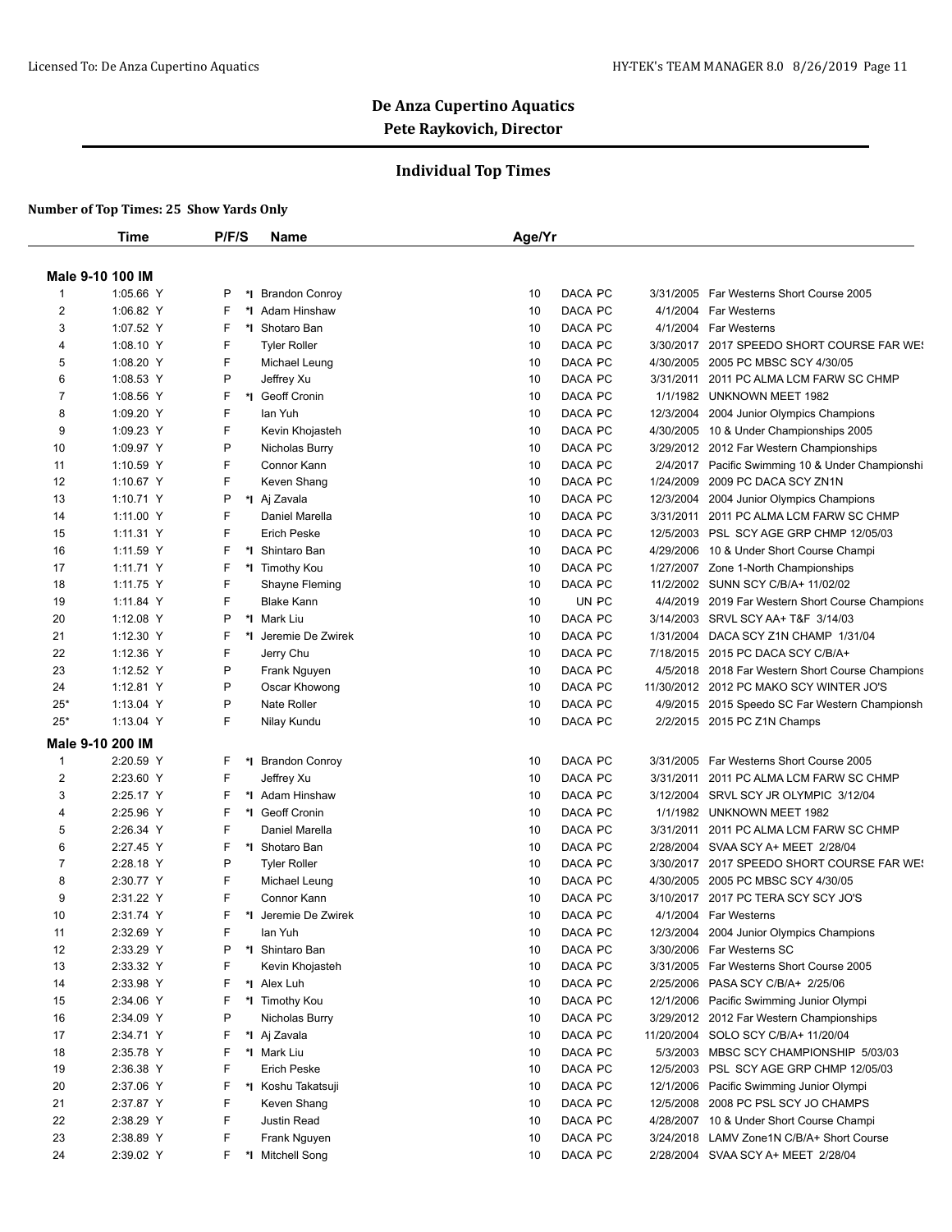## De Anza Cupertino Aquatics

**Pete Raykovich, Director**

### Individual Top Times

**Number of Top Times: 25 Show Yards Only**

| | Time | P/F/S | | Name | Age/Yr | | | | |
|---|---|---|---|---|---|---|---|---|---|
| **Male 9-10 100 IM** | | | | | | | | | |
| 1 | 1:05.66 Y | P | *I | Brandon Conroy | 10 | DACA | PC | 3/31/2005 | Far Westerns Short Course 2005 |
| 2 | 1:06.82 Y | F | *I | Adam Hinshaw | 10 | DACA | PC | 4/1/2004 | Far Westerns |
| 3 | 1:07.52 Y | F | *I | Shotaro Ban | 10 | DACA | PC | 4/1/2004 | Far Westerns |
| 4 | 1:08.10 Y | F | | Tyler Roller | 10 | DACA | PC | 3/30/2017 | 2017 SPEEDO SHORT COURSE FAR WES |
| 5 | 1:08.20 Y | F | | Michael Leung | 10 | DACA | PC | 4/30/2005 | 2005 PC MBSC SCY 4/30/05 |
| 6 | 1:08.53 Y | P | | Jeffrey Xu | 10 | DACA | PC | 3/31/2011 | 2011 PC ALMA LCM FARW SC CHMP |
| 7 | 1:08.56 Y | F | *I | Geoff Cronin | 10 | DACA | PC | 1/1/1982 | UNKNOWN MEET 1982 |
| 8 | 1:09.20 Y | F | | Ian Yuh | 10 | DACA | PC | 12/3/2004 | 2004 Junior Olympics Champions |
| 9 | 1:09.23 Y | F | | Kevin Khojasteh | 10 | DACA | PC | 4/30/2005 | 10 & Under Championships 2005 |
| 10 | 1:09.97 Y | P | | Nicholas Burry | 10 | DACA | PC | 3/29/2012 | 2012 Far Western Championships |
| 11 | 1:10.59 Y | F | | Connor Kann | 10 | DACA | PC | 2/4/2017 | Pacific Swimming 10 & Under Championshi |
| 12 | 1:10.67 Y | F | | Keven Shang | 10 | DACA | PC | 1/24/2009 | 2009 PC DACA SCY ZN1N |
| 13 | 1:10.71 Y | P | *I | Aj Zavala | 10 | DACA | PC | 12/3/2004 | 2004 Junior Olympics Champions |
| 14 | 1:11.00 Y | F | | Daniel Marella | 10 | DACA | PC | 3/31/2011 | 2011 PC ALMA LCM FARW SC CHMP |
| 15 | 1:11.31 Y | F | | Erich Peske | 10 | DACA | PC | 12/5/2003 | PSL SCY AGE GRP CHMP 12/05/03 |
| 16 | 1:11.59 Y | F | *I | Shintaro Ban | 10 | DACA | PC | 4/29/2006 | 10 & Under Short Course Champi |
| 17 | 1:11.71 Y | F | *I | Timothy Kou | 10 | DACA | PC | 1/27/2007 | Zone 1-North Championships |
| 18 | 1:11.75 Y | F | | Shayne Fleming | 10 | DACA | PC | 11/2/2002 | SUNN SCY C/B/A+ 11/02/02 |
| 19 | 1:11.84 Y | F | | Blake Kann | 10 | UN | PC | 4/4/2019 | 2019 Far Western Short Course Champions |
| 20 | 1:12.08 Y | P | *I | Mark Liu | 10 | DACA | PC | 3/14/2003 | SRVL SCY AA+ T&F 3/14/03 |
| 21 | 1:12.30 Y | F | *I | Jeremie De Zwirek | 10 | DACA | PC | 1/31/2004 | DACA SCY Z1N CHAMP 1/31/04 |
| 22 | 1:12.36 Y | F | | Jerry Chu | 10 | DACA | PC | 7/18/2015 | 2015 PC DACA SCY C/B/A+ |
| 23 | 1:12.52 Y | P | | Frank Nguyen | 10 | DACA | PC | 4/5/2018 | 2018 Far Western Short Course Champions |
| 24 | 1:12.81 Y | P | | Oscar Khowong | 10 | DACA | PC | 11/30/2012 | 2012 PC MAKO SCY WINTER JO'S |
| 25* | 1:13.04 Y | P | | Nate Roller | 10 | DACA | PC | 4/9/2015 | 2015 Speedo SC Far Western Championsh |
| 25* | 1:13.04 Y | F | | Nilay Kundu | 10 | DACA | PC | 2/2/2015 | 2015 PC Z1N Champs |
| **Male 9-10 200 IM** | | | | | | | | | |
| 1 | 2:20.59 Y | F | *I | Brandon Conroy | 10 | DACA | PC | 3/31/2005 | Far Westerns Short Course 2005 |
| 2 | 2:23.60 Y | F | | Jeffrey Xu | 10 | DACA | PC | 3/31/2011 | 2011 PC ALMA LCM FARW SC CHMP |
| 3 | 2:25.17 Y | F | *I | Adam Hinshaw | 10 | DACA | PC | 3/12/2004 | SRVL SCY JR OLYMPIC 3/12/04 |
| 4 | 2:25.96 Y | F | *I | Geoff Cronin | 10 | DACA | PC | 1/1/1982 | UNKNOWN MEET 1982 |
| 5 | 2:26.34 Y | F | | Daniel Marella | 10 | DACA | PC | 3/31/2011 | 2011 PC ALMA LCM FARW SC CHMP |
| 6 | 2:27.45 Y | F | *I | Shotaro Ban | 10 | DACA | PC | 2/28/2004 | SVAA SCY A+ MEET 2/28/04 |
| 7 | 2:28.18 Y | P | | Tyler Roller | 10 | DACA | PC | 3/30/2017 | 2017 SPEEDO SHORT COURSE FAR WES |
| 8 | 2:30.77 Y | F | | Michael Leung | 10 | DACA | PC | 4/30/2005 | 2005 PC MBSC SCY 4/30/05 |
| 9 | 2:31.22 Y | F | | Connor Kann | 10 | DACA | PC | 3/10/2017 | 2017 PC TERA SCY SCY JO'S |
| 10 | 2:31.74 Y | F | *I | Jeremie De Zwirek | 10 | DACA | PC | 4/1/2004 | Far Westerns |
| 11 | 2:32.69 Y | F | | Ian Yuh | 10 | DACA | PC | 12/3/2004 | 2004 Junior Olympics Champions |
| 12 | 2:33.29 Y | P | *I | Shintaro Ban | 10 | DACA | PC | 3/30/2006 | Far Westerns SC |
| 13 | 2:33.32 Y | F | | Kevin Khojasteh | 10 | DACA | PC | 3/31/2005 | Far Westerns Short Course 2005 |
| 14 | 2:33.98 Y | F | *I | Alex Luh | 10 | DACA | PC | 2/25/2006 | PASA SCY C/B/A+ 2/25/06 |
| 15 | 2:34.06 Y | F | *I | Timothy Kou | 10 | DACA | PC | 12/1/2006 | Pacific Swimming Junior Olympi |
| 16 | 2:34.09 Y | P | | Nicholas Burry | 10 | DACA | PC | 3/29/2012 | 2012 Far Western Championships |
| 17 | 2:34.71 Y | F | *I | Aj Zavala | 10 | DACA | PC | 11/20/2004 | SOLO SCY C/B/A+ 11/20/04 |
| 18 | 2:35.78 Y | F | *I | Mark Liu | 10 | DACA | PC | 5/3/2003 | MBSC SCY CHAMPIONSHIP 5/03/03 |
| 19 | 2:36.38 Y | F | | Erich Peske | 10 | DACA | PC | 12/5/2003 | PSL SCY AGE GRP CHMP 12/05/03 |
| 20 | 2:37.06 Y | F | *I | Koshu Takatsuji | 10 | DACA | PC | 12/1/2006 | Pacific Swimming Junior Olympi |
| 21 | 2:37.87 Y | F | | Keven Shang | 10 | DACA | PC | 12/5/2008 | 2008 PC PSL SCY JO CHAMPS |
| 22 | 2:38.29 Y | F | | Justin Read | 10 | DACA | PC | 4/28/2007 | 10 & Under Short Course Champi |
| 23 | 2:38.89 Y | F | | Frank Nguyen | 10 | DACA | PC | 3/24/2018 | LAMV Zone1N C/B/A+ Short Course |
| 24 | 2:39.02 Y | F | *I | Mitchell Song | 10 | DACA | PC | 2/28/2004 | SVAA SCY A+ MEET 2/28/04 |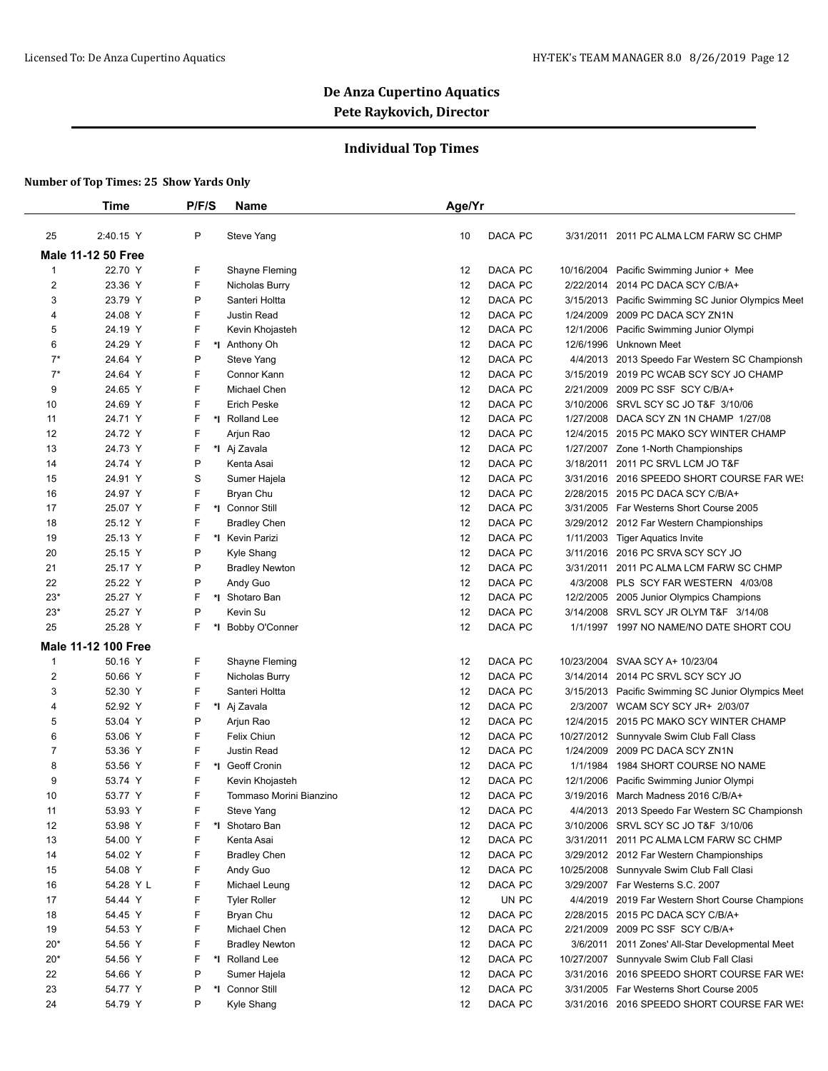# De Anza Cupertino Aquatics
## Pete Raykovich, Director

### Individual Top Times

**Number of Top Times: 25 Show Yards Only**

| | Time | P/F/S | | Name | Age/Yr | | | |
|---|---|---|---|---|---|---|---|---|
| 25 | 2:40.15 Y | P | | Steve Yang | 10 | DACA PC | 3/31/2011 | 2011 PC ALMA LCM FARW SC CHMP |
| **Male 11-12 50 Free** | | | | | | | | |
| 1 | 22.70 Y | F | | Shayne Fleming | 12 | DACA PC | 10/16/2004 | Pacific Swimming Junior + Mee |
| 2 | 23.36 Y | F | | Nicholas Burry | 12 | DACA PC | 2/22/2014 | 2014 PC DACA SCY C/B/A+ |
| 3 | 23.79 Y | P | | Santeri Holtta | 12 | DACA PC | 3/15/2013 | Pacific Swimming SC Junior Olympics Meet |
| 4 | 24.08 Y | F | | Justin Read | 12 | DACA PC | 1/24/2009 | 2009 PC DACA SCY ZN1N |
| 5 | 24.19 Y | F | | Kevin Khojasteh | 12 | DACA PC | 12/1/2006 | Pacific Swimming Junior Olympi |
| 6 | 24.29 Y | F | *I | Anthony Oh | 12 | DACA PC | 12/6/1996 | Unknown Meet |
| 7* | 24.64 Y | P | | Steve Yang | 12 | DACA PC | 4/4/2013 | 2013 Speedo Far Western SC Championsh |
| 7* | 24.64 Y | F | | Connor Kann | 12 | DACA PC | 3/15/2019 | 2019 PC WCAB SCY SCY JO CHAMP |
| 9 | 24.65 Y | F | | Michael Chen | 12 | DACA PC | 2/21/2009 | 2009 PC SSF SCY C/B/A+ |
| 10 | 24.69 Y | F | | Erich Peske | 12 | DACA PC | 3/10/2006 | SRVL SCY SC JO T&F 3/10/06 |
| 11 | 24.71 Y | F | *I | Rolland Lee | 12 | DACA PC | 1/27/2008 | DACA SCY ZN 1N CHAMP 1/27/08 |
| 12 | 24.72 Y | F | | Arjun Rao | 12 | DACA PC | 12/4/2015 | 2015 PC MAKO SCY WINTER CHAMP |
| 13 | 24.73 Y | F | *I | Aj Zavala | 12 | DACA PC | 1/27/2007 | Zone 1-North Championships |
| 14 | 24.74 Y | P | | Kenta Asai | 12 | DACA PC | 3/18/2011 | 2011 PC SRVL LCM JO T&F |
| 15 | 24.91 Y | S | | Sumer Hajela | 12 | DACA PC | 3/31/2016 | 2016 SPEEDO SHORT COURSE FAR WE! |
| 16 | 24.97 Y | F | | Bryan Chu | 12 | DACA PC | 2/28/2015 | 2015 PC DACA SCY C/B/A+ |
| 17 | 25.07 Y | F | *I | Connor Still | 12 | DACA PC | 3/31/2005 | Far Westerns Short Course 2005 |
| 18 | 25.12 Y | F | | Bradley Chen | 12 | DACA PC | 3/29/2012 | 2012 Far Western Championships |
| 19 | 25.13 Y | F | *I | Kevin Parizi | 12 | DACA PC | 1/11/2003 | Tiger Aquatics Invite |
| 20 | 25.15 Y | P | | Kyle Shang | 12 | DACA PC | 3/11/2016 | 2016 PC SRVA SCY SCY JO |
| 21 | 25.17 Y | P | | Bradley Newton | 12 | DACA PC | 3/31/2011 | 2011 PC ALMA LCM FARW SC CHMP |
| 22 | 25.22 Y | P | | Andy Guo | 12 | DACA PC | 4/3/2008 | PLS SCY FAR WESTERN 4/03/08 |
| 23* | 25.27 Y | F | *I | Shotaro Ban | 12 | DACA PC | 12/2/2005 | 2005 Junior Olympics Champions |
| 23* | 25.27 Y | P | | Kevin Su | 12 | DACA PC | 3/14/2008 | SRVL SCY JR OLYM T&F 3/14/08 |
| 25 | 25.28 Y | F | *I | Bobby O'Conner | 12 | DACA PC | 1/1/1997 | 1997 NO NAME/NO DATE SHORT COU |
| **Male 11-12 100 Free** | | | | | | | | |
| 1 | 50.16 Y | F | | Shayne Fleming | 12 | DACA PC | 10/23/2004 | SVAA SCY A+ 10/23/04 |
| 2 | 50.66 Y | F | | Nicholas Burry | 12 | DACA PC | 3/14/2014 | 2014 PC SRVL SCY SCY JO |
| 3 | 52.30 Y | F | | Santeri Holtta | 12 | DACA PC | 3/15/2013 | Pacific Swimming SC Junior Olympics Meet |
| 4 | 52.92 Y | F | *I | Aj Zavala | 12 | DACA PC | 2/3/2007 | WCAM SCY SCY JR+ 2/03/07 |
| 5 | 53.04 Y | P | | Arjun Rao | 12 | DACA PC | 12/4/2015 | 2015 PC MAKO SCY WINTER CHAMP |
| 6 | 53.06 Y | F | | Felix Chiun | 12 | DACA PC | 10/27/2012 | Sunnyvale Swim Club Fall Class |
| 7 | 53.36 Y | F | | Justin Read | 12 | DACA PC | 1/24/2009 | 2009 PC DACA SCY ZN1N |
| 8 | 53.56 Y | F | *I | Geoff Cronin | 12 | DACA PC | 1/1/1984 | 1984 SHORT COURSE NO NAME |
| 9 | 53.74 Y | F | | Kevin Khojasteh | 12 | DACA PC | 12/1/2006 | Pacific Swimming Junior Olympi |
| 10 | 53.77 Y | F | | Tommaso Morini Bianzino | 12 | DACA PC | 3/19/2016 | March Madness 2016 C/B/A+ |
| 11 | 53.93 Y | F | | Steve Yang | 12 | DACA PC | 4/4/2013 | 2013 Speedo Far Western SC Championsh |
| 12 | 53.98 Y | F | *I | Shotaro Ban | 12 | DACA PC | 3/10/2006 | SRVL SCY SC JO T&F 3/10/06 |
| 13 | 54.00 Y | F | | Kenta Asai | 12 | DACA PC | 3/31/2011 | 2011 PC ALMA LCM FARW SC CHMP |
| 14 | 54.02 Y | F | | Bradley Chen | 12 | DACA PC | 3/29/2012 | 2012 Far Western Championships |
| 15 | 54.08 Y | F | | Andy Guo | 12 | DACA PC | 10/25/2008 | Sunnyvale Swim Club Fall Clasi |
| 16 | 54.28 Y L | F | | Michael Leung | 12 | DACA PC | 3/29/2007 | Far Westerns S.C. 2007 |
| 17 | 54.44 Y | F | | Tyler Roller | 12 | UN PC | 4/4/2019 | 2019 Far Western Short Course Champions |
| 18 | 54.45 Y | F | | Bryan Chu | 12 | DACA PC | 2/28/2015 | 2015 PC DACA SCY C/B/A+ |
| 19 | 54.53 Y | F | | Michael Chen | 12 | DACA PC | 2/21/2009 | 2009 PC SSF SCY C/B/A+ |
| 20* | 54.56 Y | F | | Bradley Newton | 12 | DACA PC | 3/6/2011 | 2011 Zones' All-Star Developmental Meet |
| 20* | 54.56 Y | F | *I | Rolland Lee | 12 | DACA PC | 10/27/2007 | Sunnyvale Swim Club Fall Clasi |
| 22 | 54.66 Y | P | | Sumer Hajela | 12 | DACA PC | 3/31/2016 | 2016 SPEEDO SHORT COURSE FAR WE! |
| 23 | 54.77 Y | P | *I | Connor Still | 12 | DACA PC | 3/31/2005 | Far Westerns Short Course 2005 |
| 24 | 54.79 Y | P | | Kyle Shang | 12 | DACA PC | 3/31/2016 | 2016 SPEEDO SHORT COURSE FAR WE! |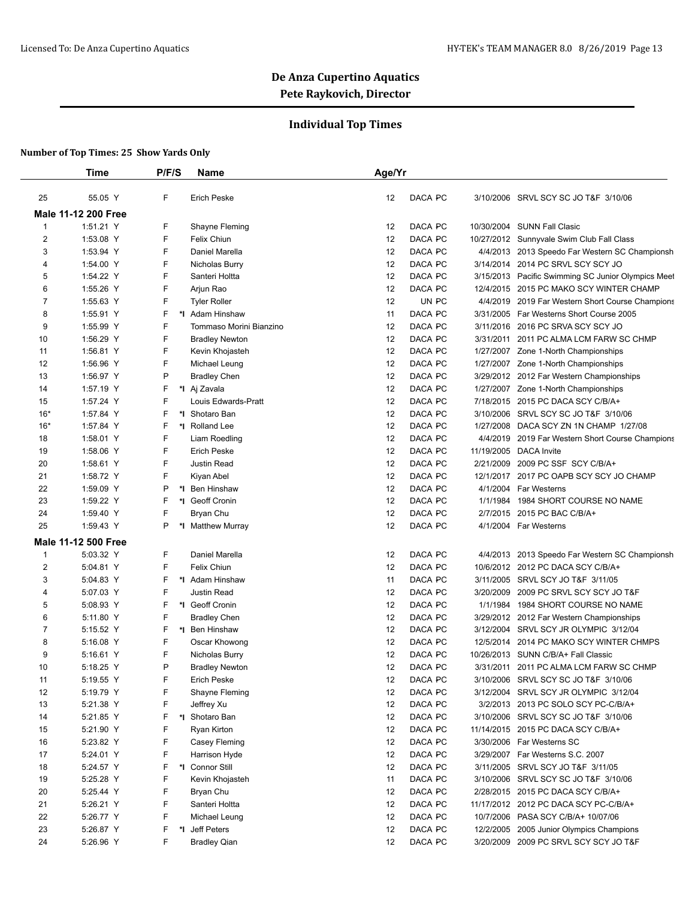# De Anza Cupertino Aquatics

## Pete Raykovich, Director

### Individual Top Times

**Number of Top Times: 25 Show Yards Only**

| | Time | P/F/S | | Name | Age/Yr | | | | |
|---|---|---|---|---|---|---|---|---|---|
| 25 | 55.05 Y | F | | Erich Peske | 12 | DACA | PC | 3/10/2006 | SRVL SCY SC JO T&F 3/10/06 |
| **Male 11-12 200 Free** | | | | | | | | | |
| 1 | 1:51.21 Y | F | | Shayne Fleming | 12 | DACA | PC | 10/30/2004 | SUNN Fall Clasic |
| 2 | 1:53.08 Y | F | | Felix Chiun | 12 | DACA | PC | 10/27/2012 | Sunnyvale Swim Club Fall Class |
| 3 | 1:53.94 Y | F | | Daniel Marella | 12 | DACA | PC | 4/4/2013 | 2013 Speedo Far Western SC Championsh |
| 4 | 1:54.00 Y | F | | Nicholas Burry | 12 | DACA | PC | 3/14/2014 | 2014 PC SRVL SCY SCY JO |
| 5 | 1:54.22 Y | F | | Santeri Holtta | 12 | DACA | PC | 3/15/2013 | Pacific Swimming SC Junior Olympics Meet |
| 6 | 1:55.26 Y | F | | Arjun Rao | 12 | DACA | PC | 12/4/2015 | 2015 PC MAKO SCY WINTER CHAMP |
| 7 | 1:55.63 Y | F | | Tyler Roller | 12 | UN | PC | 4/4/2019 | 2019 Far Western Short Course Champions |
| 8 | 1:55.91 Y | F | *I | Adam Hinshaw | 11 | DACA | PC | 3/31/2005 | Far Westerns Short Course 2005 |
| 9 | 1:55.99 Y | F | | Tommaso Morini Bianzino | 12 | DACA | PC | 3/11/2016 | 2016 PC SRVA SCY SCY JO |
| 10 | 1:56.29 Y | F | | Bradley Newton | 12 | DACA | PC | 3/31/2011 | 2011 PC ALMA LCM FARW SC CHMP |
| 11 | 1:56.81 Y | F | | Kevin Khojasteh | 12 | DACA | PC | 1/27/2007 | Zone 1-North Championships |
| 12 | 1:56.96 Y | F | | Michael Leung | 12 | DACA | PC | 1/27/2007 | Zone 1-North Championships |
| 13 | 1:56.97 Y | P | | Bradley Chen | 12 | DACA | PC | 3/29/2012 | 2012 Far Western Championships |
| 14 | 1:57.19 Y | F | *I | Aj Zavala | 12 | DACA | PC | 1/27/2007 | Zone 1-North Championships |
| 15 | 1:57.24 Y | F | | Louis Edwards-Pratt | 12 | DACA | PC | 7/18/2015 | 2015 PC DACA SCY C/B/A+ |
| 16* | 1:57.84 Y | F | *I | Shotaro Ban | 12 | DACA | PC | 3/10/2006 | SRVL SCY SC JO T&F 3/10/06 |
| 16* | 1:57.84 Y | F | *I | Rolland Lee | 12 | DACA | PC | 1/27/2008 | DACA SCY ZN 1N CHAMP 1/27/08 |
| 18 | 1:58.01 Y | F | | Liam Roedling | 12 | DACA | PC | 4/4/2019 | 2019 Far Western Short Course Champions |
| 19 | 1:58.06 Y | F | | Erich Peske | 12 | DACA | PC | 11/19/2005 | DACA Invite |
| 20 | 1:58.61 Y | F | | Justin Read | 12 | DACA | PC | 2/21/2009 | 2009 PC SSF SCY C/B/A+ |
| 21 | 1:58.72 Y | F | | Kiyan Abel | 12 | DACA | PC | 12/1/2017 | 2017 PC OAPB SCY SCY JO CHAMP |
| 22 | 1:59.09 Y | P | *I | Ben Hinshaw | 12 | DACA | PC | 4/1/2004 | Far Westerns |
| 23 | 1:59.22 Y | F | *I | Geoff Cronin | 12 | DACA | PC | 1/1/1984 | 1984 SHORT COURSE NO NAME |
| 24 | 1:59.40 Y | F | | Bryan Chu | 12 | DACA | PC | 2/7/2015 | 2015 PC BAC C/B/A+ |
| 25 | 1:59.43 Y | P | *I | Matthew Murray | 12 | DACA | PC | 4/1/2004 | Far Westerns |
| **Male 11-12 500 Free** | | | | | | | | | |
| 1 | 5:03.32 Y | F | | Daniel Marella | 12 | DACA | PC | 4/4/2013 | 2013 Speedo Far Western SC Championsh |
| 2 | 5:04.81 Y | F | | Felix Chiun | 12 | DACA | PC | 10/6/2012 | 2012 PC DACA SCY C/B/A+ |
| 3 | 5:04.83 Y | F | *I | Adam Hinshaw | 11 | DACA | PC | 3/11/2005 | SRVL SCY JO T&F 3/11/05 |
| 4 | 5:07.03 Y | F | | Justin Read | 12 | DACA | PC | 3/20/2009 | 2009 PC SRVL SCY SCY JO T&F |
| 5 | 5:08.93 Y | F | *I | Geoff Cronin | 12 | DACA | PC | 1/1/1984 | 1984 SHORT COURSE NO NAME |
| 6 | 5:11.80 Y | F | | Bradley Chen | 12 | DACA | PC | 3/29/2012 | 2012 Far Western Championships |
| 7 | 5:15.52 Y | F | *I | Ben Hinshaw | 12 | DACA | PC | 3/12/2004 | SRVL SCY JR OLYMPIC 3/12/04 |
| 8 | 5:16.08 Y | F | | Oscar Khowong | 12 | DACA | PC | 12/5/2014 | 2014 PC MAKO SCY WINTER CHMPS |
| 9 | 5:16.61 Y | F | | Nicholas Burry | 12 | DACA | PC | 10/26/2013 | SUNN C/B/A+ Fall Classic |
| 10 | 5:18.25 Y | P | | Bradley Newton | 12 | DACA | PC | 3/31/2011 | 2011 PC ALMA LCM FARW SC CHMP |
| 11 | 5:19.55 Y | F | | Erich Peske | 12 | DACA | PC | 3/10/2006 | SRVL SCY SC JO T&F 3/10/06 |
| 12 | 5:19.79 Y | F | | Shayne Fleming | 12 | DACA | PC | 3/12/2004 | SRVL SCY JR OLYMPIC 3/12/04 |
| 13 | 5:21.38 Y | F | | Jeffrey Xu | 12 | DACA | PC | 3/2/2013 | 2013 PC SOLO SCY PC-C/B/A+ |
| 14 | 5:21.85 Y | F | *I | Shotaro Ban | 12 | DACA | PC | 3/10/2006 | SRVL SCY SC JO T&F 3/10/06 |
| 15 | 5:21.90 Y | F | | Ryan Kirton | 12 | DACA | PC | 11/14/2015 | 2015 PC DACA SCY C/B/A+ |
| 16 | 5:23.82 Y | F | | Casey Fleming | 12 | DACA | PC | 3/30/2006 | Far Westerns SC |
| 17 | 5:24.01 Y | F | | Harrison Hyde | 12 | DACA | PC | 3/29/2007 | Far Westerns S.C. 2007 |
| 18 | 5:24.57 Y | F | *I | Connor Still | 12 | DACA | PC | 3/11/2005 | SRVL SCY JO T&F 3/11/05 |
| 19 | 5:25.28 Y | F | | Kevin Khojasteh | 11 | DACA | PC | 3/10/2006 | SRVL SCY SC JO T&F 3/10/06 |
| 20 | 5:25.44 Y | F | | Bryan Chu | 12 | DACA | PC | 2/28/2015 | 2015 PC DACA SCY C/B/A+ |
| 21 | 5:26.21 Y | F | | Santeri Holtta | 12 | DACA | PC | 11/17/2012 | 2012 PC DACA SCY PC-C/B/A+ |
| 22 | 5:26.77 Y | F | | Michael Leung | 12 | DACA | PC | 10/7/2006 | PASA SCY C/B/A+ 10/07/06 |
| 23 | 5:26.87 Y | F | *I | Jeff Peters | 12 | DACA | PC | 12/2/2005 | 2005 Junior Olympics Champions |
| 24 | 5:26.96 Y | F | | Bradley Qian | 12 | DACA | PC | 3/20/2009 | 2009 PC SRVL SCY SCY JO T&F |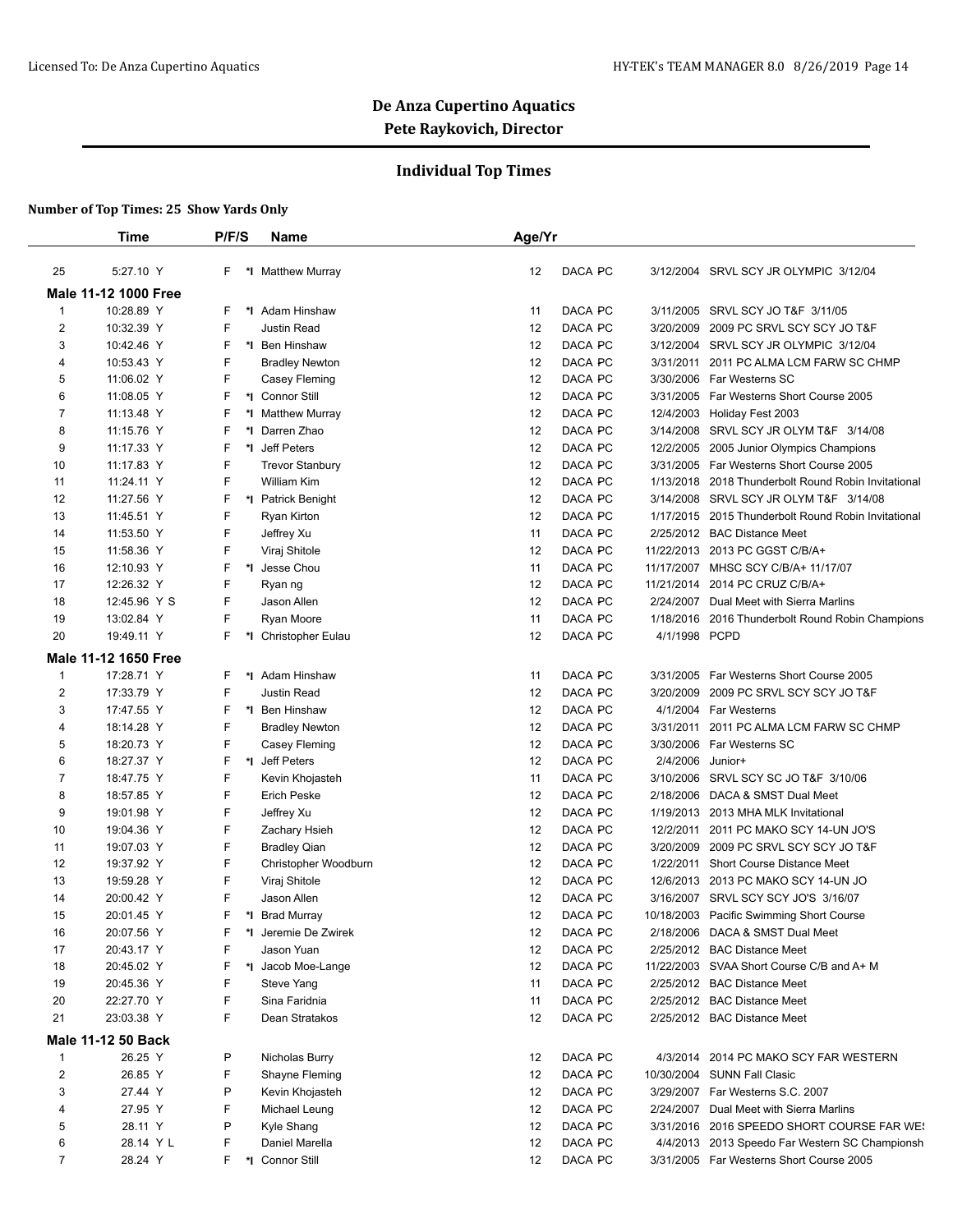# De Anza Cupertino Aquatics
## Pete Raykovich, Director

### Individual Top Times

**Number of Top Times: 25 Show Yards Only**

| | Time | P/F/S | | Name | Age/Yr | | | | |
|---|---|---|---|---|---|---|---|---|---|
| 25 | 5:27.10 Y | F | *I | Matthew Murray | 12 | DACA | PC | 3/12/2004 | SRVL SCY JR OLYMPIC 3/12/04 |
| **Male 11-12 1000 Free** | | | | | | | | | |
| 1 | 10:28.89 Y | F | *I | Adam Hinshaw | 11 | DACA | PC | 3/11/2005 | SRVL SCY JO T&F 3/11/05 |
| 2 | 10:32.39 Y | F | | Justin Read | 12 | DACA | PC | 3/20/2009 | 2009 PC SRVL SCY SCY JO T&F |
| 3 | 10:42.46 Y | F | *I | Ben Hinshaw | 12 | DACA | PC | 3/12/2004 | SRVL SCY JR OLYMPIC 3/12/04 |
| 4 | 10:53.43 Y | F | | Bradley Newton | 12 | DACA | PC | 3/31/2011 | 2011 PC ALMA LCM FARW SC CHMP |
| 5 | 11:06.02 Y | F | | Casey Fleming | 12 | DACA | PC | 3/30/2006 | Far Westerns SC |
| 6 | 11:08.05 Y | F | *I | Connor Still | 12 | DACA | PC | 3/31/2005 | Far Westerns Short Course 2005 |
| 7 | 11:13.48 Y | F | *I | Matthew Murray | 12 | DACA | PC | 12/4/2003 | Holiday Fest 2003 |
| 8 | 11:15.76 Y | F | *I | Darren Zhao | 12 | DACA | PC | 3/14/2008 | SRVL SCY JR OLYM T&F 3/14/08 |
| 9 | 11:17.33 Y | F | *I | Jeff Peters | 12 | DACA | PC | 12/2/2005 | 2005 Junior Olympics Champions |
| 10 | 11:17.83 Y | F | | Trevor Stanbury | 12 | DACA | PC | 3/31/2005 | Far Westerns Short Course 2005 |
| 11 | 11:24.11 Y | F | | William Kim | 12 | DACA | PC | 1/13/2018 | 2018 Thunderbolt Round Robin Invitational |
| 12 | 11:27.56 Y | F | *I | Patrick Benight | 12 | DACA | PC | 3/14/2008 | SRVL SCY JR OLYM T&F 3/14/08 |
| 13 | 11:45.51 Y | F | | Ryan Kirton | 12 | DACA | PC | 1/17/2015 | 2015 Thunderbolt Round Robin Invitational |
| 14 | 11:53.50 Y | F | | Jeffrey Xu | 11 | DACA | PC | 2/25/2012 | BAC Distance Meet |
| 15 | 11:58.36 Y | F | | Viraj Shitole | 12 | DACA | PC | 11/22/2013 | 2013 PC GGST C/B/A+ |
| 16 | 12:10.93 Y | F | *I | Jesse Chou | 11 | DACA | PC | 11/17/2007 | MHSC SCY C/B/A+ 11/17/07 |
| 17 | 12:26.32 Y | F | | Ryan ng | 12 | DACA | PC | 11/21/2014 | 2014 PC CRUZ C/B/A+ |
| 18 | 12:45.96 Y S | F | | Jason Allen | 12 | DACA | PC | 2/24/2007 | Dual Meet with Sierra Marlins |
| 19 | 13:02.84 Y | F | | Ryan Moore | 11 | DACA | PC | 1/18/2016 | 2016 Thunderbolt Round Robin Champions |
| 20 | 19:49.11 Y | F | *I | Christopher Eulau | 12 | DACA | PC | 4/1/1998 | PCPD |
| **Male 11-12 1650 Free** | | | | | | | | | |
| 1 | 17:28.71 Y | F | *I | Adam Hinshaw | 11 | DACA | PC | 3/31/2005 | Far Westerns Short Course 2005 |
| 2 | 17:33.79 Y | F | | Justin Read | 12 | DACA | PC | 3/20/2009 | 2009 PC SRVL SCY SCY JO T&F |
| 3 | 17:47.55 Y | F | *I | Ben Hinshaw | 12 | DACA | PC | 4/1/2004 | Far Westerns |
| 4 | 18:14.28 Y | F | | Bradley Newton | 12 | DACA | PC | 3/31/2011 | 2011 PC ALMA LCM FARW SC CHMP |
| 5 | 18:20.73 Y | F | | Casey Fleming | 12 | DACA | PC | 3/30/2006 | Far Westerns SC |
| 6 | 18:27.37 Y | F | *I | Jeff Peters | 12 | DACA | PC | 2/4/2006 | Junior+ |
| 7 | 18:47.75 Y | F | | Kevin Khojasteh | 11 | DACA | PC | 3/10/2006 | SRVL SCY SC JO T&F 3/10/06 |
| 8 | 18:57.85 Y | F | | Erich Peske | 12 | DACA | PC | 2/18/2006 | DACA & SMST Dual Meet |
| 9 | 19:01.98 Y | F | | Jeffrey Xu | 12 | DACA | PC | 1/19/2013 | 2013 MHA MLK Invitational |
| 10 | 19:04.36 Y | F | | Zachary Hsieh | 12 | DACA | PC | 12/2/2011 | 2011 PC MAKO SCY 14-UN JO'S |
| 11 | 19:07.03 Y | F | | Bradley Qian | 12 | DACA | PC | 3/20/2009 | 2009 PC SRVL SCY SCY JO T&F |
| 12 | 19:37.92 Y | F | | Christopher Woodburn | 12 | DACA | PC | 1/22/2011 | Short Course Distance Meet |
| 13 | 19:59.28 Y | F | | Viraj Shitole | 12 | DACA | PC | 12/6/2013 | 2013 PC MAKO SCY 14-UN JO |
| 14 | 20:00.42 Y | F | | Jason Allen | 12 | DACA | PC | 3/16/2007 | SRVL SCY SCY JO'S 3/16/07 |
| 15 | 20:01.45 Y | F | *I | Brad Murray | 12 | DACA | PC | 10/18/2003 | Pacific Swimming Short Course |
| 16 | 20:07.56 Y | F | *I | Jeremie De Zwirek | 12 | DACA | PC | 2/18/2006 | DACA & SMST Dual Meet |
| 17 | 20:43.17 Y | F | | Jason Yuan | 12 | DACA | PC | 2/25/2012 | BAC Distance Meet |
| 18 | 20:45.02 Y | F | *I | Jacob Moe-Lange | 12 | DACA | PC | 11/22/2003 | SVAA Short Course C/B and A+ M |
| 19 | 20:45.36 Y | F | | Steve Yang | 11 | DACA | PC | 2/25/2012 | BAC Distance Meet |
| 20 | 22:27.70 Y | F | | Sina Faridnia | 11 | DACA | PC | 2/25/2012 | BAC Distance Meet |
| 21 | 23:03.38 Y | F | | Dean Stratakos | 12 | DACA | PC | 2/25/2012 | BAC Distance Meet |
| **Male 11-12 50 Back** | | | | | | | | | |
| 1 | 26.25 Y | P | | Nicholas Burry | 12 | DACA | PC | 4/3/2014 | 2014 PC MAKO SCY FAR WESTERN |
| 2 | 26.85 Y | F | | Shayne Fleming | 12 | DACA | PC | 10/30/2004 | SUNN Fall Clasic |
| 3 | 27.44 Y | P | | Kevin Khojasteh | 12 | DACA | PC | 3/29/2007 | Far Westerns S.C. 2007 |
| 4 | 27.95 Y | F | | Michael Leung | 12 | DACA | PC | 2/24/2007 | Dual Meet with Sierra Marlins |
| 5 | 28.11 Y | P | | Kyle Shang | 12 | DACA | PC | 3/31/2016 | 2016 SPEEDO SHORT COURSE FAR WES |
| 6 | 28.14 Y L | F | | Daniel Marella | 12 | DACA | PC | 4/4/2013 | 2013 Speedo Far Western SC Championsh |
| 7 | 28.24 Y | F | *I | Connor Still | 12 | DACA | PC | 3/31/2005 | Far Westerns Short Course 2005 |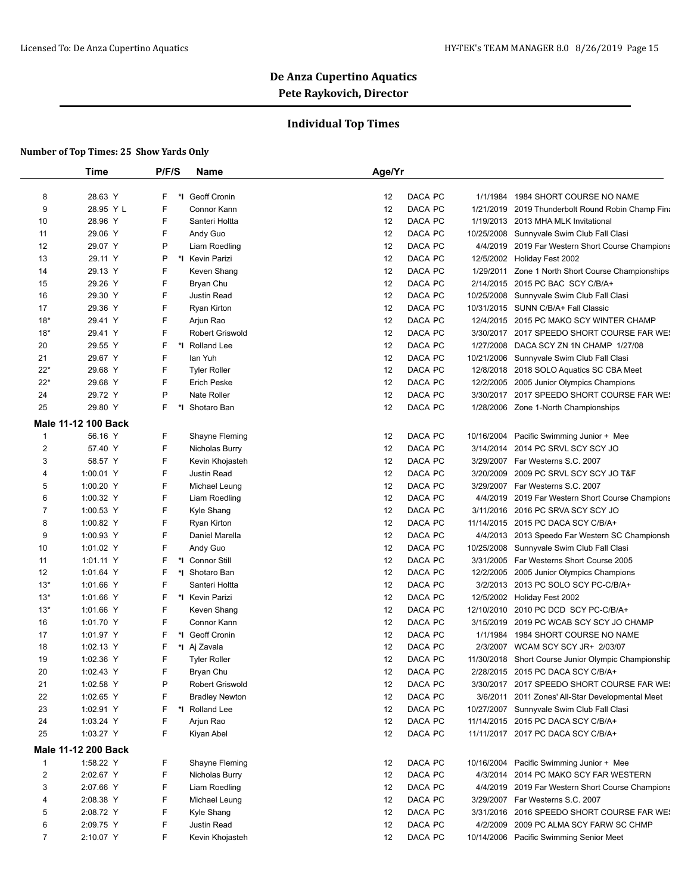## De Anza Cupertino Aquatics
### Pete Raykovich, Director

### Individual Top Times

**Number of Top Times: 25 Show Yards Only**

| | Time | P/F/S | | Name | Age/Yr | | | |
|---|---|---|---|---|---|---|---|---|
| 8 | 28.63 Y | F | *I | Geoff Cronin | 12 | DACA PC | 1/1/1984 | 1984 SHORT COURSE NO NAME |
| 9 | 28.95 Y L | F | | Connor Kann | 12 | DACA PC | 1/21/2019 | 2019 Thunderbolt Round Robin Champ Fina |
| 10 | 28.96 Y | F | | Santeri Holtta | 12 | DACA PC | 1/19/2013 | 2013 MHA MLK Invitational |
| 11 | 29.06 Y | F | | Andy Guo | 12 | DACA PC | 10/25/2008 | Sunnyvale Swim Club Fall Clasi |
| 12 | 29.07 Y | P | | Liam Roedling | 12 | DACA PC | 4/4/2019 | 2019 Far Western Short Course Champions |
| 13 | 29.11 Y | P | *I | Kevin Parizi | 12 | DACA PC | 12/5/2002 | Holiday Fest 2002 |
| 14 | 29.13 Y | F | | Keven Shang | 12 | DACA PC | 1/29/2011 | Zone 1 North Short Course Championships |
| 15 | 29.26 Y | F | | Bryan Chu | 12 | DACA PC | 2/14/2015 | 2015 PC BAC SCY C/B/A+ |
| 16 | 29.30 Y | F | | Justin Read | 12 | DACA PC | 10/25/2008 | Sunnyvale Swim Club Fall Clasi |
| 17 | 29.36 Y | F | | Ryan Kirton | 12 | DACA PC | 10/31/2015 | SUNN C/B/A+ Fall Classic |
| 18* | 29.41 Y | F | | Arjun Rao | 12 | DACA PC | 12/4/2015 | 2015 PC MAKO SCY WINTER CHAMP |
| 18* | 29.41 Y | F | | Robert Griswold | 12 | DACA PC | 3/30/2017 | 2017 SPEEDO SHORT COURSE FAR WES |
| 20 | 29.55 Y | F | *I | Rolland Lee | 12 | DACA PC | 1/27/2008 | DACA SCY ZN 1N CHAMP 1/27/08 |
| 21 | 29.67 Y | F | | Ian Yuh | 12 | DACA PC | 10/21/2006 | Sunnyvale Swim Club Fall Clasi |
| 22* | 29.68 Y | F | | Tyler Roller | 12 | DACA PC | 12/8/2018 | 2018 SOLO Aquatics SC CBA Meet |
| 22* | 29.68 Y | F | | Erich Peske | 12 | DACA PC | 12/2/2005 | 2005 Junior Olympics Champions |
| 24 | 29.72 Y | P | | Nate Roller | 12 | DACA PC | 3/30/2017 | 2017 SPEEDO SHORT COURSE FAR WES |
| 25 | 29.80 Y | F | *I | Shotaro Ban | 12 | DACA PC | 1/28/2006 | Zone 1-North Championships |
| **Male 11-12 100 Back** | | | | | | | | |
| 1 | 56.16 Y | F | | Shayne Fleming | 12 | DACA PC | 10/16/2004 | Pacific Swimming Junior + Mee |
| 2 | 57.40 Y | F | | Nicholas Burry | 12 | DACA PC | 3/14/2014 | 2014 PC SRVL SCY SCY JO |
| 3 | 58.57 Y | F | | Kevin Khojasteh | 12 | DACA PC | 3/29/2007 | Far Westerns S.C. 2007 |
| 4 | 1:00.01 Y | F | | Justin Read | 12 | DACA PC | 3/20/2009 | 2009 PC SRVL SCY SCY JO T&F |
| 5 | 1:00.20 Y | F | | Michael Leung | 12 | DACA PC | 3/29/2007 | Far Westerns S.C. 2007 |
| 6 | 1:00.32 Y | F | | Liam Roedling | 12 | DACA PC | 4/4/2019 | 2019 Far Western Short Course Champions |
| 7 | 1:00.53 Y | F | | Kyle Shang | 12 | DACA PC | 3/11/2016 | 2016 PC SRVA SCY SCY JO |
| 8 | 1:00.82 Y | F | | Ryan Kirton | 12 | DACA PC | 11/14/2015 | 2015 PC DACA SCY C/B/A+ |
| 9 | 1:00.93 Y | F | | Daniel Marella | 12 | DACA PC | 4/4/2013 | 2013 Speedo Far Western SC Championsh |
| 10 | 1:01.02 Y | F | | Andy Guo | 12 | DACA PC | 10/25/2008 | Sunnyvale Swim Club Fall Clasi |
| 11 | 1:01.11 Y | F | *I | Connor Still | 12 | DACA PC | 3/31/2005 | Far Westerns Short Course 2005 |
| 12 | 1:01.64 Y | F | *I | Shotaro Ban | 12 | DACA PC | 12/2/2005 | 2005 Junior Olympics Champions |
| 13* | 1:01.66 Y | F | | Santeri Holtta | 12 | DACA PC | 3/2/2013 | 2013 PC SOLO SCY PC-C/B/A+ |
| 13* | 1:01.66 Y | F | *I | Kevin Parizi | 12 | DACA PC | 12/5/2002 | Holiday Fest 2002 |
| 13* | 1:01.66 Y | F | | Keven Shang | 12 | DACA PC | 12/10/2010 | 2010 PC DCD SCY PC-C/B/A+ |
| 16 | 1:01.70 Y | F | | Connor Kann | 12 | DACA PC | 3/15/2019 | 2019 PC WCAB SCY SCY JO CHAMP |
| 17 | 1:01.97 Y | F | *I | Geoff Cronin | 12 | DACA PC | 1/1/1984 | 1984 SHORT COURSE NO NAME |
| 18 | 1:02.13 Y | F | *I | Aj Zavala | 12 | DACA PC | 2/3/2007 | WCAM SCY SCY JR+ 2/03/07 |
| 19 | 1:02.36 Y | F | | Tyler Roller | 12 | DACA PC | 11/30/2018 | Short Course Junior Olympic Championship |
| 20 | 1:02.43 Y | F | | Bryan Chu | 12 | DACA PC | 2/28/2015 | 2015 PC DACA SCY C/B/A+ |
| 21 | 1:02.58 Y | P | | Robert Griswold | 12 | DACA PC | 3/30/2017 | 2017 SPEEDO SHORT COURSE FAR WES |
| 22 | 1:02.65 Y | F | | Bradley Newton | 12 | DACA PC | 3/6/2011 | 2011 Zones' All-Star Developmental Meet |
| 23 | 1:02.91 Y | F | *I | Rolland Lee | 12 | DACA PC | 10/27/2007 | Sunnyvale Swim Club Fall Clasi |
| 24 | 1:03.24 Y | F | | Arjun Rao | 12 | DACA PC | 11/14/2015 | 2015 PC DACA SCY C/B/A+ |
| 25 | 1:03.27 Y | F | | Kiyan Abel | 12 | DACA PC | 11/11/2017 | 2017 PC DACA SCY C/B/A+ |
| **Male 11-12 200 Back** | | | | | | | | |
| 1 | 1:58.22 Y | F | | Shayne Fleming | 12 | DACA PC | 10/16/2004 | Pacific Swimming Junior + Mee |
| 2 | 2:02.67 Y | F | | Nicholas Burry | 12 | DACA PC | 4/3/2014 | 2014 PC MAKO SCY FAR WESTERN |
| 3 | 2:07.66 Y | F | | Liam Roedling | 12 | DACA PC | 4/4/2019 | 2019 Far Western Short Course Champions |
| 4 | 2:08.38 Y | F | | Michael Leung | 12 | DACA PC | 3/29/2007 | Far Westerns S.C. 2007 |
| 5 | 2:08.72 Y | F | | Kyle Shang | 12 | DACA PC | 3/31/2016 | 2016 SPEEDO SHORT COURSE FAR WES |
| 6 | 2:09.75 Y | F | | Justin Read | 12 | DACA PC | 4/2/2009 | 2009 PC ALMA SCY FARW SC CHMP |
| 7 | 2:10.07 Y | F | | Kevin Khojasteh | 12 | DACA PC | 10/14/2006 | Pacific Swimming Senior Meet |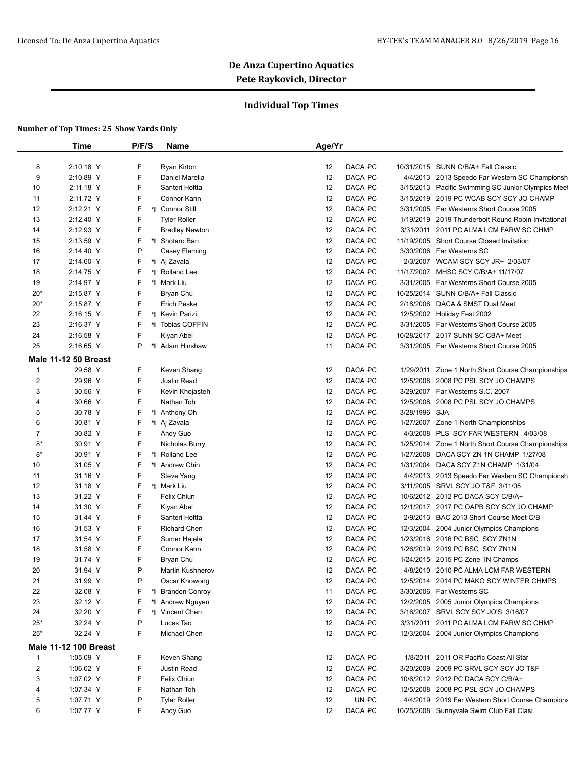# De Anza Cupertino Aquatics

## Pete Raykovich, Director

### Individual Top Times

**Number of Top Times: 25 Show Yards Only**

| | Time | P/F/S | | Name | Age/Yr | | | |
|---|---|---|---|---|---|---|---|---|
| 8 | 2:10.18 Y | F | | Ryan Kirton | 12 | DACA PC | 10/31/2015 | SUNN C/B/A+ Fall Classic |
| 9 | 2:10.89 Y | F | | Daniel Marella | 12 | DACA PC | 4/4/2013 | 2013 Speedo Far Western SC Championsh |
| 10 | 2:11.18 Y | F | | Santeri Holtta | 12 | DACA PC | 3/15/2013 | Pacific Swimming SC Junior Olympics Meet |
| 11 | 2:11.72 Y | F | | Connor Kann | 12 | DACA PC | 3/15/2019 | 2019 PC WCAB SCY SCY JO CHAMP |
| 12 | 2:12.21 Y | F | *I | Connor Still | 12 | DACA PC | 3/31/2005 | Far Westerns Short Course 2005 |
| 13 | 2:12.40 Y | F | | Tyler Roller | 12 | DACA PC | 1/19/2019 | 2019 Thunderbolt Round Robin Invitational |
| 14 | 2:12.93 Y | F | | Bradley Newton | 12 | DACA PC | 3/31/2011 | 2011 PC ALMA LCM FARW SC CHMP |
| 15 | 2:13.59 Y | F | *I | Shotaro Ban | 12 | DACA PC | 11/19/2005 | Short Course Closed Invitation |
| 16 | 2:14.40 Y | P | | Casey Fleming | 12 | DACA PC | 3/30/2006 | Far Westerns SC |
| 17 | 2:14.60 Y | F | *I | Aj Zavala | 12 | DACA PC | 2/3/2007 | WCAM SCY SCY JR+ 2/03/07 |
| 18 | 2:14.75 Y | F | *I | Rolland Lee | 12 | DACA PC | 11/17/2007 | MHSC SCY C/B/A+ 11/17/07 |
| 19 | 2:14.97 Y | F | *I | Mark Liu | 12 | DACA PC | 3/31/2005 | Far Westerns Short Course 2005 |
| 20* | 2:15.87 Y | F | | Bryan Chu | 12 | DACA PC | 10/25/2014 | SUNN C/B/A+ Fall Classic |
| 20* | 2:15.87 Y | F | | Erich Peske | 12 | DACA PC | 2/18/2006 | DACA & SMST Dual Meet |
| 22 | 2:16.15 Y | F | *I | Kevin Parizi | 12 | DACA PC | 12/5/2002 | Holiday Fest 2002 |
| 23 | 2:16.37 Y | F | *I | Tobias COFFIN | 12 | DACA PC | 3/31/2005 | Far Westerns Short Course 2005 |
| 24 | 2:16.58 Y | F | | Kiyan Abel | 12 | DACA PC | 10/28/2017 | 2017 SUNN SC CBA+ Meet |
| 25 | 2:16.65 Y | P | *I | Adam Hinshaw | 11 | DACA PC | 3/31/2005 | Far Westerns Short Course 2005 |
| **Male 11-12 50 Breast** | | | | | | | | |
| 1 | 29.58 Y | F | | Keven Shang | 12 | DACA PC | 1/29/2011 | Zone 1 North Short Course Championships |
| 2 | 29.96 Y | F | | Justin Read | 12 | DACA PC | 12/5/2008 | 2008 PC PSL SCY JO CHAMPS |
| 3 | 30.56 Y | F | | Kevin Khojasteh | 12 | DACA PC | 3/29/2007 | Far Westerns S.C. 2007 |
| 4 | 30.66 Y | F | | Nathan Toh | 12 | DACA PC | 12/5/2008 | 2008 PC PSL SCY JO CHAMPS |
| 5 | 30.78 Y | F | *I | Anthony Oh | 12 | DACA PC | 3/28/1996 | SJA |
| 6 | 30.81 Y | F | *I | Aj Zavala | 12 | DACA PC | 1/27/2007 | Zone 1-North Championships |
| 7 | 30.82 Y | F | | Andy Guo | 12 | DACA PC | 4/3/2008 | PLS SCY FAR WESTERN 4/03/08 |
| 8* | 30.91 Y | F | | Nicholas Burry | 12 | DACA PC | 1/25/2014 | Zone 1 North Short Course Championships |
| 8* | 30.91 Y | F | *I | Rolland Lee | 12 | DACA PC | 1/27/2008 | DACA SCY ZN 1N CHAMP 1/27/08 |
| 10 | 31.05 Y | F | *I | Andrew Chin | 12 | DACA PC | 1/31/2004 | DACA SCY Z1N CHAMP 1/31/04 |
| 11 | 31.16 Y | F | | Steve Yang | 12 | DACA PC | 4/4/2013 | 2013 Speedo Far Western SC Championsh |
| 12 | 31.18 Y | F | *I | Mark Liu | 12 | DACA PC | 3/11/2005 | SRVL SCY JO T&F 3/11/05 |
| 13 | 31.22 Y | F | | Felix Chiun | 12 | DACA PC | 10/6/2012 | 2012 PC DACA SCY C/B/A+ |
| 14 | 31.30 Y | F | | Kiyan Abel | 12 | DACA PC | 12/1/2017 | 2017 PC OAPB SCY SCY JO CHAMP |
| 15 | 31.44 Y | F | | Santeri Holtta | 12 | DACA PC | 2/9/2013 | BAC 2013 Short Course Meet C/B |
| 16 | 31.53 Y | F | | Richard Chen | 12 | DACA PC | 12/3/2004 | 2004 Junior Olympics Champions |
| 17 | 31.54 Y | F | | Sumer Hajela | 12 | DACA PC | 1/23/2016 | 2016 PC BSC SCY ZN1N |
| 18 | 31.58 Y | F | | Connor Kann | 12 | DACA PC | 1/26/2019 | 2019 PC BSC SCY ZN1N |
| 19 | 31.74 Y | F | | Bryan Chu | 12 | DACA PC | 1/24/2015 | 2015 PC Zone 1N Champs |
| 20 | 31.94 Y | P | | Martin Kushnerov | 12 | DACA PC | 4/8/2010 | 2010 PC ALMA LCM FAR WESTERN |
| 21 | 31.99 Y | P | | Oscar Khowong | 12 | DACA PC | 12/5/2014 | 2014 PC MAKO SCY WINTER CHMPS |
| 22 | 32.08 Y | F | *I | Brandon Conroy | 11 | DACA PC | 3/30/2006 | Far Westerns SC |
| 23 | 32.12 Y | F | *I | Andrew Nguyen | 12 | DACA PC | 12/2/2005 | 2005 Junior Olympics Champions |
| 24 | 32.20 Y | F | *I | Vincent Chen | 12 | DACA PC | 3/16/2007 | SRVL SCY SCY JO'S 3/16/07 |
| 25* | 32.24 Y | P | | Lucas Tao | 12 | DACA PC | 3/31/2011 | 2011 PC ALMA LCM FARW SC CHMP |
| 25* | 32.24 Y | F | | Michael Chen | 12 | DACA PC | 12/3/2004 | 2004 Junior Olympics Champions |
| **Male 11-12 100 Breast** | | | | | | | | |
| 1 | 1:05.09 Y | F | | Keven Shang | 12 | DACA PC | 1/8/2011 | 2011 OR Pacific Coast All Star |
| 2 | 1:06.02 Y | F | | Justin Read | 12 | DACA PC | 3/20/2009 | 2009 PC SRVL SCY SCY JO T&F |
| 3 | 1:07.02 Y | F | | Felix Chiun | 12 | DACA PC | 10/6/2012 | 2012 PC DACA SCY C/B/A+ |
| 4 | 1:07.34 Y | F | | Nathan Toh | 12 | DACA PC | 12/5/2008 | 2008 PC PSL SCY JO CHAMPS |
| 5 | 1:07.71 Y | P | | Tyler Roller | 12 | UN PC | 4/4/2019 | 2019 Far Western Short Course Champions |
| 6 | 1:07.77 Y | F | | Andy Guo | 12 | DACA PC | 10/25/2008 | Sunnyvale Swim Club Fall Clasi |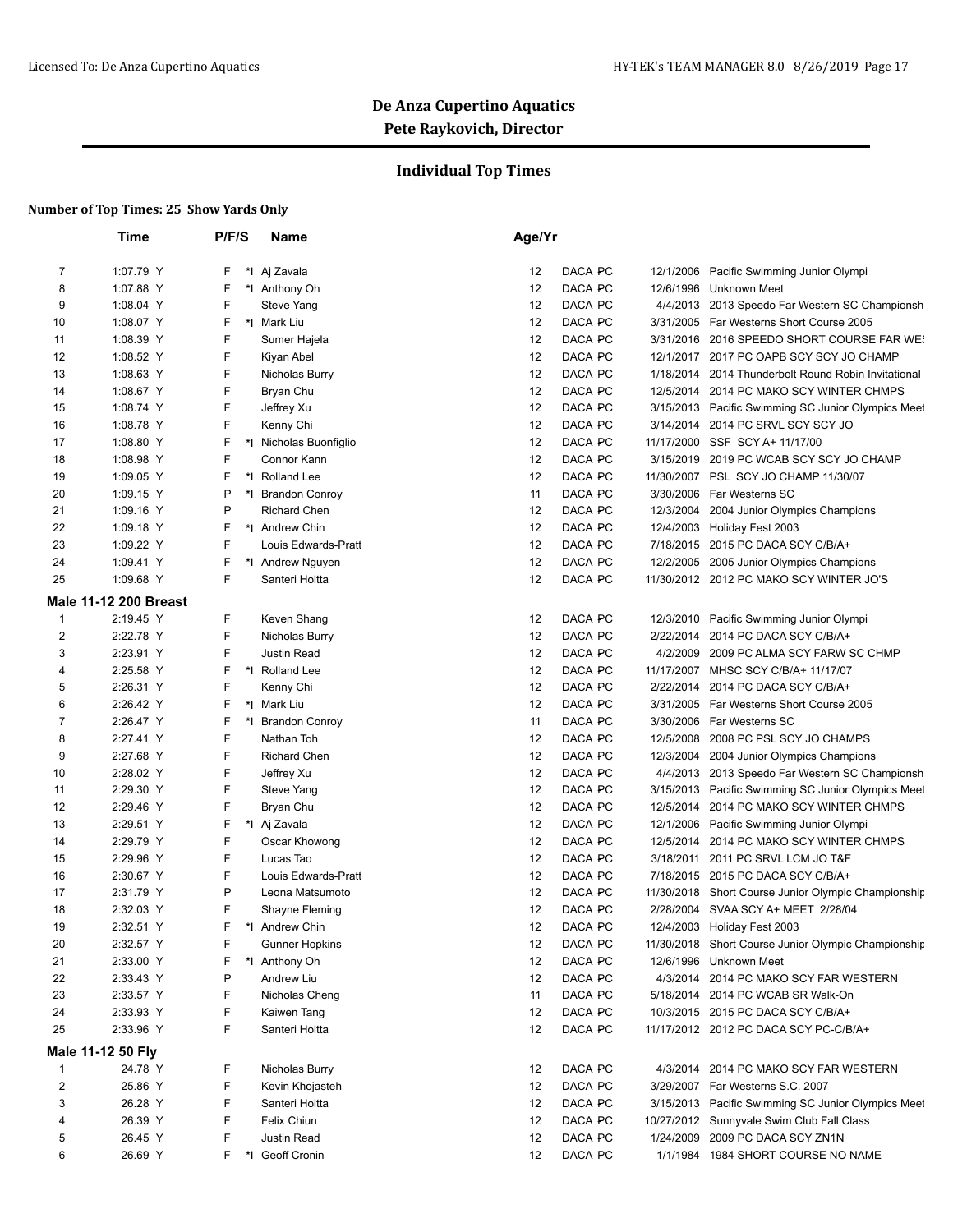# De Anza Cupertino Aquatics

## Pete Raykovich, Director

### Individual Top Times

**Number of Top Times: 25 Show Yards Only**

| | Time | P/F/S | | Name | Age/Yr | | | |
|---|---|---|---|---|---|---|---|---|
| 7 | 1:07.79 Y | F | *I | Aj Zavala | 12 | DACA PC | 12/1/2006 | Pacific Swimming Junior Olympi |
| 8 | 1:07.88 Y | F | *I | Anthony Oh | 12 | DACA PC | 12/6/1996 | Unknown Meet |
| 9 | 1:08.04 Y | F | | Steve Yang | 12 | DACA PC | 4/4/2013 | 2013 Speedo Far Western SC Championsh |
| 10 | 1:08.07 Y | F | *I | Mark Liu | 12 | DACA PC | 3/31/2005 | Far Westerns Short Course 2005 |
| 11 | 1:08.39 Y | F | | Sumer Hajela | 12 | DACA PC | 3/31/2016 | 2016 SPEEDO SHORT COURSE FAR WE! |
| 12 | 1:08.52 Y | F | | Kiyan Abel | 12 | DACA PC | 12/1/2017 | 2017 PC OAPB SCY SCY JO CHAMP |
| 13 | 1:08.63 Y | F | | Nicholas Burry | 12 | DACA PC | 1/18/2014 | 2014 Thunderbolt Round Robin Invitational |
| 14 | 1:08.67 Y | F | | Bryan Chu | 12 | DACA PC | 12/5/2014 | 2014 PC MAKO SCY WINTER CHMPS |
| 15 | 1:08.74 Y | F | | Jeffrey Xu | 12 | DACA PC | 3/15/2013 | Pacific Swimming SC Junior Olympics Meet |
| 16 | 1:08.78 Y | F | | Kenny Chi | 12 | DACA PC | 3/14/2014 | 2014 PC SRVL SCY SCY JO |
| 17 | 1:08.80 Y | F | *I | Nicholas Buonfiglio | 12 | DACA PC | 11/17/2000 | SSF SCY A+ 11/17/00 |
| 18 | 1:08.98 Y | F | | Connor Kann | 12 | DACA PC | 3/15/2019 | 2019 PC WCAB SCY SCY JO CHAMP |
| 19 | 1:09.05 Y | F | *I | Rolland Lee | 12 | DACA PC | 11/30/2007 | PSL SCY JO CHAMP 11/30/07 |
| 20 | 1:09.15 Y | P | *I | Brandon Conroy | 11 | DACA PC | 3/30/2006 | Far Westerns SC |
| 21 | 1:09.16 Y | P | | Richard Chen | 12 | DACA PC | 12/3/2004 | 2004 Junior Olympics Champions |
| 22 | 1:09.18 Y | F | *I | Andrew Chin | 12 | DACA PC | 12/4/2003 | Holiday Fest 2003 |
| 23 | 1:09.22 Y | F | | Louis Edwards-Pratt | 12 | DACA PC | 7/18/2015 | 2015 PC DACA SCY C/B/A+ |
| 24 | 1:09.41 Y | F | *I | Andrew Nguyen | 12 | DACA PC | 12/2/2005 | 2005 Junior Olympics Champions |
| 25 | 1:09.68 Y | F | | Santeri Holtta | 12 | DACA PC | 11/30/2012 | 2012 PC MAKO SCY WINTER JO'S |
| **Male 11-12 200 Breast** | | | | | | | | |
| 1 | 2:19.45 Y | F | | Keven Shang | 12 | DACA PC | 12/3/2010 | Pacific Swimming Junior Olympi |
| 2 | 2:22.78 Y | F | | Nicholas Burry | 12 | DACA PC | 2/22/2014 | 2014 PC DACA SCY C/B/A+ |
| 3 | 2:23.91 Y | F | | Justin Read | 12 | DACA PC | 4/2/2009 | 2009 PC ALMA SCY FARW SC CHMP |
| 4 | 2:25.58 Y | F | *I | Rolland Lee | 12 | DACA PC | 11/17/2007 | MHSC SCY C/B/A+ 11/17/07 |
| 5 | 2:26.31 Y | F | | Kenny Chi | 12 | DACA PC | 2/22/2014 | 2014 PC DACA SCY C/B/A+ |
| 6 | 2:26.42 Y | F | *I | Mark Liu | 12 | DACA PC | 3/31/2005 | Far Westerns Short Course 2005 |
| 7 | 2:26.47 Y | F | *I | Brandon Conroy | 11 | DACA PC | 3/30/2006 | Far Westerns SC |
| 8 | 2:27.41 Y | F | | Nathan Toh | 12 | DACA PC | 12/5/2008 | 2008 PC PSL SCY JO CHAMPS |
| 9 | 2:27.68 Y | F | | Richard Chen | 12 | DACA PC | 12/3/2004 | 2004 Junior Olympics Champions |
| 10 | 2:28.02 Y | F | | Jeffrey Xu | 12 | DACA PC | 4/4/2013 | 2013 Speedo Far Western SC Championsh |
| 11 | 2:29.30 Y | F | | Steve Yang | 12 | DACA PC | 3/15/2013 | Pacific Swimming SC Junior Olympics Meet |
| 12 | 2:29.46 Y | F | | Bryan Chu | 12 | DACA PC | 12/5/2014 | 2014 PC MAKO SCY WINTER CHMPS |
| 13 | 2:29.51 Y | F | *I | Aj Zavala | 12 | DACA PC | 12/1/2006 | Pacific Swimming Junior Olympi |
| 14 | 2:29.79 Y | F | | Oscar Khowong | 12 | DACA PC | 12/5/2014 | 2014 PC MAKO SCY WINTER CHMPS |
| 15 | 2:29.96 Y | F | | Lucas Tao | 12 | DACA PC | 3/18/2011 | 2011 PC SRVL LCM JO T&F |
| 16 | 2:30.67 Y | F | | Louis Edwards-Pratt | 12 | DACA PC | 7/18/2015 | 2015 PC DACA SCY C/B/A+ |
| 17 | 2:31.79 Y | P | | Leona Matsumoto | 12 | DACA PC | 11/30/2018 | Short Course Junior Olympic Championship |
| 18 | 2:32.03 Y | F | | Shayne Fleming | 12 | DACA PC | 2/28/2004 | SVAA SCY A+ MEET 2/28/04 |
| 19 | 2:32.51 Y | F | *I | Andrew Chin | 12 | DACA PC | 12/4/2003 | Holiday Fest 2003 |
| 20 | 2:32.57 Y | F | | Gunner Hopkins | 12 | DACA PC | 11/30/2018 | Short Course Junior Olympic Championship |
| 21 | 2:33.00 Y | F | *I | Anthony Oh | 12 | DACA PC | 12/6/1996 | Unknown Meet |
| 22 | 2:33.43 Y | P | | Andrew Liu | 12 | DACA PC | 4/3/2014 | 2014 PC MAKO SCY FAR WESTERN |
| 23 | 2:33.57 Y | F | | Nicholas Cheng | 11 | DACA PC | 5/18/2014 | 2014 PC WCAB SR Walk-On |
| 24 | 2:33.93 Y | F | | Kaiwen Tang | 12 | DACA PC | 10/3/2015 | 2015 PC DACA SCY C/B/A+ |
| 25 | 2:33.96 Y | F | | Santeri Holtta | 12 | DACA PC | 11/17/2012 | 2012 PC DACA SCY PC-C/B/A+ |
| **Male 11-12 50 Fly** | | | | | | | | |
| 1 | 24.78 Y | F | | Nicholas Burry | 12 | DACA PC | 4/3/2014 | 2014 PC MAKO SCY FAR WESTERN |
| 2 | 25.86 Y | F | | Kevin Khojasteh | 12 | DACA PC | 3/29/2007 | Far Westerns S.C. 2007 |
| 3 | 26.28 Y | F | | Santeri Holtta | 12 | DACA PC | 3/15/2013 | Pacific Swimming SC Junior Olympics Meet |
| 4 | 26.39 Y | F | | Felix Chiun | 12 | DACA PC | 10/27/2012 | Sunnyvale Swim Club Fall Class |
| 5 | 26.45 Y | F | | Justin Read | 12 | DACA PC | 1/24/2009 | 2009 PC DACA SCY ZN1N |
| 6 | 26.69 Y | F | *I | Geoff Cronin | 12 | DACA PC | 1/1/1984 | 1984 SHORT COURSE NO NAME |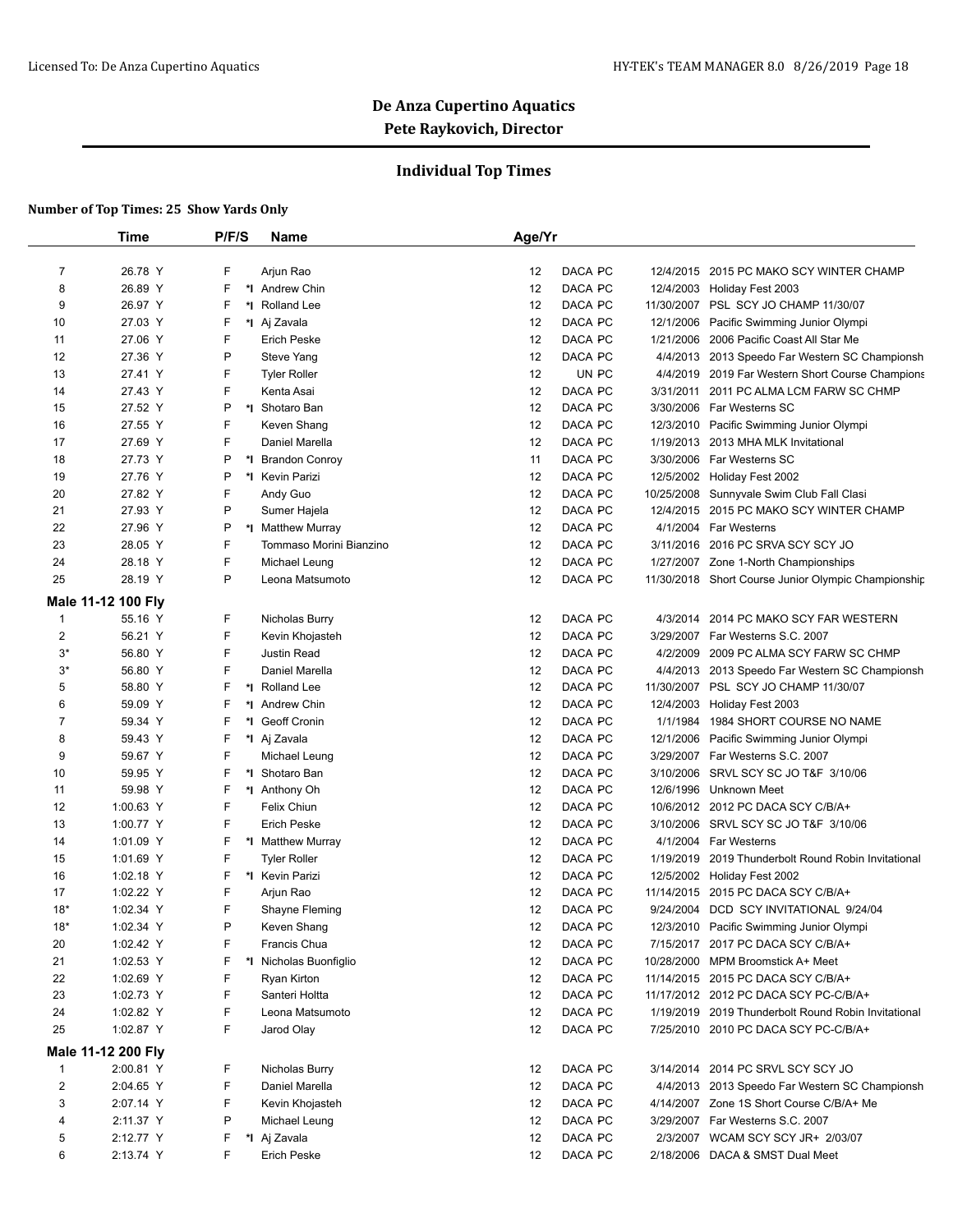# De Anza Cupertino Aquatics
## Pete Raykovich, Director

### Individual Top Times

**Number of Top Times: 25 Show Yards Only**

| | Time | P/F/S | | Name | Age/Yr | | | | |
|---|---|---|---|---|---|---|---|---|---|
| 7 | 26.78 Y | F | | Arjun Rao | 12 | DACA PC | | 12/4/2015 | 2015 PC MAKO SCY WINTER CHAMP |
| 8 | 26.89 Y | F | *I | Andrew Chin | 12 | DACA PC | | 12/4/2003 | Holiday Fest 2003 |
| 9 | 26.97 Y | F | *I | Rolland Lee | 12 | DACA PC | | 11/30/2007 | PSL SCY JO CHAMP 11/30/07 |
| 10 | 27.03 Y | F | *I | Aj Zavala | 12 | DACA PC | | 12/1/2006 | Pacific Swimming Junior Olympi |
| 11 | 27.06 Y | F | | Erich Peske | 12 | DACA PC | | 1/21/2006 | 2006 Pacific Coast All Star Me |
| 12 | 27.36 Y | P | | Steve Yang | 12 | DACA PC | | 4/4/2013 | 2013 Speedo Far Western SC Championsh |
| 13 | 27.41 Y | F | | Tyler Roller | 12 | UN PC | | 4/4/2019 | 2019 Far Western Short Course Champions |
| 14 | 27.43 Y | F | | Kenta Asai | 12 | DACA PC | | 3/31/2011 | 2011 PC ALMA LCM FARW SC CHMP |
| 15 | 27.52 Y | P | *I | Shotaro Ban | 12 | DACA PC | | 3/30/2006 | Far Westerns SC |
| 16 | 27.55 Y | F | | Keven Shang | 12 | DACA PC | | 12/3/2010 | Pacific Swimming Junior Olympi |
| 17 | 27.69 Y | F | | Daniel Marella | 12 | DACA PC | | 1/19/2013 | 2013 MHA MLK Invitational |
| 18 | 27.73 Y | P | *I | Brandon Conroy | 11 | DACA PC | | 3/30/2006 | Far Westerns SC |
| 19 | 27.76 Y | P | *I | Kevin Parizi | 12 | DACA PC | | 12/5/2002 | Holiday Fest 2002 |
| 20 | 27.82 Y | F | | Andy Guo | 12 | DACA PC | | 10/25/2008 | Sunnyvale Swim Club Fall Clasi |
| 21 | 27.93 Y | P | | Sumer Hajela | 12 | DACA PC | | 12/4/2015 | 2015 PC MAKO SCY WINTER CHAMP |
| 22 | 27.96 Y | P | *I | Matthew Murray | 12 | DACA PC | | 4/1/2004 | Far Westerns |
| 23 | 28.05 Y | F | | Tommaso Morini Bianzino | 12 | DACA PC | | 3/11/2016 | 2016 PC SRVA SCY SCY JO |
| 24 | 28.18 Y | F | | Michael Leung | 12 | DACA PC | | 1/27/2007 | Zone 1-North Championships |
| 25 | 28.19 Y | P | | Leona Matsumoto | 12 | DACA PC | | 11/30/2018 | Short Course Junior Olympic Championship |

**Male 11-12 100 Fly**

| | Time | P/F/S | | Name | Age/Yr | | | | |
|---|---|---|---|---|---|---|---|---|---|
| 1 | 55.16 Y | F | | Nicholas Burry | 12 | DACA PC | | 4/3/2014 | 2014 PC MAKO SCY FAR WESTERN |
| 2 | 56.21 Y | F | | Kevin Khojasteh | 12 | DACA PC | | 3/29/2007 | Far Westerns S.C. 2007 |
| 3* | 56.80 Y | F | | Justin Read | 12 | DACA PC | | 4/2/2009 | 2009 PC ALMA SCY FARW SC CHMP |
| 3* | 56.80 Y | F | | Daniel Marella | 12 | DACA PC | | 4/4/2013 | 2013 Speedo Far Western SC Championsh |
| 5 | 58.80 Y | F | *I | Rolland Lee | 12 | DACA PC | | 11/30/2007 | PSL SCY JO CHAMP 11/30/07 |
| 6 | 59.09 Y | F | *I | Andrew Chin | 12 | DACA PC | | 12/4/2003 | Holiday Fest 2003 |
| 7 | 59.34 Y | F | *I | Geoff Cronin | 12 | DACA PC | | 1/1/1984 | 1984 SHORT COURSE NO NAME |
| 8 | 59.43 Y | F | *I | Aj Zavala | 12 | DACA PC | | 12/1/2006 | Pacific Swimming Junior Olympi |
| 9 | 59.67 Y | F | | Michael Leung | 12 | DACA PC | | 3/29/2007 | Far Westerns S.C. 2007 |
| 10 | 59.95 Y | F | *I | Shotaro Ban | 12 | DACA PC | | 3/10/2006 | SRVL SCY SC JO T&F 3/10/06 |
| 11 | 59.98 Y | F | *I | Anthony Oh | 12 | DACA PC | | 12/6/1996 | Unknown Meet |
| 12 | 1:00.63 Y | F | | Felix Chiun | 12 | DACA PC | | 10/6/2012 | 2012 PC DACA SCY C/B/A+ |
| 13 | 1:00.77 Y | F | | Erich Peske | 12 | DACA PC | | 3/10/2006 | SRVL SCY SC JO T&F 3/10/06 |
| 14 | 1:01.09 Y | F | *I | Matthew Murray | 12 | DACA PC | | 4/1/2004 | Far Westerns |
| 15 | 1:01.69 Y | F | | Tyler Roller | 12 | DACA PC | | 1/19/2019 | 2019 Thunderbolt Round Robin Invitational |
| 16 | 1:02.18 Y | F | *I | Kevin Parizi | 12 | DACA PC | | 12/5/2002 | Holiday Fest 2002 |
| 17 | 1:02.22 Y | F | | Arjun Rao | 12 | DACA PC | | 11/14/2015 | 2015 PC DACA SCY C/B/A+ |
| 18* | 1:02.34 Y | F | | Shayne Fleming | 12 | DACA PC | | 9/24/2004 | DCD SCY INVITATIONAL 9/24/04 |
| 18* | 1:02.34 Y | P | | Keven Shang | 12 | DACA PC | | 12/3/2010 | Pacific Swimming Junior Olympi |
| 20 | 1:02.42 Y | F | | Francis Chua | 12 | DACA PC | | 7/15/2017 | 2017 PC DACA SCY C/B/A+ |
| 21 | 1:02.53 Y | F | *I | Nicholas Buonfiglio | 12 | DACA PC | | 10/28/2000 | MPM Broomstick A+ Meet |
| 22 | 1:02.69 Y | F | | Ryan Kirton | 12 | DACA PC | | 11/14/2015 | 2015 PC DACA SCY C/B/A+ |
| 23 | 1:02.73 Y | F | | Santeri Holtta | 12 | DACA PC | | 11/17/2012 | 2012 PC DACA SCY PC-C/B/A+ |
| 24 | 1:02.82 Y | F | | Leona Matsumoto | 12 | DACA PC | | 1/19/2019 | 2019 Thunderbolt Round Robin Invitational |
| 25 | 1:02.87 Y | F | | Jarod Olay | 12 | DACA PC | | 7/25/2010 | 2010 PC DACA SCY PC-C/B/A+ |

**Male 11-12 200 Fly**

| | Time | P/F/S | | Name | Age/Yr | | | | |
|---|---|---|---|---|---|---|---|---|---|
| 1 | 2:00.81 Y | F | | Nicholas Burry | 12 | DACA PC | | 3/14/2014 | 2014 PC SRVL SCY SCY JO |
| 2 | 2:04.65 Y | F | | Daniel Marella | 12 | DACA PC | | 4/4/2013 | 2013 Speedo Far Western SC Championsh |
| 3 | 2:07.14 Y | F | | Kevin Khojasteh | 12 | DACA PC | | 4/14/2007 | Zone 1S Short Course C/B/A+ Me |
| 4 | 2:11.37 Y | P | | Michael Leung | 12 | DACA PC | | 3/29/2007 | Far Westerns S.C. 2007 |
| 5 | 2:12.77 Y | F | *I | Aj Zavala | 12 | DACA PC | | 2/3/2007 | WCAM SCY SCY JR+ 2/03/07 |
| 6 | 2:13.74 Y | F | | Erich Peske | 12 | DACA PC | | 2/18/2006 | DACA & SMST Dual Meet |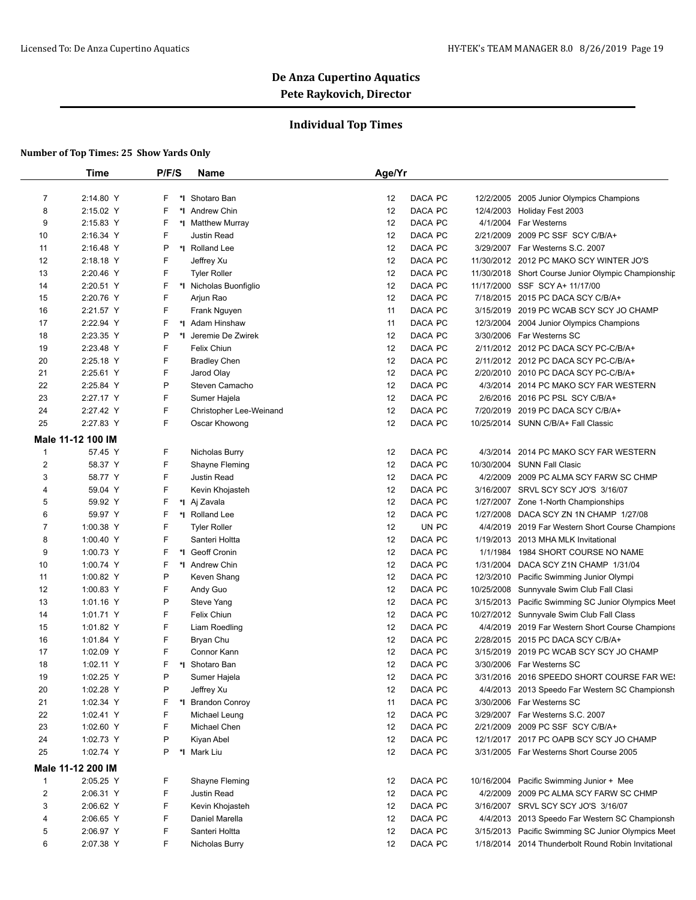# De Anza Cupertino Aquatics

## Pete Raykovich, Director

### Individual Top Times

**Number of Top Times: 25 Show Yards Only**

| | Time | P/F/S | | Name | Age/Yr | | | | |
|---|---|---|---|---|---|---|---|---|---|
| 7 | 2:14.80 Y | F | *I | Shotaro Ban | 12 | DACA | PC | 12/2/2005 | 2005 Junior Olympics Champions |
| 8 | 2:15.02 Y | F | *I | Andrew Chin | 12 | DACA | PC | 12/4/2003 | Holiday Fest 2003 |
| 9 | 2:15.83 Y | F | *I | Matthew Murray | 12 | DACA | PC | 4/1/2004 | Far Westerns |
| 10 | 2:16.34 Y | F | | Justin Read | 12 | DACA | PC | 2/21/2009 | 2009 PC SSF SCY C/B/A+ |
| 11 | 2:16.48 Y | P | *I | Rolland Lee | 12 | DACA | PC | 3/29/2007 | Far Westerns S.C. 2007 |
| 12 | 2:18.18 Y | F | | Jeffrey Xu | 12 | DACA | PC | 11/30/2012 | 2012 PC MAKO SCY WINTER JO'S |
| 13 | 2:20.46 Y | F | | Tyler Roller | 12 | DACA | PC | 11/30/2018 | Short Course Junior Olympic Championship |
| 14 | 2:20.51 Y | F | *I | Nicholas Buonfiglio | 12 | DACA | PC | 11/17/2000 | SSF SCY A+ 11/17/00 |
| 15 | 2:20.76 Y | F | | Arjun Rao | 12 | DACA | PC | 7/18/2015 | 2015 PC DACA SCY C/B/A+ |
| 16 | 2:21.57 Y | F | | Frank Nguyen | 11 | DACA | PC | 3/15/2019 | 2019 PC WCAB SCY SCY JO CHAMP |
| 17 | 2:22.94 Y | F | *I | Adam Hinshaw | 11 | DACA | PC | 12/3/2004 | 2004 Junior Olympics Champions |
| 18 | 2:23.35 Y | P | *I | Jeremie De Zwirek | 12 | DACA | PC | 3/30/2006 | Far Westerns SC |
| 19 | 2:23.48 Y | F | | Felix Chiun | 12 | DACA | PC | 2/11/2012 | 2012 PC DACA SCY PC-C/B/A+ |
| 20 | 2:25.18 Y | F | | Bradley Chen | 12 | DACA | PC | 2/11/2012 | 2012 PC DACA SCY PC-C/B/A+ |
| 21 | 2:25.61 Y | F | | Jarod Olay | 12 | DACA | PC | 2/20/2010 | 2010 PC DACA SCY PC-C/B/A+ |
| 22 | 2:25.84 Y | P | | Steven Camacho | 12 | DACA | PC | 4/3/2014 | 2014 PC MAKO SCY FAR WESTERN |
| 23 | 2:27.17 Y | F | | Sumer Hajela | 12 | DACA | PC | 2/6/2016 | 2016 PC PSL SCY C/B/A+ |
| 24 | 2:27.42 Y | F | | Christopher Lee-Weinand | 12 | DACA | PC | 7/20/2019 | 2019 PC DACA SCY C/B/A+ |
| 25 | 2:27.83 Y | F | | Oscar Khowong | 12 | DACA | PC | 10/25/2014 | SUNN C/B/A+ Fall Classic |
| **Male 11-12 100 IM** | | | | | | | | | |
| 1 | 57.45 Y | F | | Nicholas Burry | 12 | DACA | PC | 4/3/2014 | 2014 PC MAKO SCY FAR WESTERN |
| 2 | 58.37 Y | F | | Shayne Fleming | 12 | DACA | PC | 10/30/2004 | SUNN Fall Clasic |
| 3 | 58.77 Y | F | | Justin Read | 12 | DACA | PC | 4/2/2009 | 2009 PC ALMA SCY FARW SC CHMP |
| 4 | 59.04 Y | F | | Kevin Khojasteh | 12 | DACA | PC | 3/16/2007 | SRVL SCY SCY JO'S 3/16/07 |
| 5 | 59.92 Y | F | *I | Aj Zavala | 12 | DACA | PC | 1/27/2007 | Zone 1-North Championships |
| 6 | 59.97 Y | F | *I | Rolland Lee | 12 | DACA | PC | 1/27/2008 | DACA SCY ZN 1N CHAMP 1/27/08 |
| 7 | 1:00.38 Y | F | | Tyler Roller | 12 | UN | PC | 4/4/2019 | 2019 Far Western Short Course Champions |
| 8 | 1:00.40 Y | F | | Santeri Holtta | 12 | DACA | PC | 1/19/2013 | 2013 MHA MLK Invitational |
| 9 | 1:00.73 Y | F | *I | Geoff Cronin | 12 | DACA | PC | 1/1/1984 | 1984 SHORT COURSE NO NAME |
| 10 | 1:00.74 Y | F | *I | Andrew Chin | 12 | DACA | PC | 1/31/2004 | DACA SCY Z1N CHAMP 1/31/04 |
| 11 | 1:00.82 Y | P | | Keven Shang | 12 | DACA | PC | 12/3/2010 | Pacific Swimming Junior Olympi |
| 12 | 1:00.83 Y | F | | Andy Guo | 12 | DACA | PC | 10/25/2008 | Sunnyvale Swim Club Fall Clasi |
| 13 | 1:01.16 Y | P | | Steve Yang | 12 | DACA | PC | 3/15/2013 | Pacific Swimming SC Junior Olympics Meet |
| 14 | 1:01.71 Y | F | | Felix Chiun | 12 | DACA | PC | 10/27/2012 | Sunnyvale Swim Club Fall Class |
| 15 | 1:01.82 Y | F | | Liam Roedling | 12 | DACA | PC | 4/4/2019 | 2019 Far Western Short Course Champions |
| 16 | 1:01.84 Y | F | | Bryan Chu | 12 | DACA | PC | 2/28/2015 | 2015 PC DACA SCY C/B/A+ |
| 17 | 1:02.09 Y | F | | Connor Kann | 12 | DACA | PC | 3/15/2019 | 2019 PC WCAB SCY SCY JO CHAMP |
| 18 | 1:02.11 Y | F | *I | Shotaro Ban | 12 | DACA | PC | 3/30/2006 | Far Westerns SC |
| 19 | 1:02.25 Y | P | | Sumer Hajela | 12 | DACA | PC | 3/31/2016 | 2016 SPEEDO SHORT COURSE FAR WES |
| 20 | 1:02.28 Y | P | | Jeffrey Xu | 12 | DACA | PC | 4/4/2013 | 2013 Speedo Far Western SC Championsh |
| 21 | 1:02.34 Y | F | *I | Brandon Conroy | 11 | DACA | PC | 3/30/2006 | Far Westerns SC |
| 22 | 1:02.41 Y | F | | Michael Leung | 12 | DACA | PC | 3/29/2007 | Far Westerns S.C. 2007 |
| 23 | 1:02.60 Y | F | | Michael Chen | 12 | DACA | PC | 2/21/2009 | 2009 PC SSF SCY C/B/A+ |
| 24 | 1:02.73 Y | P | | Kiyan Abel | 12 | DACA | PC | 12/1/2017 | 2017 PC OAPB SCY SCY JO CHAMP |
| 25 | 1:02.74 Y | P | *I | Mark Liu | 12 | DACA | PC | 3/31/2005 | Far Westerns Short Course 2005 |
| **Male 11-12 200 IM** | | | | | | | | | |
| 1 | 2:05.25 Y | F | | Shayne Fleming | 12 | DACA | PC | 10/16/2004 | Pacific Swimming Junior + Mee |
| 2 | 2:06.31 Y | F | | Justin Read | 12 | DACA | PC | 4/2/2009 | 2009 PC ALMA SCY FARW SC CHMP |
| 3 | 2:06.62 Y | F | | Kevin Khojasteh | 12 | DACA | PC | 3/16/2007 | SRVL SCY SCY JO'S 3/16/07 |
| 4 | 2:06.65 Y | F | | Daniel Marella | 12 | DACA | PC | 4/4/2013 | 2013 Speedo Far Western SC Championsh |
| 5 | 2:06.97 Y | F | | Santeri Holtta | 12 | DACA | PC | 3/15/2013 | Pacific Swimming SC Junior Olympics Meet |
| 6 | 2:07.38 Y | F | | Nicholas Burry | 12 | DACA | PC | 1/18/2014 | 2014 Thunderbolt Round Robin Invitational |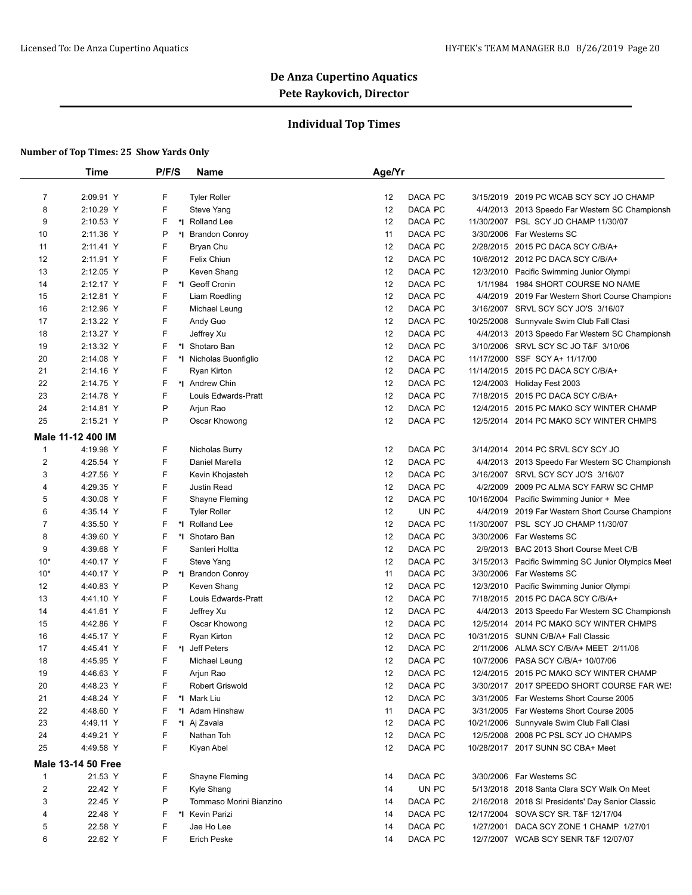# De Anza Cupertino Aquatics

## Pete Raykovich, Director

### Individual Top Times

**Number of Top Times: 25 Show Yards Only**

| | Time | P/F/S | | Name | Age/Yr | | | |
|---|---|---|---|---|---|---|---|---|
| 7 | 2:09.91 Y | F | | Tyler Roller | 12 | DACA PC | 3/15/2019 | 2019 PC WCAB SCY SCY JO CHAMP |
| 8 | 2:10.29 Y | F | | Steve Yang | 12 | DACA PC | 4/4/2013 | 2013 Speedo Far Western SC Championsh |
| 9 | 2:10.53 Y | F | *I | Rolland Lee | 12 | DACA PC | 11/30/2007 | PSL SCY JO CHAMP 11/30/07 |
| 10 | 2:11.36 Y | P | *I | Brandon Conroy | 11 | DACA PC | 3/30/2006 | Far Westerns SC |
| 11 | 2:11.41 Y | F | | Bryan Chu | 12 | DACA PC | 2/28/2015 | 2015 PC DACA SCY C/B/A+ |
| 12 | 2:11.91 Y | F | | Felix Chiun | 12 | DACA PC | 10/6/2012 | 2012 PC DACA SCY C/B/A+ |
| 13 | 2:12.05 Y | P | | Keven Shang | 12 | DACA PC | 12/3/2010 | Pacific Swimming Junior Olympi |
| 14 | 2:12.17 Y | F | *I | Geoff Cronin | 12 | DACA PC | 1/1/1984 | 1984 SHORT COURSE NO NAME |
| 15 | 2:12.81 Y | F | | Liam Roedling | 12 | DACA PC | 4/4/2019 | 2019 Far Western Short Course Champions |
| 16 | 2:12.96 Y | F | | Michael Leung | 12 | DACA PC | 3/16/2007 | SRVL SCY SCY JO'S 3/16/07 |
| 17 | 2:13.22 Y | F | | Andy Guo | 12 | DACA PC | 10/25/2008 | Sunnyvale Swim Club Fall Clasi |
| 18 | 2:13.27 Y | F | | Jeffrey Xu | 12 | DACA PC | 4/4/2013 | 2013 Speedo Far Western SC Championsh |
| 19 | 2:13.32 Y | F | *I | Shotaro Ban | 12 | DACA PC | 3/10/2006 | SRVL SCY SC JO T&F 3/10/06 |
| 20 | 2:14.08 Y | F | *I | Nicholas Buonfiglio | 12 | DACA PC | 11/17/2000 | SSF SCY A+ 11/17/00 |
| 21 | 2:14.16 Y | F | | Ryan Kirton | 12 | DACA PC | 11/14/2015 | 2015 PC DACA SCY C/B/A+ |
| 22 | 2:14.75 Y | F | *I | Andrew Chin | 12 | DACA PC | 12/4/2003 | Holiday Fest 2003 |
| 23 | 2:14.78 Y | F | | Louis Edwards-Pratt | 12 | DACA PC | 7/18/2015 | 2015 PC DACA SCY C/B/A+ |
| 24 | 2:14.81 Y | P | | Arjun Rao | 12 | DACA PC | 12/4/2015 | 2015 PC MAKO SCY WINTER CHAMP |
| 25 | 2:15.21 Y | P | | Oscar Khowong | 12 | DACA PC | 12/5/2014 | 2014 PC MAKO SCY WINTER CHMPS |
| **Male 11-12 400 IM** | | | | | | | | |
| 1 | 4:19.98 Y | F | | Nicholas Burry | 12 | DACA PC | 3/14/2014 | 2014 PC SRVL SCY SCY JO |
| 2 | 4:25.54 Y | F | | Daniel Marella | 12 | DACA PC | 4/4/2013 | 2013 Speedo Far Western SC Championsh |
| 3 | 4:27.56 Y | F | | Kevin Khojasteh | 12 | DACA PC | 3/16/2007 | SRVL SCY SCY JO'S 3/16/07 |
| 4 | 4:29.35 Y | F | | Justin Read | 12 | DACA PC | 4/2/2009 | 2009 PC ALMA SCY FARW SC CHMP |
| 5 | 4:30.08 Y | F | | Shayne Fleming | 12 | DACA PC | 10/16/2004 | Pacific Swimming Junior + Mee |
| 6 | 4:35.14 Y | F | | Tyler Roller | 12 | UN PC | 4/4/2019 | 2019 Far Western Short Course Champions |
| 7 | 4:35.50 Y | F | *I | Rolland Lee | 12 | DACA PC | 11/30/2007 | PSL SCY JO CHAMP 11/30/07 |
| 8 | 4:39.60 Y | F | *I | Shotaro Ban | 12 | DACA PC | 3/30/2006 | Far Westerns SC |
| 9 | 4:39.68 Y | F | | Santeri Holtta | 12 | DACA PC | 2/9/2013 | BAC 2013 Short Course Meet C/B |
| 10* | 4:40.17 Y | F | | Steve Yang | 12 | DACA PC | 3/15/2013 | Pacific Swimming SC Junior Olympics Meet |
| 10* | 4:40.17 Y | P | *I | Brandon Conroy | 11 | DACA PC | 3/30/2006 | Far Westerns SC |
| 12 | 4:40.83 Y | P | | Keven Shang | 12 | DACA PC | 12/3/2010 | Pacific Swimming Junior Olympi |
| 13 | 4:41.10 Y | F | | Louis Edwards-Pratt | 12 | DACA PC | 7/18/2015 | 2015 PC DACA SCY C/B/A+ |
| 14 | 4:41.61 Y | F | | Jeffrey Xu | 12 | DACA PC | 4/4/2013 | 2013 Speedo Far Western SC Championsh |
| 15 | 4:42.86 Y | F | | Oscar Khowong | 12 | DACA PC | 12/5/2014 | 2014 PC MAKO SCY WINTER CHMPS |
| 16 | 4:45.17 Y | F | | Ryan Kirton | 12 | DACA PC | 10/31/2015 | SUNN C/B/A+ Fall Classic |
| 17 | 4:45.41 Y | F | *I | Jeff Peters | 12 | DACA PC | 2/11/2006 | ALMA SCY C/B/A+ MEET 2/11/06 |
| 18 | 4:45.95 Y | F | | Michael Leung | 12 | DACA PC | 10/7/2006 | PASA SCY C/B/A+ 10/07/06 |
| 19 | 4:46.63 Y | F | | Arjun Rao | 12 | DACA PC | 12/4/2015 | 2015 PC MAKO SCY WINTER CHAMP |
| 20 | 4:48.23 Y | F | | Robert Griswold | 12 | DACA PC | 3/30/2017 | 2017 SPEEDO SHORT COURSE FAR WES |
| 21 | 4:48.24 Y | F | *I | Mark Liu | 12 | DACA PC | 3/31/2005 | Far Westerns Short Course 2005 |
| 22 | 4:48.60 Y | F | *I | Adam Hinshaw | 11 | DACA PC | 3/31/2005 | Far Westerns Short Course 2005 |
| 23 | 4:49.11 Y | F | *I | Aj Zavala | 12 | DACA PC | 10/21/2006 | Sunnyvale Swim Club Fall Clasi |
| 24 | 4:49.21 Y | F | | Nathan Toh | 12 | DACA PC | 12/5/2008 | 2008 PC PSL SCY JO CHAMPS |
| 25 | 4:49.58 Y | F | | Kiyan Abel | 12 | DACA PC | 10/28/2017 | 2017 SUNN SC CBA+ Meet |
| **Male 13-14 50 Free** | | | | | | | | |
| 1 | 21.53 Y | F | | Shayne Fleming | 14 | DACA PC | 3/30/2006 | Far Westerns SC |
| 2 | 22.42 Y | F | | Kyle Shang | 14 | UN PC | 5/13/2018 | 2018 Santa Clara SCY Walk On Meet |
| 3 | 22.45 Y | P | | Tommaso Morini Bianzino | 14 | DACA PC | 2/16/2018 | 2018 SI Presidents' Day Senior Classic |
| 4 | 22.48 Y | F | *I | Kevin Parizi | 14 | DACA PC | 12/17/2004 | SOVA SCY SR. T&F 12/17/04 |
| 5 | 22.58 Y | F | | Jae Ho Lee | 14 | DACA PC | 1/27/2001 | DACA SCY ZONE 1 CHAMP 1/27/01 |
| 6 | 22.62 Y | F | | Erich Peske | 14 | DACA PC | 12/7/2007 | WCAB SCY SENR T&F 12/07/07 |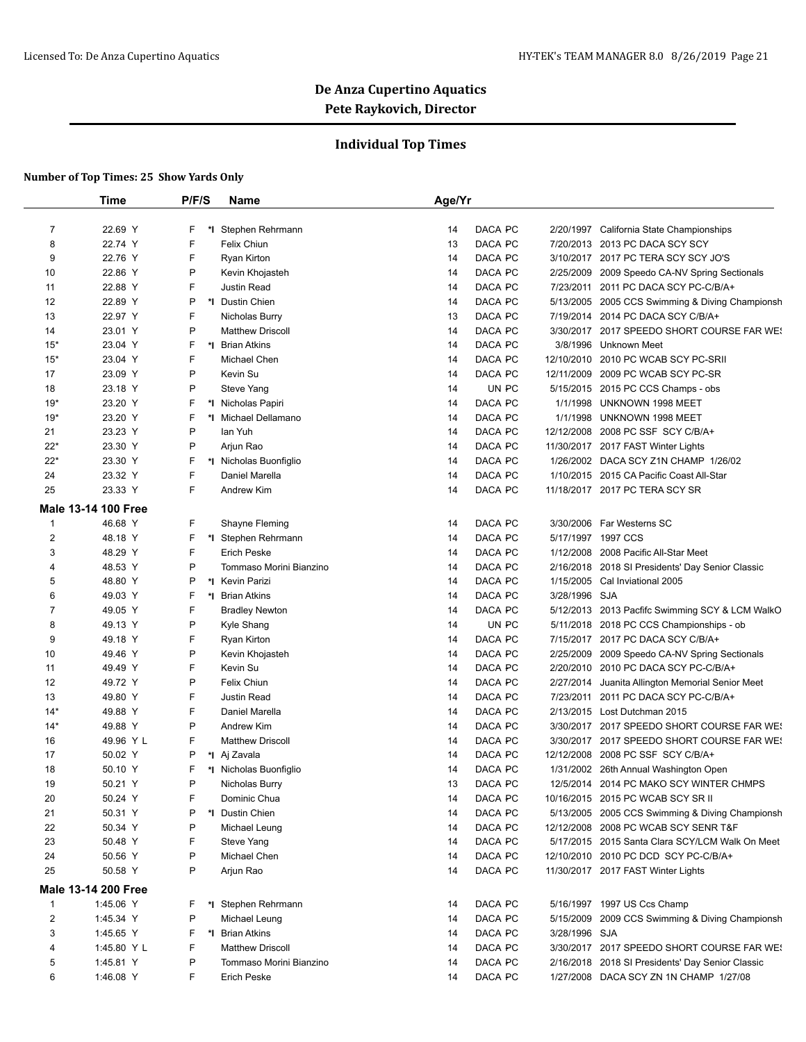## De Anza Cupertino Aquatics
## Pete Raykovich, Director

### Individual Top Times

**Number of Top Times: 25 Show Yards Only**

| | Time | P/F/S | | Name | Age/Yr | | | |
|---|---|---|---|---|---|---|---|---|
| 7 | 22.69 Y | F | *I | Stephen Rehrmann | 14 | DACA PC | 2/20/1997 | California State Championships |
| 8 | 22.74 Y | F | | Felix Chiun | 13 | DACA PC | 7/20/2013 | 2013 PC DACA SCY SCY |
| 9 | 22.76 Y | F | | Ryan Kirton | 14 | DACA PC | 3/10/2017 | 2017 PC TERA SCY SCY JO'S |
| 10 | 22.86 Y | P | | Kevin Khojasteh | 14 | DACA PC | 2/25/2009 | 2009 Speedo CA-NV Spring Sectionals |
| 11 | 22.88 Y | F | | Justin Read | 14 | DACA PC | 7/23/2011 | 2011 PC DACA SCY PC-C/B/A+ |
| 12 | 22.89 Y | P | *I | Dustin Chien | 14 | DACA PC | 5/13/2005 | 2005 CCS Swimming & Diving Championsh |
| 13 | 22.97 Y | F | | Nicholas Burry | 13 | DACA PC | 7/19/2014 | 2014 PC DACA SCY C/B/A+ |
| 14 | 23.01 Y | P | | Matthew Driscoll | 14 | DACA PC | 3/30/2017 | 2017 SPEEDO SHORT COURSE FAR WES |
| 15* | 23.04 Y | F | *I | Brian Atkins | 14 | DACA PC | 3/8/1996 | Unknown Meet |
| 15* | 23.04 Y | F | | Michael Chen | 14 | DACA PC | 12/10/2010 | 2010 PC WCAB SCY PC-SRII |
| 17 | 23.09 Y | P | | Kevin Su | 14 | DACA PC | 12/11/2009 | 2009 PC WCAB SCY PC-SR |
| 18 | 23.18 Y | P | | Steve Yang | 14 | UN PC | 5/15/2015 | 2015 PC CCS Champs - obs |
| 19* | 23.20 Y | F | *I | Nicholas Papiri | 14 | DACA PC | 1/1/1998 | UNKNOWN 1998 MEET |
| 19* | 23.20 Y | F | *I | Michael Dellamano | 14 | DACA PC | 1/1/1998 | UNKNOWN 1998 MEET |
| 21 | 23.23 Y | P | | Ian Yuh | 14 | DACA PC | 12/12/2008 | 2008 PC SSF SCY C/B/A+ |
| 22* | 23.30 Y | P | | Arjun Rao | 14 | DACA PC | 11/30/2017 | 2017 FAST Winter Lights |
| 22* | 23.30 Y | F | *I | Nicholas Buonfiglio | 14 | DACA PC | 1/26/2002 | DACA SCY Z1N CHAMP 1/26/02 |
| 24 | 23.32 Y | F | | Daniel Marella | 14 | DACA PC | 1/10/2015 | 2015 CA Pacific Coast All-Star |
| 25 | 23.33 Y | F | | Andrew Kim | 14 | DACA PC | 11/18/2017 | 2017 PC TERA SCY SR |
| **Male 13-14 100 Free** | | | | | | | | |
| 1 | 46.68 Y | F | | Shayne Fleming | 14 | DACA PC | 3/30/2006 | Far Westerns SC |
| 2 | 48.18 Y | F | *I | Stephen Rehrmann | 14 | DACA PC | 5/17/1997 | 1997 CCS |
| 3 | 48.29 Y | F | | Erich Peske | 14 | DACA PC | 1/12/2008 | 2008 Pacific All-Star Meet |
| 4 | 48.53 Y | P | | Tommaso Morini Bianzino | 14 | DACA PC | 2/16/2018 | 2018 SI Presidents' Day Senior Classic |
| 5 | 48.80 Y | P | *I | Kevin Parizi | 14 | DACA PC | 1/15/2005 | Cal Inviational 2005 |
| 6 | 49.03 Y | F | *I | Brian Atkins | 14 | DACA PC | 3/28/1996 | SJA |
| 7 | 49.05 Y | F | | Bradley Newton | 14 | DACA PC | 5/12/2013 | 2013 Pacifc Swimming SCY & LCM WalkO |
| 8 | 49.13 Y | P | | Kyle Shang | 14 | UN PC | 5/11/2018 | 2018 PC CCS Championships - ob |
| 9 | 49.18 Y | F | | Ryan Kirton | 14 | DACA PC | 7/15/2017 | 2017 PC DACA SCY C/B/A+ |
| 10 | 49.46 Y | P | | Kevin Khojasteh | 14 | DACA PC | 2/25/2009 | 2009 Speedo CA-NV Spring Sectionals |
| 11 | 49.49 Y | F | | Kevin Su | 14 | DACA PC | 2/20/2010 | 2010 PC DACA SCY PC-C/B/A+ |
| 12 | 49.72 Y | P | | Felix Chiun | 14 | DACA PC | 2/27/2014 | Juanita Allington Memorial Senior Meet |
| 13 | 49.80 Y | F | | Justin Read | 14 | DACA PC | 7/23/2011 | 2011 PC DACA SCY PC-C/B/A+ |
| 14* | 49.88 Y | F | | Daniel Marella | 14 | DACA PC | 2/13/2015 | Lost Dutchman 2015 |
| 14* | 49.88 Y | P | | Andrew Kim | 14 | DACA PC | 3/30/2017 | 2017 SPEEDO SHORT COURSE FAR WES |
| 16 | 49.96 Y L | F | | Matthew Driscoll | 14 | DACA PC | 3/30/2017 | 2017 SPEEDO SHORT COURSE FAR WES |
| 17 | 50.02 Y | P | *I | Aj Zavala | 14 | DACA PC | 12/12/2008 | 2008 PC SSF SCY C/B/A+ |
| 18 | 50.10 Y | F | *I | Nicholas Buonfiglio | 14 | DACA PC | 1/31/2002 | 26th Annual Washington Open |
| 19 | 50.21 Y | P | | Nicholas Burry | 13 | DACA PC | 12/5/2014 | 2014 PC MAKO SCY WINTER CHMPS |
| 20 | 50.24 Y | F | | Dominic Chua | 14 | DACA PC | 10/16/2015 | 2015 PC WCAB SCY SR II |
| 21 | 50.31 Y | P | *I | Dustin Chien | 14 | DACA PC | 5/13/2005 | 2005 CCS Swimming & Diving Championsh |
| 22 | 50.34 Y | P | | Michael Leung | 14 | DACA PC | 12/12/2008 | 2008 PC WCAB SCY SENR T&F |
| 23 | 50.48 Y | F | | Steve Yang | 14 | DACA PC | 5/17/2015 | 2015 Santa Clara SCY/LCM Walk On Meet |
| 24 | 50.56 Y | P | | Michael Chen | 14 | DACA PC | 12/10/2010 | 2010 PC DCD SCY PC-C/B/A+ |
| 25 | 50.58 Y | P | | Arjun Rao | 14 | DACA PC | 11/30/2017 | 2017 FAST Winter Lights |
| **Male 13-14 200 Free** | | | | | | | | |
| 1 | 1:45.06 Y | F | *I | Stephen Rehrmann | 14 | DACA PC | 5/16/1997 | 1997 US Ccs Champ |
| 2 | 1:45.34 Y | P | | Michael Leung | 14 | DACA PC | 5/15/2009 | 2009 CCS Swimming & Diving Championsh |
| 3 | 1:45.65 Y | F | *I | Brian Atkins | 14 | DACA PC | 3/28/1996 | SJA |
| 4 | 1:45.80 Y L | F | | Matthew Driscoll | 14 | DACA PC | 3/30/2017 | 2017 SPEEDO SHORT COURSE FAR WES |
| 5 | 1:45.81 Y | P | | Tommaso Morini Bianzino | 14 | DACA PC | 2/16/2018 | 2018 SI Presidents' Day Senior Classic |
| 6 | 1:46.08 Y | F | | Erich Peske | 14 | DACA PC | 1/27/2008 | DACA SCY ZN 1N CHAMP 1/27/08 |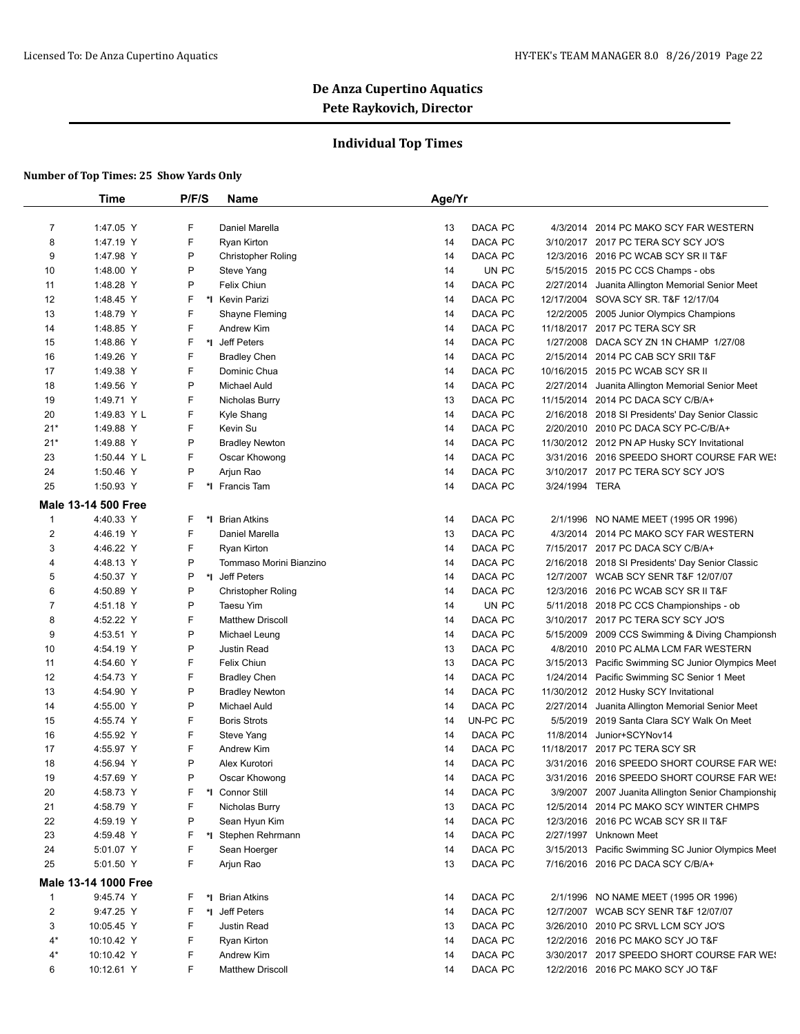# De Anza Cupertino Aquatics
## Pete Raykovich, Director

### Individual Top Times

**Number of Top Times: 25 Show Yards Only**

| | Time | P/F/S | | Name | Age/Yr | | | |
|---|---|---|---|---|---|---|---|---|
| 7 | 1:47.05 Y | F | | Daniel Marella | 13 | DACA PC | 4/3/2014 | 2014 PC MAKO SCY FAR WESTERN |
| 8 | 1:47.19 Y | F | | Ryan Kirton | 14 | DACA PC | 3/10/2017 | 2017 PC TERA SCY SCY JO'S |
| 9 | 1:47.98 Y | P | | Christopher Roling | 14 | DACA PC | 12/3/2016 | 2016 PC WCAB SCY SR II T&F |
| 10 | 1:48.00 Y | P | | Steve Yang | 14 | UN PC | 5/15/2015 | 2015 PC CCS Champs - obs |
| 11 | 1:48.28 Y | P | | Felix Chiun | 14 | DACA PC | 2/27/2014 | Juanita Allington Memorial Senior Meet |
| 12 | 1:48.45 Y | F | *I | Kevin Parizi | 14 | DACA PC | 12/17/2004 | SOVA SCY SR. T&F 12/17/04 |
| 13 | 1:48.79 Y | F | | Shayne Fleming | 14 | DACA PC | 12/2/2005 | 2005 Junior Olympics Champions |
| 14 | 1:48.85 Y | F | | Andrew Kim | 14 | DACA PC | 11/18/2017 | 2017 PC TERA SCY SR |
| 15 | 1:48.86 Y | F | *I | Jeff Peters | 14 | DACA PC | 1/27/2008 | DACA SCY ZN 1N CHAMP 1/27/08 |
| 16 | 1:49.26 Y | F | | Bradley Chen | 14 | DACA PC | 2/15/2014 | 2014 PC CAB SCY SRII T&F |
| 17 | 1:49.38 Y | F | | Dominic Chua | 14 | DACA PC | 10/16/2015 | 2015 PC WCAB SCY SR II |
| 18 | 1:49.56 Y | P | | Michael Auld | 14 | DACA PC | 2/27/2014 | Juanita Allington Memorial Senior Meet |
| 19 | 1:49.71 Y | F | | Nicholas Burry | 13 | DACA PC | 11/15/2014 | 2014 PC DACA SCY C/B/A+ |
| 20 | 1:49.83 Y L | F | | Kyle Shang | 14 | DACA PC | 2/16/2018 | 2018 SI Presidents' Day Senior Classic |
| 21* | 1:49.88 Y | F | | Kevin Su | 14 | DACA PC | 2/20/2010 | 2010 PC DACA SCY PC-C/B/A+ |
| 21* | 1:49.88 Y | P | | Bradley Newton | 14 | DACA PC | 11/30/2012 | 2012 PN AP Husky SCY Invitational |
| 23 | 1:50.44 Y L | F | | Oscar Khowong | 14 | DACA PC | 3/31/2016 | 2016 SPEEDO SHORT COURSE FAR WES |
| 24 | 1:50.46 Y | P | | Arjun Rao | 14 | DACA PC | 3/10/2017 | 2017 PC TERA SCY SCY JO'S |
| 25 | 1:50.93 Y | F | *I | Francis Tam | 14 | DACA PC | 3/24/1994 | TERA |
| **Male 13-14 500 Free** | | | | | | | | |
| 1 | 4:40.33 Y | F | *I | Brian Atkins | 14 | DACA PC | 2/1/1996 | NO NAME MEET (1995 OR 1996) |
| 2 | 4:46.19 Y | F | | Daniel Marella | 13 | DACA PC | 4/3/2014 | 2014 PC MAKO SCY FAR WESTERN |
| 3 | 4:46.22 Y | F | | Ryan Kirton | 14 | DACA PC | 7/15/2017 | 2017 PC DACA SCY C/B/A+ |
| 4 | 4:48.13 Y | P | | Tommaso Morini Bianzino | 14 | DACA PC | 2/16/2018 | 2018 SI Presidents' Day Senior Classic |
| 5 | 4:50.37 Y | P | *I | Jeff Peters | 14 | DACA PC | 12/7/2007 | WCAB SCY SENR T&F 12/07/07 |
| 6 | 4:50.89 Y | P | | Christopher Roling | 14 | DACA PC | 12/3/2016 | 2016 PC WCAB SCY SR II T&F |
| 7 | 4:51.18 Y | P | | Taesu Yim | 14 | UN PC | 5/11/2018 | 2018 PC CCS Championships - ob |
| 8 | 4:52.22 Y | F | | Matthew Driscoll | 14 | DACA PC | 3/10/2017 | 2017 PC TERA SCY SCY JO'S |
| 9 | 4:53.51 Y | P | | Michael Leung | 14 | DACA PC | 5/15/2009 | 2009 CCS Swimming & Diving Championsh |
| 10 | 4:54.19 Y | P | | Justin Read | 13 | DACA PC | 4/8/2010 | 2010 PC ALMA LCM FAR WESTERN |
| 11 | 4:54.60 Y | F | | Felix Chiun | 13 | DACA PC | 3/15/2013 | Pacific Swimming SC Junior Olympics Meet |
| 12 | 4:54.73 Y | F | | Bradley Chen | 14 | DACA PC | 1/24/2014 | Pacific Swimming SC Senior 1 Meet |
| 13 | 4:54.90 Y | P | | Bradley Newton | 14 | DACA PC | 11/30/2012 | 2012 Husky SCY Invitational |
| 14 | 4:55.00 Y | P | | Michael Auld | 14 | DACA PC | 2/27/2014 | Juanita Allington Memorial Senior Meet |
| 15 | 4:55.74 Y | F | | Boris Strots | 14 | UN-PC PC | 5/5/2019 | 2019 Santa Clara SCY Walk On Meet |
| 16 | 4:55.92 Y | F | | Steve Yang | 14 | DACA PC | 11/8/2014 | Junior+SCYNov14 |
| 17 | 4:55.97 Y | F | | Andrew Kim | 14 | DACA PC | 11/18/2017 | 2017 PC TERA SCY SR |
| 18 | 4:56.94 Y | P | | Alex Kurotori | 14 | DACA PC | 3/31/2016 | 2016 SPEEDO SHORT COURSE FAR WES |
| 19 | 4:57.69 Y | P | | Oscar Khowong | 14 | DACA PC | 3/31/2016 | 2016 SPEEDO SHORT COURSE FAR WES |
| 20 | 4:58.73 Y | F | *I | Connor Still | 14 | DACA PC | 3/9/2007 | 2007 Juanita Allington Senior Championshi |
| 21 | 4:58.79 Y | F | | Nicholas Burry | 13 | DACA PC | 12/5/2014 | 2014 PC MAKO SCY WINTER CHMPS |
| 22 | 4:59.19 Y | P | | Sean Hyun Kim | 14 | DACA PC | 12/3/2016 | 2016 PC WCAB SCY SR II T&F |
| 23 | 4:59.48 Y | F | *I | Stephen Rehrmann | 14 | DACA PC | 2/27/1997 | Unknown Meet |
| 24 | 5:01.07 Y | F | | Sean Hoerger | 14 | DACA PC | 3/15/2013 | Pacific Swimming SC Junior Olympics Meet |
| 25 | 5:01.50 Y | F | | Arjun Rao | 13 | DACA PC | 7/16/2016 | 2016 PC DACA SCY C/B/A+ |
| **Male 13-14 1000 Free** | | | | | | | | |
| 1 | 9:45.74 Y | F | *I | Brian Atkins | 14 | DACA PC | 2/1/1996 | NO NAME MEET (1995 OR 1996) |
| 2 | 9:47.25 Y | F | *I | Jeff Peters | 14 | DACA PC | 12/7/2007 | WCAB SCY SENR T&F 12/07/07 |
| 3 | 10:05.45 Y | F | | Justin Read | 13 | DACA PC | 3/26/2010 | 2010 PC SRVL LCM SCY JO'S |
| 4* | 10:10.42 Y | F | | Ryan Kirton | 14 | DACA PC | 12/2/2016 | 2016 PC MAKO SCY JO T&F |
| 4* | 10:10.42 Y | F | | Andrew Kim | 14 | DACA PC | 3/30/2017 | 2017 SPEEDO SHORT COURSE FAR WES |
| 6 | 10:12.61 Y | F | | Matthew Driscoll | 14 | DACA PC | 12/2/2016 | 2016 PC MAKO SCY JO T&F |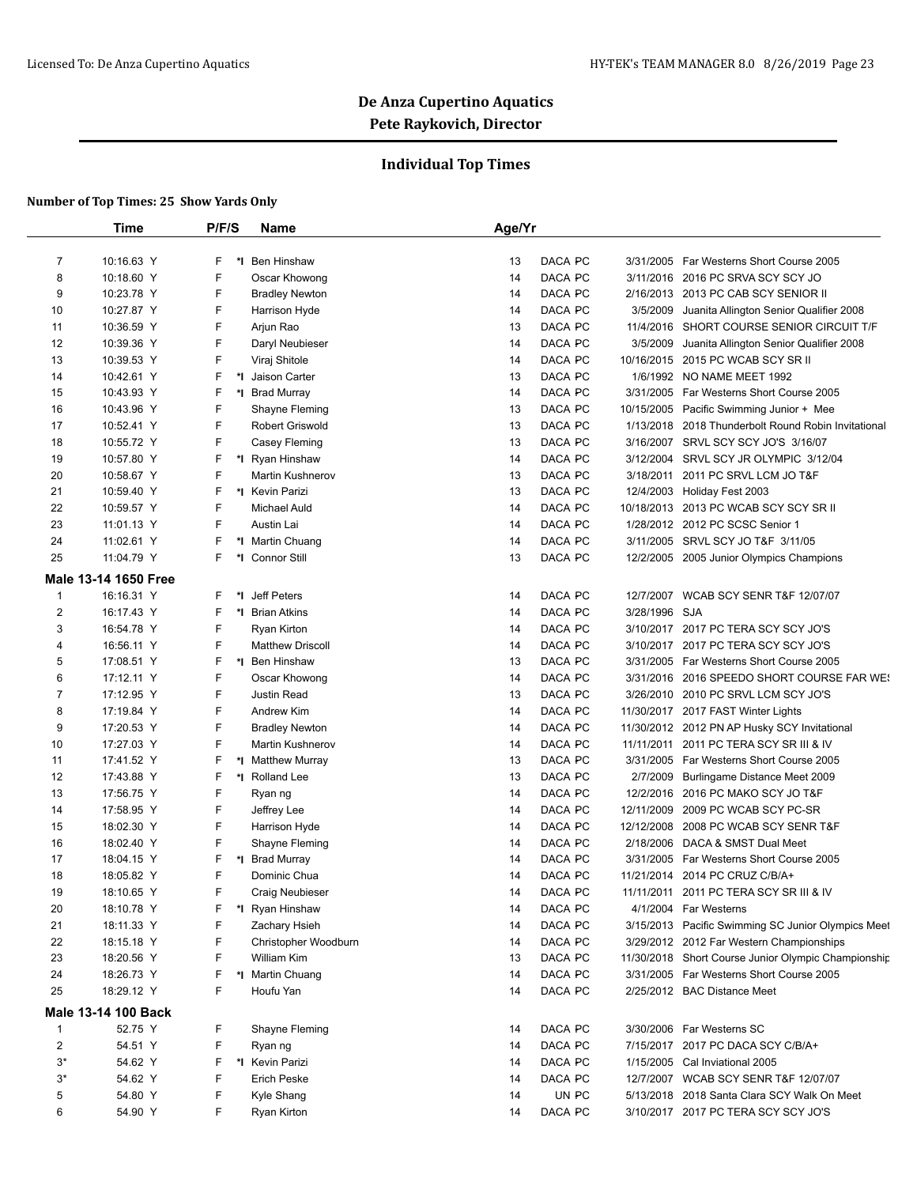# De Anza Cupertino Aquatics

**Pete Raykovich, Director**

## Individual Top Times

**Number of Top Times: 25 Show Yards Only**

| | Time | P/F/S | | Name | Age/Yr | | | |
|---|---|---|---|---|---|---|---|---|
| 7 | 10:16.63 Y | F | *I | Ben Hinshaw | 13 | DACA PC | 3/31/2005 | Far Westerns Short Course 2005 |
| 8 | 10:18.60 Y | F | | Oscar Khowong | 14 | DACA PC | 3/11/2016 | 2016 PC SRVA SCY SCY JO |
| 9 | 10:23.78 Y | F | | Bradley Newton | 14 | DACA PC | 2/16/2013 | 2013 PC CAB SCY SENIOR II |
| 10 | 10:27.87 Y | F | | Harrison Hyde | 14 | DACA PC | 3/5/2009 | Juanita Allington Senior Qualifier 2008 |
| 11 | 10:36.59 Y | F | | Arjun Rao | 13 | DACA PC | 11/4/2016 | SHORT COURSE SENIOR CIRCUIT T/F |
| 12 | 10:39.36 Y | F | | Daryl Neubieser | 14 | DACA PC | 3/5/2009 | Juanita Allington Senior Qualifier 2008 |
| 13 | 10:39.53 Y | F | | Viraj Shitole | 14 | DACA PC | 10/16/2015 | 2015 PC WCAB SCY SR II |
| 14 | 10:42.61 Y | F | *I | Jaison Carter | 13 | DACA PC | 1/6/1992 | NO NAME MEET 1992 |
| 15 | 10:43.93 Y | F | *I | Brad Murray | 14 | DACA PC | 3/31/2005 | Far Westerns Short Course 2005 |
| 16 | 10:43.96 Y | F | | Shayne Fleming | 13 | DACA PC | 10/15/2005 | Pacific Swimming Junior + Mee |
| 17 | 10:52.41 Y | F | | Robert Griswold | 13 | DACA PC | 1/13/2018 | 2018 Thunderbolt Round Robin Invitational |
| 18 | 10:55.72 Y | F | | Casey Fleming | 13 | DACA PC | 3/16/2007 | SRVL SCY SCY JO'S 3/16/07 |
| 19 | 10:57.80 Y | F | *I | Ryan Hinshaw | 14 | DACA PC | 3/12/2004 | SRVL SCY JR OLYMPIC 3/12/04 |
| 20 | 10:58.67 Y | F | | Martin Kushnerov | 13 | DACA PC | 3/18/2011 | 2011 PC SRVL LCM JO T&F |
| 21 | 10:59.40 Y | F | *I | Kevin Parizi | 13 | DACA PC | 12/4/2003 | Holiday Fest 2003 |
| 22 | 10:59.57 Y | F | | Michael Auld | 14 | DACA PC | 10/18/2013 | 2013 PC WCAB SCY SCY SR II |
| 23 | 11:01.13 Y | F | | Austin Lai | 14 | DACA PC | 1/28/2012 | 2012 PC SCSC Senior 1 |
| 24 | 11:02.61 Y | F | *I | Martin Chuang | 14 | DACA PC | 3/11/2005 | SRVL SCY JO T&F 3/11/05 |
| 25 | 11:04.79 Y | F | *I | Connor Still | 13 | DACA PC | 12/2/2005 | 2005 Junior Olympics Champions |

### Male 13-14 1650 Free

| | Time | P/F/S | | Name | Age/Yr | | | |
|---|---|---|---|---|---|---|---|---|
| 1 | 16:16.31 Y | F | *I | Jeff Peters | 14 | DACA PC | 12/7/2007 | WCAB SCY SENR T&F 12/07/07 |
| 2 | 16:17.43 Y | F | *I | Brian Atkins | 14 | DACA PC | 3/28/1996 | SJA |
| 3 | 16:54.78 Y | F | | Ryan Kirton | 14 | DACA PC | 3/10/2017 | 2017 PC TERA SCY SCY JO'S |
| 4 | 16:56.11 Y | F | | Matthew Driscoll | 14 | DACA PC | 3/10/2017 | 2017 PC TERA SCY SCY JO'S |
| 5 | 17:08.51 Y | F | *I | Ben Hinshaw | 13 | DACA PC | 3/31/2005 | Far Westerns Short Course 2005 |
| 6 | 17:12.11 Y | F | | Oscar Khowong | 14 | DACA PC | 3/31/2016 | 2016 SPEEDO SHORT COURSE FAR WES |
| 7 | 17:12.95 Y | F | | Justin Read | 13 | DACA PC | 3/26/2010 | 2010 PC SRVL LCM SCY JO'S |
| 8 | 17:19.84 Y | F | | Andrew Kim | 14 | DACA PC | 11/30/2017 | 2017 FAST Winter Lights |
| 9 | 17:20.53 Y | F | | Bradley Newton | 14 | DACA PC | 11/30/2012 | 2012 PN AP Husky SCY Invitational |
| 10 | 17:27.03 Y | F | | Martin Kushnerov | 14 | DACA PC | 11/11/2011 | 2011 PC TERA SCY SR III & IV |
| 11 | 17:41.52 Y | F | *I | Matthew Murray | 13 | DACA PC | 3/31/2005 | Far Westerns Short Course 2005 |
| 12 | 17:43.88 Y | F | *I | Rolland Lee | 13 | DACA PC | 2/7/2009 | Burlingame Distance Meet 2009 |
| 13 | 17:56.75 Y | F | | Ryan ng | 14 | DACA PC | 12/2/2016 | 2016 PC MAKO SCY JO T&F |
| 14 | 17:58.95 Y | F | | Jeffrey Lee | 14 | DACA PC | 12/11/2009 | 2009 PC WCAB SCY PC-SR |
| 15 | 18:02.30 Y | F | | Harrison Hyde | 14 | DACA PC | 12/12/2008 | 2008 PC WCAB SCY SENR T&F |
| 16 | 18:02.40 Y | F | | Shayne Fleming | 14 | DACA PC | 2/18/2006 | DACA & SMST Dual Meet |
| 17 | 18:04.15 Y | F | *I | Brad Murray | 14 | DACA PC | 3/31/2005 | Far Westerns Short Course 2005 |
| 18 | 18:05.82 Y | F | | Dominic Chua | 14 | DACA PC | 11/21/2014 | 2014 PC CRUZ C/B/A+ |
| 19 | 18:10.65 Y | F | | Craig Neubieser | 14 | DACA PC | 11/11/2011 | 2011 PC TERA SCY SR III & IV |
| 20 | 18:10.78 Y | F | *I | Ryan Hinshaw | 14 | DACA PC | 4/1/2004 | Far Westerns |
| 21 | 18:11.33 Y | F | | Zachary Hsieh | 14 | DACA PC | 3/15/2013 | Pacific Swimming SC Junior Olympics Meet |
| 22 | 18:15.18 Y | F | | Christopher Woodburn | 14 | DACA PC | 3/29/2012 | 2012 Far Western Championships |
| 23 | 18:20.56 Y | F | | William Kim | 13 | DACA PC | 11/30/2018 | Short Course Junior Olympic Championship |
| 24 | 18:26.73 Y | F | *I | Martin Chuang | 14 | DACA PC | 3/31/2005 | Far Westerns Short Course 2005 |
| 25 | 18:29.12 Y | F | | Houfu Yan | 14 | DACA PC | 2/25/2012 | BAC Distance Meet |

### Male 13-14 100 Back

| | Time | P/F/S | | Name | Age/Yr | | | |
|---|---|---|---|---|---|---|---|---|
| 1 | 52.75 Y | F | | Shayne Fleming | 14 | DACA PC | 3/30/2006 | Far Westerns SC |
| 2 | 54.51 Y | F | | Ryan ng | 14 | DACA PC | 7/15/2017 | 2017 PC DACA SCY C/B/A+ |
| 3* | 54.62 Y | F | *I | Kevin Parizi | 14 | DACA PC | 1/15/2005 | Cal Inviational 2005 |
| 3* | 54.62 Y | F | | Erich Peske | 14 | DACA PC | 12/7/2007 | WCAB SCY SENR T&F 12/07/07 |
| 5 | 54.80 Y | F | | Kyle Shang | 14 | UN PC | 5/13/2018 | 2018 Santa Clara SCY Walk On Meet |
| 6 | 54.90 Y | F | | Ryan Kirton | 14 | DACA PC | 3/10/2017 | 2017 PC TERA SCY SCY JO'S |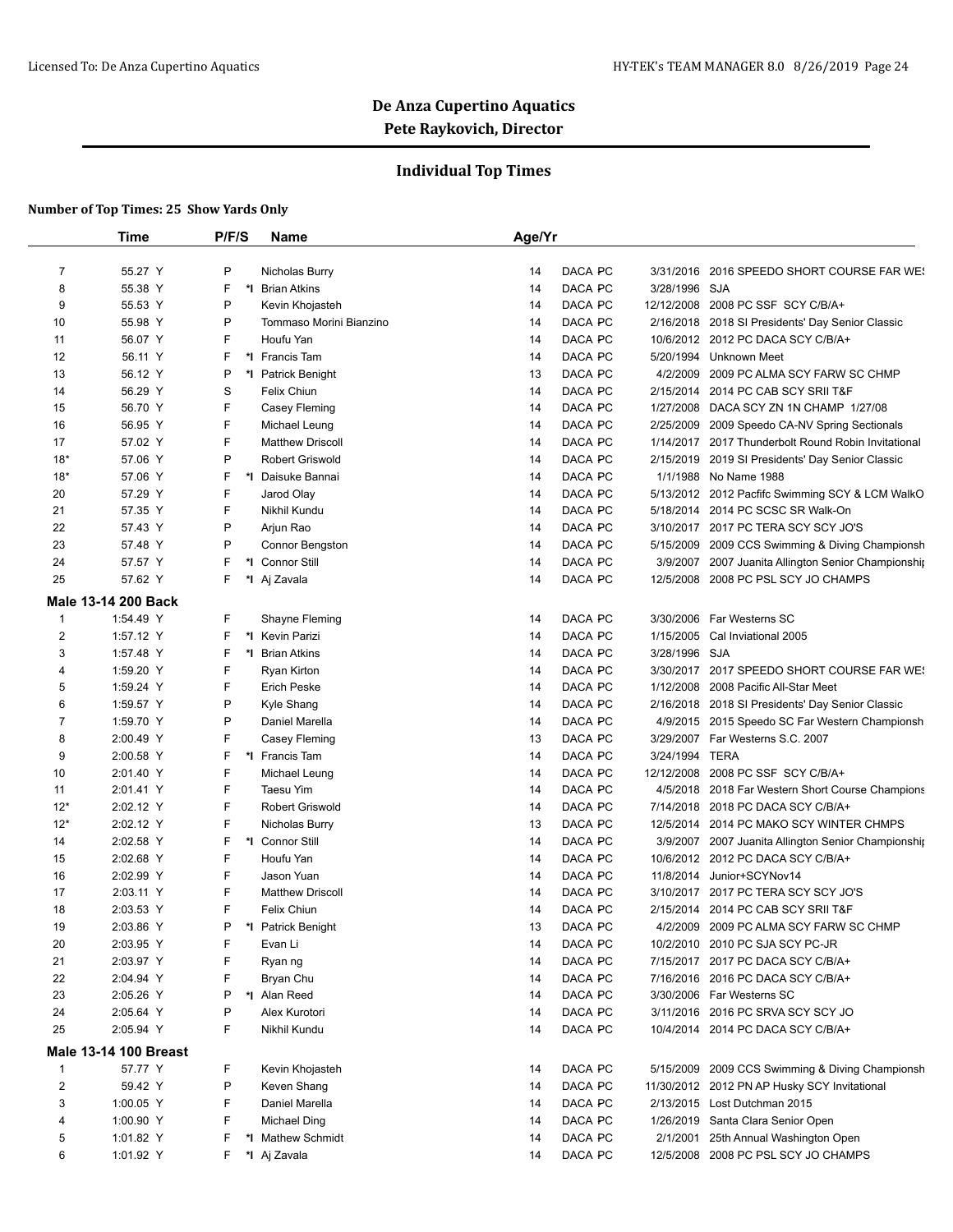# De Anza Cupertino Aquatics

**Pete Raykovich, Director**

## Individual Top Times

**Number of Top Times: 25 Show Yards Only**

| | Time | P/F/S | | Name | Age/Yr | | | |
|---|---|---|---|---|---|---|---|---|
| 7 | 55.27 Y | P | | Nicholas Burry | 14 | DACA PC | 3/31/2016 | 2016 SPEEDO SHORT COURSE FAR WES |
| 8 | 55.38 Y | F | *I | Brian Atkins | 14 | DACA PC | 3/28/1996 | SJA |
| 9 | 55.53 Y | P | | Kevin Khojasteh | 14 | DACA PC | 12/12/2008 | 2008 PC SSF SCY C/B/A+ |
| 10 | 55.98 Y | P | | Tommaso Morini Bianzino | 14 | DACA PC | 2/16/2018 | 2018 SI Presidents' Day Senior Classic |
| 11 | 56.07 Y | F | | Houfu Yan | 14 | DACA PC | 10/6/2012 | 2012 PC DACA SCY C/B/A+ |
| 12 | 56.11 Y | F | *I | Francis Tam | 14 | DACA PC | 5/20/1994 | Unknown Meet |
| 13 | 56.12 Y | P | *I | Patrick Benight | 13 | DACA PC | 4/2/2009 | 2009 PC ALMA SCY FARW SC CHMP |
| 14 | 56.29 Y | S | | Felix Chiun | 14 | DACA PC | 2/15/2014 | 2014 PC CAB SCY SRII T&F |
| 15 | 56.70 Y | F | | Casey Fleming | 14 | DACA PC | 1/27/2008 | DACA SCY ZN 1N CHAMP 1/27/08 |
| 16 | 56.95 Y | F | | Michael Leung | 14 | DACA PC | 2/25/2009 | 2009 Speedo CA-NV Spring Sectionals |
| 17 | 57.02 Y | F | | Matthew Driscoll | 14 | DACA PC | 1/14/2017 | 2017 Thunderbolt Round Robin Invitational |
| 18* | 57.06 Y | P | | Robert Griswold | 14 | DACA PC | 2/15/2019 | 2019 SI Presidents' Day Senior Classic |
| 18* | 57.06 Y | F | *I | Daisuke Bannai | 14 | DACA PC | 1/1/1988 | No Name 1988 |
| 20 | 57.29 Y | F | | Jarod Olay | 14 | DACA PC | 5/13/2012 | 2012 Pacfifc Swimming SCY & LCM WalkO |
| 21 | 57.35 Y | F | | Nikhil Kundu | 14 | DACA PC | 5/18/2014 | 2014 PC SCSC SR Walk-On |
| 22 | 57.43 Y | P | | Arjun Rao | 14 | DACA PC | 3/10/2017 | 2017 PC TERA SCY SCY JO'S |
| 23 | 57.48 Y | P | | Connor Bengston | 14 | DACA PC | 5/15/2009 | 2009 CCS Swimming & Diving Championsh |
| 24 | 57.57 Y | F | *I | Connor Still | 14 | DACA PC | 3/9/2007 | 2007 Juanita Allington Senior Championshi |
| 25 | 57.62 Y | F | *I | Aj Zavala | 14 | DACA PC | 12/5/2008 | 2008 PC PSL SCY JO CHAMPS |

### Male 13-14 200 Back

| | Time | P/F/S | | Name | Age/Yr | | | |
|---|---|---|---|---|---|---|---|---|
| 1 | 1:54.49 Y | F | | Shayne Fleming | 14 | DACA PC | 3/30/2006 | Far Westerns SC |
| 2 | 1:57.12 Y | F | *I | Kevin Parizi | 14 | DACA PC | 1/15/2005 | Cal Inviational 2005 |
| 3 | 1:57.48 Y | F | *I | Brian Atkins | 14 | DACA PC | 3/28/1996 | SJA |
| 4 | 1:59.20 Y | F | | Ryan Kirton | 14 | DACA PC | 3/30/2017 | 2017 SPEEDO SHORT COURSE FAR WES |
| 5 | 1:59.24 Y | F | | Erich Peske | 14 | DACA PC | 1/12/2008 | 2008 Pacific All-Star Meet |
| 6 | 1:59.57 Y | P | | Kyle Shang | 14 | DACA PC | 2/16/2018 | 2018 SI Presidents' Day Senior Classic |
| 7 | 1:59.70 Y | P | | Daniel Marella | 14 | DACA PC | 4/9/2015 | 2015 Speedo SC Far Western Championsh |
| 8 | 2:00.49 Y | F | | Casey Fleming | 13 | DACA PC | 3/29/2007 | Far Westerns S.C. 2007 |
| 9 | 2:00.58 Y | F | *I | Francis Tam | 14 | DACA PC | 3/24/1994 | TERA |
| 10 | 2:01.40 Y | F | | Michael Leung | 14 | DACA PC | 12/12/2008 | 2008 PC SSF SCY C/B/A+ |
| 11 | 2:01.41 Y | F | | Taesu Yim | 14 | DACA PC | 4/5/2018 | 2018 Far Western Short Course Champions |
| 12* | 2:02.12 Y | F | | Robert Griswold | 14 | DACA PC | 7/14/2018 | 2018 PC DACA SCY C/B/A+ |
| 12* | 2:02.12 Y | F | | Nicholas Burry | 13 | DACA PC | 12/5/2014 | 2014 PC MAKO SCY WINTER CHMPS |
| 14 | 2:02.58 Y | F | *I | Connor Still | 14 | DACA PC | 3/9/2007 | 2007 Juanita Allington Senior Championshi |
| 15 | 2:02.68 Y | F | | Houfu Yan | 14 | DACA PC | 10/6/2012 | 2012 PC DACA SCY C/B/A+ |
| 16 | 2:02.99 Y | F | | Jason Yuan | 14 | DACA PC | 11/8/2014 | Junior+SCYNov14 |
| 17 | 2:03.11 Y | F | | Matthew Driscoll | 14 | DACA PC | 3/10/2017 | 2017 PC TERA SCY SCY JO'S |
| 18 | 2:03.53 Y | F | | Felix Chiun | 14 | DACA PC | 2/15/2014 | 2014 PC CAB SCY SRII T&F |
| 19 | 2:03.86 Y | P | *I | Patrick Benight | 13 | DACA PC | 4/2/2009 | 2009 PC ALMA SCY FARW SC CHMP |
| 20 | 2:03.95 Y | F | | Evan Li | 14 | DACA PC | 10/2/2010 | 2010 PC SJA SCY PC-JR |
| 21 | 2:03.97 Y | F | | Ryan ng | 14 | DACA PC | 7/15/2017 | 2017 PC DACA SCY C/B/A+ |
| 22 | 2:04.94 Y | F | | Bryan Chu | 14 | DACA PC | 7/16/2016 | 2016 PC DACA SCY C/B/A+ |
| 23 | 2:05.26 Y | P | *I | Alan Reed | 14 | DACA PC | 3/30/2006 | Far Westerns SC |
| 24 | 2:05.64 Y | P | | Alex Kurotori | 14 | DACA PC | 3/11/2016 | 2016 PC SRVA SCY SCY JO |
| 25 | 2:05.94 Y | F | | Nikhil Kundu | 14 | DACA PC | 10/4/2014 | 2014 PC DACA SCY C/B/A+ |

### Male 13-14 100 Breast

| | Time | P/F/S | | Name | Age/Yr | | | |
|---|---|---|---|---|---|---|---|---|
| 1 | 57.77 Y | F | | Kevin Khojasteh | 14 | DACA PC | 5/15/2009 | 2009 CCS Swimming & Diving Championsh |
| 2 | 59.42 Y | P | | Keven Shang | 14 | DACA PC | 11/30/2012 | 2012 PN AP Husky SCY Invitational |
| 3 | 1:00.05 Y | F | | Daniel Marella | 14 | DACA PC | 2/13/2015 | Lost Dutchman 2015 |
| 4 | 1:00.90 Y | F | | Michael Ding | 14 | DACA PC | 1/26/2019 | Santa Clara Senior Open |
| 5 | 1:01.82 Y | F | *I | Mathew Schmidt | 14 | DACA PC | 2/1/2001 | 25th Annual Washington Open |
| 6 | 1:01.92 Y | F | *I | Aj Zavala | 14 | DACA PC | 12/5/2008 | 2008 PC PSL SCY JO CHAMPS |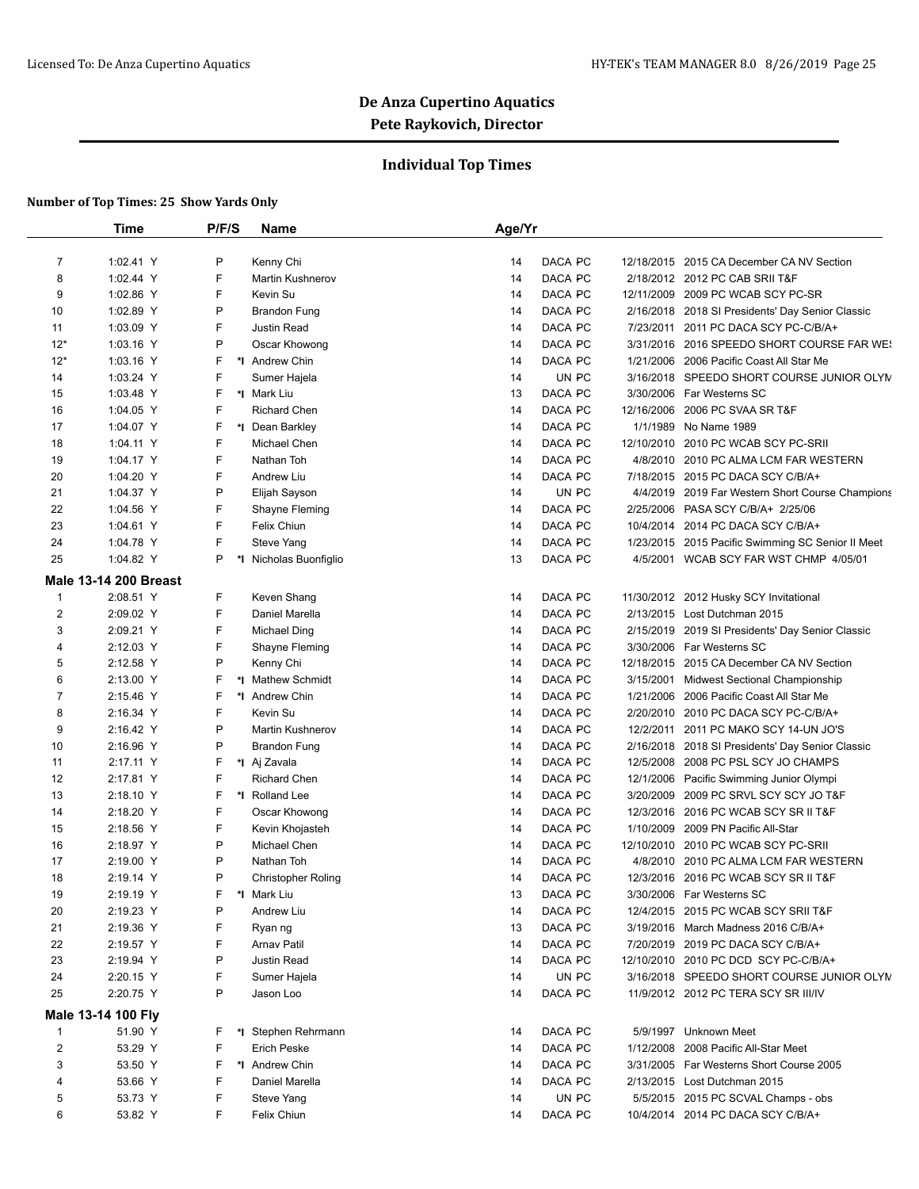# De Anza Cupertino Aquatics

**Pete Raykovich, Director**

## Individual Top Times

**Number of Top Times: 25 Show Yards Only**

| | Time | P/F/S | | Name | Age/Yr | | | |
|---|---|---|---|---|---|---|---|---|
| 7 | 1:02.41 Y | P | | Kenny Chi | 14 | DACA PC | 12/18/2015 | 2015 CA December CA NV Section |
| 8 | 1:02.44 Y | F | | Martin Kushnerov | 14 | DACA PC | 2/18/2012 | 2012 PC CAB SRII T&F |
| 9 | 1:02.86 Y | F | | Kevin Su | 14 | DACA PC | 12/11/2009 | 2009 PC WCAB SCY PC-SR |
| 10 | 1:02.89 Y | P | | Brandon Fung | 14 | DACA PC | 2/16/2018 | 2018 SI Presidents' Day Senior Classic |
| 11 | 1:03.09 Y | F | | Justin Read | 14 | DACA PC | 7/23/2011 | 2011 PC DACA SCY PC-C/B/A+ |
| 12* | 1:03.16 Y | P | | Oscar Khowong | 14 | DACA PC | 3/31/2016 | 2016 SPEEDO SHORT COURSE FAR WES |
| 12* | 1:03.16 Y | F | *I | Andrew Chin | 14 | DACA PC | 1/21/2006 | 2006 Pacific Coast All Star Me |
| 14 | 1:03.24 Y | F | | Sumer Hajela | 14 | UN PC | 3/16/2018 | SPEEDO SHORT COURSE JUNIOR OLYM |
| 15 | 1:03.48 Y | F | *I | Mark Liu | 13 | DACA PC | 3/30/2006 | Far Westerns SC |
| 16 | 1:04.05 Y | F | | Richard Chen | 14 | DACA PC | 12/16/2006 | 2006 PC SVAA SR T&F |
| 17 | 1:04.07 Y | F | *I | Dean Barkley | 14 | DACA PC | 1/1/1989 | No Name 1989 |
| 18 | 1:04.11 Y | F | | Michael Chen | 14 | DACA PC | 12/10/2010 | 2010 PC WCAB SCY PC-SRII |
| 19 | 1:04.17 Y | F | | Nathan Toh | 14 | DACA PC | 4/8/2010 | 2010 PC ALMA LCM FAR WESTERN |
| 20 | 1:04.20 Y | F | | Andrew Liu | 14 | DACA PC | 7/18/2015 | 2015 PC DACA SCY C/B/A+ |
| 21 | 1:04.37 Y | P | | Elijah Sayson | 14 | UN PC | 4/4/2019 | 2019 Far Western Short Course Champions |
| 22 | 1:04.56 Y | F | | Shayne Fleming | 14 | DACA PC | 2/25/2006 | PASA SCY C/B/A+ 2/25/06 |
| 23 | 1:04.61 Y | F | | Felix Chiun | 14 | DACA PC | 10/4/2014 | 2014 PC DACA SCY C/B/A+ |
| 24 | 1:04.78 Y | F | | Steve Yang | 14 | DACA PC | 1/23/2015 | 2015 Pacific Swimming SC Senior II Meet |
| 25 | 1:04.82 Y | P | *I | Nicholas Buonfiglio | 13 | DACA PC | 4/5/2001 | WCAB SCY FAR WST CHMP 4/05/01 |

**Male 13-14 200 Breast**

| | Time | P/F/S | | Name | Age/Yr | | | |
|---|---|---|---|---|---|---|---|---|
| 1 | 2:08.51 Y | F | | Keven Shang | 14 | DACA PC | 11/30/2012 | 2012 Husky SCY Invitational |
| 2 | 2:09.02 Y | F | | Daniel Marella | 14 | DACA PC | 2/13/2015 | Lost Dutchman 2015 |
| 3 | 2:09.21 Y | F | | Michael Ding | 14 | DACA PC | 2/15/2019 | 2019 SI Presidents' Day Senior Classic |
| 4 | 2:12.03 Y | F | | Shayne Fleming | 14 | DACA PC | 3/30/2006 | Far Westerns SC |
| 5 | 2:12.58 Y | P | | Kenny Chi | 14 | DACA PC | 12/18/2015 | 2015 CA December CA NV Section |
| 6 | 2:13.00 Y | F | *I | Mathew Schmidt | 14 | DACA PC | 3/15/2001 | Midwest Sectional Championship |
| 7 | 2:15.46 Y | F | *I | Andrew Chin | 14 | DACA PC | 1/21/2006 | 2006 Pacific Coast All Star Me |
| 8 | 2:16.34 Y | F | | Kevin Su | 14 | DACA PC | 2/20/2010 | 2010 PC DACA SCY PC-C/B/A+ |
| 9 | 2:16.42 Y | P | | Martin Kushnerov | 14 | DACA PC | 12/2/2011 | 2011 PC MAKO SCY 14-UN JO'S |
| 10 | 2:16.96 Y | P | | Brandon Fung | 14 | DACA PC | 2/16/2018 | 2018 SI Presidents' Day Senior Classic |
| 11 | 2:17.11 Y | F | *I | Aj Zavala | 14 | DACA PC | 12/5/2008 | 2008 PC PSL SCY JO CHAMPS |
| 12 | 2:17.81 Y | F | | Richard Chen | 14 | DACA PC | 12/1/2006 | Pacific Swimming Junior Olympi |
| 13 | 2:18.10 Y | F | *I | Rolland Lee | 14 | DACA PC | 3/20/2009 | 2009 PC SRVL SCY SCY JO T&F |
| 14 | 2:18.20 Y | F | | Oscar Khowong | 14 | DACA PC | 12/3/2016 | 2016 PC WCAB SCY SR II T&F |
| 15 | 2:18.56 Y | F | | Kevin Khojasteh | 14 | DACA PC | 1/10/2009 | 2009 PN Pacific All-Star |
| 16 | 2:18.97 Y | P | | Michael Chen | 14 | DACA PC | 12/10/2010 | 2010 PC WCAB SCY PC-SRII |
| 17 | 2:19.00 Y | P | | Nathan Toh | 14 | DACA PC | 4/8/2010 | 2010 PC ALMA LCM FAR WESTERN |
| 18 | 2:19.14 Y | P | | Christopher Roling | 14 | DACA PC | 12/3/2016 | 2016 PC WCAB SCY SR II T&F |
| 19 | 2:19.19 Y | F | *I | Mark Liu | 13 | DACA PC | 3/30/2006 | Far Westerns SC |
| 20 | 2:19.23 Y | P | | Andrew Liu | 14 | DACA PC | 12/4/2015 | 2015 PC WCAB SCY SRII T&F |
| 21 | 2:19.36 Y | F | | Ryan ng | 13 | DACA PC | 3/19/2016 | March Madness 2016 C/B/A+ |
| 22 | 2:19.57 Y | F | | Arnav Patil | 14 | DACA PC | 7/20/2019 | 2019 PC DACA SCY C/B/A+ |
| 23 | 2:19.94 Y | P | | Justin Read | 14 | DACA PC | 12/10/2010 | 2010 PC DCD SCY PC-C/B/A+ |
| 24 | 2:20.15 Y | F | | Sumer Hajela | 14 | UN PC | 3/16/2018 | SPEEDO SHORT COURSE JUNIOR OLYM |
| 25 | 2:20.75 Y | P | | Jason Loo | 14 | DACA PC | 11/9/2012 | 2012 PC TERA SCY SR III/IV |

**Male 13-14 100 Fly**

| | Time | P/F/S | | Name | Age/Yr | | | |
|---|---|---|---|---|---|---|---|---|
| 1 | 51.90 Y | F | *I | Stephen Rehrmann | 14 | DACA PC | 5/9/1997 | Unknown Meet |
| 2 | 53.29 Y | F | | Erich Peske | 14 | DACA PC | 1/12/2008 | 2008 Pacific All-Star Meet |
| 3 | 53.50 Y | F | *I | Andrew Chin | 14 | DACA PC | 3/31/2005 | Far Westerns Short Course 2005 |
| 4 | 53.66 Y | F | | Daniel Marella | 14 | DACA PC | 2/13/2015 | Lost Dutchman 2015 |
| 5 | 53.73 Y | F | | Steve Yang | 14 | UN PC | 5/5/2015 | 2015 PC SCVAL Champs - obs |
| 6 | 53.82 Y | F | | Felix Chiun | 14 | DACA PC | 10/4/2014 | 2014 PC DACA SCY C/B/A+ |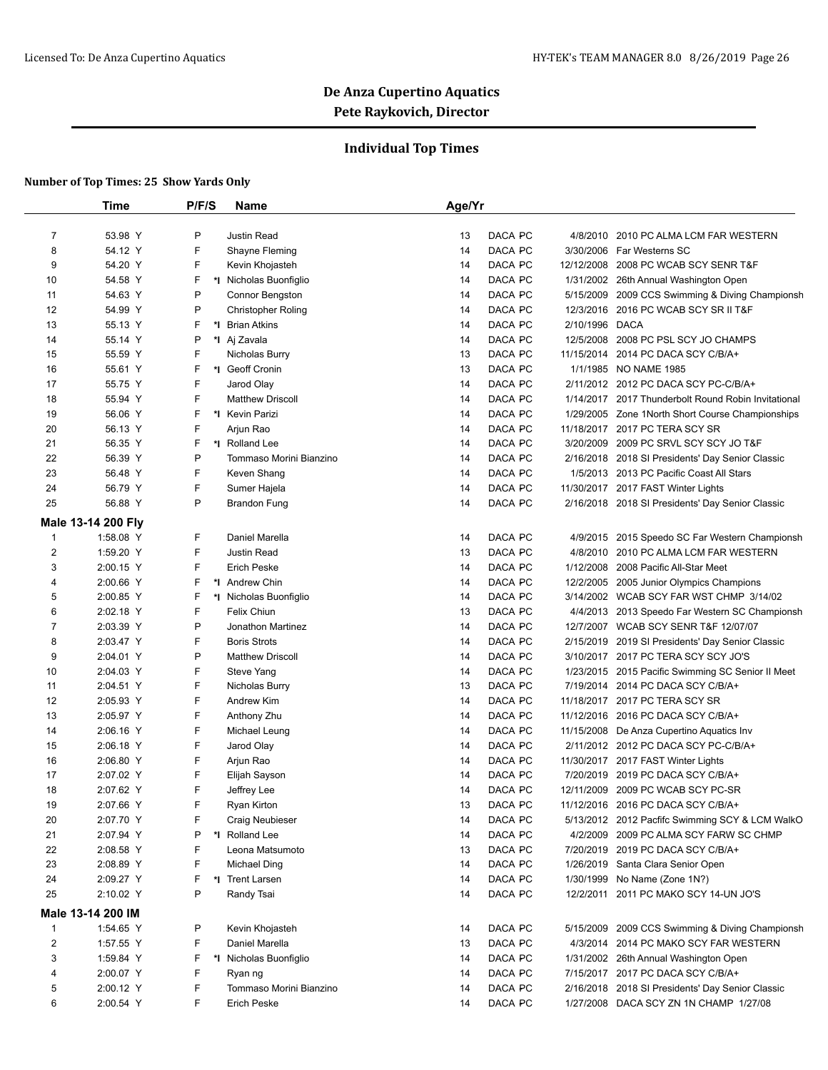# De Anza Cupertino Aquatics

## Pete Raykovich, Director

### Individual Top Times

**Number of Top Times: 25 Show Yards Only**

| | Time | P/F/S | | Name | Age/Yr | | | |
|---|---|---|---|---|---|---|---|---|
| 7 | 53.98 Y | P | | Justin Read | 13 | DACA PC | 4/8/2010 | 2010 PC ALMA LCM FAR WESTERN |
| 8 | 54.12 Y | F | | Shayne Fleming | 14 | DACA PC | 3/30/2006 | Far Westerns SC |
| 9 | 54.20 Y | F | | Kevin Khojasteh | 14 | DACA PC | 12/12/2008 | 2008 PC WCAB SCY SENR T&F |
| 10 | 54.58 Y | F | *I | Nicholas Buonfiglio | 14 | DACA PC | 1/31/2002 | 26th Annual Washington Open |
| 11 | 54.63 Y | P | | Connor Bengston | 14 | DACA PC | 5/15/2009 | 2009 CCS Swimming & Diving Championsh |
| 12 | 54.99 Y | P | | Christopher Roling | 14 | DACA PC | 12/3/2016 | 2016 PC WCAB SCY SR II T&F |
| 13 | 55.13 Y | F | *I | Brian Atkins | 14 | DACA PC | 2/10/1996 | DACA |
| 14 | 55.14 Y | P | *I | Aj Zavala | 14 | DACA PC | 12/5/2008 | 2008 PC PSL SCY JO CHAMPS |
| 15 | 55.59 Y | F | | Nicholas Burry | 13 | DACA PC | 11/15/2014 | 2014 PC DACA SCY C/B/A+ |
| 16 | 55.61 Y | F | *I | Geoff Cronin | 13 | DACA PC | 1/1/1985 | NO NAME 1985 |
| 17 | 55.75 Y | F | | Jarod Olay | 14 | DACA PC | 2/11/2012 | 2012 PC DACA SCY PC-C/B/A+ |
| 18 | 55.94 Y | F | | Matthew Driscoll | 14 | DACA PC | 1/14/2017 | 2017 Thunderbolt Round Robin Invitational |
| 19 | 56.06 Y | F | *I | Kevin Parizi | 14 | DACA PC | 1/29/2005 | Zone 1North Short Course Championships |
| 20 | 56.13 Y | F | | Arjun Rao | 14 | DACA PC | 11/18/2017 | 2017 PC TERA SCY SR |
| 21 | 56.35 Y | F | *I | Rolland Lee | 14 | DACA PC | 3/20/2009 | 2009 PC SRVL SCY SCY JO T&F |
| 22 | 56.39 Y | P | | Tommaso Morini Bianzino | 14 | DACA PC | 2/16/2018 | 2018 SI Presidents' Day Senior Classic |
| 23 | 56.48 Y | F | | Keven Shang | 14 | DACA PC | 1/5/2013 | 2013 PC Pacific Coast All Stars |
| 24 | 56.79 Y | F | | Sumer Hajela | 14 | DACA PC | 11/30/2017 | 2017 FAST Winter Lights |
| 25 | 56.88 Y | P | | Brandon Fung | 14 | DACA PC | 2/16/2018 | 2018 SI Presidents' Day Senior Classic |
| **Male 13-14 200 Fly** | | | | | | | | |
| 1 | 1:58.08 Y | F | | Daniel Marella | 14 | DACA PC | 4/9/2015 | 2015 Speedo SC Far Western Championsh |
| 2 | 1:59.20 Y | F | | Justin Read | 13 | DACA PC | 4/8/2010 | 2010 PC ALMA LCM FAR WESTERN |
| 3 | 2:00.15 Y | F | | Erich Peske | 14 | DACA PC | 1/12/2008 | 2008 Pacific All-Star Meet |
| 4 | 2:00.66 Y | F | *I | Andrew Chin | 14 | DACA PC | 12/2/2005 | 2005 Junior Olympics Champions |
| 5 | 2:00.85 Y | F | *I | Nicholas Buonfiglio | 14 | DACA PC | 3/14/2002 | WCAB SCY FAR WST CHMP 3/14/02 |
| 6 | 2:02.18 Y | F | | Felix Chiun | 13 | DACA PC | 4/4/2013 | 2013 Speedo Far Western SC Championsh |
| 7 | 2:03.39 Y | P | | Jonathon Martinez | 14 | DACA PC | 12/7/2007 | WCAB SCY SENR T&F 12/07/07 |
| 8 | 2:03.47 Y | F | | Boris Strots | 14 | DACA PC | 2/15/2019 | 2019 SI Presidents' Day Senior Classic |
| 9 | 2:04.01 Y | P | | Matthew Driscoll | 14 | DACA PC | 3/10/2017 | 2017 PC TERA SCY SCY JO'S |
| 10 | 2:04.03 Y | F | | Steve Yang | 14 | DACA PC | 1/23/2015 | 2015 Pacific Swimming SC Senior II Meet |
| 11 | 2:04.51 Y | F | | Nicholas Burry | 13 | DACA PC | 7/19/2014 | 2014 PC DACA SCY C/B/A+ |
| 12 | 2:05.93 Y | F | | Andrew Kim | 14 | DACA PC | 11/18/2017 | 2017 PC TERA SCY SR |
| 13 | 2:05.97 Y | F | | Anthony Zhu | 14 | DACA PC | 11/12/2016 | 2016 PC DACA SCY C/B/A+ |
| 14 | 2:06.16 Y | F | | Michael Leung | 14 | DACA PC | 11/15/2008 | De Anza Cupertino Aquatics Inv |
| 15 | 2:06.18 Y | F | | Jarod Olay | 14 | DACA PC | 2/11/2012 | 2012 PC DACA SCY PC-C/B/A+ |
| 16 | 2:06.80 Y | F | | Arjun Rao | 14 | DACA PC | 11/30/2017 | 2017 FAST Winter Lights |
| 17 | 2:07.02 Y | F | | Elijah Sayson | 14 | DACA PC | 7/20/2019 | 2019 PC DACA SCY C/B/A+ |
| 18 | 2:07.62 Y | F | | Jeffrey Lee | 14 | DACA PC | 12/11/2009 | 2009 PC WCAB SCY PC-SR |
| 19 | 2:07.66 Y | F | | Ryan Kirton | 13 | DACA PC | 11/12/2016 | 2016 PC DACA SCY C/B/A+ |
| 20 | 2:07.70 Y | F | | Craig Neubieser | 14 | DACA PC | 5/13/2012 | 2012 Pacfifc Swimming SCY & LCM WalkO |
| 21 | 2:07.94 Y | P | *I | Rolland Lee | 14 | DACA PC | 4/2/2009 | 2009 PC ALMA SCY FARW SC CHMP |
| 22 | 2:08.58 Y | F | | Leona Matsumoto | 13 | DACA PC | 7/20/2019 | 2019 PC DACA SCY C/B/A+ |
| 23 | 2:08.89 Y | F | | Michael Ding | 14 | DACA PC | 1/26/2019 | Santa Clara Senior Open |
| 24 | 2:09.27 Y | F | *I | Trent Larsen | 14 | DACA PC | 1/30/1999 | No Name (Zone 1N?) |
| 25 | 2:10.02 Y | P | | Randy Tsai | 14 | DACA PC | 12/2/2011 | 2011 PC MAKO SCY 14-UN JO'S |
| **Male 13-14 200 IM** | | | | | | | | |
| 1 | 1:54.65 Y | P | | Kevin Khojasteh | 14 | DACA PC | 5/15/2009 | 2009 CCS Swimming & Diving Championsh |
| 2 | 1:57.55 Y | F | | Daniel Marella | 13 | DACA PC | 4/3/2014 | 2014 PC MAKO SCY FAR WESTERN |
| 3 | 1:59.84 Y | F | *I | Nicholas Buonfiglio | 14 | DACA PC | 1/31/2002 | 26th Annual Washington Open |
| 4 | 2:00.07 Y | F | | Ryan ng | 14 | DACA PC | 7/15/2017 | 2017 PC DACA SCY C/B/A+ |
| 5 | 2:00.12 Y | F | | Tommaso Morini Bianzino | 14 | DACA PC | 2/16/2018 | 2018 SI Presidents' Day Senior Classic |
| 6 | 2:00.54 Y | F | | Erich Peske | 14 | DACA PC | 1/27/2008 | DACA SCY ZN 1N CHAMP 1/27/08 |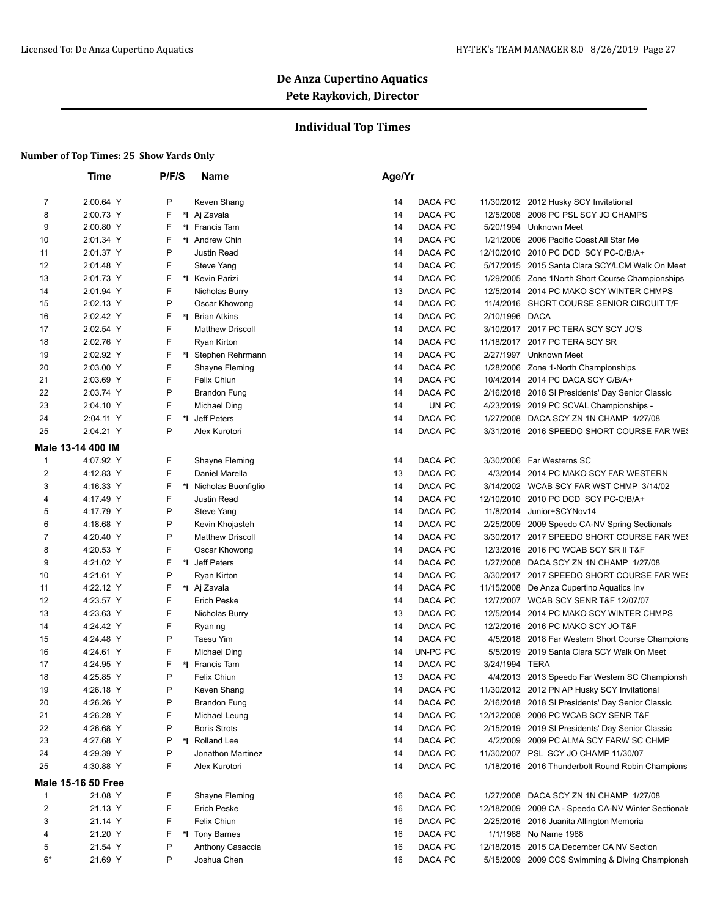# De Anza Cupertino Aquatics

**Pete Raykovich, Director**

## Individual Top Times

**Number of Top Times: 25 Show Yards Only**

| | Time | P/F/S | | Name | Age/Yr | | | |
|---|---|---|---|---|---|---|---|---|
| 7 | 2:00.64 Y | P | | Keven Shang | 14 | DACA PC | 11/30/2012 | 2012 Husky SCY Invitational |
| 8 | 2:00.73 Y | F | *I | Aj Zavala | 14 | DACA PC | 12/5/2008 | 2008 PC PSL SCY JO CHAMPS |
| 9 | 2:00.80 Y | F | *I | Francis Tam | 14 | DACA PC | 5/20/1994 | Unknown Meet |
| 10 | 2:01.34 Y | F | *I | Andrew Chin | 14 | DACA PC | 1/21/2006 | 2006 Pacific Coast All Star Me |
| 11 | 2:01.37 Y | P | | Justin Read | 14 | DACA PC | 12/10/2010 | 2010 PC DCD SCY PC-C/B/A+ |
| 12 | 2:01.48 Y | F | | Steve Yang | 14 | DACA PC | 5/17/2015 | 2015 Santa Clara SCY/LCM Walk On Meet |
| 13 | 2:01.73 Y | F | *I | Kevin Parizi | 14 | DACA PC | 1/29/2005 | Zone 1North Short Course Championships |
| 14 | 2:01.94 Y | F | | Nicholas Burry | 13 | DACA PC | 12/5/2014 | 2014 PC MAKO SCY WINTER CHMPS |
| 15 | 2:02.13 Y | P | | Oscar Khowong | 14 | DACA PC | 11/4/2016 | SHORT COURSE SENIOR CIRCUIT T/F |
| 16 | 2:02.42 Y | F | *I | Brian Atkins | 14 | DACA PC | 2/10/1996 | DACA |
| 17 | 2:02.54 Y | F | | Matthew Driscoll | 14 | DACA PC | 3/10/2017 | 2017 PC TERA SCY SCY JO'S |
| 18 | 2:02.76 Y | F | | Ryan Kirton | 14 | DACA PC | 11/18/2017 | 2017 PC TERA SCY SR |
| 19 | 2:02.92 Y | F | *I | Stephen Rehrmann | 14 | DACA PC | 2/27/1997 | Unknown Meet |
| 20 | 2:03.00 Y | F | | Shayne Fleming | 14 | DACA PC | 1/28/2006 | Zone 1-North Championships |
| 21 | 2:03.69 Y | F | | Felix Chiun | 14 | DACA PC | 10/4/2014 | 2014 PC DACA SCY C/B/A+ |
| 22 | 2:03.74 Y | P | | Brandon Fung | 14 | DACA PC | 2/16/2018 | 2018 SI Presidents' Day Senior Classic |
| 23 | 2:04.10 Y | F | | Michael Ding | 14 | UN PC | 4/23/2019 | 2019 PC SCVAL Championships - |
| 24 | 2:04.11 Y | F | *I | Jeff Peters | 14 | DACA PC | 1/27/2008 | DACA SCY ZN 1N CHAMP 1/27/08 |
| 25 | 2:04.21 Y | P | | Alex Kurotori | 14 | DACA PC | 3/31/2016 | 2016 SPEEDO SHORT COURSE FAR WES |
| **Male 13-14 400 IM** | | | | | | | | |
| 1 | 4:07.92 Y | F | | Shayne Fleming | 14 | DACA PC | 3/30/2006 | Far Westerns SC |
| 2 | 4:12.83 Y | F | | Daniel Marella | 13 | DACA PC | 4/3/2014 | 2014 PC MAKO SCY FAR WESTERN |
| 3 | 4:16.33 Y | F | *I | Nicholas Buonfiglio | 14 | DACA PC | 3/14/2002 | WCAB SCY FAR WST CHMP 3/14/02 |
| 4 | 4:17.49 Y | F | | Justin Read | 14 | DACA PC | 12/10/2010 | 2010 PC DCD SCY PC-C/B/A+ |
| 5 | 4:17.79 Y | P | | Steve Yang | 14 | DACA PC | 11/8/2014 | Junior+SCYNov14 |
| 6 | 4:18.68 Y | P | | Kevin Khojasteh | 14 | DACA PC | 2/25/2009 | 2009 Speedo CA-NV Spring Sectionals |
| 7 | 4:20.40 Y | P | | Matthew Driscoll | 14 | DACA PC | 3/30/2017 | 2017 SPEEDO SHORT COURSE FAR WES |
| 8 | 4:20.53 Y | F | | Oscar Khowong | 14 | DACA PC | 12/3/2016 | 2016 PC WCAB SCY SR II T&F |
| 9 | 4:21.02 Y | F | *I | Jeff Peters | 14 | DACA PC | 1/27/2008 | DACA SCY ZN 1N CHAMP 1/27/08 |
| 10 | 4:21.61 Y | P | | Ryan Kirton | 14 | DACA PC | 3/30/2017 | 2017 SPEEDO SHORT COURSE FAR WES |
| 11 | 4:22.12 Y | F | *I | Aj Zavala | 14 | DACA PC | 11/15/2008 | De Anza Cupertino Aquatics Inv |
| 12 | 4:23.57 Y | F | | Erich Peske | 14 | DACA PC | 12/7/2007 | WCAB SCY SENR T&F 12/07/07 |
| 13 | 4:23.63 Y | F | | Nicholas Burry | 13 | DACA PC | 12/5/2014 | 2014 PC MAKO SCY WINTER CHMPS |
| 14 | 4:24.42 Y | F | | Ryan ng | 14 | DACA PC | 12/2/2016 | 2016 PC MAKO SCY JO T&F |
| 15 | 4:24.48 Y | P | | Taesu Yim | 14 | DACA PC | 4/5/2018 | 2018 Far Western Short Course Champions |
| 16 | 4:24.61 Y | F | | Michael Ding | 14 | UN-PC PC | 5/5/2019 | 2019 Santa Clara SCY Walk On Meet |
| 17 | 4:24.95 Y | F | *I | Francis Tam | 14 | DACA PC | 3/24/1994 | TERA |
| 18 | 4:25.85 Y | P | | Felix Chiun | 13 | DACA PC | 4/4/2013 | 2013 Speedo Far Western SC Championsh |
| 19 | 4:26.18 Y | P | | Keven Shang | 14 | DACA PC | 11/30/2012 | 2012 PN AP Husky SCY Invitational |
| 20 | 4:26.26 Y | P | | Brandon Fung | 14 | DACA PC | 2/16/2018 | 2018 SI Presidents' Day Senior Classic |
| 21 | 4:26.28 Y | F | | Michael Leung | 14 | DACA PC | 12/12/2008 | 2008 PC WCAB SCY SENR T&F |
| 22 | 4:26.68 Y | P | | Boris Strots | 14 | DACA PC | 2/15/2019 | 2019 SI Presidents' Day Senior Classic |
| 23 | 4:27.68 Y | P | *I | Rolland Lee | 14 | DACA PC | 4/2/2009 | 2009 PC ALMA SCY FARW SC CHMP |
| 24 | 4:29.39 Y | P | | Jonathon Martinez | 14 | DACA PC | 11/30/2007 | PSL SCY JO CHAMP 11/30/07 |
| 25 | 4:30.88 Y | F | | Alex Kurotori | 14 | DACA PC | 1/18/2016 | 2016 Thunderbolt Round Robin Champions |
| **Male 15-16 50 Free** | | | | | | | | |
| 1 | 21.08 Y | F | | Shayne Fleming | 16 | DACA PC | 1/27/2008 | DACA SCY ZN 1N CHAMP 1/27/08 |
| 2 | 21.13 Y | F | | Erich Peske | 16 | DACA PC | 12/18/2009 | 2009 CA - Speedo CA-NV Winter Sectionals |
| 3 | 21.14 Y | F | | Felix Chiun | 16 | DACA PC | 2/25/2016 | 2016 Juanita Allington Memoria |
| 4 | 21.20 Y | F | *I | Tony Barnes | 16 | DACA PC | 1/1/1988 | No Name 1988 |
| 5 | 21.54 Y | P | | Anthony Casaccia | 16 | DACA PC | 12/18/2015 | 2015 CA December CA NV Section |
| 6* | 21.69 Y | P | | Joshua Chen | 16 | DACA PC | 5/15/2009 | 2009 CCS Swimming & Diving Championsh |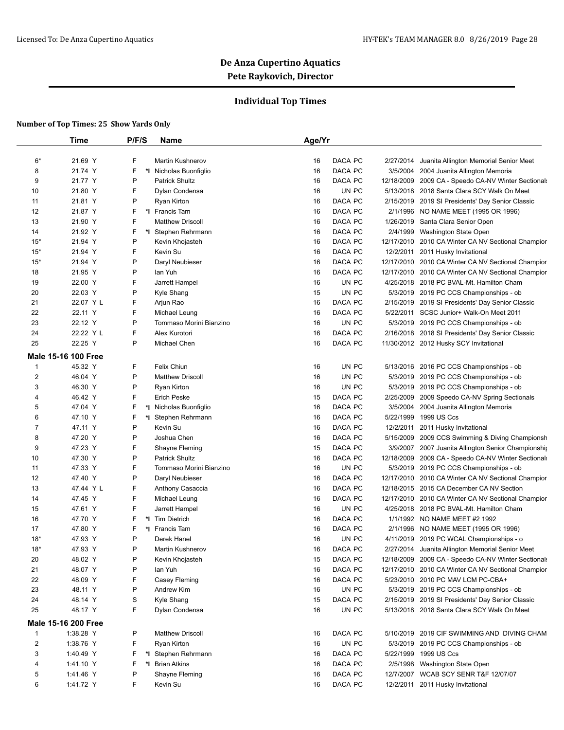# De Anza Cupertino Aquatics

## Pete Raykovich, Director

### Individual Top Times

**Number of Top Times: 25 Show Yards Only**

| | Time | P/F/S | | Name | Age/Yr | | | |
|---|---|---|---|---|---|---|---|---|
| 6* | 21.69 Y | F | | Martin Kushnerov | 16 | DACA PC | 2/27/2014 | Juanita Allington Memorial Senior Meet |
| 8 | 21.74 Y | F | *I | Nicholas Buonfiglio | 16 | DACA PC | 3/5/2004 | 2004 Juanita Allington Memoria |
| 9 | 21.77 Y | P | | Patrick Shultz | 16 | DACA PC | 12/18/2009 | 2009 CA - Speedo CA-NV Winter Sectionals |
| 10 | 21.80 Y | F | | Dylan Condensa | 16 | UN PC | 5/13/2018 | 2018 Santa Clara SCY Walk On Meet |
| 11 | 21.81 Y | P | | Ryan Kirton | 16 | DACA PC | 2/15/2019 | 2019 SI Presidents' Day Senior Classic |
| 12 | 21.87 Y | F | *I | Francis Tam | 16 | DACA PC | 2/1/1996 | NO NAME MEET (1995 OR 1996) |
| 13 | 21.90 Y | F | | Matthew Driscoll | 16 | DACA PC | 1/26/2019 | Santa Clara Senior Open |
| 14 | 21.92 Y | F | *I | Stephen Rehrmann | 16 | DACA PC | 2/4/1999 | Washington State Open |
| 15* | 21.94 Y | P | | Kevin Khojasteh | 16 | DACA PC | 12/17/2010 | 2010 CA Winter CA NV Sectional Champion |
| 15* | 21.94 Y | F | | Kevin Su | 16 | DACA PC | 12/2/2011 | 2011 Husky Invitational |
| 15* | 21.94 Y | P | | Daryl Neubieser | 16 | DACA PC | 12/17/2010 | 2010 CA Winter CA NV Sectional Champion |
| 18 | 21.95 Y | P | | Ian Yuh | 16 | DACA PC | 12/17/2010 | 2010 CA Winter CA NV Sectional Champion |
| 19 | 22.00 Y | F | | Jarrett Hampel | 16 | UN PC | 4/25/2018 | 2018 PC BVAL-Mt. Hamilton Cham |
| 20 | 22.03 Y | P | | Kyle Shang | 15 | UN PC | 5/3/2019 | 2019 PC CCS Championships - ob |
| 21 | 22.07 Y L | F | | Arjun Rao | 16 | DACA PC | 2/15/2019 | 2019 SI Presidents' Day Senior Classic |
| 22 | 22.11 Y | F | | Michael Leung | 16 | DACA PC | 5/22/2011 | SCSC Junior+ Walk-On Meet 2011 |
| 23 | 22.12 Y | P | | Tommaso Morini Bianzino | 16 | UN PC | 5/3/2019 | 2019 PC CCS Championships - ob |
| 24 | 22.22 Y L | F | | Alex Kurotori | 16 | DACA PC | 2/16/2018 | 2018 SI Presidents' Day Senior Classic |
| 25 | 22.25 Y | P | | Michael Chen | 16 | DACA PC | 11/30/2012 | 2012 Husky SCY Invitational |
| **Male 15-16 100 Free** | | | | | | | | |
| 1 | 45.32 Y | F | | Felix Chiun | 16 | UN PC | 5/13/2016 | 2016 PC CCS Championships - ob |
| 2 | 46.04 Y | P | | Matthew Driscoll | 16 | UN PC | 5/3/2019 | 2019 PC CCS Championships - ob |
| 3 | 46.30 Y | P | | Ryan Kirton | 16 | UN PC | 5/3/2019 | 2019 PC CCS Championships - ob |
| 4 | 46.42 Y | F | | Erich Peske | 15 | DACA PC | 2/25/2009 | 2009 Speedo CA-NV Spring Sectionals |
| 5 | 47.04 Y | F | *I | Nicholas Buonfiglio | 16 | DACA PC | 3/5/2004 | 2004 Juanita Allington Memoria |
| 6 | 47.10 Y | F | *I | Stephen Rehrmann | 16 | DACA PC | 5/22/1999 | 1999 US Ccs |
| 7 | 47.11 Y | P | | Kevin Su | 16 | DACA PC | 12/2/2011 | 2011 Husky Invitational |
| 8 | 47.20 Y | P | | Joshua Chen | 16 | DACA PC | 5/15/2009 | 2009 CCS Swimming & Diving Championsh |
| 9 | 47.23 Y | F | | Shayne Fleming | 15 | DACA PC | 3/9/2007 | 2007 Juanita Allington Senior Championshi |
| 10 | 47.30 Y | P | | Patrick Shultz | 16 | DACA PC | 12/18/2009 | 2009 CA - Speedo CA-NV Winter Sectionals |
| 11 | 47.33 Y | F | | Tommaso Morini Bianzino | 16 | UN PC | 5/3/2019 | 2019 PC CCS Championships - ob |
| 12 | 47.40 Y | P | | Daryl Neubieser | 16 | DACA PC | 12/17/2010 | 2010 CA Winter CA NV Sectional Champion |
| 13 | 47.44 Y L | F | | Anthony Casaccia | 16 | DACA PC | 12/18/2015 | 2015 CA December CA NV Section |
| 14 | 47.45 Y | F | | Michael Leung | 16 | DACA PC | 12/17/2010 | 2010 CA Winter CA NV Sectional Champion |
| 15 | 47.61 Y | F | | Jarrett Hampel | 16 | UN PC | 4/25/2018 | 2018 PC BVAL-Mt. Hamilton Cham |
| 16 | 47.70 Y | F | *I | Tim Dietrich | 16 | DACA PC | 1/1/1992 | NO NAME MEET #2 1992 |
| 17 | 47.80 Y | F | *I | Francis Tam | 16 | DACA PC | 2/1/1996 | NO NAME MEET (1995 OR 1996) |
| 18* | 47.93 Y | P | | Derek Hanel | 16 | UN PC | 4/11/2019 | 2019 PC WCAL Championships - o |
| 18* | 47.93 Y | P | | Martin Kushnerov | 16 | DACA PC | 2/27/2014 | Juanita Allington Memorial Senior Meet |
| 20 | 48.02 Y | P | | Kevin Khojasteh | 15 | DACA PC | 12/18/2009 | 2009 CA - Speedo CA-NV Winter Sectionals |
| 21 | 48.07 Y | P | | Ian Yuh | 16 | DACA PC | 12/17/2010 | 2010 CA Winter CA NV Sectional Champion |
| 22 | 48.09 Y | F | | Casey Fleming | 16 | DACA PC | 5/23/2010 | 2010 PC MAV LCM PC-CBA+ |
| 23 | 48.11 Y | P | | Andrew Kim | 16 | UN PC | 5/3/2019 | 2019 PC CCS Championships - ob |
| 24 | 48.14 Y | S | | Kyle Shang | 15 | DACA PC | 2/15/2019 | 2019 SI Presidents' Day Senior Classic |
| 25 | 48.17 Y | F | | Dylan Condensa | 16 | UN PC | 5/13/2018 | 2018 Santa Clara SCY Walk On Meet |
| **Male 15-16 200 Free** | | | | | | | | |
| 1 | 1:38.28 Y | P | | Matthew Driscoll | 16 | DACA PC | 5/10/2019 | 2019 CIF SWIMMING AND DIVING CHAM |
| 2 | 1:38.76 Y | F | | Ryan Kirton | 16 | UN PC | 5/3/2019 | 2019 PC CCS Championships - ob |
| 3 | 1:40.49 Y | F | *I | Stephen Rehrmann | 16 | DACA PC | 5/22/1999 | 1999 US Ccs |
| 4 | 1:41.10 Y | F | *I | Brian Atkins | 16 | DACA PC | 2/5/1998 | Washington State Open |
| 5 | 1:41.46 Y | P | | Shayne Fleming | 16 | DACA PC | 12/7/2007 | WCAB SCY SENR T&F 12/07/07 |
| 6 | 1:41.72 Y | F | | Kevin Su | 16 | DACA PC | 12/2/2011 | 2011 Husky Invitational |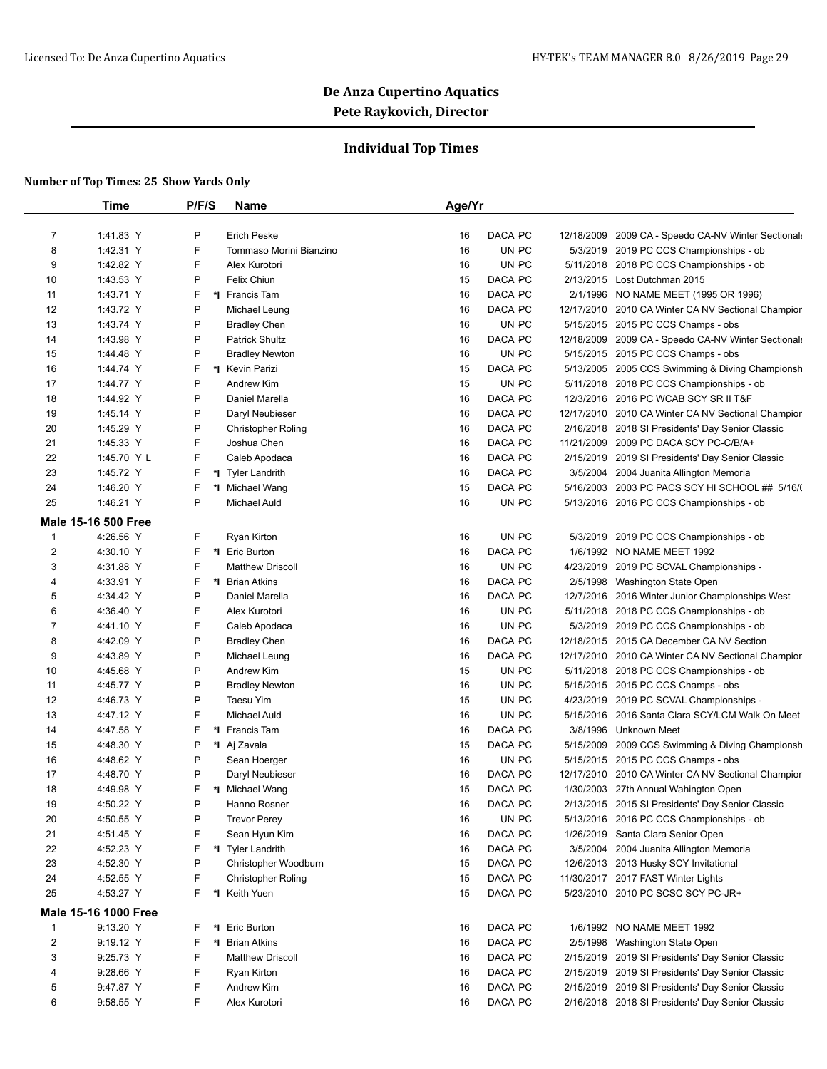# De Anza Cupertino Aquatics

## Pete Raykovich, Director

### Individual Top Times

**Number of Top Times: 25 Show Yards Only**

| | Time | P/F/S | | Name | Age/Yr | | | | |
|---|---|---|---|---|---|---|---|---|---|
| 7 | 1:41.83 Y | P | | Erich Peske | 16 | DACA PC | | 12/18/2009 | 2009 CA - Speedo CA-NV Winter Sectionals |
| 8 | 1:42.31 Y | F | | Tommaso Morini Bianzino | 16 | UN PC | | 5/3/2019 | 2019 PC CCS Championships - ob |
| 9 | 1:42.82 Y | F | | Alex Kurotori | 16 | UN PC | | 5/11/2018 | 2018 PC CCS Championships - ob |
| 10 | 1:43.53 Y | P | | Felix Chiun | 15 | DACA PC | | 2/13/2015 | Lost Dutchman 2015 |
| 11 | 1:43.71 Y | F | *I | Francis Tam | 16 | DACA PC | | 2/1/1996 | NO NAME MEET (1995 OR 1996) |
| 12 | 1:43.72 Y | P | | Michael Leung | 16 | DACA PC | | 12/17/2010 | 2010 CA Winter CA NV Sectional Champion |
| 13 | 1:43.74 Y | P | | Bradley Chen | 16 | UN PC | | 5/15/2015 | 2015 PC CCS Champs - obs |
| 14 | 1:43.98 Y | P | | Patrick Shultz | 16 | DACA PC | | 12/18/2009 | 2009 CA - Speedo CA-NV Winter Sectionals |
| 15 | 1:44.48 Y | P | | Bradley Newton | 16 | UN PC | | 5/15/2015 | 2015 PC CCS Champs - obs |
| 16 | 1:44.74 Y | F | *I | Kevin Parizi | 15 | DACA PC | | 5/13/2005 | 2005 CCS Swimming & Diving Championsh |
| 17 | 1:44.77 Y | P | | Andrew Kim | 15 | UN PC | | 5/11/2018 | 2018 PC CCS Championships - ob |
| 18 | 1:44.92 Y | P | | Daniel Marella | 16 | DACA PC | | 12/3/2016 | 2016 PC WCAB SCY SR II T&F |
| 19 | 1:45.14 Y | P | | Daryl Neubieser | 16 | DACA PC | | 12/17/2010 | 2010 CA Winter CA NV Sectional Champion |
| 20 | 1:45.29 Y | P | | Christopher Roling | 16 | DACA PC | | 2/16/2018 | 2018 SI Presidents' Day Senior Classic |
| 21 | 1:45.33 Y | F | | Joshua Chen | 16 | DACA PC | | 11/21/2009 | 2009 PC DACA SCY PC-C/B/A+ |
| 22 | 1:45.70 Y L | F | | Caleb Apodaca | 16 | DACA PC | | 2/15/2019 | 2019 SI Presidents' Day Senior Classic |
| 23 | 1:45.72 Y | F | *I | Tyler Landrith | 16 | DACA PC | | 3/5/2004 | 2004 Juanita Allington Memoria |
| 24 | 1:46.20 Y | F | *I | Michael Wang | 15 | DACA PC | | 5/16/2003 | 2003 PC PACS SCY HI SCHOOL ## 5/16/( |
| 25 | 1:46.21 Y | P | | Michael Auld | 16 | UN PC | | 5/13/2016 | 2016 PC CCS Championships - ob |
| **Male 15-16 500 Free** | | | | | | | | | |
| 1 | 4:26.56 Y | F | | Ryan Kirton | 16 | UN PC | | 5/3/2019 | 2019 PC CCS Championships - ob |
| 2 | 4:30.10 Y | F | *I | Eric Burton | 16 | DACA PC | | 1/6/1992 | NO NAME MEET 1992 |
| 3 | 4:31.88 Y | F | | Matthew Driscoll | 16 | UN PC | | 4/23/2019 | 2019 PC SCVAL Championships - |
| 4 | 4:33.91 Y | F | *I | Brian Atkins | 16 | DACA PC | | 2/5/1998 | Washington State Open |
| 5 | 4:34.42 Y | P | | Daniel Marella | 16 | DACA PC | | 12/7/2016 | 2016 Winter Junior Championships West |
| 6 | 4:36.40 Y | F | | Alex Kurotori | 16 | UN PC | | 5/11/2018 | 2018 PC CCS Championships - ob |
| 7 | 4:41.10 Y | F | | Caleb Apodaca | 16 | UN PC | | 5/3/2019 | 2019 PC CCS Championships - ob |
| 8 | 4:42.09 Y | P | | Bradley Chen | 16 | DACA PC | | 12/18/2015 | 2015 CA December CA NV Section |
| 9 | 4:43.89 Y | P | | Michael Leung | 16 | DACA PC | | 12/17/2010 | 2010 CA Winter CA NV Sectional Champion |
| 10 | 4:45.68 Y | P | | Andrew Kim | 15 | UN PC | | 5/11/2018 | 2018 PC CCS Championships - ob |
| 11 | 4:45.77 Y | P | | Bradley Newton | 16 | UN PC | | 5/15/2015 | 2015 PC CCS Champs - obs |
| 12 | 4:46.73 Y | P | | Taesu Yim | 15 | UN PC | | 4/23/2019 | 2019 PC SCVAL Championships - |
| 13 | 4:47.12 Y | F | | Michael Auld | 16 | UN PC | | 5/15/2016 | 2016 Santa Clara SCY/LCM Walk On Meet |
| 14 | 4:47.58 Y | F | *I | Francis Tam | 16 | DACA PC | | 3/8/1996 | Unknown Meet |
| 15 | 4:48.30 Y | P | *I | Aj Zavala | 15 | DACA PC | | 5/15/2009 | 2009 CCS Swimming & Diving Championsh |
| 16 | 4:48.62 Y | P | | Sean Hoerger | 16 | UN PC | | 5/15/2015 | 2015 PC CCS Champs - obs |
| 17 | 4:48.70 Y | P | | Daryl Neubieser | 16 | DACA PC | | 12/17/2010 | 2010 CA Winter CA NV Sectional Champion |
| 18 | 4:49.98 Y | F | *I | Michael Wang | 15 | DACA PC | | 1/30/2003 | 27th Annual Wahington Open |
| 19 | 4:50.22 Y | P | | Hanno Rosner | 16 | DACA PC | | 2/13/2015 | 2015 SI Presidents' Day Senior Classic |
| 20 | 4:50.55 Y | P | | Trevor Perey | 16 | UN PC | | 5/13/2016 | 2016 PC CCS Championships - ob |
| 21 | 4:51.45 Y | F | | Sean Hyun Kim | 16 | DACA PC | | 1/26/2019 | Santa Clara Senior Open |
| 22 | 4:52.23 Y | F | *I | Tyler Landrith | 16 | DACA PC | | 3/5/2004 | 2004 Juanita Allington Memoria |
| 23 | 4:52.30 Y | P | | Christopher Woodburn | 15 | DACA PC | | 12/6/2013 | 2013 Husky SCY Invitational |
| 24 | 4:52.55 Y | F | | Christopher Roling | 15 | DACA PC | | 11/30/2017 | 2017 FAST Winter Lights |
| 25 | 4:53.27 Y | F | *I | Keith Yuen | 15 | DACA PC | | 5/23/2010 | 2010 PC SCSC SCY PC-JR+ |
| **Male 15-16 1000 Free** | | | | | | | | | |
| 1 | 9:13.20 Y | F | *I | Eric Burton | 16 | DACA PC | | 1/6/1992 | NO NAME MEET 1992 |
| 2 | 9:19.12 Y | F | *I | Brian Atkins | 16 | DACA PC | | 2/5/1998 | Washington State Open |
| 3 | 9:25.73 Y | F | | Matthew Driscoll | 16 | DACA PC | | 2/15/2019 | 2019 SI Presidents' Day Senior Classic |
| 4 | 9:28.66 Y | F | | Ryan Kirton | 16 | DACA PC | | 2/15/2019 | 2019 SI Presidents' Day Senior Classic |
| 5 | 9:47.87 Y | F | | Andrew Kim | 16 | DACA PC | | 2/15/2019 | 2019 SI Presidents' Day Senior Classic |
| 6 | 9:58.55 Y | F | | Alex Kurotori | 16 | DACA PC | | 2/16/2018 | 2018 SI Presidents' Day Senior Classic |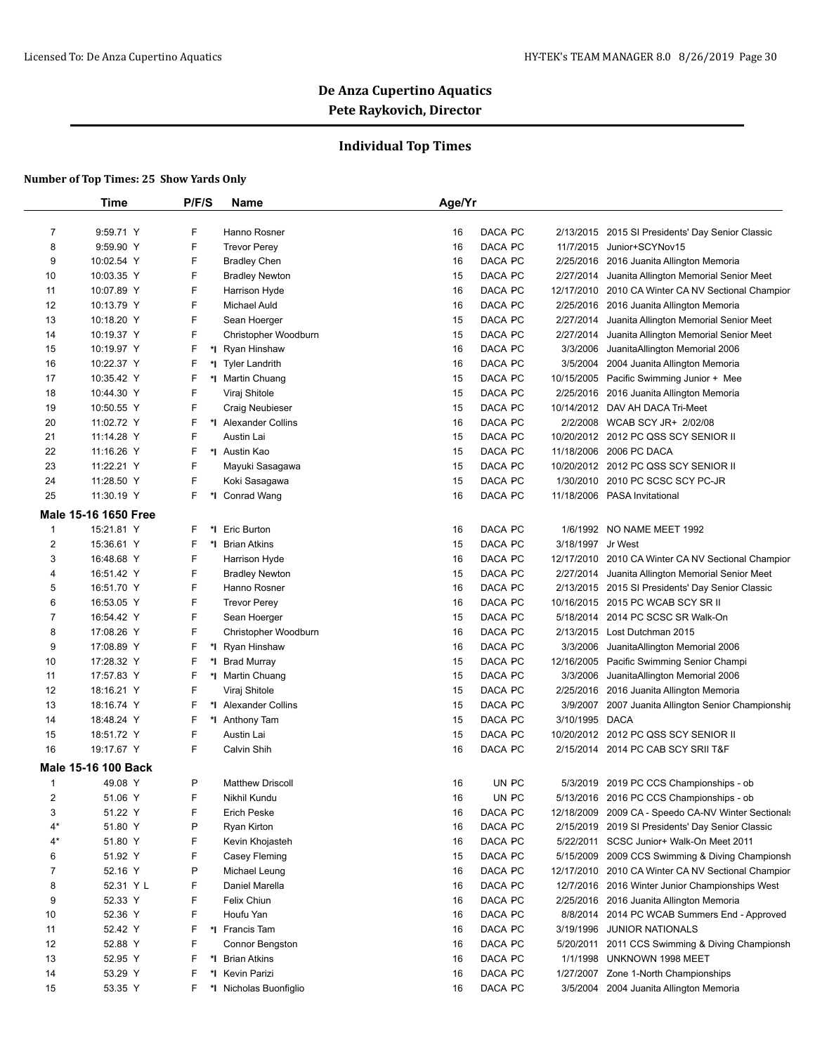# De Anza Cupertino Aquatics

## Pete Raykovich, Director

### Individual Top Times

**Number of Top Times: 25 Show Yards Only**

| | Time | P/F/S | | Name | Age/Yr | | | |
|---|---|---|---|---|---|---|---|---|
| 7 | 9:59.71 Y | F | | Hanno Rosner | 16 | DACA PC | 2/13/2015 | 2015 SI Presidents' Day Senior Classic |
| 8 | 9:59.90 Y | F | | Trevor Perey | 16 | DACA PC | 11/7/2015 | Junior+SCYNov15 |
| 9 | 10:02.54 Y | F | | Bradley Chen | 16 | DACA PC | 2/25/2016 | 2016 Juanita Allington Memoria |
| 10 | 10:03.35 Y | F | | Bradley Newton | 15 | DACA PC | 2/27/2014 | Juanita Allington Memorial Senior Meet |
| 11 | 10:07.89 Y | F | | Harrison Hyde | 16 | DACA PC | 12/17/2010 | 2010 CA Winter CA NV Sectional Champior |
| 12 | 10:13.79 Y | F | | Michael Auld | 16 | DACA PC | 2/25/2016 | 2016 Juanita Allington Memoria |
| 13 | 10:18.20 Y | F | | Sean Hoerger | 15 | DACA PC | 2/27/2014 | Juanita Allington Memorial Senior Meet |
| 14 | 10:19.37 Y | F | | Christopher Woodburn | 15 | DACA PC | 2/27/2014 | Juanita Allington Memorial Senior Meet |
| 15 | 10:19.97 Y | F | *I | Ryan Hinshaw | 16 | DACA PC | 3/3/2006 | JuanitaAllington Memorial 2006 |
| 16 | 10:22.37 Y | F | *I | Tyler Landrith | 16 | DACA PC | 3/5/2004 | 2004 Juanita Allington Memoria |
| 17 | 10:35.42 Y | F | *I | Martin Chuang | 15 | DACA PC | 10/15/2005 | Pacific Swimming Junior + Mee |
| 18 | 10:44.30 Y | F | | Viraj Shitole | 15 | DACA PC | 2/25/2016 | 2016 Juanita Allington Memoria |
| 19 | 10:50.55 Y | F | | Craig Neubieser | 15 | DACA PC | 10/14/2012 | DAV AH DACA Tri-Meet |
| 20 | 11:02.72 Y | F | *I | Alexander Collins | 16 | DACA PC | 2/2/2008 | WCAB SCY JR+ 2/02/08 |
| 21 | 11:14.28 Y | F | | Austin Lai | 15 | DACA PC | 10/20/2012 | 2012 PC QSS SCY SENIOR II |
| 22 | 11:16.26 Y | F | *I | Austin Kao | 15 | DACA PC | 11/18/2006 | 2006 PC DACA |
| 23 | 11:22.21 Y | F | | Mayuki Sasagawa | 15 | DACA PC | 10/20/2012 | 2012 PC QSS SCY SENIOR II |
| 24 | 11:28.50 Y | F | | Koki Sasagawa | 15 | DACA PC | 1/30/2010 | 2010 PC SCSC SCY PC-JR |
| 25 | 11:30.19 Y | F | *I | Conrad Wang | 16 | DACA PC | 11/18/2006 | PASA Invitational |
| **Male 15-16 1650 Free** | | | | | | | | |
| 1 | 15:21.81 Y | F | *I | Eric Burton | 16 | DACA PC | 1/6/1992 | NO NAME MEET 1992 |
| 2 | 15:36.61 Y | F | *I | Brian Atkins | 15 | DACA PC | 3/18/1997 | Jr West |
| 3 | 16:48.68 Y | F | | Harrison Hyde | 16 | DACA PC | 12/17/2010 | 2010 CA Winter CA NV Sectional Champior |
| 4 | 16:51.42 Y | F | | Bradley Newton | 15 | DACA PC | 2/27/2014 | Juanita Allington Memorial Senior Meet |
| 5 | 16:51.70 Y | F | | Hanno Rosner | 16 | DACA PC | 2/13/2015 | 2015 SI Presidents' Day Senior Classic |
| 6 | 16:53.05 Y | F | | Trevor Perey | 16 | DACA PC | 10/16/2015 | 2015 PC WCAB SCY SR II |
| 7 | 16:54.42 Y | F | | Sean Hoerger | 15 | DACA PC | 5/18/2014 | 2014 PC SCSC SR Walk-On |
| 8 | 17:08.26 Y | F | | Christopher Woodburn | 16 | DACA PC | 2/13/2015 | Lost Dutchman 2015 |
| 9 | 17:08.89 Y | F | *I | Ryan Hinshaw | 16 | DACA PC | 3/3/2006 | JuanitaAllington Memorial 2006 |
| 10 | 17:28.32 Y | F | *I | Brad Murray | 15 | DACA PC | 12/16/2005 | Pacific Swimming Senior Champi |
| 11 | 17:57.83 Y | F | *I | Martin Chuang | 15 | DACA PC | 3/3/2006 | JuanitaAllington Memorial 2006 |
| 12 | 18:16.21 Y | F | | Viraj Shitole | 15 | DACA PC | 2/25/2016 | 2016 Juanita Allington Memoria |
| 13 | 18:16.74 Y | F | *I | Alexander Collins | 15 | DACA PC | 3/9/2007 | 2007 Juanita Allington Senior Championshi |
| 14 | 18:48.24 Y | F | *I | Anthony Tam | 15 | DACA PC | 3/10/1995 | DACA |
| 15 | 18:51.72 Y | F | | Austin Lai | 15 | DACA PC | 10/20/2012 | 2012 PC QSS SCY SENIOR II |
| 16 | 19:17.67 Y | F | | Calvin Shih | 16 | DACA PC | 2/15/2014 | 2014 PC CAB SCY SRII T&F |
| **Male 15-16 100 Back** | | | | | | | | |
| 1 | 49.08 Y | P | | Matthew Driscoll | 16 | UN PC | 5/3/2019 | 2019 PC CCS Championships - ob |
| 2 | 51.06 Y | F | | Nikhil Kundu | 16 | UN PC | 5/13/2016 | 2016 PC CCS Championships - ob |
| 3 | 51.22 Y | F | | Erich Peske | 16 | DACA PC | 12/18/2009 | 2009 CA - Speedo CA-NV Winter Sectional: |
| 4* | 51.80 Y | P | | Ryan Kirton | 16 | DACA PC | 2/15/2019 | 2019 SI Presidents' Day Senior Classic |
| 4* | 51.80 Y | F | | Kevin Khojasteh | 16 | DACA PC | 5/22/2011 | SCSC Junior+ Walk-On Meet 2011 |
| 6 | 51.92 Y | F | | Casey Fleming | 15 | DACA PC | 5/15/2009 | 2009 CCS Swimming & Diving Championsh |
| 7 | 52.16 Y | P | | Michael Leung | 16 | DACA PC | 12/17/2010 | 2010 CA Winter CA NV Sectional Champior |
| 8 | 52.31 Y L | F | | Daniel Marella | 16 | DACA PC | 12/7/2016 | 2016 Winter Junior Championships West |
| 9 | 52.33 Y | F | | Felix Chiun | 16 | DACA PC | 2/25/2016 | 2016 Juanita Allington Memoria |
| 10 | 52.36 Y | F | | Houfu Yan | 16 | DACA PC | 8/8/2014 | 2014 PC WCAB Summers End - Approved |
| 11 | 52.42 Y | F | *I | Francis Tam | 16 | DACA PC | 3/19/1996 | JUNIOR NATIONALS |
| 12 | 52.88 Y | F | | Connor Bengston | 16 | DACA PC | 5/20/2011 | 2011 CCS Swimming & Diving Championsh |
| 13 | 52.95 Y | F | *I | Brian Atkins | 16 | DACA PC | 1/1/1998 | UNKNOWN 1998 MEET |
| 14 | 53.29 Y | F | *I | Kevin Parizi | 16 | DACA PC | 1/27/2007 | Zone 1-North Championships |
| 15 | 53.35 Y | F | *I | Nicholas Buonfiglio | 16 | DACA PC | 3/5/2004 | 2004 Juanita Allington Memoria |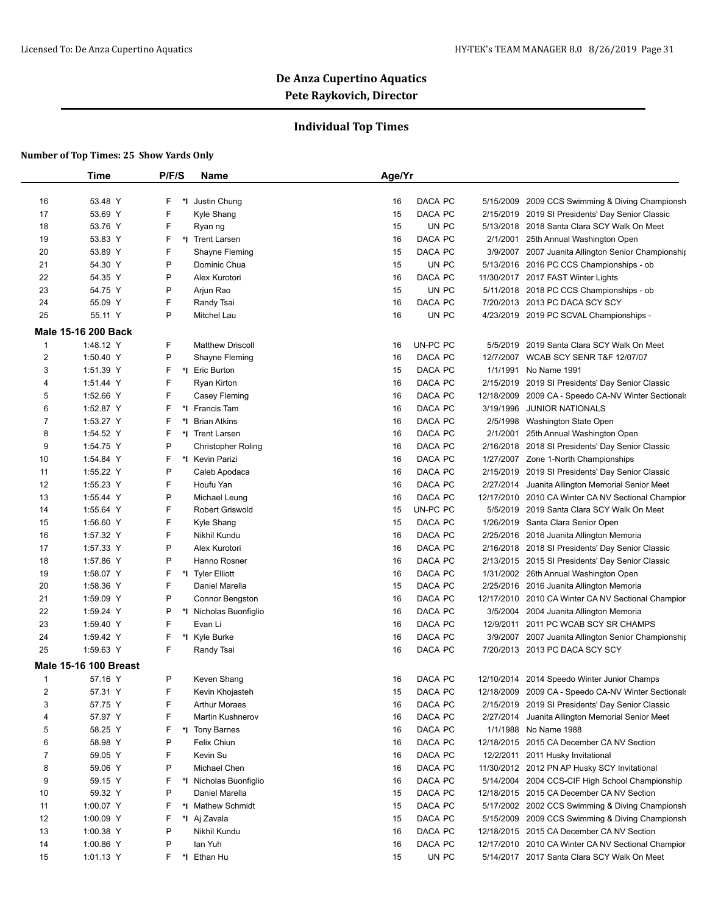# De Anza Cupertino Aquatics

**Pete Raykovich, Director**

## Individual Top Times

**Number of Top Times: 25 Show Yards Only**

| | Time | P/F/S | | Name | Age/Yr | | | |
|---|---|---|---|---|---|---|---|---|
| 16 | 53.48 Y | F | *I | Justin Chung | 16 | DACA PC | 5/15/2009 | 2009 CCS Swimming & Diving Championsh |
| 17 | 53.69 Y | F | | Kyle Shang | 15 | DACA PC | 2/15/2019 | 2019 SI Presidents' Day Senior Classic |
| 18 | 53.76 Y | F | | Ryan ng | 15 | UN PC | 5/13/2018 | 2018 Santa Clara SCY Walk On Meet |
| 19 | 53.83 Y | F | *I | Trent Larsen | 16 | DACA PC | 2/1/2001 | 25th Annual Washington Open |
| 20 | 53.89 Y | F | | Shayne Fleming | 15 | DACA PC | 3/9/2007 | 2007 Juanita Allington Senior Championshi |
| 21 | 54.30 Y | P | | Dominic Chua | 15 | UN PC | 5/13/2016 | 2016 PC CCS Championships - ob |
| 22 | 54.35 Y | P | | Alex Kurotori | 16 | DACA PC | 11/30/2017 | 2017 FAST Winter Lights |
| 23 | 54.75 Y | P | | Arjun Rao | 15 | UN PC | 5/11/2018 | 2018 PC CCS Championships - ob |
| 24 | 55.09 Y | F | | Randy Tsai | 16 | DACA PC | 7/20/2013 | 2013 PC DACA SCY SCY |
| 25 | 55.11 Y | P | | Mitchel Lau | 16 | UN PC | 4/23/2019 | 2019 PC SCVAL Championships - |

**Male 15-16 200 Back**

| | Time | P/F/S | | Name | Age/Yr | | | |
|---|---|---|---|---|---|---|---|---|
| 1 | 1:48.12 Y | F | | Matthew Driscoll | 16 | UN-PC PC | 5/5/2019 | 2019 Santa Clara SCY Walk On Meet |
| 2 | 1:50.40 Y | P | | Shayne Fleming | 16 | DACA PC | 12/7/2007 | WCAB SCY SENR T&F 12/07/07 |
| 3 | 1:51.39 Y | F | *I | Eric Burton | 15 | DACA PC | 1/1/1991 | No Name 1991 |
| 4 | 1:51.44 Y | F | | Ryan Kirton | 16 | DACA PC | 2/15/2019 | 2019 SI Presidents' Day Senior Classic |
| 5 | 1:52.66 Y | F | | Casey Fleming | 16 | DACA PC | 12/18/2009 | 2009 CA - Speedo CA-NV Winter Sectionals |
| 6 | 1:52.87 Y | F | *I | Francis Tam | 16 | DACA PC | 3/19/1996 | JUNIOR NATIONALS |
| 7 | 1:53.27 Y | F | *I | Brian Atkins | 16 | DACA PC | 2/5/1998 | Washington State Open |
| 8 | 1:54.52 Y | F | *I | Trent Larsen | 16 | DACA PC | 2/1/2001 | 25th Annual Washington Open |
| 9 | 1:54.75 Y | P | | Christopher Roling | 16 | DACA PC | 2/16/2018 | 2018 SI Presidents' Day Senior Classic |
| 10 | 1:54.84 Y | F | *I | Kevin Parizi | 16 | DACA PC | 1/27/2007 | Zone 1-North Championships |
| 11 | 1:55.22 Y | P | | Caleb Apodaca | 16 | DACA PC | 2/15/2019 | 2019 SI Presidents' Day Senior Classic |
| 12 | 1:55.23 Y | F | | Houfu Yan | 16 | DACA PC | 2/27/2014 | Juanita Allington Memorial Senior Meet |
| 13 | 1:55.44 Y | P | | Michael Leung | 16 | DACA PC | 12/17/2010 | 2010 CA Winter CA NV Sectional Champior |
| 14 | 1:55.64 Y | F | | Robert Griswold | 15 | UN-PC PC | 5/5/2019 | 2019 Santa Clara SCY Walk On Meet |
| 15 | 1:56.60 Y | F | | Kyle Shang | 15 | DACA PC | 1/26/2019 | Santa Clara Senior Open |
| 16 | 1:57.32 Y | F | | Nikhil Kundu | 16 | DACA PC | 2/25/2016 | 2016 Juanita Allington Memoria |
| 17 | 1:57.33 Y | P | | Alex Kurotori | 16 | DACA PC | 2/16/2018 | 2018 SI Presidents' Day Senior Classic |
| 18 | 1:57.86 Y | P | | Hanno Rosner | 16 | DACA PC | 2/13/2015 | 2015 SI Presidents' Day Senior Classic |
| 19 | 1:58.07 Y | F | *I | Tyler Elliott | 16 | DACA PC | 1/31/2002 | 26th Annual Washington Open |
| 20 | 1:58.36 Y | F | | Daniel Marella | 15 | DACA PC | 2/25/2016 | 2016 Juanita Allington Memoria |
| 21 | 1:59.09 Y | P | | Connor Bengston | 16 | DACA PC | 12/17/2010 | 2010 CA Winter CA NV Sectional Champior |
| 22 | 1:59.24 Y | P | *I | Nicholas Buonfiglio | 16 | DACA PC | 3/5/2004 | 2004 Juanita Allington Memoria |
| 23 | 1:59.40 Y | F | | Evan Li | 16 | DACA PC | 12/9/2011 | 2011 PC WCAB SCY SR CHAMPS |
| 24 | 1:59.42 Y | F | *I | Kyle Burke | 16 | DACA PC | 3/9/2007 | 2007 Juanita Allington Senior Championshi |
| 25 | 1:59.63 Y | F | | Randy Tsai | 16 | DACA PC | 7/20/2013 | 2013 PC DACA SCY SCY |

**Male 15-16 100 Breast**

| | Time | P/F/S | | Name | Age/Yr | | | |
|---|---|---|---|---|---|---|---|---|
| 1 | 57.16 Y | P | | Keven Shang | 16 | DACA PC | 12/10/2014 | 2014 Speedo Winter Junior Champs |
| 2 | 57.31 Y | F | | Kevin Khojasteh | 15 | DACA PC | 12/18/2009 | 2009 CA - Speedo CA-NV Winter Sectionals |
| 3 | 57.75 Y | F | | Arthur Moraes | 16 | DACA PC | 2/15/2019 | 2019 SI Presidents' Day Senior Classic |
| 4 | 57.97 Y | F | | Martin Kushnerov | 16 | DACA PC | 2/27/2014 | Juanita Allington Memorial Senior Meet |
| 5 | 58.25 Y | F | *I | Tony Barnes | 16 | DACA PC | 1/1/1988 | No Name 1988 |
| 6 | 58.98 Y | P | | Felix Chiun | 16 | DACA PC | 12/18/2015 | 2015 CA December CA NV Section |
| 7 | 59.05 Y | F | | Kevin Su | 16 | DACA PC | 12/2/2011 | 2011 Husky Invitational |
| 8 | 59.06 Y | P | | Michael Chen | 16 | DACA PC | 11/30/2012 | 2012 PN AP Husky SCY Invitational |
| 9 | 59.15 Y | F | *I | Nicholas Buonfiglio | 16 | DACA PC | 5/14/2004 | 2004 CCS-CIF High School Championship |
| 10 | 59.32 Y | P | | Daniel Marella | 15 | DACA PC | 12/18/2015 | 2015 CA December CA NV Section |
| 11 | 1:00.07 Y | F | *I | Mathew Schmidt | 15 | DACA PC | 5/17/2002 | 2002 CCS Swimming & Diving Championsh |
| 12 | 1:00.09 Y | F | *I | Aj Zavala | 15 | DACA PC | 5/15/2009 | 2009 CCS Swimming & Diving Championsh |
| 13 | 1:00.38 Y | P | | Nikhil Kundu | 16 | DACA PC | 12/18/2015 | 2015 CA December CA NV Section |
| 14 | 1:00.86 Y | P | | Ian Yuh | 16 | DACA PC | 12/17/2010 | 2010 CA Winter CA NV Sectional Champior |
| 15 | 1:01.13 Y | F | *I | Ethan Hu | 15 | UN PC | 5/14/2017 | 2017 Santa Clara SCY Walk On Meet |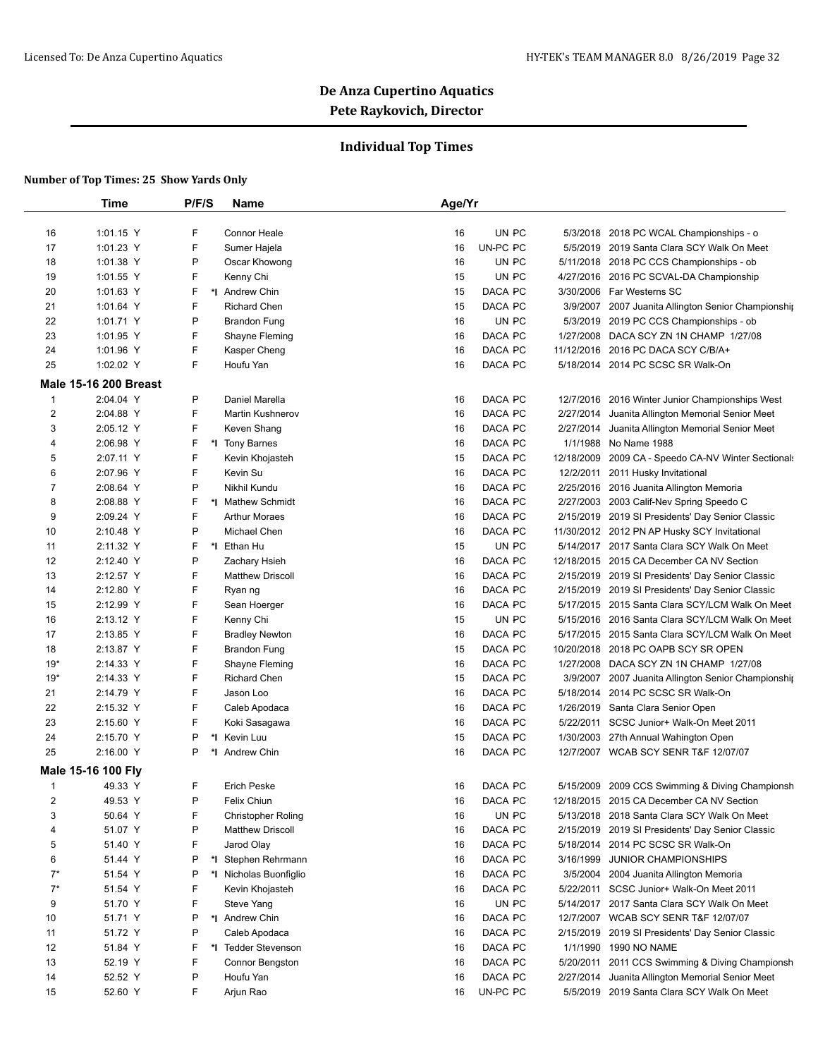**De Anza Cupertino Aquatics**
**Pete Raykovich, Director**

## Individual Top Times

**Number of Top Times: 25 Show Yards Only**

| | Time | P/F/S | | Name | Age/Yr | | | | |
|---|---|---|---|---|---|---|---|---|---|
| 16 | 1:01.15 Y | F | | Connor Heale | 16 | UN PC | | 5/3/2018 | 2018 PC WCAL Championships - o |
| 17 | 1:01.23 Y | F | | Sumer Hajela | 16 | UN-PC PC | | 5/5/2019 | 2019 Santa Clara SCY Walk On Meet |
| 18 | 1:01.38 Y | P | | Oscar Khowong | 16 | UN PC | | 5/11/2018 | 2018 PC CCS Championships - ob |
| 19 | 1:01.55 Y | F | | Kenny Chi | 15 | UN PC | | 4/27/2016 | 2016 PC SCVAL-DA Championship |
| 20 | 1:01.63 Y | F | *I | Andrew Chin | 15 | DACA PC | | 3/30/2006 | Far Westerns SC |
| 21 | 1:01.64 Y | F | | Richard Chen | 15 | DACA PC | | 3/9/2007 | 2007 Juanita Allington Senior Championship |
| 22 | 1:01.71 Y | P | | Brandon Fung | 16 | UN PC | | 5/3/2019 | 2019 PC CCS Championships - ob |
| 23 | 1:01.95 Y | F | | Shayne Fleming | 16 | DACA PC | | 1/27/2008 | DACA SCY ZN 1N CHAMP 1/27/08 |
| 24 | 1:01.96 Y | F | | Kasper Cheng | 16 | DACA PC | | 11/12/2016 | 2016 PC DACA SCY C/B/A+ |
| 25 | 1:02.02 Y | F | | Houfu Yan | 16 | DACA PC | | 5/18/2014 | 2014 PC SCSC SR Walk-On |
| **Male 15-16 200 Breast** | | | | | | | | | |
| 1 | 2:04.04 Y | P | | Daniel Marella | 16 | DACA PC | | 12/7/2016 | 2016 Winter Junior Championships West |
| 2 | 2:04.88 Y | F | | Martin Kushnerov | 16 | DACA PC | | 2/27/2014 | Juanita Allington Memorial Senior Meet |
| 3 | 2:05.12 Y | F | | Keven Shang | 16 | DACA PC | | 2/27/2014 | Juanita Allington Memorial Senior Meet |
| 4 | 2:06.98 Y | F | *I | Tony Barnes | 16 | DACA PC | | 1/1/1988 | No Name 1988 |
| 5 | 2:07.11 Y | F | | Kevin Khojasteh | 15 | DACA PC | | 12/18/2009 | 2009 CA - Speedo CA-NV Winter Sectionals |
| 6 | 2:07.96 Y | F | | Kevin Su | 16 | DACA PC | | 12/2/2011 | 2011 Husky Invitational |
| 7 | 2:08.64 Y | P | | Nikhil Kundu | 16 | DACA PC | | 2/25/2016 | 2016 Juanita Allington Memoria |
| 8 | 2:08.88 Y | F | *I | Mathew Schmidt | 16 | DACA PC | | 2/27/2003 | 2003 Calif-Nev Spring Speedo C |
| 9 | 2:09.24 Y | F | | Arthur Moraes | 16 | DACA PC | | 2/15/2019 | 2019 SI Presidents' Day Senior Classic |
| 10 | 2:10.48 Y | P | | Michael Chen | 16 | DACA PC | | 11/30/2012 | 2012 PN AP Husky SCY Invitational |
| 11 | 2:11.32 Y | F | *I | Ethan Hu | 15 | UN PC | | 5/14/2017 | 2017 Santa Clara SCY Walk On Meet |
| 12 | 2:12.40 Y | P | | Zachary Hsieh | 16 | DACA PC | | 12/18/2015 | 2015 CA December CA NV Section |
| 13 | 2:12.57 Y | F | | Matthew Driscoll | 16 | DACA PC | | 2/15/2019 | 2019 SI Presidents' Day Senior Classic |
| 14 | 2:12.80 Y | F | | Ryan ng | 16 | DACA PC | | 2/15/2019 | 2019 SI Presidents' Day Senior Classic |
| 15 | 2:12.99 Y | F | | Sean Hoerger | 16 | DACA PC | | 5/17/2015 | 2015 Santa Clara SCY/LCM Walk On Meet |
| 16 | 2:13.12 Y | F | | Kenny Chi | 15 | UN PC | | 5/15/2016 | 2016 Santa Clara SCY/LCM Walk On Meet |
| 17 | 2:13.85 Y | F | | Bradley Newton | 16 | DACA PC | | 5/17/2015 | 2015 Santa Clara SCY/LCM Walk On Meet |
| 18 | 2:13.87 Y | F | | Brandon Fung | 15 | DACA PC | | 10/20/2018 | 2018 PC OAPB SCY SR OPEN |
| 19* | 2:14.33 Y | F | | Shayne Fleming | 16 | DACA PC | | 1/27/2008 | DACA SCY ZN 1N CHAMP 1/27/08 |
| 19* | 2:14.33 Y | F | | Richard Chen | 15 | DACA PC | | 3/9/2007 | 2007 Juanita Allington Senior Championship |
| 21 | 2:14.79 Y | F | | Jason Loo | 16 | DACA PC | | 5/18/2014 | 2014 PC SCSC SR Walk-On |
| 22 | 2:15.32 Y | F | | Caleb Apodaca | 16 | DACA PC | | 1/26/2019 | Santa Clara Senior Open |
| 23 | 2:15.60 Y | F | | Koki Sasagawa | 16 | DACA PC | | 5/22/2011 | SCSC Junior+ Walk-On Meet 2011 |
| 24 | 2:15.70 Y | P | *I | Kevin Luu | 15 | DACA PC | | 1/30/2003 | 27th Annual Wahington Open |
| 25 | 2:16.00 Y | P | *I | Andrew Chin | 16 | DACA PC | | 12/7/2007 | WCAB SCY SENR T&F 12/07/07 |
| **Male 15-16 100 Fly** | | | | | | | | | |
| 1 | 49.33 Y | F | | Erich Peske | 16 | DACA PC | | 5/15/2009 | 2009 CCS Swimming & Diving Championsh |
| 2 | 49.53 Y | P | | Felix Chiun | 16 | DACA PC | | 12/18/2015 | 2015 CA December CA NV Section |
| 3 | 50.64 Y | F | | Christopher Roling | 16 | UN PC | | 5/13/2018 | 2018 Santa Clara SCY Walk On Meet |
| 4 | 51.07 Y | P | | Matthew Driscoll | 16 | DACA PC | | 2/15/2019 | 2019 SI Presidents' Day Senior Classic |
| 5 | 51.40 Y | F | | Jarod Olay | 16 | DACA PC | | 5/18/2014 | 2014 PC SCSC SR Walk-On |
| 6 | 51.44 Y | P | *I | Stephen Rehrmann | 16 | DACA PC | | 3/16/1999 | JUNIOR CHAMPIONSHIPS |
| 7* | 51.54 Y | P | *I | Nicholas Buonfiglio | 16 | DACA PC | | 3/5/2004 | 2004 Juanita Allington Memoria |
| 7* | 51.54 Y | F | | Kevin Khojasteh | 16 | DACA PC | | 5/22/2011 | SCSC Junior+ Walk-On Meet 2011 |
| 9 | 51.70 Y | F | | Steve Yang | 16 | UN PC | | 5/14/2017 | 2017 Santa Clara SCY Walk On Meet |
| 10 | 51.71 Y | P | *I | Andrew Chin | 16 | DACA PC | | 12/7/2007 | WCAB SCY SENR T&F 12/07/07 |
| 11 | 51.72 Y | P | | Caleb Apodaca | 16 | DACA PC | | 2/15/2019 | 2019 SI Presidents' Day Senior Classic |
| 12 | 51.84 Y | F | *I | Tedder Stevenson | 16 | DACA PC | | 1/1/1990 | 1990 NO NAME |
| 13 | 52.19 Y | F | | Connor Bengston | 16 | DACA PC | | 5/20/2011 | 2011 CCS Swimming & Diving Championsh |
| 14 | 52.52 Y | P | | Houfu Yan | 16 | DACA PC | | 2/27/2014 | Juanita Allington Memorial Senior Meet |
| 15 | 52.60 Y | F | | Arjun Rao | 16 | UN-PC PC | | 5/5/2019 | 2019 Santa Clara SCY Walk On Meet |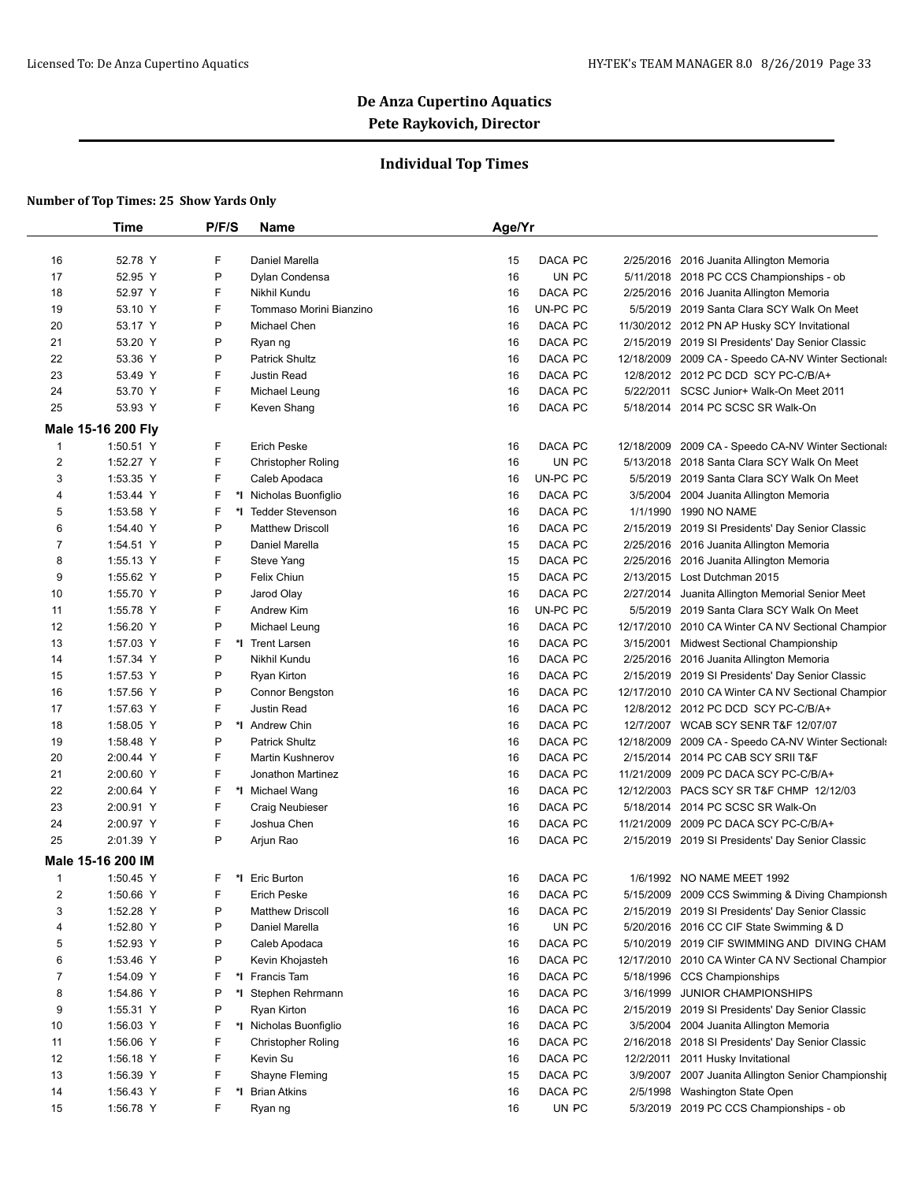# De Anza Cupertino Aquatics

## Pete Raykovich, Director

### Individual Top Times

**Number of Top Times: 25 Show Yards Only**

| | Time | P/F/S | | Name | Age/Yr | | | | |
|---|---|---|---|---|---|---|---|---|---|
| 16 | 52.78 Y | F | | Daniel Marella | 15 | DACA PC | | 2/25/2016 | 2016 Juanita Allington Memoria |
| 17 | 52.95 Y | P | | Dylan Condensa | 16 | UN PC | | 5/11/2018 | 2018 PC CCS Championships - ob |
| 18 | 52.97 Y | F | | Nikhil Kundu | 16 | DACA PC | | 2/25/2016 | 2016 Juanita Allington Memoria |
| 19 | 53.10 Y | F | | Tommaso Morini Bianzino | 16 | UN-PC PC | | 5/5/2019 | 2019 Santa Clara SCY Walk On Meet |
| 20 | 53.17 Y | P | | Michael Chen | 16 | DACA PC | | 11/30/2012 | 2012 PN AP Husky SCY Invitational |
| 21 | 53.20 Y | P | | Ryan ng | 16 | DACA PC | | 2/15/2019 | 2019 SI Presidents' Day Senior Classic |
| 22 | 53.36 Y | P | | Patrick Shultz | 16 | DACA PC | | 12/18/2009 | 2009 CA - Speedo CA-NV Winter Sectionals |
| 23 | 53.49 Y | F | | Justin Read | 16 | DACA PC | | 12/8/2012 | 2012 PC DCD SCY PC-C/B/A+ |
| 24 | 53.70 Y | F | | Michael Leung | 16 | DACA PC | | 5/22/2011 | SCSC Junior+ Walk-On Meet 2011 |
| 25 | 53.93 Y | F | | Keven Shang | 16 | DACA PC | | 5/18/2014 | 2014 PC SCSC SR Walk-On |

**Male 15-16 200 Fly**

| | Time | P/F/S | | Name | Age/Yr | | | | |
|---|---|---|---|---|---|---|---|---|---|
| 1 | 1:50.51 Y | F | | Erich Peske | 16 | DACA PC | | 12/18/2009 | 2009 CA - Speedo CA-NV Winter Sectionals |
| 2 | 1:52.27 Y | F | | Christopher Roling | 16 | UN PC | | 5/13/2018 | 2018 Santa Clara SCY Walk On Meet |
| 3 | 1:53.35 Y | F | | Caleb Apodaca | 16 | UN-PC PC | | 5/5/2019 | 2019 Santa Clara SCY Walk On Meet |
| 4 | 1:53.44 Y | F | *I | Nicholas Buonfiglio | 16 | DACA PC | | 3/5/2004 | 2004 Juanita Allington Memoria |
| 5 | 1:53.58 Y | F | *I | Tedder Stevenson | 16 | DACA PC | | 1/1/1990 | 1990 NO NAME |
| 6 | 1:54.40 Y | P | | Matthew Driscoll | 16 | DACA PC | | 2/15/2019 | 2019 SI Presidents' Day Senior Classic |
| 7 | 1:54.51 Y | P | | Daniel Marella | 15 | DACA PC | | 2/25/2016 | 2016 Juanita Allington Memoria |
| 8 | 1:55.13 Y | F | | Steve Yang | 15 | DACA PC | | 2/25/2016 | 2016 Juanita Allington Memoria |
| 9 | 1:55.62 Y | P | | Felix Chiun | 15 | DACA PC | | 2/13/2015 | Lost Dutchman 2015 |
| 10 | 1:55.70 Y | P | | Jarod Olay | 16 | DACA PC | | 2/27/2014 | Juanita Allington Memorial Senior Meet |
| 11 | 1:55.78 Y | F | | Andrew Kim | 16 | UN-PC PC | | 5/5/2019 | 2019 Santa Clara SCY Walk On Meet |
| 12 | 1:56.20 Y | P | | Michael Leung | 16 | DACA PC | | 12/17/2010 | 2010 CA Winter CA NV Sectional Champior |
| 13 | 1:57.03 Y | F | *I | Trent Larsen | 16 | DACA PC | | 3/15/2001 | Midwest Sectional Championship |
| 14 | 1:57.34 Y | P | | Nikhil Kundu | 16 | DACA PC | | 2/25/2016 | 2016 Juanita Allington Memoria |
| 15 | 1:57.53 Y | P | | Ryan Kirton | 16 | DACA PC | | 2/15/2019 | 2019 SI Presidents' Day Senior Classic |
| 16 | 1:57.56 Y | P | | Connor Bengston | 16 | DACA PC | | 12/17/2010 | 2010 CA Winter CA NV Sectional Champior |
| 17 | 1:57.63 Y | F | | Justin Read | 16 | DACA PC | | 12/8/2012 | 2012 PC DCD SCY PC-C/B/A+ |
| 18 | 1:58.05 Y | P | *I | Andrew Chin | 16 | DACA PC | | 12/7/2007 | WCAB SCY SENR T&F 12/07/07 |
| 19 | 1:58.48 Y | P | | Patrick Shultz | 16 | DACA PC | | 12/18/2009 | 2009 CA - Speedo CA-NV Winter Sectionals |
| 20 | 2:00.44 Y | F | | Martin Kushnerov | 16 | DACA PC | | 2/15/2014 | 2014 PC CAB SCY SRII T&F |
| 21 | 2:00.60 Y | F | | Jonathon Martinez | 16 | DACA PC | | 11/21/2009 | 2009 PC DACA SCY PC-C/B/A+ |
| 22 | 2:00.64 Y | F | *I | Michael Wang | 16 | DACA PC | | 12/12/2003 | PACS SCY SR T&F CHMP 12/12/03 |
| 23 | 2:00.91 Y | F | | Craig Neubieser | 16 | DACA PC | | 5/18/2014 | 2014 PC SCSC SR Walk-On |
| 24 | 2:00.97 Y | F | | Joshua Chen | 16 | DACA PC | | 11/21/2009 | 2009 PC DACA SCY PC-C/B/A+ |
| 25 | 2:01.39 Y | P | | Arjun Rao | 16 | DACA PC | | 2/15/2019 | 2019 SI Presidents' Day Senior Classic |

**Male 15-16 200 IM**

| | Time | P/F/S | | Name | Age/Yr | | | | |
|---|---|---|---|---|---|---|---|---|---|
| 1 | 1:50.45 Y | F | *I | Eric Burton | 16 | DACA PC | | 1/6/1992 | NO NAME MEET 1992 |
| 2 | 1:50.66 Y | F | | Erich Peske | 16 | DACA PC | | 5/15/2009 | 2009 CCS Swimming & Diving Championsh |
| 3 | 1:52.28 Y | P | | Matthew Driscoll | 16 | DACA PC | | 2/15/2019 | 2019 SI Presidents' Day Senior Classic |
| 4 | 1:52.80 Y | P | | Daniel Marella | 16 | UN PC | | 5/20/2016 | 2016 CC CIF State Swimming & D |
| 5 | 1:52.93 Y | P | | Caleb Apodaca | 16 | DACA PC | | 5/10/2019 | 2019 CIF SWIMMING AND DIVING CHAM |
| 6 | 1:53.46 Y | P | | Kevin Khojasteh | 16 | DACA PC | | 12/17/2010 | 2010 CA Winter CA NV Sectional Champior |
| 7 | 1:54.09 Y | F | *I | Francis Tam | 16 | DACA PC | | 5/18/1996 | CCS Championships |
| 8 | 1:54.86 Y | P | *I | Stephen Rehrmann | 16 | DACA PC | | 3/16/1999 | JUNIOR CHAMPIONSHIPS |
| 9 | 1:55.31 Y | P | | Ryan Kirton | 16 | DACA PC | | 2/15/2019 | 2019 SI Presidents' Day Senior Classic |
| 10 | 1:56.03 Y | F | *I | Nicholas Buonfiglio | 16 | DACA PC | | 3/5/2004 | 2004 Juanita Allington Memoria |
| 11 | 1:56.06 Y | F | | Christopher Roling | 16 | DACA PC | | 2/16/2018 | 2018 SI Presidents' Day Senior Classic |
| 12 | 1:56.18 Y | F | | Kevin Su | 16 | DACA PC | | 12/2/2011 | 2011 Husky Invitational |
| 13 | 1:56.39 Y | F | | Shayne Fleming | 15 | DACA PC | | 3/9/2007 | 2007 Juanita Allington Senior Championshi |
| 14 | 1:56.43 Y | F | *I | Brian Atkins | 16 | DACA PC | | 2/5/1998 | Washington State Open |
| 15 | 1:56.78 Y | F | | Ryan ng | 16 | UN PC | | 5/3/2019 | 2019 PC CCS Championships - ob |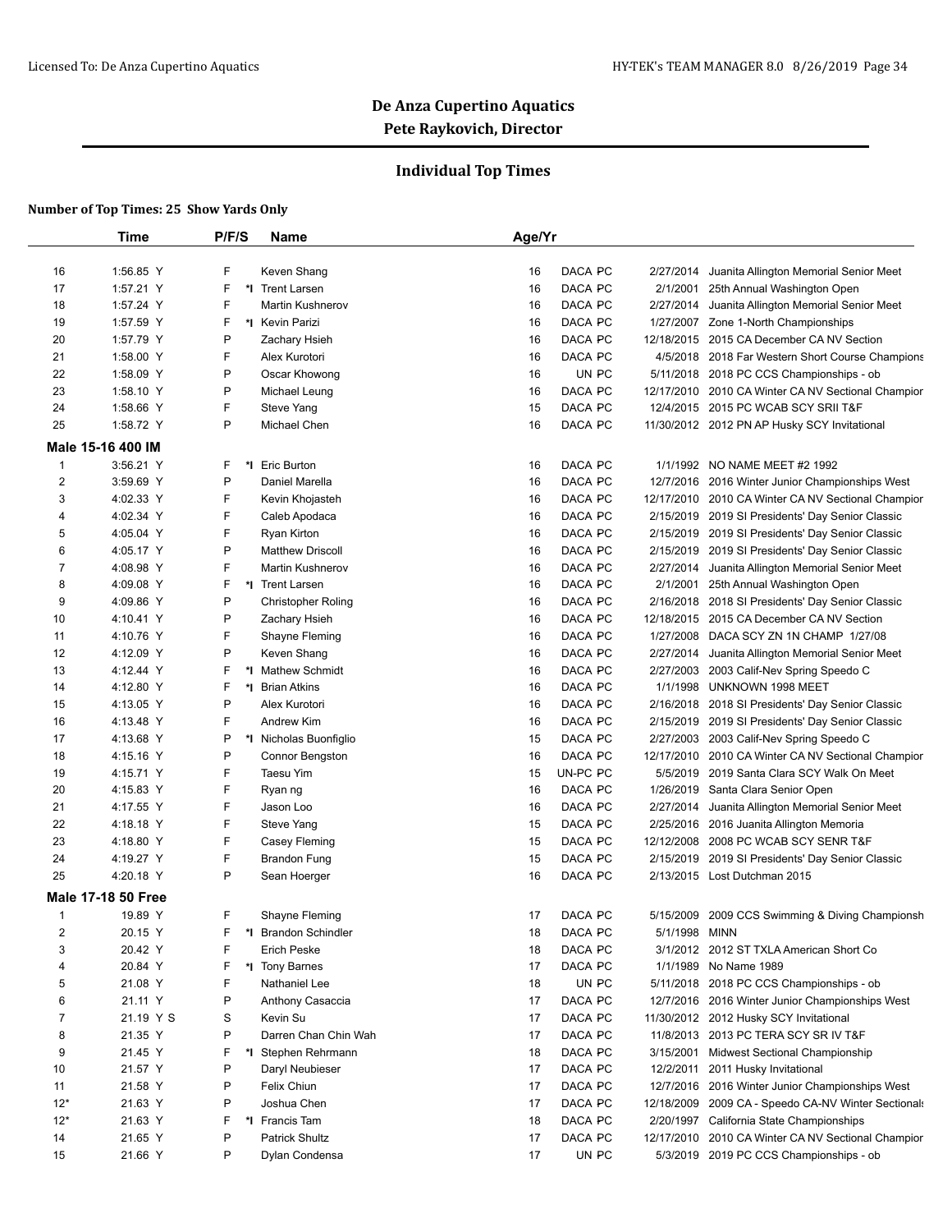## De Anza Cupertino Aquatics
### Pete Raykovich, Director

### Individual Top Times

**Number of Top Times: 25 Show Yards Only**

| | Time | P/F/S | | Name | Age/Yr | | | | |
|---|---|---|---|---|---|---|---|---|---|
| 16 | 1:56.85 Y | F | | Keven Shang | 16 | DACA PC | | 2/27/2014 | Juanita Allington Memorial Senior Meet |
| 17 | 1:57.21 Y | F | *I | Trent Larsen | 16 | DACA PC | | 2/1/2001 | 25th Annual Washington Open |
| 18 | 1:57.24 Y | F | | Martin Kushnerov | 16 | DACA PC | | 2/27/2014 | Juanita Allington Memorial Senior Meet |
| 19 | 1:57.59 Y | F | *I | Kevin Parizi | 16 | DACA PC | | 1/27/2007 | Zone 1-North Championships |
| 20 | 1:57.79 Y | P | | Zachary Hsieh | 16 | DACA PC | | 12/18/2015 | 2015 CA December CA NV Section |
| 21 | 1:58.00 Y | F | | Alex Kurotori | 16 | DACA PC | | 4/5/2018 | 2018 Far Western Short Course Champions |
| 22 | 1:58.09 Y | P | | Oscar Khowong | 16 | UN PC | | 5/11/2018 | 2018 PC CCS Championships - ob |
| 23 | 1:58.10 Y | P | | Michael Leung | 16 | DACA PC | | 12/17/2010 | 2010 CA Winter CA NV Sectional Champior |
| 24 | 1:58.66 Y | F | | Steve Yang | 15 | DACA PC | | 12/4/2015 | 2015 PC WCAB SCY SRII T&F |
| 25 | 1:58.72 Y | P | | Michael Chen | 16 | DACA PC | | 11/30/2012 | 2012 PN AP Husky SCY Invitational |
| **Male 15-16 400 IM** | | | | | | | | | |
| 1 | 3:56.21 Y | F | *I | Eric Burton | 16 | DACA PC | | 1/1/1992 | NO NAME MEET #2 1992 |
| 2 | 3:59.69 Y | P | | Daniel Marella | 16 | DACA PC | | 12/7/2016 | 2016 Winter Junior Championships West |
| 3 | 4:02.33 Y | F | | Kevin Khojasteh | 16 | DACA PC | | 12/17/2010 | 2010 CA Winter CA NV Sectional Champior |
| 4 | 4:02.34 Y | F | | Caleb Apodaca | 16 | DACA PC | | 2/15/2019 | 2019 SI Presidents' Day Senior Classic |
| 5 | 4:05.04 Y | F | | Ryan Kirton | 16 | DACA PC | | 2/15/2019 | 2019 SI Presidents' Day Senior Classic |
| 6 | 4:05.17 Y | P | | Matthew Driscoll | 16 | DACA PC | | 2/15/2019 | 2019 SI Presidents' Day Senior Classic |
| 7 | 4:08.98 Y | F | | Martin Kushnerov | 16 | DACA PC | | 2/27/2014 | Juanita Allington Memorial Senior Meet |
| 8 | 4:09.08 Y | F | *I | Trent Larsen | 16 | DACA PC | | 2/1/2001 | 25th Annual Washington Open |
| 9 | 4:09.86 Y | P | | Christopher Roling | 16 | DACA PC | | 2/16/2018 | 2018 SI Presidents' Day Senior Classic |
| 10 | 4:10.41 Y | P | | Zachary Hsieh | 16 | DACA PC | | 12/18/2015 | 2015 CA December CA NV Section |
| 11 | 4:10.76 Y | F | | Shayne Fleming | 16 | DACA PC | | 1/27/2008 | DACA SCY ZN 1N CHAMP 1/27/08 |
| 12 | 4:12.09 Y | P | | Keven Shang | 16 | DACA PC | | 2/27/2014 | Juanita Allington Memorial Senior Meet |
| 13 | 4:12.44 Y | F | *I | Mathew Schmidt | 16 | DACA PC | | 2/27/2003 | 2003 Calif-Nev Spring Speedo C |
| 14 | 4:12.80 Y | F | *I | Brian Atkins | 16 | DACA PC | | 1/1/1998 | UNKNOWN 1998 MEET |
| 15 | 4:13.05 Y | P | | Alex Kurotori | 16 | DACA PC | | 2/16/2018 | 2018 SI Presidents' Day Senior Classic |
| 16 | 4:13.48 Y | F | | Andrew Kim | 16 | DACA PC | | 2/15/2019 | 2019 SI Presidents' Day Senior Classic |
| 17 | 4:13.68 Y | P | *I | Nicholas Buonfiglio | 15 | DACA PC | | 2/27/2003 | 2003 Calif-Nev Spring Speedo C |
| 18 | 4:15.16 Y | P | | Connor Bengston | 16 | DACA PC | | 12/17/2010 | 2010 CA Winter CA NV Sectional Champior |
| 19 | 4:15.71 Y | F | | Taesu Yim | 15 | UN-PC PC | | 5/5/2019 | 2019 Santa Clara SCY Walk On Meet |
| 20 | 4:15.83 Y | F | | Ryan ng | 16 | DACA PC | | 1/26/2019 | Santa Clara Senior Open |
| 21 | 4:17.55 Y | F | | Jason Loo | 16 | DACA PC | | 2/27/2014 | Juanita Allington Memorial Senior Meet |
| 22 | 4:18.18 Y | F | | Steve Yang | 15 | DACA PC | | 2/25/2016 | 2016 Juanita Allington Memoria |
| 23 | 4:18.80 Y | F | | Casey Fleming | 15 | DACA PC | | 12/12/2008 | 2008 PC WCAB SCY SENR T&F |
| 24 | 4:19.27 Y | F | | Brandon Fung | 15 | DACA PC | | 2/15/2019 | 2019 SI Presidents' Day Senior Classic |
| 25 | 4:20.18 Y | P | | Sean Hoerger | 16 | DACA PC | | 2/13/2015 | Lost Dutchman 2015 |
| **Male 17-18 50 Free** | | | | | | | | | |
| 1 | 19.89 Y | F | | Shayne Fleming | 17 | DACA PC | | 5/15/2009 | 2009 CCS Swimming & Diving Championsh |
| 2 | 20.15 Y | F | *I | Brandon Schindler | 18 | DACA PC | | 5/1/1998 | MINN |
| 3 | 20.42 Y | F | | Erich Peske | 18 | DACA PC | | 3/1/2012 | 2012 ST TXLA American Short Co |
| 4 | 20.84 Y | F | *I | Tony Barnes | 17 | DACA PC | | 1/1/1989 | No Name 1989 |
| 5 | 21.08 Y | F | | Nathaniel Lee | 18 | UN PC | | 5/11/2018 | 2018 PC CCS Championships - ob |
| 6 | 21.11 Y | P | | Anthony Casaccia | 17 | DACA PC | | 12/7/2016 | 2016 Winter Junior Championships West |
| 7 | 21.19 Y S | S | | Kevin Su | 17 | DACA PC | | 11/30/2012 | 2012 Husky SCY Invitational |
| 8 | 21.35 Y | P | | Darren Chan Chin Wah | 17 | DACA PC | | 11/8/2013 | 2013 PC TERA SCY SR IV T&F |
| 9 | 21.45 Y | F | *I | Stephen Rehrmann | 18 | DACA PC | | 3/15/2001 | Midwest Sectional Championship |
| 10 | 21.57 Y | P | | Daryl Neubieser | 17 | DACA PC | | 12/2/2011 | 2011 Husky Invitational |
| 11 | 21.58 Y | P | | Felix Chiun | 17 | DACA PC | | 12/7/2016 | 2016 Winter Junior Championships West |
| 12* | 21.63 Y | P | | Joshua Chen | 17 | DACA PC | | 12/18/2009 | 2009 CA - Speedo CA-NV Winter Sectionals |
| 12* | 21.63 Y | F | *I | Francis Tam | 18 | DACA PC | | 2/20/1997 | California State Championships |
| 14 | 21.65 Y | P | | Patrick Shultz | 17 | DACA PC | | 12/17/2010 | 2010 CA Winter CA NV Sectional Champior |
| 15 | 21.66 Y | P | | Dylan Condensa | 17 | UN PC | | 5/3/2019 | 2019 PC CCS Championships - ob |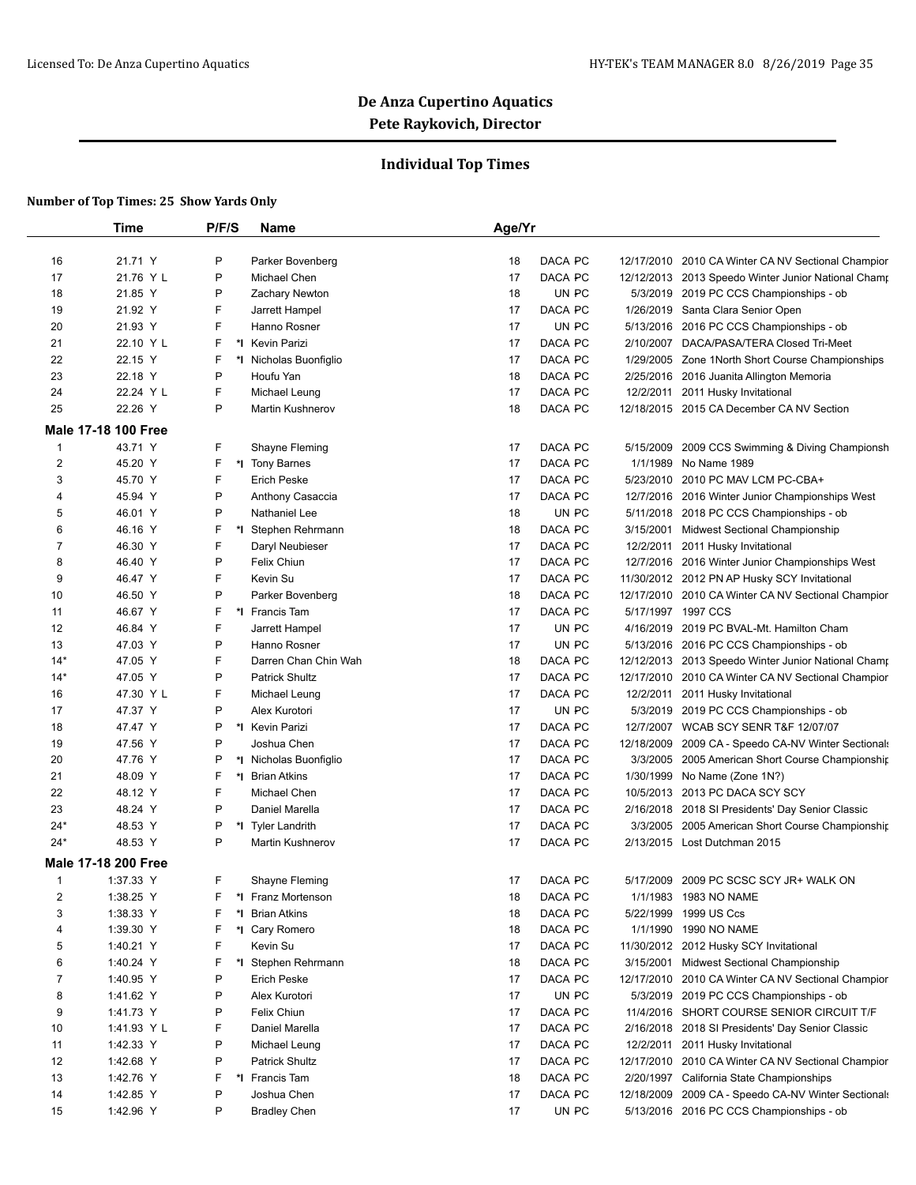## De Anza Cupertino Aquatics
## Pete Raykovich, Director

### Individual Top Times

**Number of Top Times: 25 Show Yards Only**

| | Time | P/F/S | | Name | Age/Yr | | | | |
|---|---|---|---|---|---|---|---|---|---|
| 16 | 21.71 Y | P | | Parker Bovenberg | 18 | DACA | PC | 12/17/2010 | 2010 CA Winter CA NV Sectional Champior |
| 17 | 21.76 Y L | P | | Michael Chen | 17 | DACA | PC | 12/12/2013 | 2013 Speedo Winter Junior National Champ |
| 18 | 21.85 Y | P | | Zachary Newton | 18 | UN | PC | 5/3/2019 | 2019 PC CCS Championships - ob |
| 19 | 21.92 Y | F | | Jarrett Hampel | 17 | DACA | PC | 1/26/2019 | Santa Clara Senior Open |
| 20 | 21.93 Y | F | | Hanno Rosner | 17 | UN | PC | 5/13/2016 | 2016 PC CCS Championships - ob |
| 21 | 22.10 Y L | F | *I | Kevin Parizi | 17 | DACA | PC | 2/10/2007 | DACA/PASA/TERA Closed Tri-Meet |
| 22 | 22.15 Y | F | *I | Nicholas Buonfiglio | 17 | DACA | PC | 1/29/2005 | Zone 1North Short Course Championships |
| 23 | 22.18 Y | P | | Houfu Yan | 18 | DACA | PC | 2/25/2016 | 2016 Juanita Allington Memoria |
| 24 | 22.24 Y L | F | | Michael Leung | 17 | DACA | PC | 12/2/2011 | 2011 Husky Invitational |
| 25 | 22.26 Y | P | | Martin Kushnerov | 18 | DACA | PC | 12/18/2015 | 2015 CA December CA NV Section |
| **Male 17-18 100 Free** | | | | | | | | | |
| 1 | 43.71 Y | F | | Shayne Fleming | 17 | DACA | PC | 5/15/2009 | 2009 CCS Swimming & Diving Championsh |
| 2 | 45.20 Y | F | *I | Tony Barnes | 17 | DACA | PC | 1/1/1989 | No Name 1989 |
| 3 | 45.70 Y | F | | Erich Peske | 17 | DACA | PC | 5/23/2010 | 2010 PC MAV LCM PC-CBA+ |
| 4 | 45.94 Y | P | | Anthony Casaccia | 17 | DACA | PC | 12/7/2016 | 2016 Winter Junior Championships West |
| 5 | 46.01 Y | P | | Nathaniel Lee | 18 | UN | PC | 5/11/2018 | 2018 PC CCS Championships - ob |
| 6 | 46.16 Y | F | *I | Stephen Rehrmann | 18 | DACA | PC | 3/15/2001 | Midwest Sectional Championship |
| 7 | 46.30 Y | F | | Daryl Neubieser | 17 | DACA | PC | 12/2/2011 | 2011 Husky Invitational |
| 8 | 46.40 Y | P | | Felix Chiun | 17 | DACA | PC | 12/7/2016 | 2016 Winter Junior Championships West |
| 9 | 46.47 Y | F | | Kevin Su | 17 | DACA | PC | 11/30/2012 | 2012 PN AP Husky SCY Invitational |
| 10 | 46.50 Y | P | | Parker Bovenberg | 18 | DACA | PC | 12/17/2010 | 2010 CA Winter CA NV Sectional Champior |
| 11 | 46.67 Y | F | *I | Francis Tam | 17 | DACA | PC | 5/17/1997 | 1997 CCS |
| 12 | 46.84 Y | F | | Jarrett Hampel | 17 | UN | PC | 4/16/2019 | 2019 PC BVAL-Mt. Hamilton Cham |
| 13 | 47.03 Y | P | | Hanno Rosner | 17 | UN | PC | 5/13/2016 | 2016 PC CCS Championships - ob |
| 14* | 47.05 Y | F | | Darren Chan Chin Wah | 18 | DACA | PC | 12/12/2013 | 2013 Speedo Winter Junior National Champ |
| 14* | 47.05 Y | P | | Patrick Shultz | 17 | DACA | PC | 12/17/2010 | 2010 CA Winter CA NV Sectional Champior |
| 16 | 47.30 Y L | F | | Michael Leung | 17 | DACA | PC | 12/2/2011 | 2011 Husky Invitational |
| 17 | 47.37 Y | P | | Alex Kurotori | 17 | UN | PC | 5/3/2019 | 2019 PC CCS Championships - ob |
| 18 | 47.47 Y | P | *I | Kevin Parizi | 17 | DACA | PC | 12/7/2007 | WCAB SCY SENR T&F 12/07/07 |
| 19 | 47.56 Y | P | | Joshua Chen | 17 | DACA | PC | 12/18/2009 | 2009 CA - Speedo CA-NV Winter Sectionals |
| 20 | 47.76 Y | P | *I | Nicholas Buonfiglio | 17 | DACA | PC | 3/3/2005 | 2005 American Short Course Championship |
| 21 | 48.09 Y | F | *I | Brian Atkins | 17 | DACA | PC | 1/30/1999 | No Name (Zone 1N?) |
| 22 | 48.12 Y | F | | Michael Chen | 17 | DACA | PC | 10/5/2013 | 2013 PC DACA SCY SCY |
| 23 | 48.24 Y | P | | Daniel Marella | 17 | DACA | PC | 2/16/2018 | 2018 SI Presidents' Day Senior Classic |
| 24* | 48.53 Y | P | *I | Tyler Landrith | 17 | DACA | PC | 3/3/2005 | 2005 American Short Course Championship |
| 24* | 48.53 Y | P | | Martin Kushnerov | 17 | DACA | PC | 2/13/2015 | Lost Dutchman 2015 |
| **Male 17-18 200 Free** | | | | | | | | | |
| 1 | 1:37.33 Y | F | | Shayne Fleming | 17 | DACA | PC | 5/17/2009 | 2009 PC SCSC SCY JR+ WALK ON |
| 2 | 1:38.25 Y | F | *I | Franz Mortenson | 18 | DACA | PC | 1/1/1983 | 1983 NO NAME |
| 3 | 1:38.33 Y | F | *I | Brian Atkins | 18 | DACA | PC | 5/22/1999 | 1999 US Ccs |
| 4 | 1:39.30 Y | F | *I | Cary Romero | 18 | DACA | PC | 1/1/1990 | 1990 NO NAME |
| 5 | 1:40.21 Y | F | | Kevin Su | 17 | DACA | PC | 11/30/2012 | 2012 Husky SCY Invitational |
| 6 | 1:40.24 Y | F | *I | Stephen Rehrmann | 18 | DACA | PC | 3/15/2001 | Midwest Sectional Championship |
| 7 | 1:40.95 Y | P | | Erich Peske | 17 | DACA | PC | 12/17/2010 | 2010 CA Winter CA NV Sectional Champior |
| 8 | 1:41.62 Y | P | | Alex Kurotori | 17 | UN | PC | 5/3/2019 | 2019 PC CCS Championships - ob |
| 9 | 1:41.73 Y | P | | Felix Chiun | 17 | DACA | PC | 11/4/2016 | SHORT COURSE SENIOR CIRCUIT T/F |
| 10 | 1:41.93 Y L | F | | Daniel Marella | 17 | DACA | PC | 2/16/2018 | 2018 SI Presidents' Day Senior Classic |
| 11 | 1:42.33 Y | P | | Michael Leung | 17 | DACA | PC | 12/2/2011 | 2011 Husky Invitational |
| 12 | 1:42.68 Y | P | | Patrick Shultz | 17 | DACA | PC | 12/17/2010 | 2010 CA Winter CA NV Sectional Champior |
| 13 | 1:42.76 Y | F | *I | Francis Tam | 18 | DACA | PC | 2/20/1997 | California State Championships |
| 14 | 1:42.85 Y | P | | Joshua Chen | 17 | DACA | PC | 12/18/2009 | 2009 CA - Speedo CA-NV Winter Sectionals |
| 15 | 1:42.96 Y | P | | Bradley Chen | 17 | UN | PC | 5/13/2016 | 2016 PC CCS Championships - ob |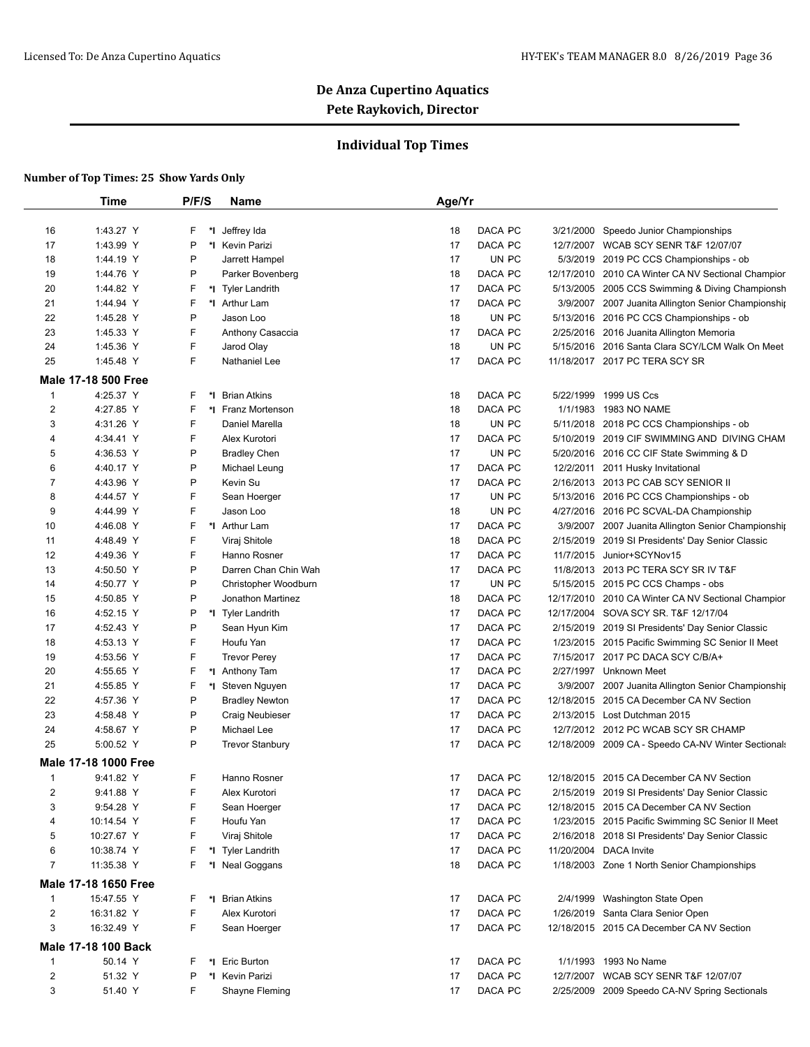# De Anza Cupertino Aquatics

## Pete Raykovich, Director

### Individual Top Times

**Number of Top Times: 25 Show Yards Only**

| | Time | P/F/S | | Name | Age/Yr | | | | |
|---|---|---|---|---|---|---|---|---|---|
| 16 | 1:43.27 Y | F | *I | Jeffrey Ida | 18 | DACA | PC | 3/21/2000 | Speedo Junior Championships |
| 17 | 1:43.99 Y | P | *I | Kevin Parizi | 17 | DACA | PC | 12/7/2007 | WCAB SCY SENR T&F 12/07/07 |
| 18 | 1:44.19 Y | P | | Jarrett Hampel | 17 | UN | PC | 5/3/2019 | 2019 PC CCS Championships - ob |
| 19 | 1:44.76 Y | P | | Parker Bovenberg | 18 | DACA | PC | 12/17/2010 | 2010 CA Winter CA NV Sectional Champior |
| 20 | 1:44.82 Y | F | *I | Tyler Landrith | 17 | DACA | PC | 5/13/2005 | 2005 CCS Swimming & Diving Championsh |
| 21 | 1:44.94 Y | F | *I | Arthur Lam | 17 | DACA | PC | 3/9/2007 | 2007 Juanita Allington Senior Championshi |
| 22 | 1:45.28 Y | P | | Jason Loo | 18 | UN | PC | 5/13/2016 | 2016 PC CCS Championships - ob |
| 23 | 1:45.33 Y | F | | Anthony Casaccia | 17 | DACA | PC | 2/25/2016 | 2016 Juanita Allington Memoria |
| 24 | 1:45.36 Y | F | | Jarod Olay | 18 | UN | PC | 5/15/2016 | 2016 Santa Clara SCY/LCM Walk On Meet |
| 25 | 1:45.48 Y | F | | Nathaniel Lee | 17 | DACA | PC | 11/18/2017 | 2017 PC TERA SCY SR |
| **Male 17-18 500 Free** | | | | | | | | | |
| 1 | 4:25.37 Y | F | *I | Brian Atkins | 18 | DACA | PC | 5/22/1999 | 1999 US Ccs |
| 2 | 4:27.85 Y | F | *I | Franz Mortenson | 18 | DACA | PC | 1/1/1983 | 1983 NO NAME |
| 3 | 4:31.26 Y | F | | Daniel Marella | 18 | UN | PC | 5/11/2018 | 2018 PC CCS Championships - ob |
| 4 | 4:34.41 Y | F | | Alex Kurotori | 17 | DACA | PC | 5/10/2019 | 2019 CIF SWIMMING AND DIVING CHAM |
| 5 | 4:36.53 Y | P | | Bradley Chen | 17 | UN | PC | 5/20/2016 | 2016 CC CIF State Swimming & D |
| 6 | 4:40.17 Y | P | | Michael Leung | 17 | DACA | PC | 12/2/2011 | 2011 Husky Invitational |
| 7 | 4:43.96 Y | P | | Kevin Su | 17 | DACA | PC | 2/16/2013 | 2013 PC CAB SCY SENIOR II |
| 8 | 4:44.57 Y | F | | Sean Hoerger | 17 | UN | PC | 5/13/2016 | 2016 PC CCS Championships - ob |
| 9 | 4:44.99 Y | F | | Jason Loo | 18 | UN | PC | 4/27/2016 | 2016 PC SCVAL-DA Championship |
| 10 | 4:46.08 Y | F | *I | Arthur Lam | 17 | DACA | PC | 3/9/2007 | 2007 Juanita Allington Senior Championshi |
| 11 | 4:48.49 Y | F | | Viraj Shitole | 18 | DACA | PC | 2/15/2019 | 2019 SI Presidents' Day Senior Classic |
| 12 | 4:49.36 Y | F | | Hanno Rosner | 17 | DACA | PC | 11/7/2015 | Junior+SCYNov15 |
| 13 | 4:50.50 Y | P | | Darren Chan Chin Wah | 17 | DACA | PC | 11/8/2013 | 2013 PC TERA SCY SR IV T&F |
| 14 | 4:50.77 Y | P | | Christopher Woodburn | 17 | UN | PC | 5/15/2015 | 2015 PC CCS Champs - obs |
| 15 | 4:50.85 Y | P | | Jonathon Martinez | 18 | DACA | PC | 12/17/2010 | 2010 CA Winter CA NV Sectional Champior |
| 16 | 4:52.15 Y | P | *I | Tyler Landrith | 17 | DACA | PC | 12/17/2004 | SOVA SCY SR. T&F 12/17/04 |
| 17 | 4:52.43 Y | P | | Sean Hyun Kim | 17 | DACA | PC | 2/15/2019 | 2019 SI Presidents' Day Senior Classic |
| 18 | 4:53.13 Y | F | | Houfu Yan | 17 | DACA | PC | 1/23/2015 | 2015 Pacific Swimming SC Senior II Meet |
| 19 | 4:53.56 Y | F | | Trevor Perey | 17 | DACA | PC | 7/15/2017 | 2017 PC DACA SCY C/B/A+ |
| 20 | 4:55.65 Y | F | *I | Anthony Tam | 17 | DACA | PC | 2/27/1997 | Unknown Meet |
| 21 | 4:55.85 Y | F | *I | Steven Nguyen | 17 | DACA | PC | 3/9/2007 | 2007 Juanita Allington Senior Championshi |
| 22 | 4:57.36 Y | P | | Bradley Newton | 17 | DACA | PC | 12/18/2015 | 2015 CA December CA NV Section |
| 23 | 4:58.48 Y | P | | Craig Neubieser | 17 | DACA | PC | 2/13/2015 | Lost Dutchman 2015 |
| 24 | 4:58.67 Y | P | | Michael Lee | 17 | DACA | PC | 12/7/2012 | 2012 PC WCAB SCY SR CHAMP |
| 25 | 5:00.52 Y | P | | Trevor Stanbury | 17 | DACA | PC | 12/18/2009 | 2009 CA - Speedo CA-NV Winter Sectionals |
| **Male 17-18 1000 Free** | | | | | | | | | |
| 1 | 9:41.82 Y | F | | Hanno Rosner | 17 | DACA | PC | 12/18/2015 | 2015 CA December CA NV Section |
| 2 | 9:41.88 Y | F | | Alex Kurotori | 17 | DACA | PC | 2/15/2019 | 2019 SI Presidents' Day Senior Classic |
| 3 | 9:54.28 Y | F | | Sean Hoerger | 17 | DACA | PC | 12/18/2015 | 2015 CA December CA NV Section |
| 4 | 10:14.54 Y | F | | Houfu Yan | 17 | DACA | PC | 1/23/2015 | 2015 Pacific Swimming SC Senior II Meet |
| 5 | 10:27.67 Y | F | | Viraj Shitole | 17 | DACA | PC | 2/16/2018 | 2018 SI Presidents' Day Senior Classic |
| 6 | 10:38.74 Y | F | *I | Tyler Landrith | 17 | DACA | PC | 11/20/2004 | DACA Invite |
| 7 | 11:35.38 Y | F | *I | Neal Goggans | 18 | DACA | PC | 1/18/2003 | Zone 1 North Senior Championships |
| **Male 17-18 1650 Free** | | | | | | | | | |
| 1 | 15:47.55 Y | F | *I | Brian Atkins | 17 | DACA | PC | 2/4/1999 | Washington State Open |
| 2 | 16:31.82 Y | F | | Alex Kurotori | 17 | DACA | PC | 1/26/2019 | Santa Clara Senior Open |
| 3 | 16:32.49 Y | F | | Sean Hoerger | 17 | DACA | PC | 12/18/2015 | 2015 CA December CA NV Section |
| **Male 17-18 100 Back** | | | | | | | | | |
| 1 | 50.14 Y | F | *I | Eric Burton | 17 | DACA | PC | 1/1/1993 | 1993 No Name |
| 2 | 51.32 Y | P | *I | Kevin Parizi | 17 | DACA | PC | 12/7/2007 | WCAB SCY SENR T&F 12/07/07 |
| 3 | 51.40 Y | F | | Shayne Fleming | 17 | DACA | PC | 2/25/2009 | 2009 Speedo CA-NV Spring Sectionals |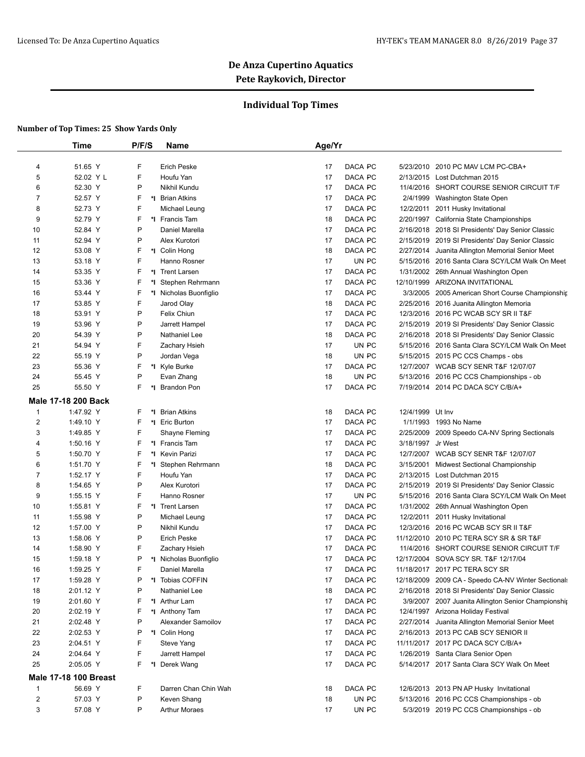# De Anza Cupertino Aquatics

## Pete Raykovich, Director

### Individual Top Times

**Number of Top Times: 25 Show Yards Only**

| | Time | P/F/S | | Name | Age/Yr | | | | |
|---|---|---|---|---|---|---|---|---|---|
| 4 | 51.65 Y | F | | Erich Peske | 17 | DACA | PC | 5/23/2010 | 2010 PC MAV LCM PC-CBA+ |
| 5 | 52.02 Y L | F | | Houfu Yan | 17 | DACA | PC | 2/13/2015 | Lost Dutchman 2015 |
| 6 | 52.30 Y | P | | Nikhil Kundu | 17 | DACA | PC | 11/4/2016 | SHORT COURSE SENIOR CIRCUIT T/F |
| 7 | 52.57 Y | F | *I | Brian Atkins | 17 | DACA | PC | 2/4/1999 | Washington State Open |
| 8 | 52.73 Y | F | | Michael Leung | 17 | DACA | PC | 12/2/2011 | 2011 Husky Invitational |
| 9 | 52.79 Y | F | *I | Francis Tam | 18 | DACA | PC | 2/20/1997 | California State Championships |
| 10 | 52.84 Y | P | | Daniel Marella | 17 | DACA | PC | 2/16/2018 | 2018 SI Presidents' Day Senior Classic |
| 11 | 52.94 Y | P | | Alex Kurotori | 17 | DACA | PC | 2/15/2019 | 2019 SI Presidents' Day Senior Classic |
| 12 | 53.08 Y | F | *I | Colin Hong | 18 | DACA | PC | 2/27/2014 | Juanita Allington Memorial Senior Meet |
| 13 | 53.18 Y | F | | Hanno Rosner | 17 | UN | PC | 5/15/2016 | 2016 Santa Clara SCY/LCM Walk On Meet |
| 14 | 53.35 Y | F | *I | Trent Larsen | 17 | DACA | PC | 1/31/2002 | 26th Annual Washington Open |
| 15 | 53.36 Y | F | *I | Stephen Rehrmann | 17 | DACA | PC | 12/10/1999 | ARIZONA INVITATIONAL |
| 16 | 53.44 Y | F | *I | Nicholas Buonfiglio | 17 | DACA | PC | 3/3/2005 | 2005 American Short Course Championship |
| 17 | 53.85 Y | F | | Jarod Olay | 18 | DACA | PC | 2/25/2016 | 2016 Juanita Allington Memoria |
| 18 | 53.91 Y | P | | Felix Chiun | 17 | DACA | PC | 12/3/2016 | 2016 PC WCAB SCY SR II T&F |
| 19 | 53.96 Y | P | | Jarrett Hampel | 17 | DACA | PC | 2/15/2019 | 2019 SI Presidents' Day Senior Classic |
| 20 | 54.39 Y | P | | Nathaniel Lee | 18 | DACA | PC | 2/16/2018 | 2018 SI Presidents' Day Senior Classic |
| 21 | 54.94 Y | F | | Zachary Hsieh | 17 | UN | PC | 5/15/2016 | 2016 Santa Clara SCY/LCM Walk On Meet |
| 22 | 55.19 Y | P | | Jordan Vega | 18 | UN | PC | 5/15/2015 | 2015 PC CCS Champs - obs |
| 23 | 55.36 Y | F | *I | Kyle Burke | 17 | DACA | PC | 12/7/2007 | WCAB SCY SENR T&F 12/07/07 |
| 24 | 55.45 Y | P | | Evan Zhang | 18 | UN | PC | 5/13/2016 | 2016 PC CCS Championships - ob |
| 25 | 55.50 Y | F | *I | Brandon Pon | 17 | DACA | PC | 7/19/2014 | 2014 PC DACA SCY C/B/A+ |
| **Male 17-18 200 Back** | | | | | | | | | |
| 1 | 1:47.92 Y | F | *I | Brian Atkins | 18 | DACA | PC | 12/4/1999 | Ut Inv |
| 2 | 1:49.10 Y | F | *I | Eric Burton | 17 | DACA | PC | 1/1/1993 | 1993 No Name |
| 3 | 1:49.85 Y | F | | Shayne Fleming | 17 | DACA | PC | 2/25/2009 | 2009 Speedo CA-NV Spring Sectionals |
| 4 | 1:50.16 Y | F | *I | Francis Tam | 17 | DACA | PC | 3/18/1997 | Jr West |
| 5 | 1:50.70 Y | F | *I | Kevin Parizi | 17 | DACA | PC | 12/7/2007 | WCAB SCY SENR T&F 12/07/07 |
| 6 | 1:51.70 Y | F | *I | Stephen Rehrmann | 18 | DACA | PC | 3/15/2001 | Midwest Sectional Championship |
| 7 | 1:52.17 Y | F | | Houfu Yan | 17 | DACA | PC | 2/13/2015 | Lost Dutchman 2015 |
| 8 | 1:54.65 Y | P | | Alex Kurotori | 17 | DACA | PC | 2/15/2019 | 2019 SI Presidents' Day Senior Classic |
| 9 | 1:55.15 Y | F | | Hanno Rosner | 17 | UN | PC | 5/15/2016 | 2016 Santa Clara SCY/LCM Walk On Meet |
| 10 | 1:55.81 Y | F | *I | Trent Larsen | 17 | DACA | PC | 1/31/2002 | 26th Annual Washington Open |
| 11 | 1:55.98 Y | P | | Michael Leung | 17 | DACA | PC | 12/2/2011 | 2011 Husky Invitational |
| 12 | 1:57.00 Y | P | | Nikhil Kundu | 17 | DACA | PC | 12/3/2016 | 2016 PC WCAB SCY SR II T&F |
| 13 | 1:58.06 Y | P | | Erich Peske | 17 | DACA | PC | 11/12/2010 | 2010 PC TERA SCY SR & SR T&F |
| 14 | 1:58.90 Y | F | | Zachary Hsieh | 17 | DACA | PC | 11/4/2016 | SHORT COURSE SENIOR CIRCUIT T/F |
| 15 | 1:59.18 Y | P | *I | Nicholas Buonfiglio | 17 | DACA | PC | 12/17/2004 | SOVA SCY SR. T&F 12/17/04 |
| 16 | 1:59.25 Y | F | | Daniel Marella | 17 | DACA | PC | 11/18/2017 | 2017 PC TERA SCY SR |
| 17 | 1:59.28 Y | P | *I | Tobias COFFIN | 17 | DACA | PC | 12/18/2009 | 2009 CA - Speedo CA-NV Winter Sectionals |
| 18 | 2:01.12 Y | P | | Nathaniel Lee | 18 | DACA | PC | 2/16/2018 | 2018 SI Presidents' Day Senior Classic |
| 19 | 2:01.60 Y | F | *I | Arthur Lam | 17 | DACA | PC | 3/9/2007 | 2007 Juanita Allington Senior Championship |
| 20 | 2:02.19 Y | F | *I | Anthony Tam | 17 | DACA | PC | 12/4/1997 | Arizona Holiday Festival |
| 21 | 2:02.48 Y | P | | Alexander Samoilov | 17 | DACA | PC | 2/27/2014 | Juanita Allington Memorial Senior Meet |
| 22 | 2:02.53 Y | P | *I | Colin Hong | 17 | DACA | PC | 2/16/2013 | 2013 PC CAB SCY SENIOR II |
| 23 | 2:04.51 Y | F | | Steve Yang | 17 | DACA | PC | 11/11/2017 | 2017 PC DACA SCY C/B/A+ |
| 24 | 2:04.64 Y | F | | Jarrett Hampel | 17 | DACA | PC | 1/26/2019 | Santa Clara Senior Open |
| 25 | 2:05.05 Y | F | *I | Derek Wang | 17 | DACA | PC | 5/14/2017 | 2017 Santa Clara SCY Walk On Meet |
| **Male 17-18 100 Breast** | | | | | | | | | |
| 1 | 56.69 Y | F | | Darren Chan Chin Wah | 18 | DACA | PC | 12/6/2013 | 2013 PN AP Husky Invitational |
| 2 | 57.03 Y | P | | Keven Shang | 18 | UN | PC | 5/13/2016 | 2016 PC CCS Championships - ob |
| 3 | 57.08 Y | P | | Arthur Moraes | 17 | UN | PC | 5/3/2019 | 2019 PC CCS Championships - ob |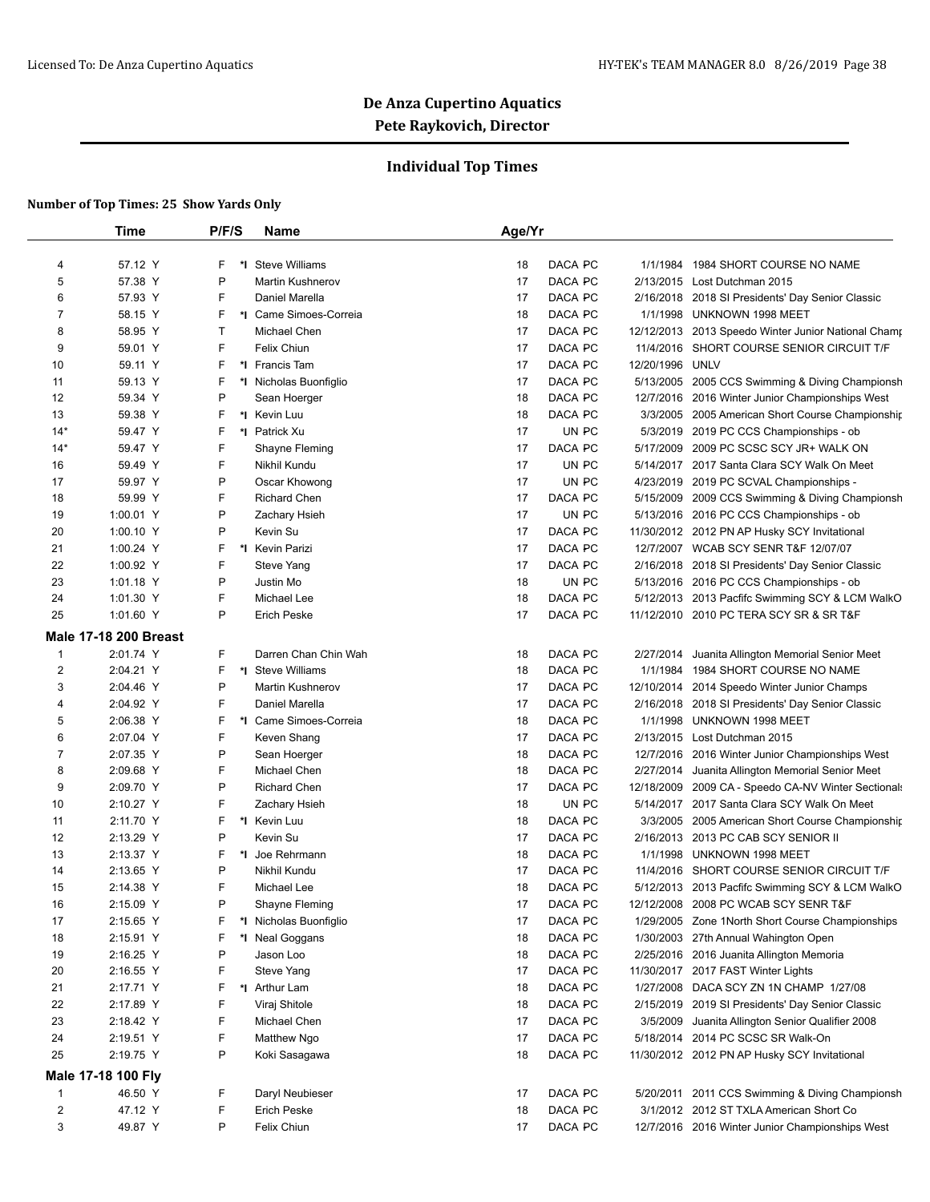# De Anza Cupertino Aquatics

## Pete Raykovich, Director

### Individual Top Times

**Number of Top Times: 25 Show Yards Only**

| | Time | P/F/S | | Name | Age/Yr | | | | |
|---|---|---|---|---|---|---|---|---|---|
| 4 | 57.12 Y | F | *I | Steve Williams | 18 | DACA | PC | 1/1/1984 | 1984 SHORT COURSE NO NAME |
| 5 | 57.38 Y | P | | Martin Kushnerov | 17 | DACA | PC | 2/13/2015 | Lost Dutchman 2015 |
| 6 | 57.93 Y | F | | Daniel Marella | 17 | DACA | PC | 2/16/2018 | 2018 SI Presidents' Day Senior Classic |
| 7 | 58.15 Y | F | *I | Came Simoes-Correia | 18 | DACA | PC | 1/1/1998 | UNKNOWN 1998 MEET |
| 8 | 58.95 Y | T | | Michael Chen | 17 | DACA | PC | 12/12/2013 | 2013 Speedo Winter Junior National Champ |
| 9 | 59.01 Y | F | | Felix Chiun | 17 | DACA | PC | 11/4/2016 | SHORT COURSE SENIOR CIRCUIT T/F |
| 10 | 59.11 Y | F | *I | Francis Tam | 17 | DACA | PC | 12/20/1996 | UNLV |
| 11 | 59.13 Y | F | *I | Nicholas Buonfiglio | 17 | DACA | PC | 5/13/2005 | 2005 CCS Swimming & Diving Championsh |
| 12 | 59.34 Y | P | | Sean Hoerger | 18 | DACA | PC | 12/7/2016 | 2016 Winter Junior Championships West |
| 13 | 59.38 Y | F | *I | Kevin Luu | 18 | DACA | PC | 3/3/2005 | 2005 American Short Course Championship |
| 14* | 59.47 Y | F | *I | Patrick Xu | 17 | UN | PC | 5/3/2019 | 2019 PC CCS Championships - ob |
| 14* | 59.47 Y | F | | Shayne Fleming | 17 | DACA | PC | 5/17/2009 | 2009 PC SCSC SCY JR+ WALK ON |
| 16 | 59.49 Y | F | | Nikhil Kundu | 17 | UN | PC | 5/14/2017 | 2017 Santa Clara SCY Walk On Meet |
| 17 | 59.97 Y | P | | Oscar Khowong | 17 | UN | PC | 4/23/2019 | 2019 PC SCVAL Championships - |
| 18 | 59.99 Y | F | | Richard Chen | 17 | DACA | PC | 5/15/2009 | 2009 CCS Swimming & Diving Championsh |
| 19 | 1:00.01 Y | P | | Zachary Hsieh | 17 | UN | PC | 5/13/2016 | 2016 PC CCS Championships - ob |
| 20 | 1:00.10 Y | P | | Kevin Su | 17 | DACA | PC | 11/30/2012 | 2012 PN AP Husky SCY Invitational |
| 21 | 1:00.24 Y | F | *I | Kevin Parizi | 17 | DACA | PC | 12/7/2007 | WCAB SCY SENR T&F 12/07/07 |
| 22 | 1:00.92 Y | F | | Steve Yang | 17 | DACA | PC | 2/16/2018 | 2018 SI Presidents' Day Senior Classic |
| 23 | 1:01.18 Y | P | | Justin Mo | 18 | UN | PC | 5/13/2016 | 2016 PC CCS Championships - ob |
| 24 | 1:01.30 Y | F | | Michael Lee | 18 | DACA | PC | 5/12/2013 | 2013 Pacifc Swimming SCY & LCM WalkO |
| 25 | 1:01.60 Y | P | | Erich Peske | 17 | DACA | PC | 11/12/2010 | 2010 PC TERA SCY SR & SR T&F |
| **Male 17-18 200 Breast** | | | | | | | | | |
| 1 | 2:01.74 Y | F | | Darren Chan Chin Wah | 18 | DACA | PC | 2/27/2014 | Juanita Allington Memorial Senior Meet |
| 2 | 2:04.21 Y | F | *I | Steve Williams | 18 | DACA | PC | 1/1/1984 | 1984 SHORT COURSE NO NAME |
| 3 | 2:04.46 Y | P | | Martin Kushnerov | 17 | DACA | PC | 12/10/2014 | 2014 Speedo Winter Junior Champs |
| 4 | 2:04.92 Y | F | | Daniel Marella | 17 | DACA | PC | 2/16/2018 | 2018 SI Presidents' Day Senior Classic |
| 5 | 2:06.38 Y | F | *I | Came Simoes-Correia | 18 | DACA | PC | 1/1/1998 | UNKNOWN 1998 MEET |
| 6 | 2:07.04 Y | F | | Keven Shang | 17 | DACA | PC | 2/13/2015 | Lost Dutchman 2015 |
| 7 | 2:07.35 Y | P | | Sean Hoerger | 18 | DACA | PC | 12/7/2016 | 2016 Winter Junior Championships West |
| 8 | 2:09.68 Y | F | | Michael Chen | 18 | DACA | PC | 2/27/2014 | Juanita Allington Memorial Senior Meet |
| 9 | 2:09.70 Y | P | | Richard Chen | 17 | DACA | PC | 12/18/2009 | 2009 CA - Speedo CA-NV Winter Sectionals |
| 10 | 2:10.27 Y | F | | Zachary Hsieh | 18 | UN | PC | 5/14/2017 | 2017 Santa Clara SCY Walk On Meet |
| 11 | 2:11.70 Y | F | *I | Kevin Luu | 18 | DACA | PC | 3/3/2005 | 2005 American Short Course Championship |
| 12 | 2:13.29 Y | P | | Kevin Su | 17 | DACA | PC | 2/16/2013 | 2013 PC CAB SCY SENIOR II |
| 13 | 2:13.37 Y | F | *I | Joe Rehrmann | 18 | DACA | PC | 1/1/1998 | UNKNOWN 1998 MEET |
| 14 | 2:13.65 Y | P | | Nikhil Kundu | 17 | DACA | PC | 11/4/2016 | SHORT COURSE SENIOR CIRCUIT T/F |
| 15 | 2:14.38 Y | F | | Michael Lee | 18 | DACA | PC | 5/12/2013 | 2013 Pacifc Swimming SCY & LCM WalkO |
| 16 | 2:15.09 Y | P | | Shayne Fleming | 17 | DACA | PC | 12/12/2008 | 2008 PC WCAB SCY SENR T&F |
| 17 | 2:15.65 Y | F | *I | Nicholas Buonfiglio | 17 | DACA | PC | 1/29/2005 | Zone 1North Short Course Championships |
| 18 | 2:15.91 Y | F | *I | Neal Goggans | 18 | DACA | PC | 1/30/2003 | 27th Annual Wahington Open |
| 19 | 2:16.25 Y | P | | Jason Loo | 18 | DACA | PC | 2/25/2016 | 2016 Juanita Allington Memoria |
| 20 | 2:16.55 Y | F | | Steve Yang | 17 | DACA | PC | 11/30/2017 | 2017 FAST Winter Lights |
| 21 | 2:17.71 Y | F | *I | Arthur Lam | 18 | DACA | PC | 1/27/2008 | DACA SCY ZN 1N CHAMP 1/27/08 |
| 22 | 2:17.89 Y | F | | Viraj Shitole | 18 | DACA | PC | 2/15/2019 | 2019 SI Presidents' Day Senior Classic |
| 23 | 2:18.42 Y | F | | Michael Chen | 17 | DACA | PC | 3/5/2009 | Juanita Allington Senior Qualifier 2008 |
| 24 | 2:19.51 Y | F | | Matthew Ngo | 17 | DACA | PC | 5/18/2014 | 2014 PC SCSC SR Walk-On |
| 25 | 2:19.75 Y | P | | Koki Sasagawa | 18 | DACA | PC | 11/30/2012 | 2012 PN AP Husky SCY Invitational |
| **Male 17-18 100 Fly** | | | | | | | | | |
| 1 | 46.50 Y | F | | Daryl Neubieser | 17 | DACA | PC | 5/20/2011 | 2011 CCS Swimming & Diving Championsh |
| 2 | 47.12 Y | F | | Erich Peske | 18 | DACA | PC | 3/1/2012 | 2012 ST TXLA American Short Co |
| 3 | 49.87 Y | P | | Felix Chiun | 17 | DACA | PC | 12/7/2016 | 2016 Winter Junior Championships West |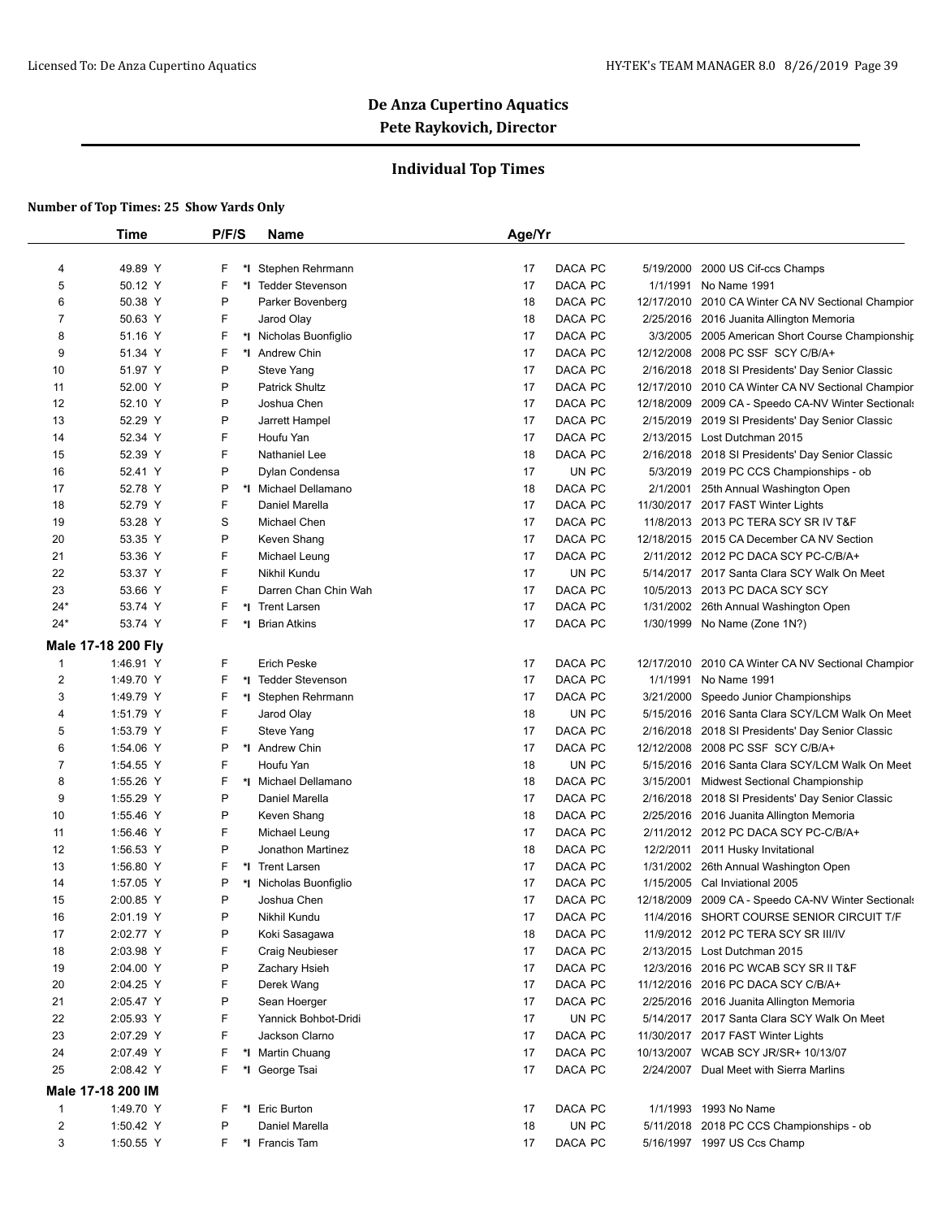# De Anza Cupertino Aquatics

## Pete Raykovich, Director

### Individual Top Times

**Number of Top Times: 25 Show Yards Only**

| | Time | P/F/S | | Name | Age/Yr | | | |
|---|---|---|---|---|---|---|---|---|
| 4 | 49.89 Y | F | *I | Stephen Rehrmann | 17 | DACA PC | 5/19/2000 | 2000 US Cif-ccs Champs |
| 5 | 50.12 Y | F | *I | Tedder Stevenson | 17 | DACA PC | 1/1/1991 | No Name 1991 |
| 6 | 50.38 Y | P | | Parker Bovenberg | 18 | DACA PC | 12/17/2010 | 2010 CA Winter CA NV Sectional Champior |
| 7 | 50.63 Y | F | | Jarod Olay | 18 | DACA PC | 2/25/2016 | 2016 Juanita Allington Memoria |
| 8 | 51.16 Y | F | *I | Nicholas Buonfiglio | 17 | DACA PC | 3/3/2005 | 2005 American Short Course Championshir |
| 9 | 51.34 Y | F | *I | Andrew Chin | 17 | DACA PC | 12/12/2008 | 2008 PC SSF SCY C/B/A+ |
| 10 | 51.97 Y | P | | Steve Yang | 17 | DACA PC | 2/16/2018 | 2018 SI Presidents' Day Senior Classic |
| 11 | 52.00 Y | P | | Patrick Shultz | 17 | DACA PC | 12/17/2010 | 2010 CA Winter CA NV Sectional Champior |
| 12 | 52.10 Y | P | | Joshua Chen | 17 | DACA PC | 12/18/2009 | 2009 CA - Speedo CA-NV Winter Sectionals |
| 13 | 52.29 Y | P | | Jarrett Hampel | 17 | DACA PC | 2/15/2019 | 2019 SI Presidents' Day Senior Classic |
| 14 | 52.34 Y | F | | Houfu Yan | 17 | DACA PC | 2/13/2015 | Lost Dutchman 2015 |
| 15 | 52.39 Y | F | | Nathaniel Lee | 18 | DACA PC | 2/16/2018 | 2018 SI Presidents' Day Senior Classic |
| 16 | 52.41 Y | P | | Dylan Condensa | 17 | UN PC | 5/3/2019 | 2019 PC CCS Championships - ob |
| 17 | 52.78 Y | P | *I | Michael Dellamano | 18 | DACA PC | 2/1/2001 | 25th Annual Washington Open |
| 18 | 52.79 Y | F | | Daniel Marella | 17 | DACA PC | 11/30/2017 | 2017 FAST Winter Lights |
| 19 | 53.28 Y | S | | Michael Chen | 17 | DACA PC | 11/8/2013 | 2013 PC TERA SCY SR IV T&F |
| 20 | 53.35 Y | P | | Keven Shang | 17 | DACA PC | 12/18/2015 | 2015 CA December CA NV Section |
| 21 | 53.36 Y | F | | Michael Leung | 17 | DACA PC | 2/11/2012 | 2012 PC DACA SCY PC-C/B/A+ |
| 22 | 53.37 Y | F | | Nikhil Kundu | 17 | UN PC | 5/14/2017 | 2017 Santa Clara SCY Walk On Meet |
| 23 | 53.66 Y | F | | Darren Chan Chin Wah | 17 | DACA PC | 10/5/2013 | 2013 PC DACA SCY SCY |
| 24* | 53.74 Y | F | *I | Trent Larsen | 17 | DACA PC | 1/31/2002 | 26th Annual Washington Open |
| 24* | 53.74 Y | F | *I | Brian Atkins | 17 | DACA PC | 1/30/1999 | No Name (Zone 1N?) |
| **Male 17-18 200 Fly** | | | | | | | | |
| 1 | 1:46.91 Y | F | | Erich Peske | 17 | DACA PC | 12/17/2010 | 2010 CA Winter CA NV Sectional Champior |
| 2 | 1:49.70 Y | F | *I | Tedder Stevenson | 17 | DACA PC | 1/1/1991 | No Name 1991 |
| 3 | 1:49.79 Y | F | *I | Stephen Rehrmann | 17 | DACA PC | 3/21/2000 | Speedo Junior Championships |
| 4 | 1:51.79 Y | F | | Jarod Olay | 18 | UN PC | 5/15/2016 | 2016 Santa Clara SCY/LCM Walk On Meet |
| 5 | 1:53.79 Y | F | | Steve Yang | 17 | DACA PC | 2/16/2018 | 2018 SI Presidents' Day Senior Classic |
| 6 | 1:54.06 Y | P | *I | Andrew Chin | 17 | DACA PC | 12/12/2008 | 2008 PC SSF SCY C/B/A+ |
| 7 | 1:54.55 Y | F | | Houfu Yan | 18 | UN PC | 5/15/2016 | 2016 Santa Clara SCY/LCM Walk On Meet |
| 8 | 1:55.26 Y | F | *I | Michael Dellamano | 18 | DACA PC | 3/15/2001 | Midwest Sectional Championship |
| 9 | 1:55.29 Y | P | | Daniel Marella | 17 | DACA PC | 2/16/2018 | 2018 SI Presidents' Day Senior Classic |
| 10 | 1:55.46 Y | P | | Keven Shang | 18 | DACA PC | 2/25/2016 | 2016 Juanita Allington Memoria |
| 11 | 1:56.46 Y | F | | Michael Leung | 17 | DACA PC | 2/11/2012 | 2012 PC DACA SCY PC-C/B/A+ |
| 12 | 1:56.53 Y | P | | Jonathon Martinez | 18 | DACA PC | 12/2/2011 | 2011 Husky Invitational |
| 13 | 1:56.80 Y | F | *I | Trent Larsen | 17 | DACA PC | 1/31/2002 | 26th Annual Washington Open |
| 14 | 1:57.05 Y | P | *I | Nicholas Buonfiglio | 17 | DACA PC | 1/15/2005 | Cal Inviational 2005 |
| 15 | 2:00.85 Y | P | | Joshua Chen | 17 | DACA PC | 12/18/2009 | 2009 CA - Speedo CA-NV Winter Sectionals |
| 16 | 2:01.19 Y | P | | Nikhil Kundu | 17 | DACA PC | 11/4/2016 | SHORT COURSE SENIOR CIRCUIT T/F |
| 17 | 2:02.77 Y | P | | Koki Sasagawa | 18 | DACA PC | 11/9/2012 | 2012 PC TERA SCY SR III/IV |
| 18 | 2:03.98 Y | F | | Craig Neubieser | 17 | DACA PC | 2/13/2015 | Lost Dutchman 2015 |
| 19 | 2:04.00 Y | P | | Zachary Hsieh | 17 | DACA PC | 12/3/2016 | 2016 PC WCAB SCY SR II T&F |
| 20 | 2:04.25 Y | F | | Derek Wang | 17 | DACA PC | 11/12/2016 | 2016 PC DACA SCY C/B/A+ |
| 21 | 2:05.47 Y | P | | Sean Hoerger | 17 | DACA PC | 2/25/2016 | 2016 Juanita Allington Memoria |
| 22 | 2:05.93 Y | F | | Yannick Bohbot-Dridi | 17 | UN PC | 5/14/2017 | 2017 Santa Clara SCY Walk On Meet |
| 23 | 2:07.29 Y | F | | Jackson Clarno | 17 | DACA PC | 11/30/2017 | 2017 FAST Winter Lights |
| 24 | 2:07.49 Y | F | *I | Martin Chuang | 17 | DACA PC | 10/13/2007 | WCAB SCY JR/SR+ 10/13/07 |
| 25 | 2:08.42 Y | F | *I | George Tsai | 17 | DACA PC | 2/24/2007 | Dual Meet with Sierra Marlins |
| **Male 17-18 200 IM** | | | | | | | | |
| 1 | 1:49.70 Y | F | *I | Eric Burton | 17 | DACA PC | 1/1/1993 | 1993 No Name |
| 2 | 1:50.42 Y | P | | Daniel Marella | 18 | UN PC | 5/11/2018 | 2018 PC CCS Championships - ob |
| 3 | 1:50.55 Y | F | *I | Francis Tam | 17 | DACA PC | 5/16/1997 | 1997 US Ccs Champ |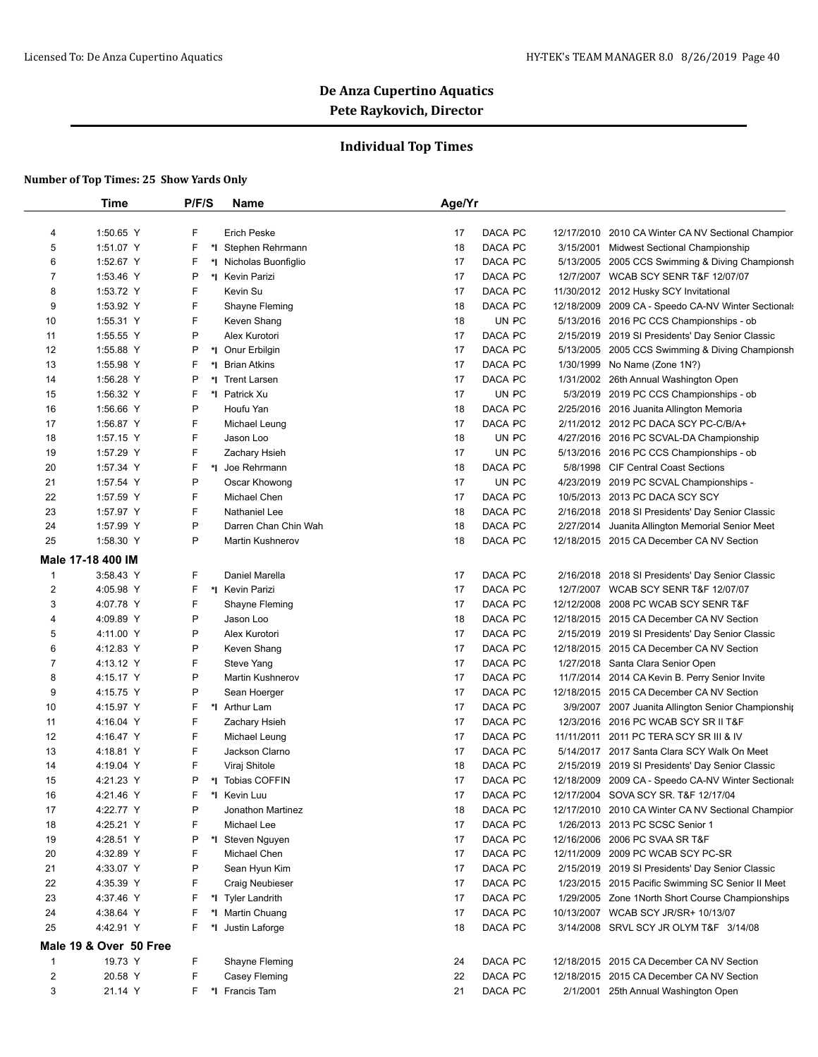# De Anza Cupertino Aquatics

## Pete Raykovich, Director

### Individual Top Times

**Number of Top Times: 25 Show Yards Only**

| | Time | P/F/S | | Name | Age/Yr | | | |
|---|---|---|---|---|---|---|---|---|
| 4 | 1:50.65 Y | F | | Erich Peske | 17 | DACA PC | 12/17/2010 | 2010 CA Winter CA NV Sectional Champior |
| 5 | 1:51.07 Y | F | *I | Stephen Rehrmann | 18 | DACA PC | 3/15/2001 | Midwest Sectional Championship |
| 6 | 1:52.67 Y | F | *I | Nicholas Buonfiglio | 17 | DACA PC | 5/13/2005 | 2005 CCS Swimming & Diving Championsh |
| 7 | 1:53.46 Y | P | *I | Kevin Parizi | 17 | DACA PC | 12/7/2007 | WCAB SCY SENR T&F 12/07/07 |
| 8 | 1:53.72 Y | F | | Kevin Su | 17 | DACA PC | 11/30/2012 | 2012 Husky SCY Invitational |
| 9 | 1:53.92 Y | F | | Shayne Fleming | 18 | DACA PC | 12/18/2009 | 2009 CA - Speedo CA-NV Winter Sectionals |
| 10 | 1:55.31 Y | F | | Keven Shang | 18 | UN PC | 5/13/2016 | 2016 PC CCS Championships - ob |
| 11 | 1:55.55 Y | P | | Alex Kurotori | 17 | DACA PC | 2/15/2019 | 2019 SI Presidents' Day Senior Classic |
| 12 | 1:55.88 Y | P | *I | Onur Erbilgin | 17 | DACA PC | 5/13/2005 | 2005 CCS Swimming & Diving Championsh |
| 13 | 1:55.98 Y | F | *I | Brian Atkins | 17 | DACA PC | 1/30/1999 | No Name (Zone 1N?) |
| 14 | 1:56.28 Y | P | *I | Trent Larsen | 17 | DACA PC | 1/31/2002 | 26th Annual Washington Open |
| 15 | 1:56.32 Y | F | *I | Patrick Xu | 17 | UN PC | 5/3/2019 | 2019 PC CCS Championships - ob |
| 16 | 1:56.66 Y | P | | Houfu Yan | 18 | DACA PC | 2/25/2016 | 2016 Juanita Allington Memoria |
| 17 | 1:56.87 Y | F | | Michael Leung | 17 | DACA PC | 2/11/2012 | 2012 PC DACA SCY PC-C/B/A+ |
| 18 | 1:57.15 Y | F | | Jason Loo | 18 | UN PC | 4/27/2016 | 2016 PC SCVAL-DA Championship |
| 19 | 1:57.29 Y | F | | Zachary Hsieh | 17 | UN PC | 5/13/2016 | 2016 PC CCS Championships - ob |
| 20 | 1:57.34 Y | F | *I | Joe Rehrmann | 18 | DACA PC | 5/8/1998 | CIF Central Coast Sections |
| 21 | 1:57.54 Y | P | | Oscar Khowong | 17 | UN PC | 4/23/2019 | 2019 PC SCVAL Championships - |
| 22 | 1:57.59 Y | F | | Michael Chen | 17 | DACA PC | 10/5/2013 | 2013 PC DACA SCY PC |
| 23 | 1:57.97 Y | F | | Nathaniel Lee | 18 | DACA PC | 2/16/2018 | 2018 SI Presidents' Day Senior Classic |
| 24 | 1:57.99 Y | P | | Darren Chan Chin Wah | 18 | DACA PC | 2/27/2014 | Juanita Allington Memorial Senior Meet |
| 25 | 1:58.30 Y | P | | Martin Kushnerov | 18 | DACA PC | 12/18/2015 | 2015 CA December CA NV Section |
| **Male 17-18 400 IM** | | | | | | | | |
| 1 | 3:58.43 Y | F | | Daniel Marella | 17 | DACA PC | 2/16/2018 | 2018 SI Presidents' Day Senior Classic |
| 2 | 4:05.98 Y | F | *I | Kevin Parizi | 17 | DACA PC | 12/7/2007 | WCAB SCY SENR T&F 12/07/07 |
| 3 | 4:07.78 Y | F | | Shayne Fleming | 17 | DACA PC | 12/12/2008 | 2008 PC WCAB SCY SENR T&F |
| 4 | 4:09.89 Y | P | | Jason Loo | 18 | DACA PC | 12/18/2015 | 2015 CA December CA NV Section |
| 5 | 4:11.00 Y | P | | Alex Kurotori | 17 | DACA PC | 2/15/2019 | 2019 SI Presidents' Day Senior Classic |
| 6 | 4:12.83 Y | P | | Keven Shang | 17 | DACA PC | 12/18/2015 | 2015 CA December CA NV Section |
| 7 | 4:13.12 Y | F | | Steve Yang | 17 | DACA PC | 1/27/2018 | Santa Clara Senior Open |
| 8 | 4:15.17 Y | P | | Martin Kushnerov | 17 | DACA PC | 11/7/2014 | 2014 CA Kevin B. Perry Senior Invite |
| 9 | 4:15.75 Y | P | | Sean Hoerger | 17 | DACA PC | 12/18/2015 | 2015 CA December CA NV Section |
| 10 | 4:15.97 Y | F | *I | Arthur Lam | 17 | DACA PC | 3/9/2007 | 2007 Juanita Allington Senior Championshi |
| 11 | 4:16.04 Y | F | | Zachary Hsieh | 17 | DACA PC | 12/3/2016 | 2016 PC WCAB SCY SR II T&F |
| 12 | 4:16.47 Y | F | | Michael Leung | 17 | DACA PC | 11/11/2011 | 2011 PC TERA SCY SR III & IV |
| 13 | 4:18.81 Y | F | | Jackson Clarno | 17 | DACA PC | 5/14/2017 | 2017 Santa Clara SCY Walk On Meet |
| 14 | 4:19.04 Y | F | | Viraj Shitole | 18 | DACA PC | 2/15/2019 | 2019 SI Presidents' Day Senior Classic |
| 15 | 4:21.23 Y | P | *I | Tobias COFFIN | 17 | DACA PC | 12/18/2009 | 2009 CA - Speedo CA-NV Winter Sectionals |
| 16 | 4:21.46 Y | F | *I | Kevin Luu | 17 | DACA PC | 12/17/2004 | SOVA SCY SR. T&F 12/17/04 |
| 17 | 4:22.77 Y | P | | Jonathon Martinez | 18 | DACA PC | 12/17/2010 | 2010 CA Winter CA NV Sectional Champior |
| 18 | 4:25.21 Y | F | | Michael Lee | 17 | DACA PC | 1/26/2013 | 2013 PC SCSC Senior 1 |
| 19 | 4:28.51 Y | P | *I | Steven Nguyen | 17 | DACA PC | 12/16/2006 | 2006 PC SVAA SR T&F |
| 20 | 4:32.89 Y | F | | Michael Chen | 17 | DACA PC | 12/11/2009 | 2009 PC WCAB SCY PC-SR |
| 21 | 4:33.07 Y | P | | Sean Hyun Kim | 17 | DACA PC | 2/15/2019 | 2019 SI Presidents' Day Senior Classic |
| 22 | 4:35.39 Y | F | | Craig Neubieser | 17 | DACA PC | 1/23/2015 | 2015 Pacific Swimming SC Senior II Meet |
| 23 | 4:37.46 Y | F | *I | Tyler Landrith | 17 | DACA PC | 1/29/2005 | Zone 1North Short Course Championships |
| 24 | 4:38.64 Y | F | *I | Martin Chuang | 17 | DACA PC | 10/13/2007 | WCAB SCY JR/SR+ 10/13/07 |
| 25 | 4:42.91 Y | F | *I | Justin Laforge | 18 | DACA PC | 3/14/2008 | SRVL SCY JR OLYM T&F 3/14/08 |
| **Male 19 & Over 50 Free** | | | | | | | | |
| 1 | 19.73 Y | F | | Shayne Fleming | 24 | DACA PC | 12/18/2015 | 2015 CA December CA NV Section |
| 2 | 20.58 Y | F | | Casey Fleming | 22 | DACA PC | 12/18/2015 | 2015 CA December CA NV Section |
| 3 | 21.14 Y | F | *I | Francis Tam | 21 | DACA PC | 2/1/2001 | 25th Annual Washington Open |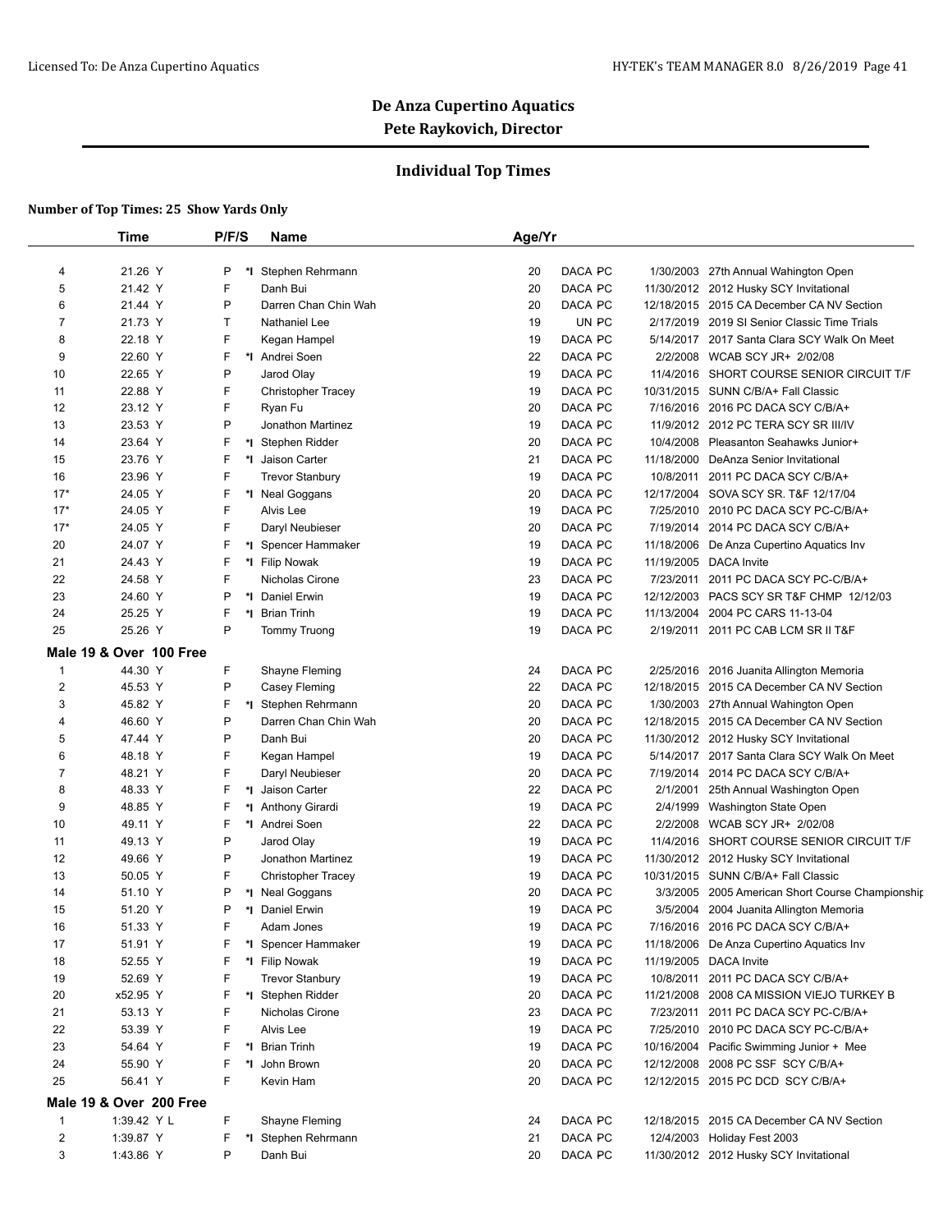# De Anza Cupertino Aquatics

## Pete Raykovich, Director

### Individual Top Times

**Number of Top Times: 25 Show Yards Only**

| | Time | P/F/S | | Name | Age/Yr | | | | |
|---|---|---|---|---|---|---|---|---|---|
| 4 | 21.26 Y | P | *I | Stephen Rehrmann | 20 | DACA PC | 1/30/2003 | 27th Annual Wahington Open |
| 5 | 21.42 Y | F | | Danh Bui | 20 | DACA PC | 11/30/2012 | 2012 Husky SCY Invitational |
| 6 | 21.44 Y | P | | Darren Chan Chin Wah | 20 | DACA PC | 12/18/2015 | 2015 CA December CA NV Section |
| 7 | 21.73 Y | T | | Nathaniel Lee | 19 | UN PC | 2/17/2019 | 2019 SI Senior Classic Time Trials |
| 8 | 22.18 Y | F | | Kegan Hampel | 19 | DACA PC | 5/14/2017 | 2017 Santa Clara SCY Walk On Meet |
| 9 | 22.60 Y | F | *I | Andrei Soen | 22 | DACA PC | 2/2/2008 | WCAB SCY JR+ 2/02/08 |
| 10 | 22.65 Y | P | | Jarod Olay | 19 | DACA PC | 11/4/2016 | SHORT COURSE SENIOR CIRCUIT T/F |
| 11 | 22.88 Y | F | | Christopher Tracey | 19 | DACA PC | 10/31/2015 | SUNN C/B/A+ Fall Classic |
| 12 | 23.12 Y | F | | Ryan Fu | 20 | DACA PC | 7/16/2016 | 2016 PC DACA SCY C/B/A+ |
| 13 | 23.53 Y | P | | Jonathon Martinez | 19 | DACA PC | 11/9/2012 | 2012 PC TERA SCY SR III/IV |
| 14 | 23.64 Y | F | *I | Stephen Ridder | 20 | DACA PC | 10/4/2008 | Pleasanton Seahawks Junior+ |
| 15 | 23.76 Y | F | *I | Jaison Carter | 21 | DACA PC | 11/18/2000 | DeAnza Senior Invitational |
| 16 | 23.96 Y | F | | Trevor Stanbury | 19 | DACA PC | 10/8/2011 | 2011 PC DACA SCY C/B/A+ |
| 17* | 24.05 Y | F | *I | Neal Goggans | 20 | DACA PC | 12/17/2004 | SOVA SCY SR. T&F 12/17/04 |
| 17* | 24.05 Y | F | | Alvis Lee | 19 | DACA PC | 7/25/2010 | 2010 PC DACA SCY PC-C/B/A+ |
| 17* | 24.05 Y | F | | Daryl Neubieser | 20 | DACA PC | 7/19/2014 | 2014 PC DACA SCY C/B/A+ |
| 20 | 24.07 Y | F | *I | Spencer Hammaker | 19 | DACA PC | 11/18/2006 | De Anza Cupertino Aquatics Inv |
| 21 | 24.43 Y | F | *I | Filip Nowak | 19 | DACA PC | 11/19/2005 | DACA Invite |
| 22 | 24.58 Y | F | | Nicholas Cirone | 23 | DACA PC | 7/23/2011 | 2011 PC DACA SCY PC-C/B/A+ |
| 23 | 24.60 Y | P | *I | Daniel Erwin | 19 | DACA PC | 12/12/2003 | PACS SCY SR T&F CHMP 12/12/03 |
| 24 | 25.25 Y | F | *I | Brian Trinh | 19 | DACA PC | 11/13/2004 | 2004 PC CARS 11-13-04 |
| 25 | 25.26 Y | P | | Tommy Truong | 19 | DACA PC | 2/19/2011 | 2011 PC CAB LCM SR II T&F |

**Male 19 & Over 100 Free**

| | Time | P/F/S | | Name | Age/Yr | | | |
|---|---|---|---|---|---|---|---|---|
| 1 | 44.30 Y | F | | Shayne Fleming | 24 | DACA PC | 2/25/2016 | 2016 Juanita Allington Memoria |
| 2 | 45.53 Y | P | | Casey Fleming | 22 | DACA PC | 12/18/2015 | 2015 CA December CA NV Section |
| 3 | 45.82 Y | F | *I | Stephen Rehrmann | 20 | DACA PC | 1/30/2003 | 27th Annual Wahington Open |
| 4 | 46.60 Y | P | | Darren Chan Chin Wah | 20 | DACA PC | 12/18/2015 | 2015 CA December CA NV Section |
| 5 | 47.44 Y | P | | Danh Bui | 20 | DACA PC | 11/30/2012 | 2012 Husky SCY Invitational |
| 6 | 48.18 Y | F | | Kegan Hampel | 19 | DACA PC | 5/14/2017 | 2017 Santa Clara SCY Walk On Meet |
| 7 | 48.21 Y | F | | Daryl Neubieser | 20 | DACA PC | 7/19/2014 | 2014 PC DACA SCY C/B/A+ |
| 8 | 48.33 Y | F | *I | Jaison Carter | 22 | DACA PC | 2/1/2001 | 25th Annual Washington Open |
| 9 | 48.85 Y | F | *I | Anthony Girardi | 19 | DACA PC | 2/4/1999 | Washington State Open |
| 10 | 49.11 Y | F | *I | Andrei Soen | 22 | DACA PC | 2/2/2008 | WCAB SCY JR+ 2/02/08 |
| 11 | 49.13 Y | P | | Jarod Olay | 19 | DACA PC | 11/4/2016 | SHORT COURSE SENIOR CIRCUIT T/F |
| 12 | 49.66 Y | P | | Jonathon Martinez | 19 | DACA PC | 11/30/2012 | 2012 Husky SCY Invitational |
| 13 | 50.05 Y | F | | Christopher Tracey | 19 | DACA PC | 10/31/2015 | SUNN C/B/A+ Fall Classic |
| 14 | 51.10 Y | P | *I | Neal Goggans | 20 | DACA PC | 3/3/2005 | 2005 American Short Course Championship |
| 15 | 51.20 Y | P | *I | Daniel Erwin | 19 | DACA PC | 3/5/2004 | 2004 Juanita Allington Memoria |
| 16 | 51.33 Y | F | | Adam Jones | 19 | DACA PC | 7/16/2016 | 2016 PC DACA SCY C/B/A+ |
| 17 | 51.91 Y | F | *I | Spencer Hammaker | 19 | DACA PC | 11/18/2006 | De Anza Cupertino Aquatics Inv |
| 18 | 52.55 Y | F | *I | Filip Nowak | 19 | DACA PC | 11/19/2005 | DACA Invite |
| 19 | 52.69 Y | F | | Trevor Stanbury | 19 | DACA PC | 10/8/2011 | 2011 PC DACA SCY C/B/A+ |
| 20 | x52.95 Y | F | *I | Stephen Ridder | 20 | DACA PC | 11/21/2008 | 2008 CA MISSION VIEJO TURKEY B |
| 21 | 53.13 Y | F | | Nicholas Cirone | 23 | DACA PC | 7/23/2011 | 2011 PC DACA SCY PC-C/B/A+ |
| 22 | 53.39 Y | F | | Alvis Lee | 19 | DACA PC | 7/25/2010 | 2010 PC DACA SCY PC-C/B/A+ |
| 23 | 54.64 Y | F | *I | Brian Trinh | 19 | DACA PC | 10/16/2004 | Pacific Swimming Junior + Mee |
| 24 | 55.90 Y | F | *I | John Brown | 20 | DACA PC | 12/12/2008 | 2008 PC SSF SCY C/B/A+ |
| 25 | 56.41 Y | F | | Kevin Ham | 20 | DACA PC | 12/12/2015 | 2015 PC DCD SCY C/B/A+ |

**Male 19 & Over 200 Free**

| | Time | P/F/S | | Name | Age/Yr | | | |
|---|---|---|---|---|---|---|---|---|
| 1 | 1:39.42 Y L | F | | Shayne Fleming | 24 | DACA PC | 12/18/2015 | 2015 CA December CA NV Section |
| 2 | 1:39.87 Y | F | *I | Stephen Rehrmann | 21 | DACA PC | 12/4/2003 | Holiday Fest 2003 |
| 3 | 1:43.86 Y | P | | Danh Bui | 20 | DACA PC | 11/30/2012 | 2012 Husky SCY Invitational |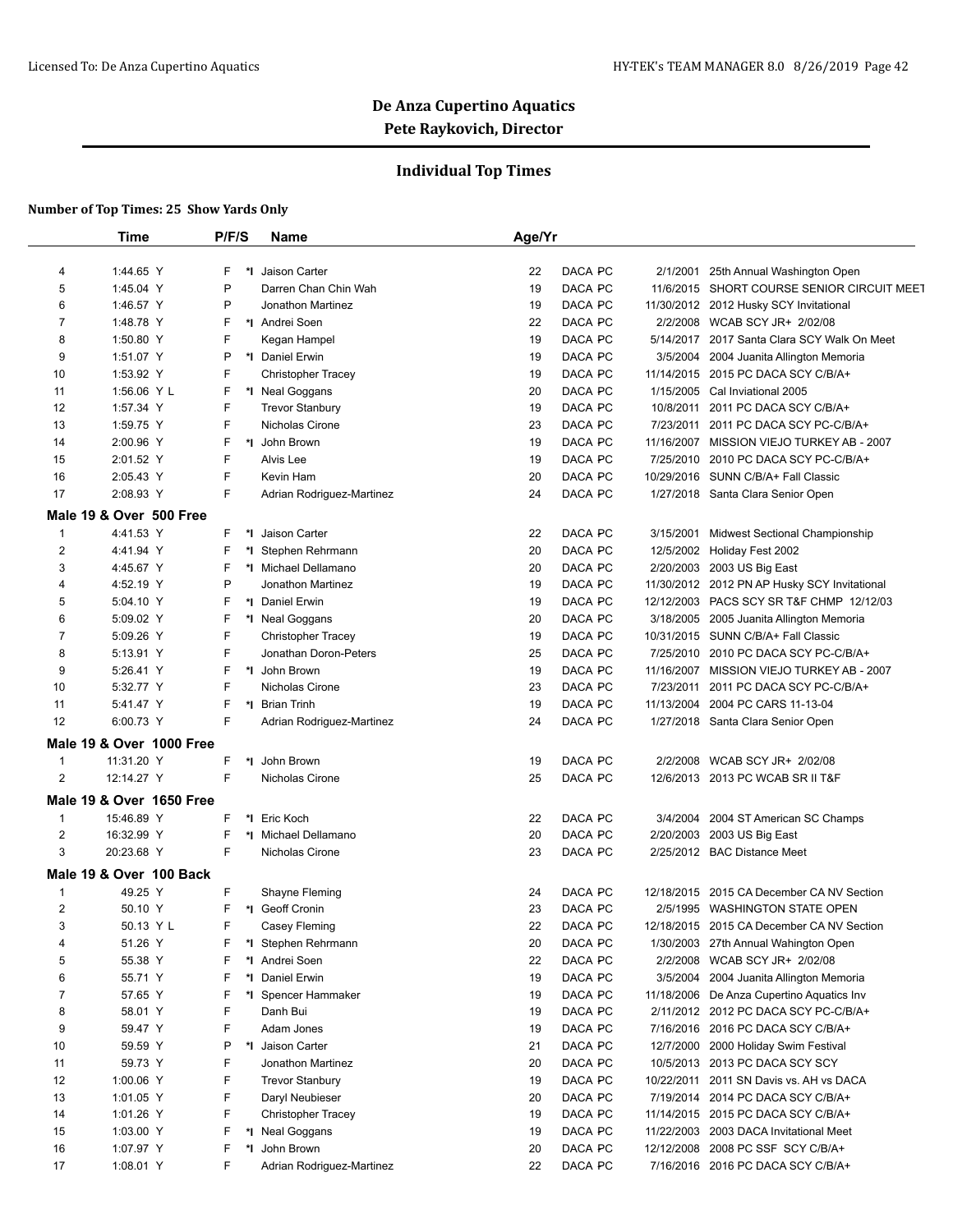# De Anza Cupertino Aquatics

## Pete Raykovich, Director

### Individual Top Times

**Number of Top Times: 25 Show Yards Only**

| | Time | P/F/S | | Name | Age/Yr | | | | |
|---|---|---|---|---|---|---|---|---|---|
| 4 | 1:44.65 Y | F | *I | Jaison Carter | 22 | DACA PC | | 2/1/2001 | 25th Annual Washington Open |
| 5 | 1:45.04 Y | P | | Darren Chan Chin Wah | 19 | DACA PC | | 11/6/2015 | SHORT COURSE SENIOR CIRCUIT MEET |
| 6 | 1:46.57 Y | P | | Jonathon Martinez | 19 | DACA PC | | 11/30/2012 | 2012 Husky SCY Invitational |
| 7 | 1:48.78 Y | F | *I | Andrei Soen | 22 | DACA PC | | 2/2/2008 | WCAB SCY JR+ 2/02/08 |
| 8 | 1:50.80 Y | F | | Kegan Hampel | 19 | DACA PC | | 5/14/2017 | 2017 Santa Clara SCY Walk On Meet |
| 9 | 1:51.07 Y | P | *I | Daniel Erwin | 19 | DACA PC | | 3/5/2004 | 2004 Juanita Allington Memoria |
| 10 | 1:53.92 Y | F | | Christopher Tracey | 19 | DACA PC | | 11/14/2015 | 2015 PC DACA SCY C/B/A+ |
| 11 | 1:56.06 Y L | F | *I | Neal Goggans | 20 | DACA PC | | 1/15/2005 | Cal Inviational 2005 |
| 12 | 1:57.34 Y | F | | Trevor Stanbury | 19 | DACA PC | | 10/8/2011 | 2011 PC DACA SCY C/B/A+ |
| 13 | 1:59.75 Y | F | | Nicholas Cirone | 23 | DACA PC | | 7/23/2011 | 2011 PC DACA SCY PC-C/B/A+ |
| 14 | 2:00.96 Y | F | *I | John Brown | 19 | DACA PC | | 11/16/2007 | MISSION VIEJO TURKEY AB - 2007 |
| 15 | 2:01.52 Y | F | | Alvis Lee | 19 | DACA PC | | 7/25/2010 | 2010 PC DACA SCY PC-C/B/A+ |
| 16 | 2:05.43 Y | F | | Kevin Ham | 20 | DACA PC | | 10/29/2016 | SUNN C/B/A+ Fall Classic |
| 17 | 2:08.93 Y | F | | Adrian Rodriguez-Martinez | 24 | DACA PC | | 1/27/2018 | Santa Clara Senior Open |
| **Male 19 & Over 500 Free** | | | | | | | | | |
| 1 | 4:41.53 Y | F | *I | Jaison Carter | 22 | DACA PC | | 3/15/2001 | Midwest Sectional Championship |
| 2 | 4:41.94 Y | F | *I | Stephen Rehrmann | 20 | DACA PC | | 12/5/2002 | Holiday Fest 2002 |
| 3 | 4:45.67 Y | F | *I | Michael Dellamano | 20 | DACA PC | | 2/20/2003 | 2003 US Big East |
| 4 | 4:52.19 Y | P | | Jonathon Martinez | 19 | DACA PC | | 11/30/2012 | 2012 PN AP Husky SCY Invitational |
| 5 | 5:04.10 Y | F | *I | Daniel Erwin | 19 | DACA PC | | 12/12/2003 | PACS SCY SR T&F CHMP 12/12/03 |
| 6 | 5:09.02 Y | F | *I | Neal Goggans | 20 | DACA PC | | 3/18/2005 | 2005 Juanita Allington Memoria |
| 7 | 5:09.26 Y | F | | Christopher Tracey | 19 | DACA PC | | 10/31/2015 | SUNN C/B/A+ Fall Classic |
| 8 | 5:13.91 Y | F | | Jonathan Doron-Peters | 25 | DACA PC | | 7/25/2010 | 2010 PC DACA SCY PC-C/B/A+ |
| 9 | 5:26.41 Y | F | *I | John Brown | 19 | DACA PC | | 11/16/2007 | MISSION VIEJO TURKEY AB - 2007 |
| 10 | 5:32.77 Y | F | | Nicholas Cirone | 23 | DACA PC | | 7/23/2011 | 2011 PC DACA SCY PC-C/B/A+ |
| 11 | 5:41.47 Y | F | *I | Brian Trinh | 19 | DACA PC | | 11/13/2004 | 2004 PC CARS 11-13-04 |
| 12 | 6:00.73 Y | F | | Adrian Rodriguez-Martinez | 24 | DACA PC | | 1/27/2018 | Santa Clara Senior Open |
| **Male 19 & Over 1000 Free** | | | | | | | | | |
| 1 | 11:31.20 Y | F | *I | John Brown | 19 | DACA PC | | 2/2/2008 | WCAB SCY JR+ 2/02/08 |
| 2 | 12:14.27 Y | F | | Nicholas Cirone | 25 | DACA PC | | 12/6/2013 | 2013 PC WCAB SR II T&F |
| **Male 19 & Over 1650 Free** | | | | | | | | | |
| 1 | 15:46.89 Y | F | *I | Eric Koch | 22 | DACA PC | | 3/4/2004 | 2004 ST American SC Champs |
| 2 | 16:32.99 Y | F | *I | Michael Dellamano | 20 | DACA PC | | 2/20/2003 | 2003 US Big East |
| 3 | 20:23.68 Y | F | | Nicholas Cirone | 23 | DACA PC | | 2/25/2012 | BAC Distance Meet |
| **Male 19 & Over 100 Back** | | | | | | | | | |
| 1 | 49.25 Y | F | | Shayne Fleming | 24 | DACA PC | | 12/18/2015 | 2015 CA December CA NV Section |
| 2 | 50.10 Y | F | *I | Geoff Cronin | 23 | DACA PC | | 2/5/1995 | WASHINGTON STATE OPEN |
| 3 | 50.13 Y L | F | | Casey Fleming | 22 | DACA PC | | 12/18/2015 | 2015 CA December CA NV Section |
| 4 | 51.26 Y | F | *I | Stephen Rehrmann | 20 | DACA PC | | 1/30/2003 | 27th Annual Wahington Open |
| 5 | 55.38 Y | F | *I | Andrei Soen | 22 | DACA PC | | 2/2/2008 | WCAB SCY JR+ 2/02/08 |
| 6 | 55.71 Y | F | *I | Daniel Erwin | 19 | DACA PC | | 3/5/2004 | 2004 Juanita Allington Memoria |
| 7 | 57.65 Y | F | *I | Spencer Hammaker | 19 | DACA PC | | 11/18/2006 | De Anza Cupertino Aquatics Inv |
| 8 | 58.01 Y | F | | Danh Bui | 19 | DACA PC | | 2/11/2012 | 2012 PC DACA SCY PC-C/B/A+ |
| 9 | 59.47 Y | F | | Adam Jones | 19 | DACA PC | | 7/16/2016 | 2016 PC DACA SCY C/B/A+ |
| 10 | 59.59 Y | P | *I | Jaison Carter | 21 | DACA PC | | 12/7/2000 | 2000 Holiday Swim Festival |
| 11 | 59.73 Y | F | | Jonathon Martinez | 20 | DACA PC | | 10/5/2013 | 2013 PC DACA SCY SCY |
| 12 | 1:00.06 Y | F | | Trevor Stanbury | 19 | DACA PC | | 10/22/2011 | 2011 SN Davis vs. AH vs DACA |
| 13 | 1:01.05 Y | F | | Daryl Neubieser | 20 | DACA PC | | 7/19/2014 | 2014 PC DACA SCY C/B/A+ |
| 14 | 1:01.26 Y | F | | Christopher Tracey | 19 | DACA PC | | 11/14/2015 | 2015 PC DACA SCY C/B/A+ |
| 15 | 1:03.00 Y | F | *I | Neal Goggans | 19 | DACA PC | | 11/22/2003 | 2003 DACA Invitational Meet |
| 16 | 1:07.97 Y | F | *I | John Brown | 20 | DACA PC | | 12/12/2008 | 2008 PC SSF SCY C/B/A+ |
| 17 | 1:08.01 Y | F | | Adrian Rodriguez-Martinez | 22 | DACA PC | | 7/16/2016 | 2016 PC DACA SCY C/B/A+ |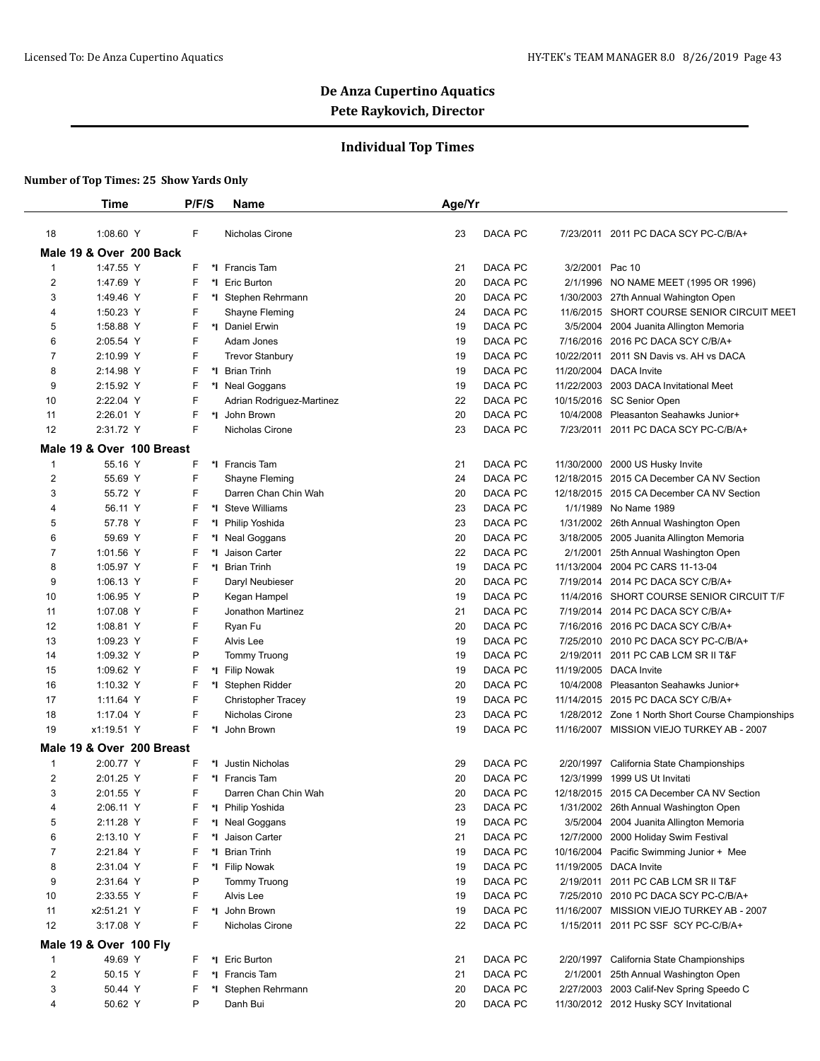# De Anza Cupertino Aquatics

## Pete Raykovich, Director

### Individual Top Times

**Number of Top Times: 25 Show Yards Only**

| | Time | P/F/S | | Name | Age/Yr | | | |
|---|---|---|---|---|---|---|---|---|
| 18 | 1:08.60 Y | F | | Nicholas Cirone | 23 | DACA PC | 7/23/2011 | 2011 PC DACA SCY PC-C/B/A+ |
| **Male 19 & Over 200 Back** | | | | | | | | |
| 1 | 1:47.55 Y | F | *I | Francis Tam | 21 | DACA PC | 3/2/2001 | Pac 10 |
| 2 | 1:47.69 Y | F | *I | Eric Burton | 20 | DACA PC | 2/1/1996 | NO NAME MEET (1995 OR 1996) |
| 3 | 1:49.46 Y | F | *I | Stephen Rehrmann | 20 | DACA PC | 1/30/2003 | 27th Annual Wahington Open |
| 4 | 1:50.23 Y | F | | Shayne Fleming | 24 | DACA PC | 11/6/2015 | SHORT COURSE SENIOR CIRCUIT MEET |
| 5 | 1:58.88 Y | F | *I | Daniel Erwin | 19 | DACA PC | 3/5/2004 | 2004 Juanita Allington Memoria |
| 6 | 2:05.54 Y | F | | Adam Jones | 19 | DACA PC | 7/16/2016 | 2016 PC DACA SCY C/B/A+ |
| 7 | 2:10.99 Y | F | | Trevor Stanbury | 19 | DACA PC | 10/22/2011 | 2011 SN Davis vs. AH vs DACA |
| 8 | 2:14.98 Y | F | *I | Brian Trinh | 19 | DACA PC | 11/20/2004 | DACA Invite |
| 9 | 2:15.92 Y | F | *I | Neal Goggans | 19 | DACA PC | 11/22/2003 | 2003 DACA Invitational Meet |
| 10 | 2:22.04 Y | F | | Adrian Rodriguez-Martinez | 22 | DACA PC | 10/15/2016 | SC Senior Open |
| 11 | 2:26.01 Y | F | *I | John Brown | 20 | DACA PC | 10/4/2008 | Pleasanton Seahawks Junior+ |
| 12 | 2:31.72 Y | F | | Nicholas Cirone | 23 | DACA PC | 7/23/2011 | 2011 PC DACA SCY PC-C/B/A+ |
| **Male 19 & Over 100 Breast** | | | | | | | | |
| 1 | 55.16 Y | F | *I | Francis Tam | 21 | DACA PC | 11/30/2000 | 2000 US Husky Invite |
| 2 | 55.69 Y | F | | Shayne Fleming | 24 | DACA PC | 12/18/2015 | 2015 CA December CA NV Section |
| 3 | 55.72 Y | F | | Darren Chan Chin Wah | 20 | DACA PC | 12/18/2015 | 2015 CA December CA NV Section |
| 4 | 56.11 Y | F | *I | Steve Williams | 23 | DACA PC | 1/1/1989 | No Name 1989 |
| 5 | 57.78 Y | F | *I | Philip Yoshida | 23 | DACA PC | 1/31/2002 | 26th Annual Washington Open |
| 6 | 59.69 Y | F | *I | Neal Goggans | 20 | DACA PC | 3/18/2005 | 2005 Juanita Allington Memoria |
| 7 | 1:01.56 Y | F | *I | Jaison Carter | 22 | DACA PC | 2/1/2001 | 25th Annual Washington Open |
| 8 | 1:05.97 Y | F | *I | Brian Trinh | 19 | DACA PC | 11/13/2004 | 2004 PC CARS 11-13-04 |
| 9 | 1:06.13 Y | F | | Daryl Neubieser | 20 | DACA PC | 7/19/2014 | 2014 PC DACA SCY C/B/A+ |
| 10 | 1:06.95 Y | P | | Kegan Hampel | 19 | DACA PC | 11/4/2016 | SHORT COURSE SENIOR CIRCUIT T/F |
| 11 | 1:07.08 Y | F | | Jonathon Martinez | 21 | DACA PC | 7/19/2014 | 2014 PC DACA SCY C/B/A+ |
| 12 | 1:08.81 Y | F | | Ryan Fu | 20 | DACA PC | 7/16/2016 | 2016 PC DACA SCY C/B/A+ |
| 13 | 1:09.23 Y | F | | Alvis Lee | 19 | DACA PC | 7/25/2010 | 2010 PC DACA SCY PC-C/B/A+ |
| 14 | 1:09.32 Y | P | | Tommy Truong | 19 | DACA PC | 2/19/2011 | 2011 PC CAB LCM SR II T&F |
| 15 | 1:09.62 Y | F | *I | Filip Nowak | 19 | DACA PC | 11/19/2005 | DACA Invite |
| 16 | 1:10.32 Y | F | *I | Stephen Ridder | 20 | DACA PC | 10/4/2008 | Pleasanton Seahawks Junior+ |
| 17 | 1:11.64 Y | F | | Christopher Tracey | 19 | DACA PC | 11/14/2015 | 2015 PC DACA SCY C/B/A+ |
| 18 | 1:17.04 Y | F | | Nicholas Cirone | 23 | DACA PC | 1/28/2012 | Zone 1 North Short Course Championships |
| 19 | x1:19.51 Y | F | *I | John Brown | 19 | DACA PC | 11/16/2007 | MISSION VIEJO TURKEY AB - 2007 |
| **Male 19 & Over 200 Breast** | | | | | | | | |
| 1 | 2:00.77 Y | F | *I | Justin Nicholas | 29 | DACA PC | 2/20/1997 | California State Championships |
| 2 | 2:01.25 Y | F | *I | Francis Tam | 20 | DACA PC | 12/3/1999 | 1999 US Ut Invitati |
| 3 | 2:01.55 Y | F | | Darren Chan Chin Wah | 20 | DACA PC | 12/18/2015 | 2015 CA December CA NV Section |
| 4 | 2:06.11 Y | F | *I | Philip Yoshida | 23 | DACA PC | 1/31/2002 | 26th Annual Washington Open |
| 5 | 2:11.28 Y | F | *I | Neal Goggans | 19 | DACA PC | 3/5/2004 | 2004 Juanita Allington Memoria |
| 6 | 2:13.10 Y | F | *I | Jaison Carter | 21 | DACA PC | 12/7/2000 | 2000 Holiday Swim Festival |
| 7 | 2:21.84 Y | F | *I | Brian Trinh | 19 | DACA PC | 10/16/2004 | Pacific Swimming Junior + Mee |
| 8 | 2:31.04 Y | F | *I | Filip Nowak | 19 | DACA PC | 11/19/2005 | DACA Invite |
| 9 | 2:31.64 Y | P | | Tommy Truong | 19 | DACA PC | 2/19/2011 | 2011 PC CAB LCM SR II T&F |
| 10 | 2:33.55 Y | F | | Alvis Lee | 19 | DACA PC | 7/25/2010 | 2010 PC DACA SCY PC-C/B/A+ |
| 11 | x2:51.21 Y | F | *I | John Brown | 19 | DACA PC | 11/16/2007 | MISSION VIEJO TURKEY AB - 2007 |
| 12 | 3:17.08 Y | F | | Nicholas Cirone | 22 | DACA PC | 1/15/2011 | 2011 PC SSF SCY PC-C/B/A+ |
| **Male 19 & Over 100 Fly** | | | | | | | | |
| 1 | 49.69 Y | F | *I | Eric Burton | 21 | DACA PC | 2/20/1997 | California State Championships |
| 2 | 50.15 Y | F | *I | Francis Tam | 21 | DACA PC | 2/1/2001 | 25th Annual Washington Open |
| 3 | 50.44 Y | F | *I | Stephen Rehrmann | 20 | DACA PC | 2/27/2003 | 2003 Calif-Nev Spring Speedo C |
| 4 | 50.62 Y | P | | Danh Bui | 20 | DACA PC | 11/30/2012 | 2012 Husky SCY Invitational |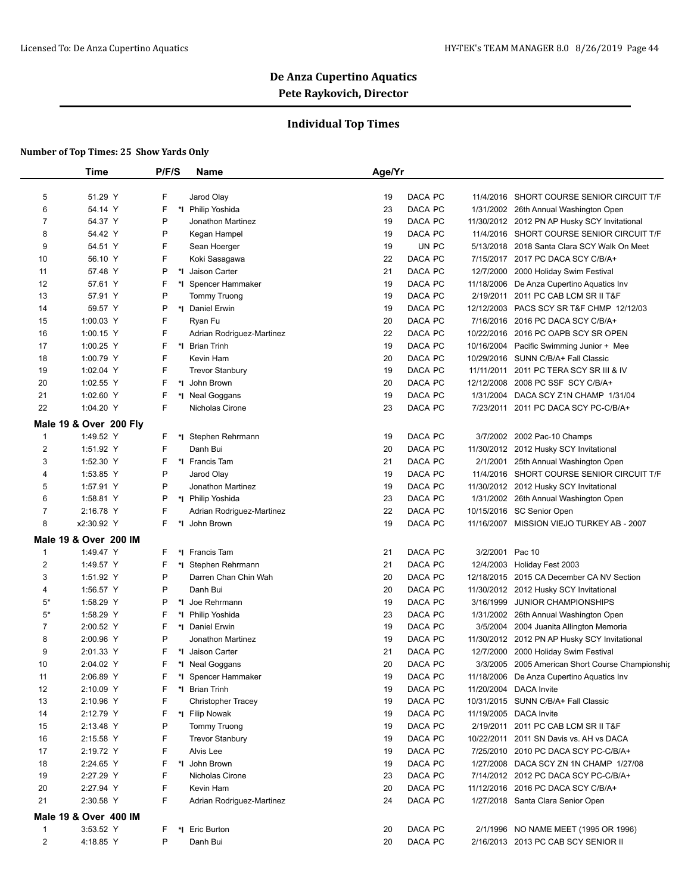# De Anza Cupertino Aquatics

## Pete Raykovich, Director

### Individual Top Times

**Number of Top Times: 25 Show Yards Only**

| | Time | P/F/S | | Name | Age/Yr | | | |
|---|---|---|---|---|---|---|---|---|
| 5 | 51.29 Y | F | | Jarod Olay | 19 | DACA PC | 11/4/2016 | SHORT COURSE SENIOR CIRCUIT T/F |
| 6 | 54.14 Y | F | *I | Philip Yoshida | 23 | DACA PC | 1/31/2002 | 26th Annual Washington Open |
| 7 | 54.37 Y | P | | Jonathon Martinez | 19 | DACA PC | 11/30/2012 | 2012 PN AP Husky SCY Invitational |
| 8 | 54.42 Y | P | | Kegan Hampel | 19 | DACA PC | 11/4/2016 | SHORT COURSE SENIOR CIRCUIT T/F |
| 9 | 54.51 Y | F | | Sean Hoerger | 19 | UN PC | 5/13/2018 | 2018 Santa Clara SCY Walk On Meet |
| 10 | 56.10 Y | F | | Koki Sasagawa | 22 | DACA PC | 7/15/2017 | 2017 PC DACA SCY C/B/A+ |
| 11 | 57.48 Y | P | *I | Jaison Carter | 21 | DACA PC | 12/7/2000 | 2000 Holiday Swim Festival |
| 12 | 57.61 Y | F | *I | Spencer Hammaker | 19 | DACA PC | 11/18/2006 | De Anza Cupertino Aquatics Inv |
| 13 | 57.91 Y | P | | Tommy Truong | 19 | DACA PC | 2/19/2011 | 2011 PC CAB LCM SR II T&F |
| 14 | 59.57 Y | P | *I | Daniel Erwin | 19 | DACA PC | 12/12/2003 | PACS SCY SR T&F CHMP 12/12/03 |
| 15 | 1:00.03 Y | F | | Ryan Fu | 20 | DACA PC | 7/16/2016 | 2016 PC DACA SCY C/B/A+ |
| 16 | 1:00.15 Y | F | | Adrian Rodriguez-Martinez | 22 | DACA PC | 10/22/2016 | 2016 PC OAPB SCY SR OPEN |
| 17 | 1:00.25 Y | F | *I | Brian Trinh | 19 | DACA PC | 10/16/2004 | Pacific Swimming Junior + Mee |
| 18 | 1:00.79 Y | F | | Kevin Ham | 20 | DACA PC | 10/29/2016 | SUNN C/B/A+ Fall Classic |
| 19 | 1:02.04 Y | F | | Trevor Stanbury | 19 | DACA PC | 11/11/2011 | 2011 PC TERA SCY SR III & IV |
| 20 | 1:02.55 Y | F | *I | John Brown | 20 | DACA PC | 12/12/2008 | 2008 PC SSF SCY C/B/A+ |
| 21 | 1:02.60 Y | F | *I | Neal Goggans | 19 | DACA PC | 1/31/2004 | DACA SCY Z1N CHAMP 1/31/04 |
| 22 | 1:04.20 Y | F | | Nicholas Cirone | 23 | DACA PC | 7/23/2011 | 2011 PC DACA SCY PC-C/B/A+ |

**Male 19 & Over 200 Fly**

| | Time | P/F/S | | Name | Age/Yr | | | |
|---|---|---|---|---|---|---|---|---|
| 1 | 1:49.52 Y | F | *I | Stephen Rehrmann | 19 | DACA PC | 3/7/2002 | 2002 Pac-10 Champs |
| 2 | 1:51.92 Y | F | | Danh Bui | 20 | DACA PC | 11/30/2012 | 2012 Husky SCY Invitational |
| 3 | 1:52.30 Y | F | *I | Francis Tam | 21 | DACA PC | 2/1/2001 | 25th Annual Washington Open |
| 4 | 1:53.85 Y | P | | Jarod Olay | 19 | DACA PC | 11/4/2016 | SHORT COURSE SENIOR CIRCUIT T/F |
| 5 | 1:57.91 Y | P | | Jonathon Martinez | 19 | DACA PC | 11/30/2012 | 2012 Husky SCY Invitational |
| 6 | 1:58.81 Y | P | *I | Philip Yoshida | 23 | DACA PC | 1/31/2002 | 26th Annual Washington Open |
| 7 | 2:16.78 Y | F | | Adrian Rodriguez-Martinez | 22 | DACA PC | 10/15/2016 | SC Senior Open |
| 8 | x2:30.92 Y | F | *I | John Brown | 19 | DACA PC | 11/16/2007 | MISSION VIEJO TURKEY AB - 2007 |

**Male 19 & Over 200 IM**

| | Time | P/F/S | | Name | Age/Yr | | | |
|---|---|---|---|---|---|---|---|---|
| 1 | 1:49.47 Y | F | *I | Francis Tam | 21 | DACA PC | 3/2/2001 | Pac 10 |
| 2 | 1:49.57 Y | F | *I | Stephen Rehrmann | 21 | DACA PC | 12/4/2003 | Holiday Fest 2003 |
| 3 | 1:51.92 Y | P | | Darren Chan Chin Wah | 20 | DACA PC | 12/18/2015 | 2015 CA December CA NV Section |
| 4 | 1:56.57 Y | P | | Danh Bui | 20 | DACA PC | 11/30/2012 | 2012 Husky SCY Invitational |
| 5* | 1:58.29 Y | P | *I | Joe Rehrmann | 19 | DACA PC | 3/16/1999 | JUNIOR CHAMPIONSHIPS |
| 5* | 1:58.29 Y | F | *I | Philip Yoshida | 23 | DACA PC | 1/31/2002 | 26th Annual Washington Open |
| 7 | 2:00.52 Y | F | *I | Daniel Erwin | 19 | DACA PC | 3/5/2004 | 2004 Juanita Allington Memoria |
| 8 | 2:00.96 Y | P | | Jonathon Martinez | 19 | DACA PC | 11/30/2012 | 2012 PN AP Husky SCY Invitational |
| 9 | 2:01.33 Y | F | *I | Jaison Carter | 21 | DACA PC | 12/7/2000 | 2000 Holiday Swim Festival |
| 10 | 2:04.02 Y | F | *I | Neal Goggans | 20 | DACA PC | 3/3/2005 | 2005 American Short Course Championship |
| 11 | 2:06.89 Y | F | *I | Spencer Hammaker | 19 | DACA PC | 11/18/2006 | De Anza Cupertino Aquatics Inv |
| 12 | 2:10.09 Y | F | *I | Brian Trinh | 19 | DACA PC | 11/20/2004 | DACA Invite |
| 13 | 2:10.96 Y | F | | Christopher Tracey | 19 | DACA PC | 10/31/2015 | SUNN C/B/A+ Fall Classic |
| 14 | 2:12.79 Y | F | *I | Filip Nowak | 19 | DACA PC | 11/19/2005 | DACA Invite |
| 15 | 2:13.48 Y | P | | Tommy Truong | 19 | DACA PC | 2/19/2011 | 2011 PC CAB LCM SR II T&F |
| 16 | 2:15.58 Y | F | | Trevor Stanbury | 19 | DACA PC | 10/22/2011 | 2011 SN Davis vs. AH vs DACA |
| 17 | 2:19.72 Y | F | | Alvis Lee | 19 | DACA PC | 7/25/2010 | 2010 PC DACA SCY PC-C/B/A+ |
| 18 | 2:24.65 Y | F | *I | John Brown | 19 | DACA PC | 1/27/2008 | DACA SCY ZN 1N CHAMP 1/27/08 |
| 19 | 2:27.29 Y | F | | Nicholas Cirone | 23 | DACA PC | 7/14/2012 | 2012 PC DACA SCY PC-C/B/A+ |
| 20 | 2:27.94 Y | F | | Kevin Ham | 20 | DACA PC | 11/12/2016 | 2016 PC DACA SCY C/B/A+ |
| 21 | 2:30.58 Y | F | | Adrian Rodriguez-Martinez | 24 | DACA PC | 1/27/2018 | Santa Clara Senior Open |

**Male 19 & Over 400 IM**

| | Time | P/F/S | | Name | Age/Yr | | | |
|---|---|---|---|---|---|---|---|---|
| 1 | 3:53.52 Y | F | *I | Eric Burton | 20 | DACA PC | 2/1/1996 | NO NAME MEET (1995 OR 1996) |
| 2 | 4:18.85 Y | P | | Danh Bui | 20 | DACA PC | 2/16/2013 | 2013 PC CAB SCY SENIOR II |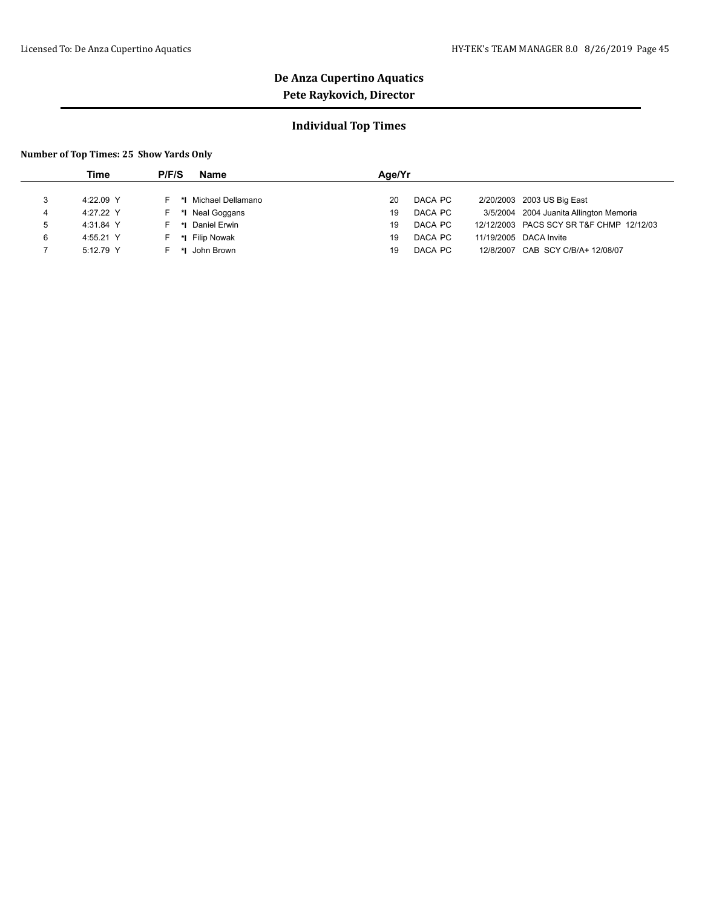## De Anza Cupertino Aquatics

**Pete Raykovich, Director**

### Individual Top Times

**Number of Top Times: 25 Show Yards Only**

| | Time | P/F/S | | Name | Age/Yr | | | |
|---|---|---|---|---|---|---|---|---|
| 3 | 4:22.09 Y | F | *I | Michael Dellamano | 20 | DACA PC | 2/20/2003 | 2003 US Big East |
| 4 | 4:27.22 Y | F | *I | Neal Goggans | 19 | DACA PC | 3/5/2004 | 2004 Juanita Allington Memoria |
| 5 | 4:31.84 Y | F | *I | Daniel Erwin | 19 | DACA PC | 12/12/2003 | PACS SCY SR T&F CHMP 12/12/03 |
| 6 | 4:55.21 Y | F | *I | Filip Nowak | 19 | DACA PC | 11/19/2005 | DACA Invite |
| 7 | 5:12.79 Y | F | *I | John Brown | 19 | DACA PC | 12/8/2007 | CAB SCY C/B/A+ 12/08/07 |